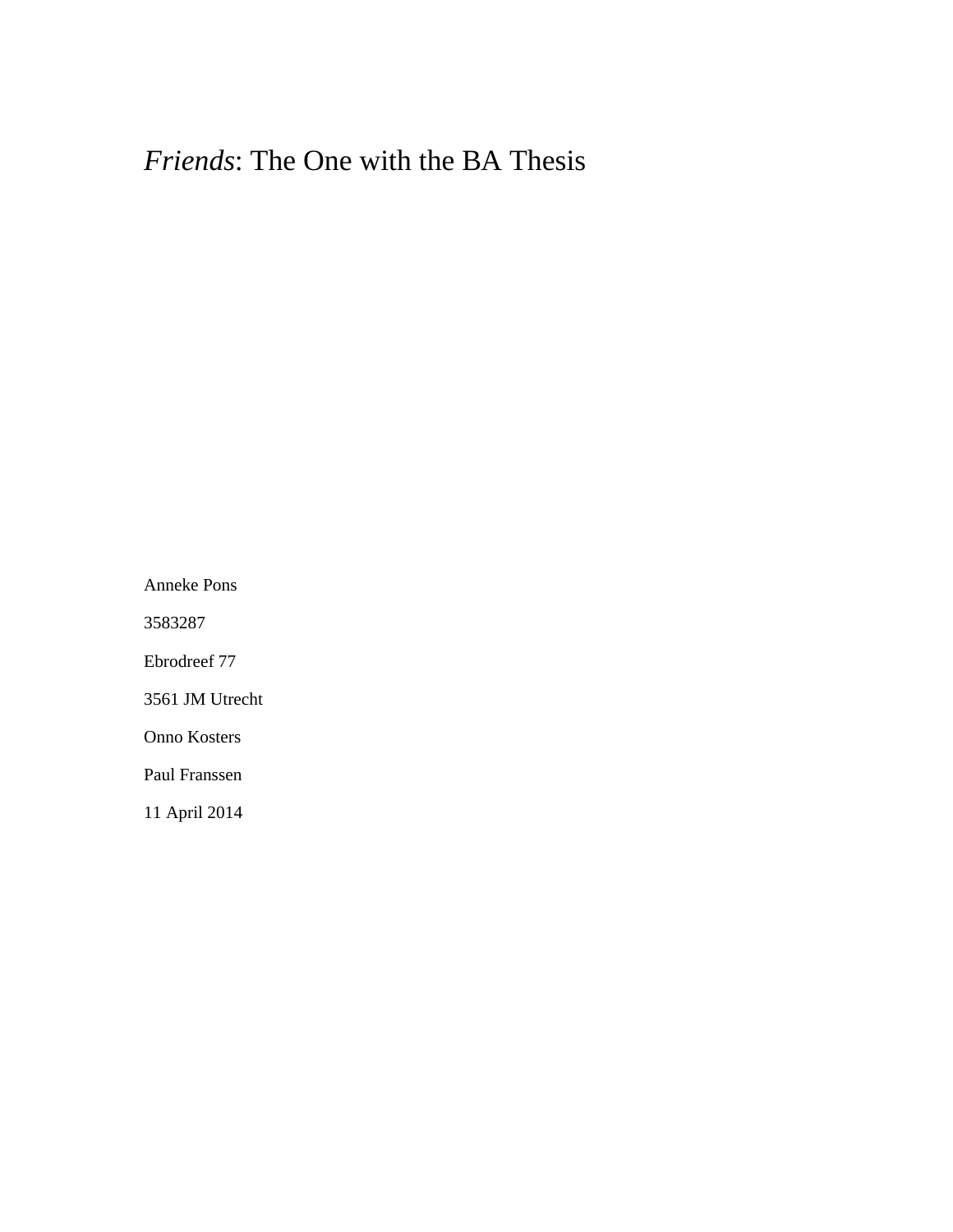# *Friends*: The One with the BA Thesis

Anneke Pons

3583287

Ebrodreef 77

3561 JM Utrecht

Onno Kosters

Paul Franssen

11 April 2014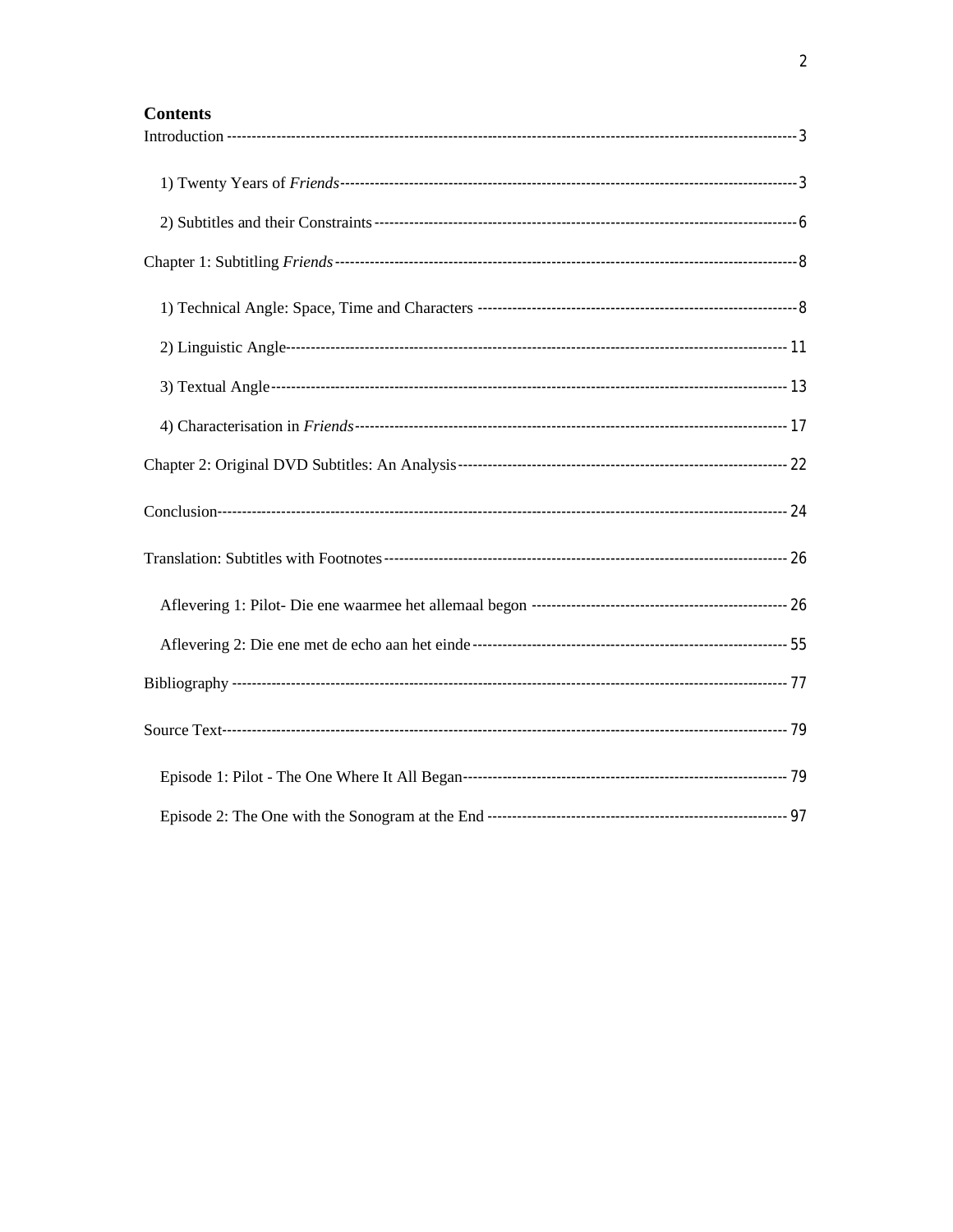**Contents**

Introduction ---------------------------------------------------------------------------------------------------------------- 3

1) Twenty Years of *Friends* --------------------------------------------------------------------------------------------- 3

2) Subtitles and their Constraints -------------------------------------------------------------------------------------- 6

Chapter 1: Subtitling *Friends* ------------------------------------------------------------------------------------------- 8

1) Technical Angle: Space, Time and Characters ------------------------------------------------------------------ 8

2) Linguistic Angle ---------------------------------------------------------------------------------------------------------- 11

3) Textual Angle ------------------------------------------------------------------------------------------------------------ 13

4) Characterisation in *Friends* ------------------------------------------------------------------------------------------ 17

Chapter 2: Original DVD Subtitles: An Analysis ---------------------------------------------------------------------- 22

Conclusion ------------------------------------------------------------------------------------------------------------------- 24

Translation: Subtitles with Footnotes ----------------------------------------------------------------------------------- 26

Aflevering 1: Pilot- Die ene waarmee het allemaal begon ------------------------------------------------------ 26

Aflevering 2: Die ene met de echo aan het einde ---------------------------------------------------------------- 55

Bibliography ----------------------------------------------------------------------------------------------------------------- 77

Source Text ------------------------------------------------------------------------------------------------------------------ 79

Episode 1: Pilot - The One Where It All Began ------------------------------------------------------------------ 79

Episode 2: The One with the Sonogram at the End ------------------------------------------------------------- 97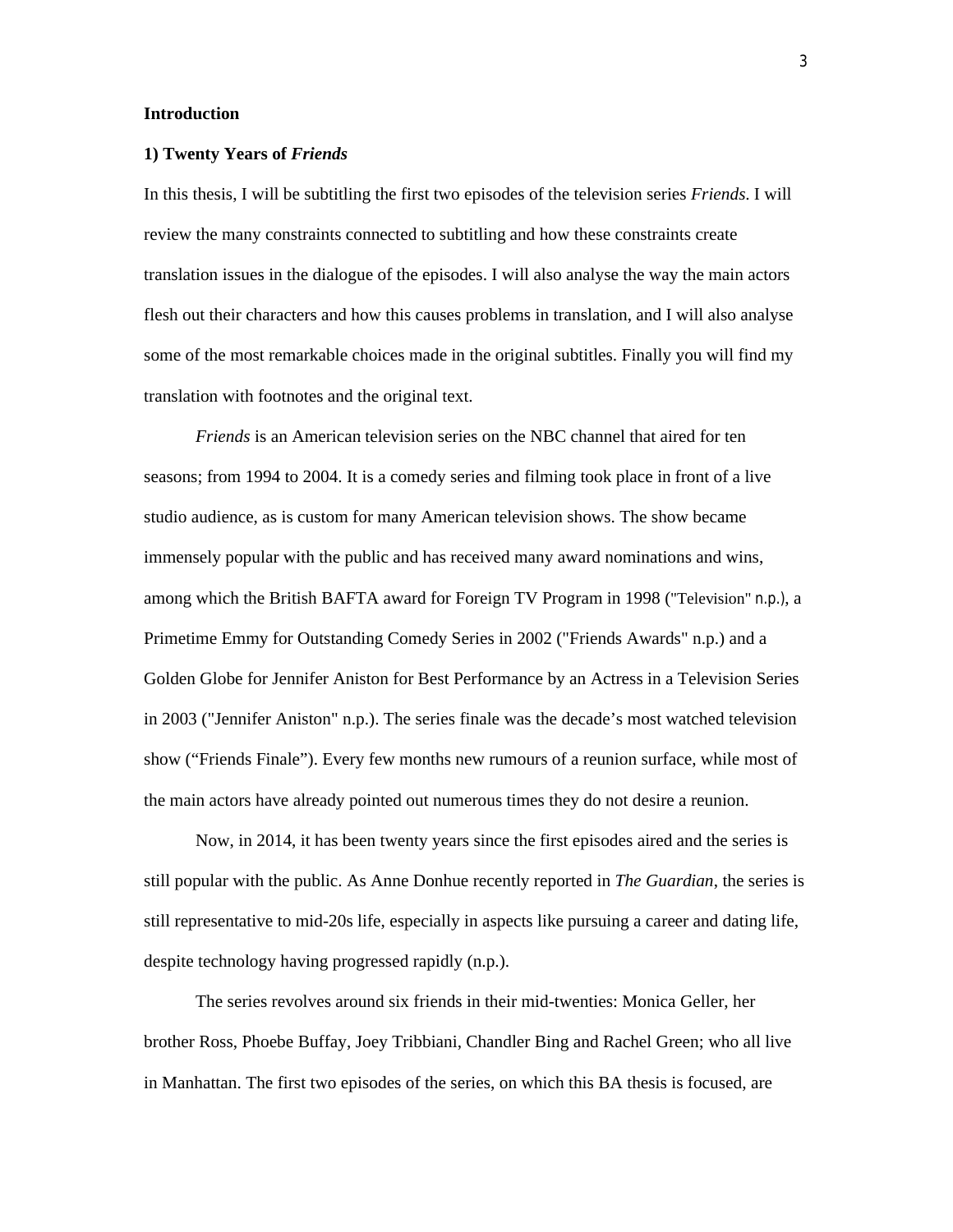# Introduction

## 1) Twenty Years of *Friends*

In this thesis, I will be subtitling the first two episodes of the television series *Friends*. I will review the many constraints connected to subtitling and how these constraints create translation issues in the dialogue of the episodes. I will also analyse the way the main actors flesh out their characters and how this causes problems in translation, and I will also analyse some of the most remarkable choices made in the original subtitles. Finally you will find my translation with footnotes and the original text.

*Friends* is an American television series on the NBC channel that aired for ten seasons; from 1994 to 2004. It is a comedy series and filming took place in front of a live studio audience, as is custom for many American television shows. The show became immensely popular with the public and has received many award nominations and wins, among which the British BAFTA award for Foreign TV Program in 1998 ("Television" n.p.), a Primetime Emmy for Outstanding Comedy Series in 2002 ("Friends Awards" n.p.) and a Golden Globe for Jennifer Aniston for Best Performance by an Actress in a Television Series in 2003 ("Jennifer Aniston" n.p.). The series finale was the decade's most watched television show ("Friends Finale"). Every few months new rumours of a reunion surface, while most of the main actors have already pointed out numerous times they do not desire a reunion.

Now, in 2014, it has been twenty years since the first episodes aired and the series is still popular with the public. As Anne Donhue recently reported in *The Guardian*, the series is still representative to mid-20s life, especially in aspects like pursuing a career and dating life, despite technology having progressed rapidly (n.p.).

The series revolves around six friends in their mid-twenties: Monica Geller, her brother Ross, Phoebe Buffay, Joey Tribbiani, Chandler Bing and Rachel Green; who all live in Manhattan. The first two episodes of the series, on which this BA thesis is focused, are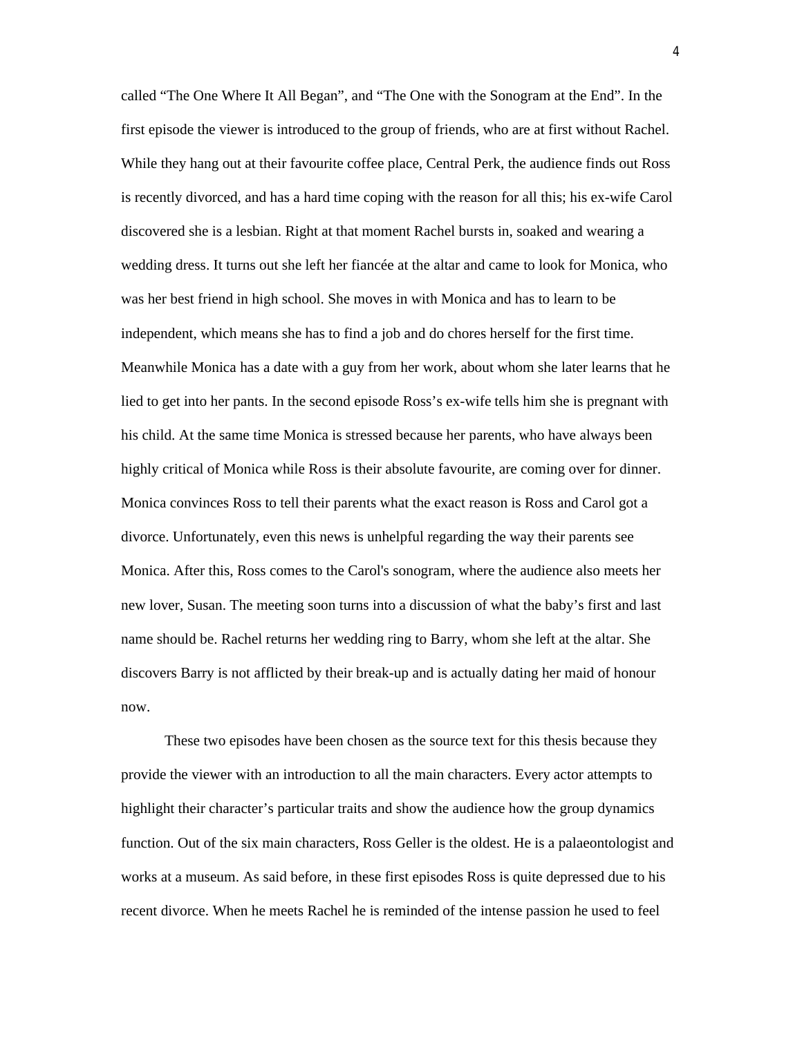called “The One Where It All Began”, and “The One with the Sonogram at the End”. In the first episode the viewer is introduced to the group of friends, who are at first without Rachel. While they hang out at their favourite coffee place, Central Perk, the audience finds out Ross is recently divorced, and has a hard time coping with the reason for all this; his ex-wife Carol discovered she is a lesbian. Right at that moment Rachel bursts in, soaked and wearing a wedding dress. It turns out she left her fiancée at the altar and came to look for Monica, who was her best friend in high school. She moves in with Monica and has to learn to be independent, which means she has to find a job and do chores herself for the first time. Meanwhile Monica has a date with a guy from her work, about whom she later learns that he lied to get into her pants. In the second episode Ross’s ex-wife tells him she is pregnant with his child. At the same time Monica is stressed because her parents, who have always been highly critical of Monica while Ross is their absolute favourite, are coming over for dinner. Monica convinces Ross to tell their parents what the exact reason is Ross and Carol got a divorce. Unfortunately, even this news is unhelpful regarding the way their parents see Monica. After this, Ross comes to the Carol's sonogram, where the audience also meets her new lover, Susan. The meeting soon turns into a discussion of what the baby’s first and last name should be. Rachel returns her wedding ring to Barry, whom she left at the altar. She discovers Barry is not afflicted by their break-up and is actually dating her maid of honour now.

These two episodes have been chosen as the source text for this thesis because they provide the viewer with an introduction to all the main characters. Every actor attempts to highlight their character’s particular traits and show the audience how the group dynamics function. Out of the six main characters, Ross Geller is the oldest. He is a palaeontologist and works at a museum. As said before, in these first episodes Ross is quite depressed due to his recent divorce. When he meets Rachel he is reminded of the intense passion he used to feel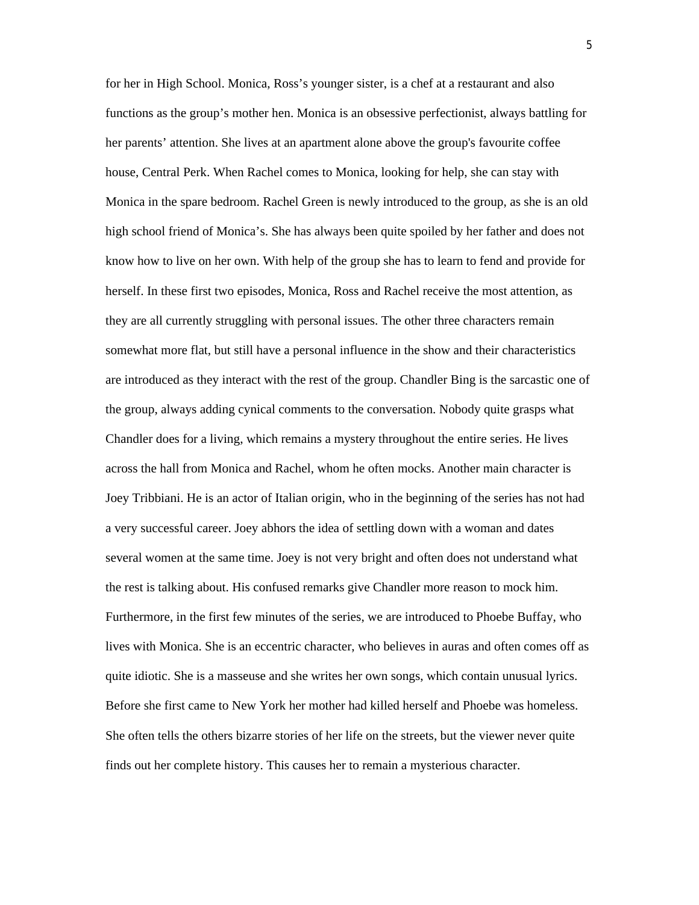for her in High School. Monica, Ross's younger sister, is a chef at a restaurant and also functions as the group's mother hen. Monica is an obsessive perfectionist, always battling for her parents' attention. She lives at an apartment alone above the group's favourite coffee house, Central Perk. When Rachel comes to Monica, looking for help, she can stay with Monica in the spare bedroom. Rachel Green is newly introduced to the group, as she is an old high school friend of Monica's. She has always been quite spoiled by her father and does not know how to live on her own. With help of the group she has to learn to fend and provide for herself. In these first two episodes, Monica, Ross and Rachel receive the most attention, as they are all currently struggling with personal issues. The other three characters remain somewhat more flat, but still have a personal influence in the show and their characteristics are introduced as they interact with the rest of the group. Chandler Bing is the sarcastic one of the group, always adding cynical comments to the conversation. Nobody quite grasps what Chandler does for a living, which remains a mystery throughout the entire series. He lives across the hall from Monica and Rachel, whom he often mocks. Another main character is Joey Tribbiani. He is an actor of Italian origin, who in the beginning of the series has not had a very successful career. Joey abhors the idea of settling down with a woman and dates several women at the same time. Joey is not very bright and often does not understand what the rest is talking about. His confused remarks give Chandler more reason to mock him. Furthermore, in the first few minutes of the series, we are introduced to Phoebe Buffay, who lives with Monica. She is an eccentric character, who believes in auras and often comes off as quite idiotic. She is a masseuse and she writes her own songs, which contain unusual lyrics. Before she first came to New York her mother had killed herself and Phoebe was homeless. She often tells the others bizarre stories of her life on the streets, but the viewer never quite finds out her complete history. This causes her to remain a mysterious character.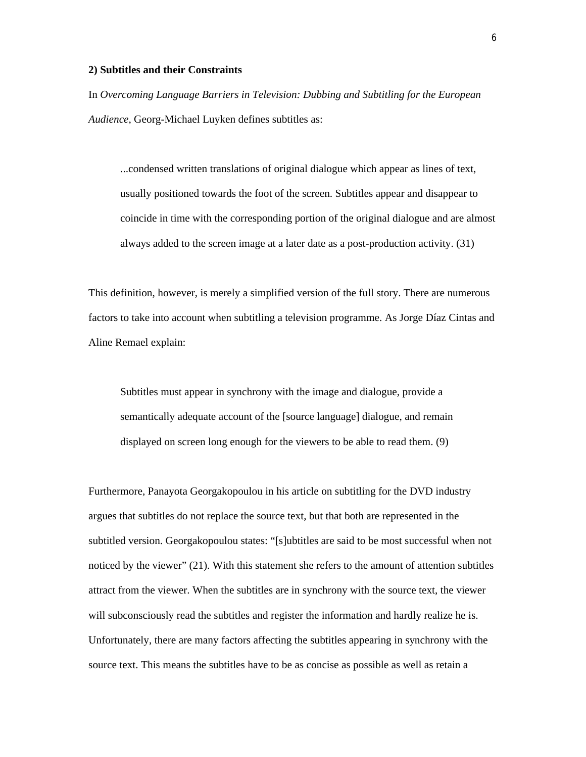## 2) Subtitles and their Constraints

In *Overcoming Language Barriers in Television: Dubbing and Subtitling for the European Audience*, Georg-Michael Luyken defines subtitles as:

> ...condensed written translations of original dialogue which appear as lines of text, usually positioned towards the foot of the screen. Subtitles appear and disappear to coincide in time with the corresponding portion of the original dialogue and are almost always added to the screen image at a later date as a post-production activity. (31)

This definition, however, is merely a simplified version of the full story. There are numerous factors to take into account when subtitling a television programme. As Jorge Díaz Cintas and Aline Remael explain:

> Subtitles must appear in synchrony with the image and dialogue, provide a semantically adequate account of the [source language] dialogue, and remain displayed on screen long enough for the viewers to be able to read them. (9)

Furthermore, Panayota Georgakopoulou in his article on subtitling for the DVD industry argues that subtitles do not replace the source text, but that both are represented in the subtitled version. Georgakopoulou states: "[s]ubtitles are said to be most successful when not noticed by the viewer" (21). With this statement she refers to the amount of attention subtitles attract from the viewer. When the subtitles are in synchrony with the source text, the viewer will subconsciously read the subtitles and register the information and hardly realize he is. Unfortunately, there are many factors affecting the subtitles appearing in synchrony with the source text. This means the subtitles have to be as concise as possible as well as retain a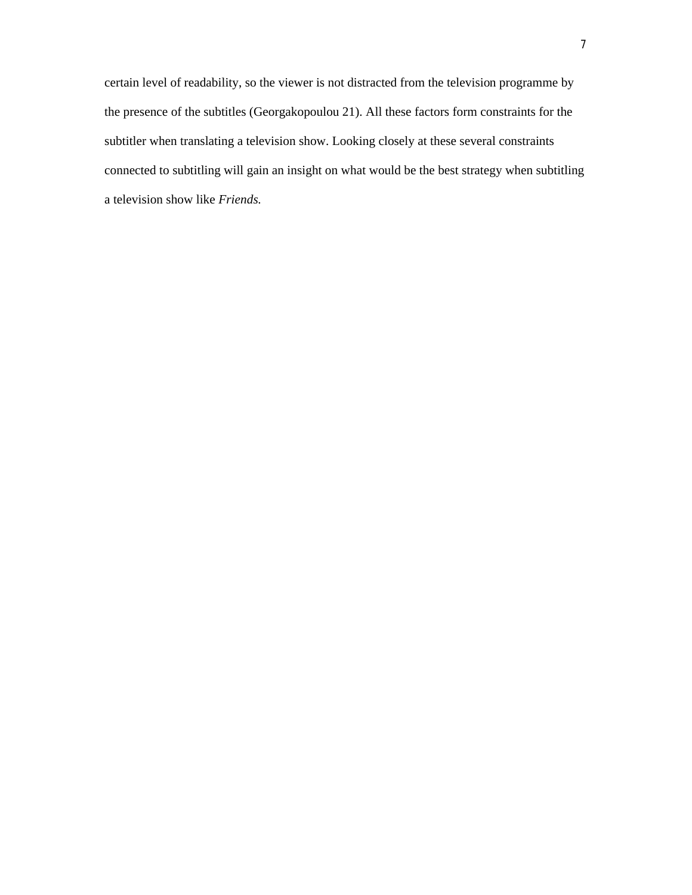certain level of readability, so the viewer is not distracted from the television programme by the presence of the subtitles (Georgakopoulou 21). All these factors form constraints for the subtitler when translating a television show. Looking closely at these several constraints connected to subtitling will gain an insight on what would be the best strategy when subtitling a television show like *Friends.*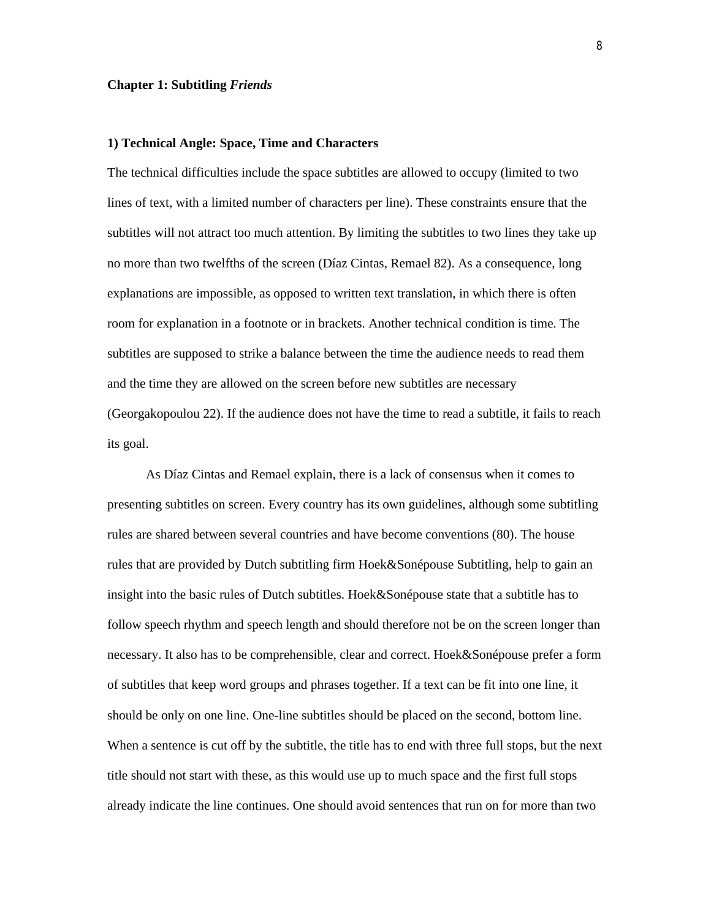**Chapter 1: Subtitling *Friends***

**1) Technical Angle: Space, Time and Characters**

The technical difficulties include the space subtitles are allowed to occupy (limited to two lines of text, with a limited number of characters per line). These constraints ensure that the subtitles will not attract too much attention. By limiting the subtitles to two lines they take up no more than two twelfths of the screen (Díaz Cintas, Remael 82). As a consequence, long explanations are impossible, as opposed to written text translation, in which there is often room for explanation in a footnote or in brackets. Another technical condition is time. The subtitles are supposed to strike a balance between the time the audience needs to read them and the time they are allowed on the screen before new subtitles are necessary (Georgakopoulou 22). If the audience does not have the time to read a subtitle, it fails to reach its goal.

As Díaz Cintas and Remael explain, there is a lack of consensus when it comes to presenting subtitles on screen. Every country has its own guidelines, although some subtitling rules are shared between several countries and have become conventions (80). The house rules that are provided by Dutch subtitling firm Hoek&Sonépouse Subtitling, help to gain an insight into the basic rules of Dutch subtitles. Hoek&Sonépouse state that a subtitle has to follow speech rhythm and speech length and should therefore not be on the screen longer than necessary. It also has to be comprehensible, clear and correct. Hoek&Sonépouse prefer a form of subtitles that keep word groups and phrases together. If a text can be fit into one line, it should be only on one line. One-line subtitles should be placed on the second, bottom line. When a sentence is cut off by the subtitle, the title has to end with three full stops, but the next title should not start with these, as this would use up to much space and the first full stops already indicate the line continues. One should avoid sentences that run on for more than two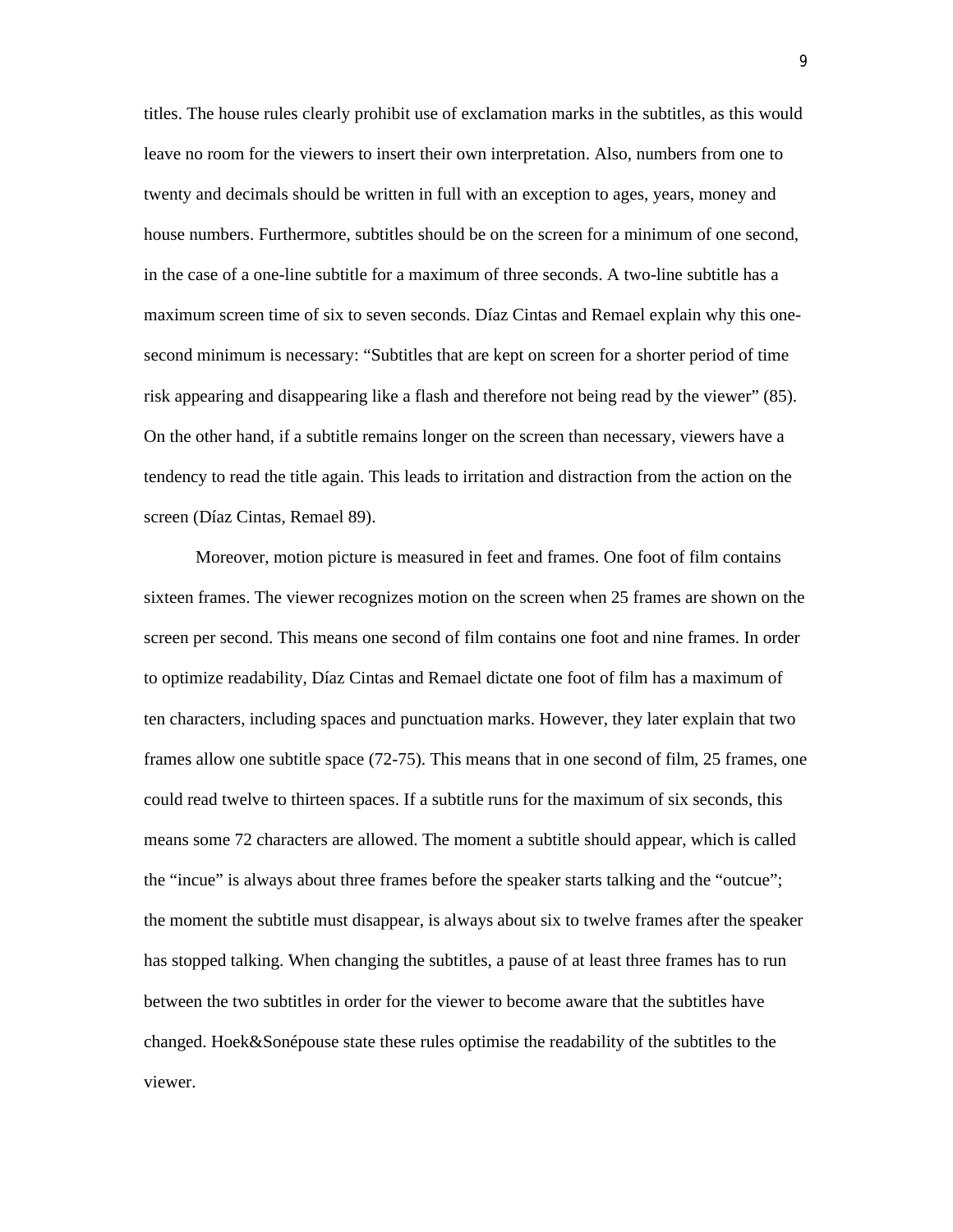titles. The house rules clearly prohibit use of exclamation marks in the subtitles, as this would leave no room for the viewers to insert their own interpretation. Also, numbers from one to twenty and decimals should be written in full with an exception to ages, years, money and house numbers. Furthermore, subtitles should be on the screen for a minimum of one second, in the case of a one-line subtitle for a maximum of three seconds. A two-line subtitle has a maximum screen time of six to seven seconds. Díaz Cintas and Remael explain why this one-second minimum is necessary: "Subtitles that are kept on screen for a shorter period of time risk appearing and disappearing like a flash and therefore not being read by the viewer" (85). On the other hand, if a subtitle remains longer on the screen than necessary, viewers have a tendency to read the title again. This leads to irritation and distraction from the action on the screen (Díaz Cintas, Remael 89).

Moreover, motion picture is measured in feet and frames. One foot of film contains sixteen frames. The viewer recognizes motion on the screen when 25 frames are shown on the screen per second. This means one second of film contains one foot and nine frames. In order to optimize readability, Díaz Cintas and Remael dictate one foot of film has a maximum of ten characters, including spaces and punctuation marks. However, they later explain that two frames allow one subtitle space (72-75). This means that in one second of film, 25 frames, one could read twelve to thirteen spaces. If a subtitle runs for the maximum of six seconds, this means some 72 characters are allowed. The moment a subtitle should appear, which is called the "incue" is always about three frames before the speaker starts talking and the "outcue"; the moment the subtitle must disappear, is always about six to twelve frames after the speaker has stopped talking. When changing the subtitles, a pause of at least three frames has to run between the two subtitles in order for the viewer to become aware that the subtitles have changed. Hoek&Sonépouse state these rules optimise the readability of the subtitles to the viewer.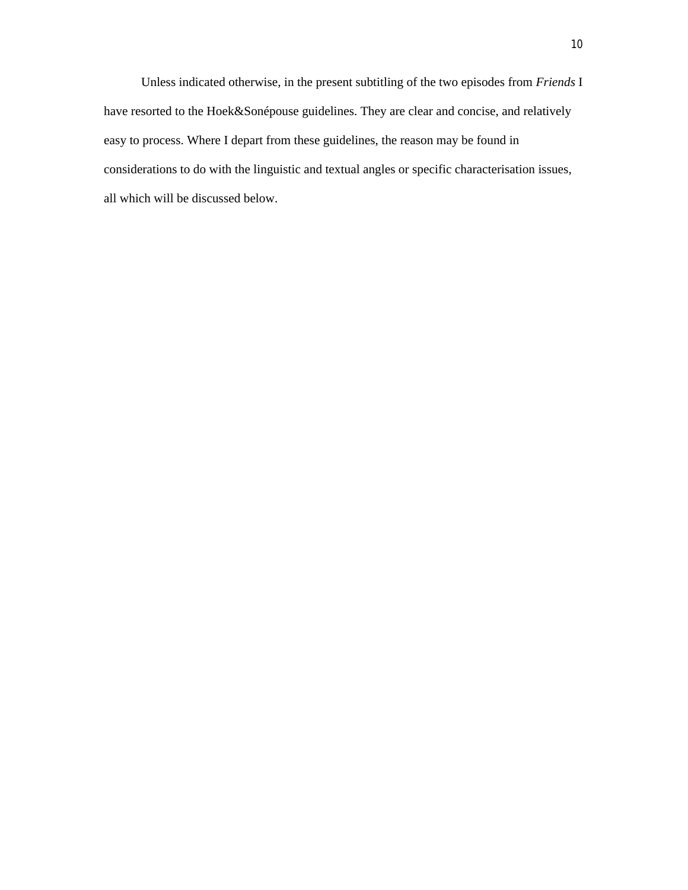Unless indicated otherwise, in the present subtitling of the two episodes from *Friends* I have resorted to the Hoek&Sonépouse guidelines. They are clear and concise, and relatively easy to process. Where I depart from these guidelines, the reason may be found in considerations to do with the linguistic and textual angles or specific characterisation issues, all which will be discussed below.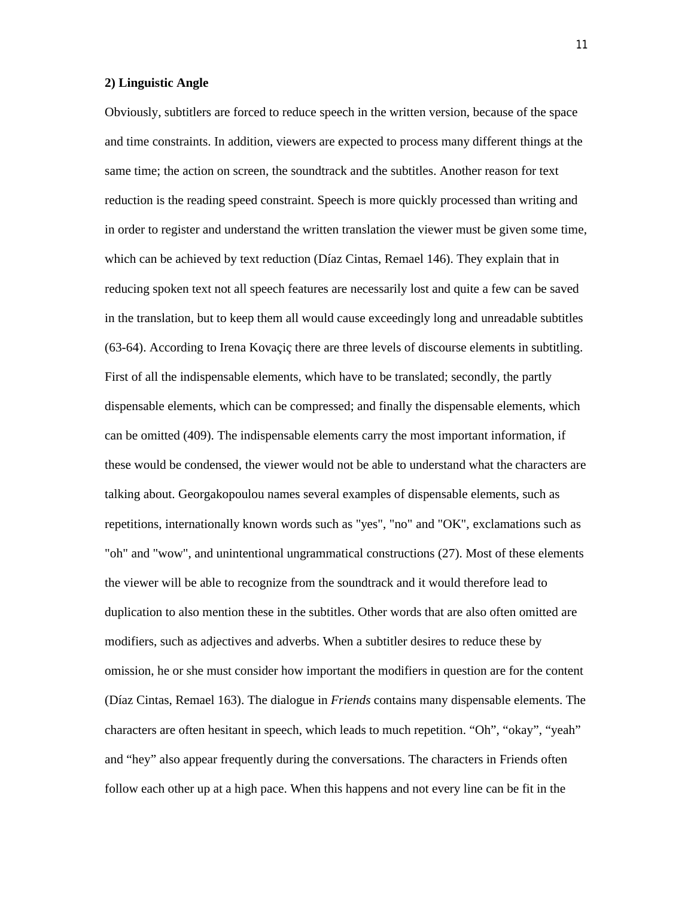**2) Linguistic Angle**

Obviously, subtitlers are forced to reduce speech in the written version, because of the space and time constraints. In addition, viewers are expected to process many different things at the same time; the action on screen, the soundtrack and the subtitles. Another reason for text reduction is the reading speed constraint. Speech is more quickly processed than writing and in order to register and understand the written translation the viewer must be given some time, which can be achieved by text reduction (Díaz Cintas, Remael 146). They explain that in reducing spoken text not all speech features are necessarily lost and quite a few can be saved in the translation, but to keep them all would cause exceedingly long and unreadable subtitles (63-64). According to Irena Kovaçiç there are three levels of discourse elements in subtitling. First of all the indispensable elements, which have to be translated; secondly, the partly dispensable elements, which can be compressed; and finally the dispensable elements, which can be omitted (409). The indispensable elements carry the most important information, if these would be condensed, the viewer would not be able to understand what the characters are talking about. Georgakopoulou names several examples of dispensable elements, such as repetitions, internationally known words such as "yes", "no" and "OK", exclamations such as "oh" and "wow", and unintentional ungrammatical constructions (27). Most of these elements the viewer will be able to recognize from the soundtrack and it would therefore lead to duplication to also mention these in the subtitles. Other words that are also often omitted are modifiers, such as adjectives and adverbs. When a subtitler desires to reduce these by omission, he or she must consider how important the modifiers in question are for the content (Díaz Cintas, Remael 163). The dialogue in *Friends* contains many dispensable elements. The characters are often hesitant in speech, which leads to much repetition. “Oh”, “okay”, “yeah” and “hey” also appear frequently during the conversations. The characters in Friends often follow each other up at a high pace. When this happens and not every line can be fit in the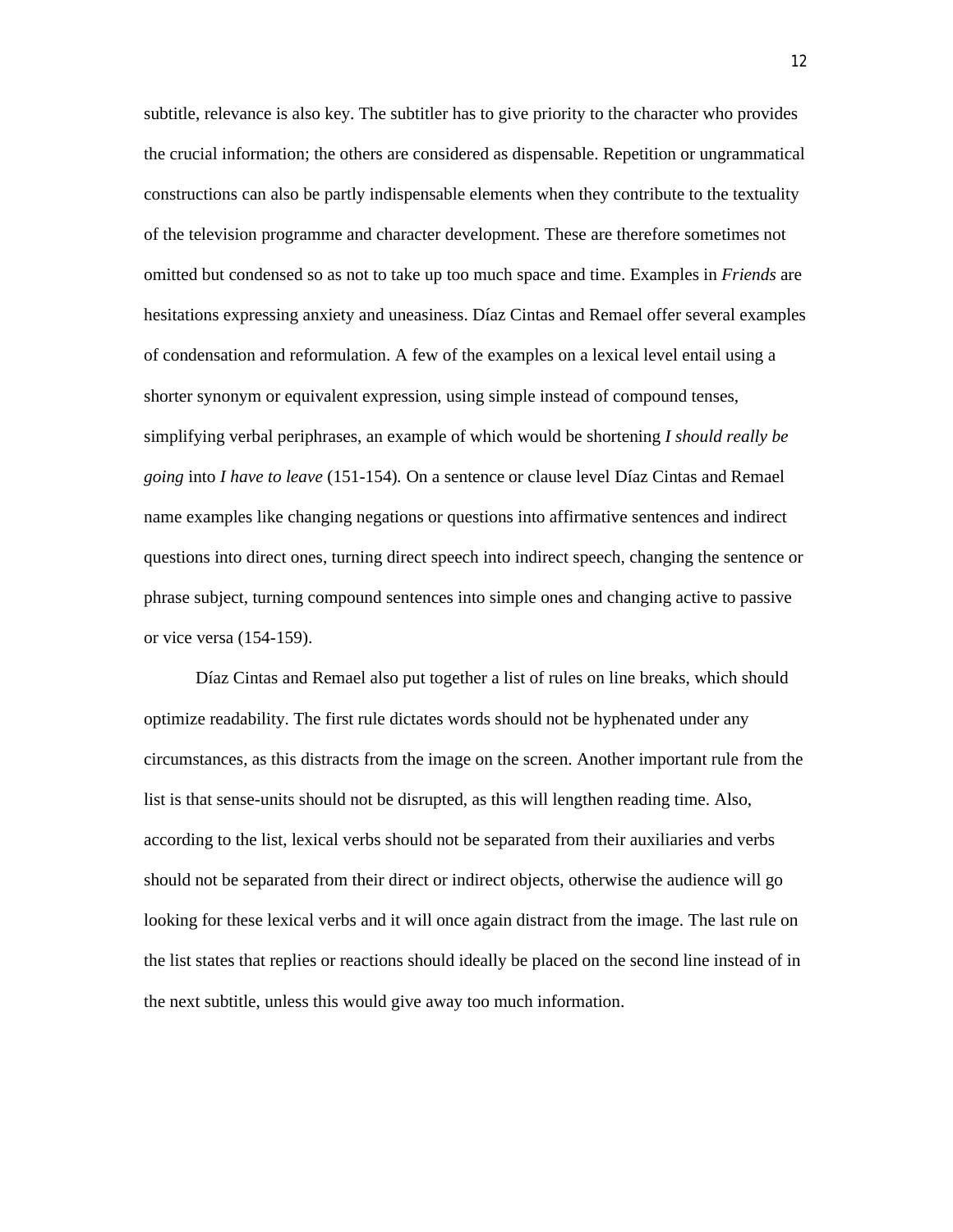subtitle, relevance is also key. The subtitler has to give priority to the character who provides the crucial information; the others are considered as dispensable. Repetition or ungrammatical constructions can also be partly indispensable elements when they contribute to the textuality of the television programme and character development. These are therefore sometimes not omitted but condensed so as not to take up too much space and time. Examples in *Friends* are hesitations expressing anxiety and uneasiness. Díaz Cintas and Remael offer several examples of condensation and reformulation. A few of the examples on a lexical level entail using a shorter synonym or equivalent expression, using simple instead of compound tenses, simplifying verbal periphrases, an example of which would be shortening *I should really be going* into *I have to leave* (151-154). On a sentence or clause level Díaz Cintas and Remael name examples like changing negations or questions into affirmative sentences and indirect questions into direct ones, turning direct speech into indirect speech, changing the sentence or phrase subject, turning compound sentences into simple ones and changing active to passive or vice versa (154-159).

Díaz Cintas and Remael also put together a list of rules on line breaks, which should optimize readability. The first rule dictates words should not be hyphenated under any circumstances, as this distracts from the image on the screen. Another important rule from the list is that sense-units should not be disrupted, as this will lengthen reading time. Also, according to the list, lexical verbs should not be separated from their auxiliaries and verbs should not be separated from their direct or indirect objects, otherwise the audience will go looking for these lexical verbs and it will once again distract from the image. The last rule on the list states that replies or reactions should ideally be placed on the second line instead of in the next subtitle, unless this would give away too much information.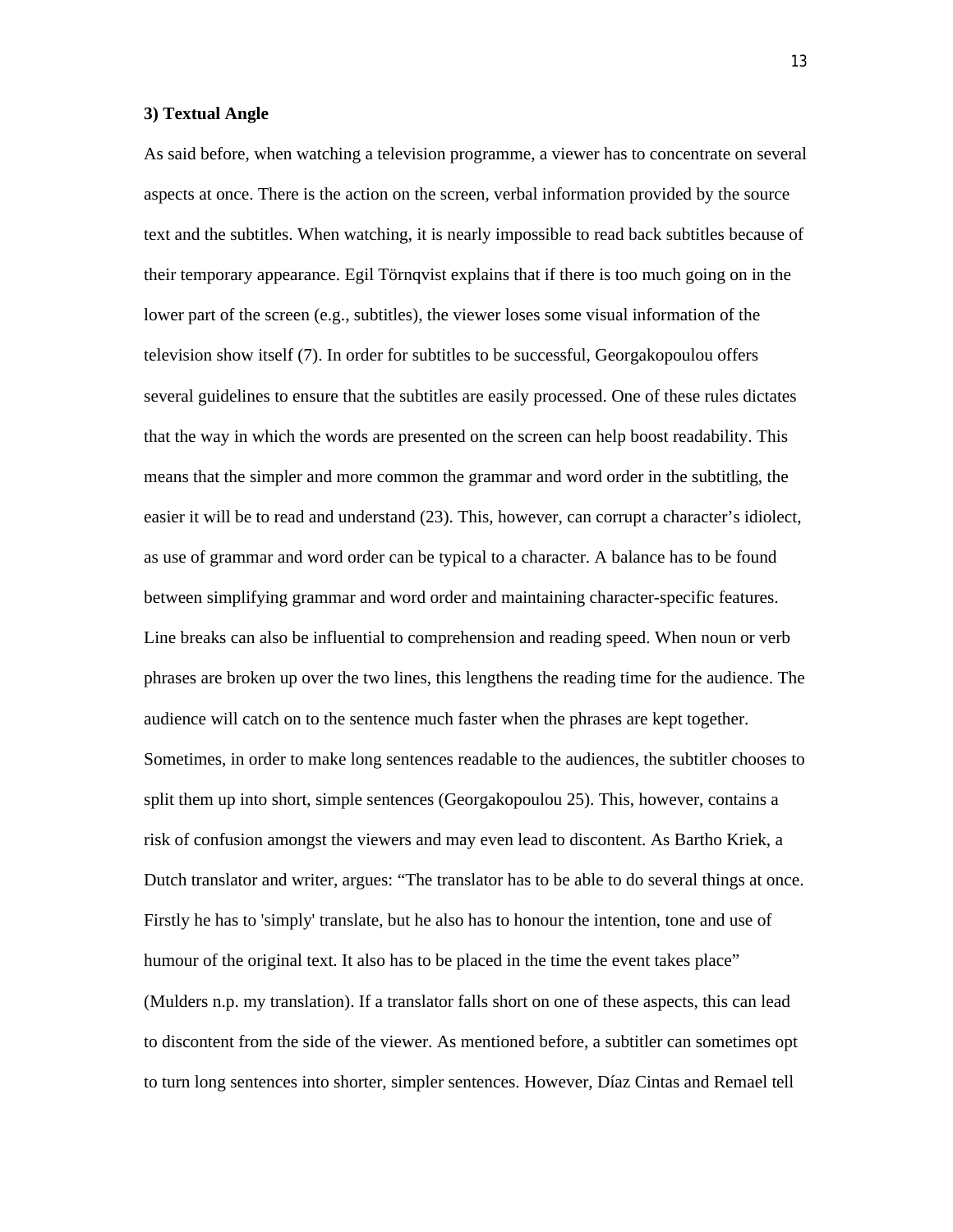### 3) Textual Angle

As said before, when watching a television programme, a viewer has to concentrate on several aspects at once. There is the action on the screen, verbal information provided by the source text and the subtitles. When watching, it is nearly impossible to read back subtitles because of their temporary appearance. Egil Törnqvist explains that if there is too much going on in the lower part of the screen (e.g., subtitles), the viewer loses some visual information of the television show itself (7). In order for subtitles to be successful, Georgakopoulou offers several guidelines to ensure that the subtitles are easily processed. One of these rules dictates that the way in which the words are presented on the screen can help boost readability. This means that the simpler and more common the grammar and word order in the subtitling, the easier it will be to read and understand (23). This, however, can corrupt a character's idiolect, as use of grammar and word order can be typical to a character. A balance has to be found between simplifying grammar and word order and maintaining character-specific features. Line breaks can also be influential to comprehension and reading speed. When noun or verb phrases are broken up over the two lines, this lengthens the reading time for the audience. The audience will catch on to the sentence much faster when the phrases are kept together. Sometimes, in order to make long sentences readable to the audiences, the subtitler chooses to split them up into short, simple sentences (Georgakopoulou 25). This, however, contains a risk of confusion amongst the viewers and may even lead to discontent. As Bartho Kriek, a Dutch translator and writer, argues: "The translator has to be able to do several things at once. Firstly he has to 'simply' translate, but he also has to honour the intention, tone and use of humour of the original text. It also has to be placed in the time the event takes place" (Mulders n.p. my translation). If a translator falls short on one of these aspects, this can lead to discontent from the side of the viewer. As mentioned before, a subtitler can sometimes opt to turn long sentences into shorter, simpler sentences. However, Díaz Cintas and Remael tell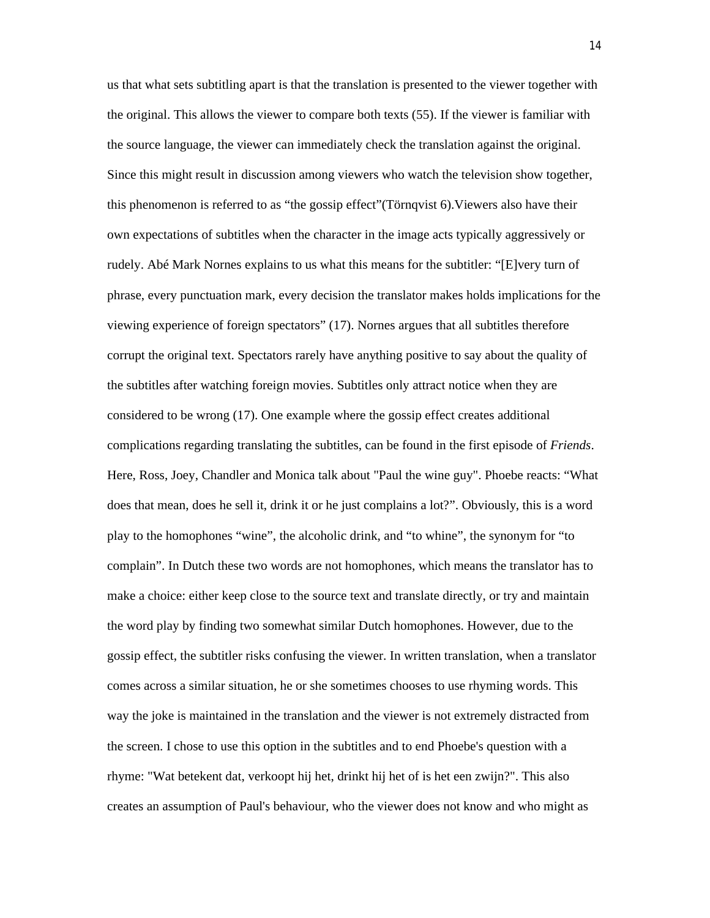us that what sets subtitling apart is that the translation is presented to the viewer together with the original. This allows the viewer to compare both texts (55). If the viewer is familiar with the source language, the viewer can immediately check the translation against the original. Since this might result in discussion among viewers who watch the television show together, this phenomenon is referred to as “the gossip effect”(Törnqvist 6).Viewers also have their own expectations of subtitles when the character in the image acts typically aggressively or rudely. Abé Mark Nornes explains to us what this means for the subtitler: “[E]very turn of phrase, every punctuation mark, every decision the translator makes holds implications for the viewing experience of foreign spectators” (17). Nornes argues that all subtitles therefore corrupt the original text. Spectators rarely have anything positive to say about the quality of the subtitles after watching foreign movies. Subtitles only attract notice when they are considered to be wrong (17). One example where the gossip effect creates additional complications regarding translating the subtitles, can be found in the first episode of *Friends*. Here, Ross, Joey, Chandler and Monica talk about "Paul the wine guy". Phoebe reacts: “What does that mean, does he sell it, drink it or he just complains a lot?”. Obviously, this is a word play to the homophones “wine”, the alcoholic drink, and “to whine”, the synonym for “to complain”. In Dutch these two words are not homophones, which means the translator has to make a choice: either keep close to the source text and translate directly, or try and maintain the word play by finding two somewhat similar Dutch homophones. However, due to the gossip effect, the subtitler risks confusing the viewer. In written translation, when a translator comes across a similar situation, he or she sometimes chooses to use rhyming words. This way the joke is maintained in the translation and the viewer is not extremely distracted from the screen. I chose to use this option in the subtitles and to end Phoebe's question with a rhyme: "Wat betekent dat, verkoopt hij het, drinkt hij het of is het een zwijn?". This also creates an assumption of Paul's behaviour, who the viewer does not know and who might as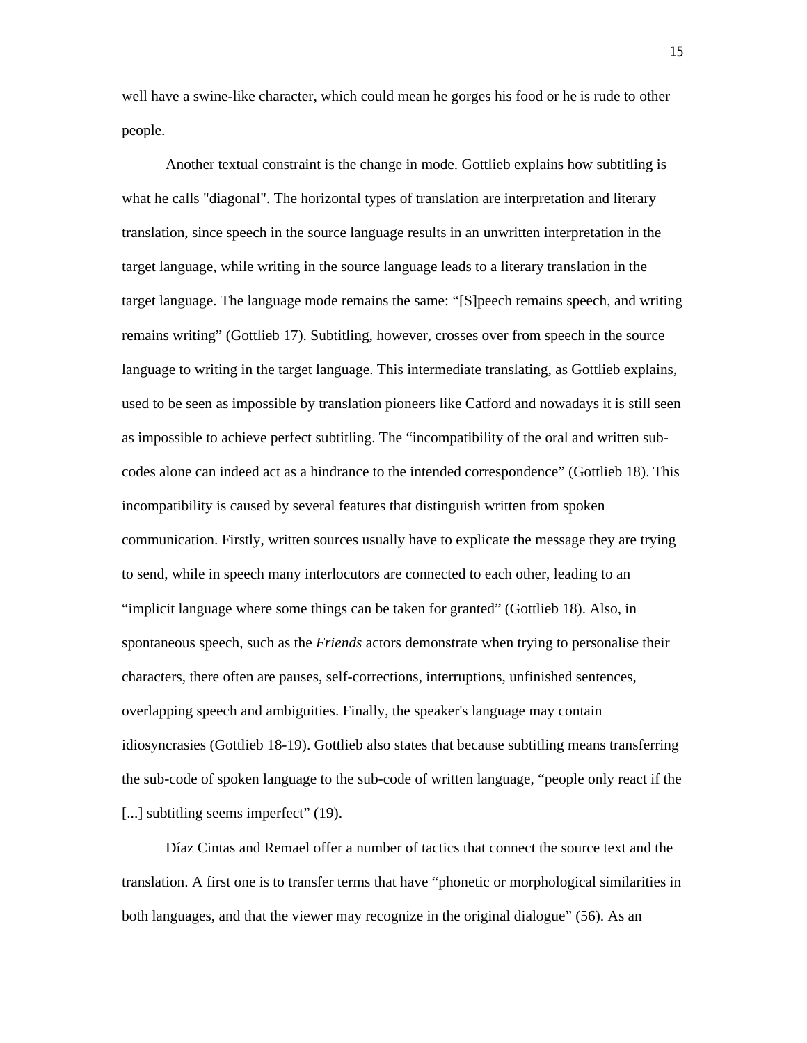well have a swine-like character, which could mean he gorges his food or he is rude to other people.

Another textual constraint is the change in mode. Gottlieb explains how subtitling is what he calls "diagonal". The horizontal types of translation are interpretation and literary translation, since speech in the source language results in an unwritten interpretation in the target language, while writing in the source language leads to a literary translation in the target language. The language mode remains the same: “[S]peech remains speech, and writing remains writing” (Gottlieb 17). Subtitling, however, crosses over from speech in the source language to writing in the target language. This intermediate translating, as Gottlieb explains, used to be seen as impossible by translation pioneers like Catford and nowadays it is still seen as impossible to achieve perfect subtitling. The “incompatibility of the oral and written sub-codes alone can indeed act as a hindrance to the intended correspondence” (Gottlieb 18). This incompatibility is caused by several features that distinguish written from spoken communication. Firstly, written sources usually have to explicate the message they are trying to send, while in speech many interlocutors are connected to each other, leading to an “implicit language where some things can be taken for granted” (Gottlieb 18). Also, in spontaneous speech, such as the *Friends* actors demonstrate when trying to personalise their characters, there often are pauses, self-corrections, interruptions, unfinished sentences, overlapping speech and ambiguities. Finally, the speaker's language may contain idiosyncrasies (Gottlieb 18-19). Gottlieb also states that because subtitling means transferring the sub-code of spoken language to the sub-code of written language, “people only react if the [...] subtitling seems imperfect” (19).

Díaz Cintas and Remael offer a number of tactics that connect the source text and the translation. A first one is to transfer terms that have “phonetic or morphological similarities in both languages, and that the viewer may recognize in the original dialogue” (56). As an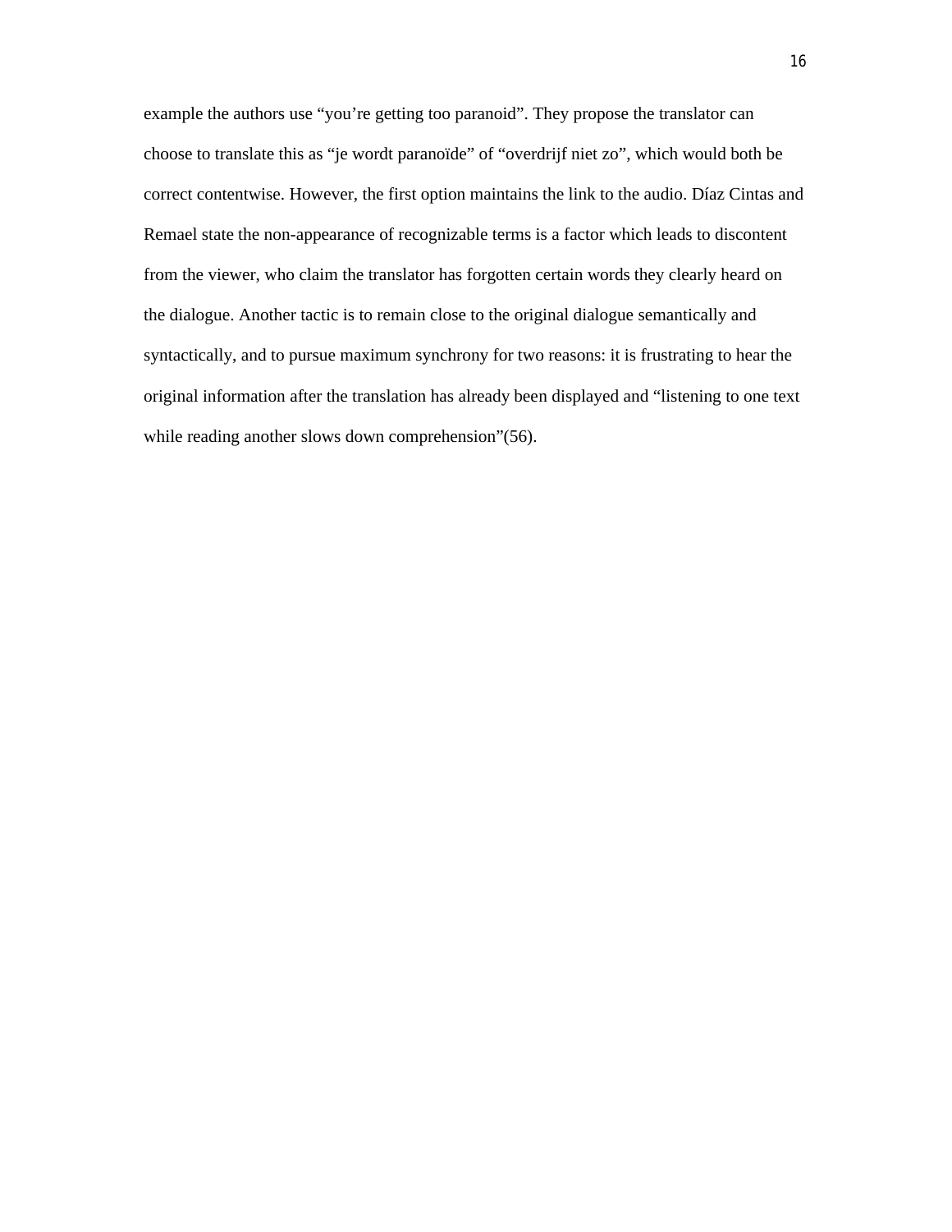example the authors use “you’re getting too paranoid”. They propose the translator can choose to translate this as “je wordt paranoïde” of “overdrijf niet zo”, which would both be correct contentwise. However, the first option maintains the link to the audio. Díaz Cintas and Remael state the non-appearance of recognizable terms is a factor which leads to discontent from the viewer, who claim the translator has forgotten certain words they clearly heard on the dialogue. Another tactic is to remain close to the original dialogue semantically and syntactically, and to pursue maximum synchrony for two reasons: it is frustrating to hear the original information after the translation has already been displayed and “listening to one text while reading another slows down comprehension”(56).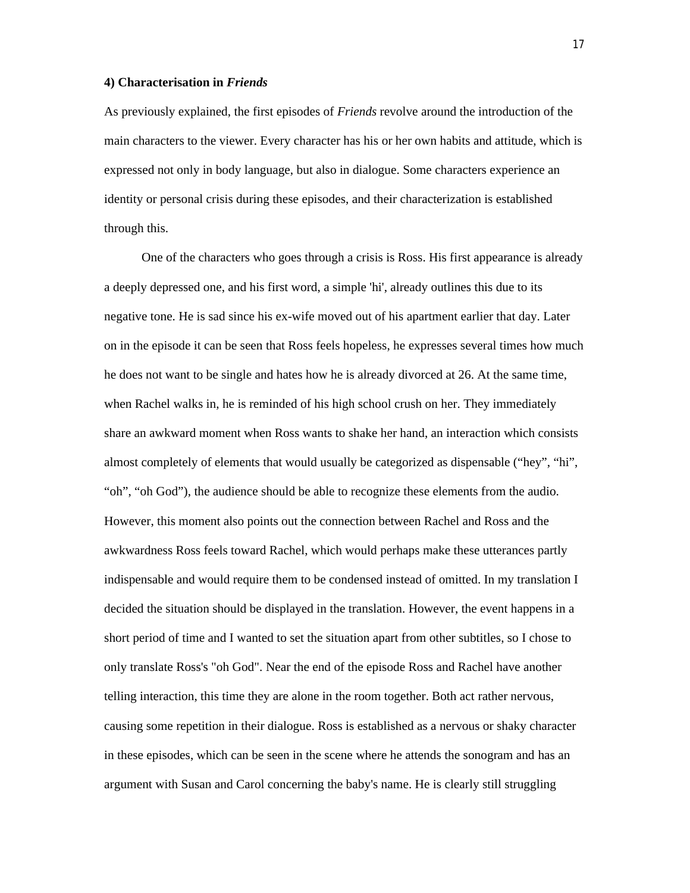**4) Characterisation in *Friends***

As previously explained, the first episodes of *Friends* revolve around the introduction of the main characters to the viewer. Every character has his or her own habits and attitude, which is expressed not only in body language, but also in dialogue. Some characters experience an identity or personal crisis during these episodes, and their characterization is established through this.

One of the characters who goes through a crisis is Ross. His first appearance is already a deeply depressed one, and his first word, a simple 'hi', already outlines this due to its negative tone. He is sad since his ex-wife moved out of his apartment earlier that day. Later on in the episode it can be seen that Ross feels hopeless, he expresses several times how much he does not want to be single and hates how he is already divorced at 26. At the same time, when Rachel walks in, he is reminded of his high school crush on her. They immediately share an awkward moment when Ross wants to shake her hand, an interaction which consists almost completely of elements that would usually be categorized as dispensable ("hey", "hi", "oh", "oh God"), the audience should be able to recognize these elements from the audio. However, this moment also points out the connection between Rachel and Ross and the awkwardness Ross feels toward Rachel, which would perhaps make these utterances partly indispensable and would require them to be condensed instead of omitted. In my translation I decided the situation should be displayed in the translation. However, the event happens in a short period of time and I wanted to set the situation apart from other subtitles, so I chose to only translate Ross's "oh God". Near the end of the episode Ross and Rachel have another telling interaction, this time they are alone in the room together. Both act rather nervous, causing some repetition in their dialogue. Ross is established as a nervous or shaky character in these episodes, which can be seen in the scene where he attends the sonogram and has an argument with Susan and Carol concerning the baby's name. He is clearly still struggling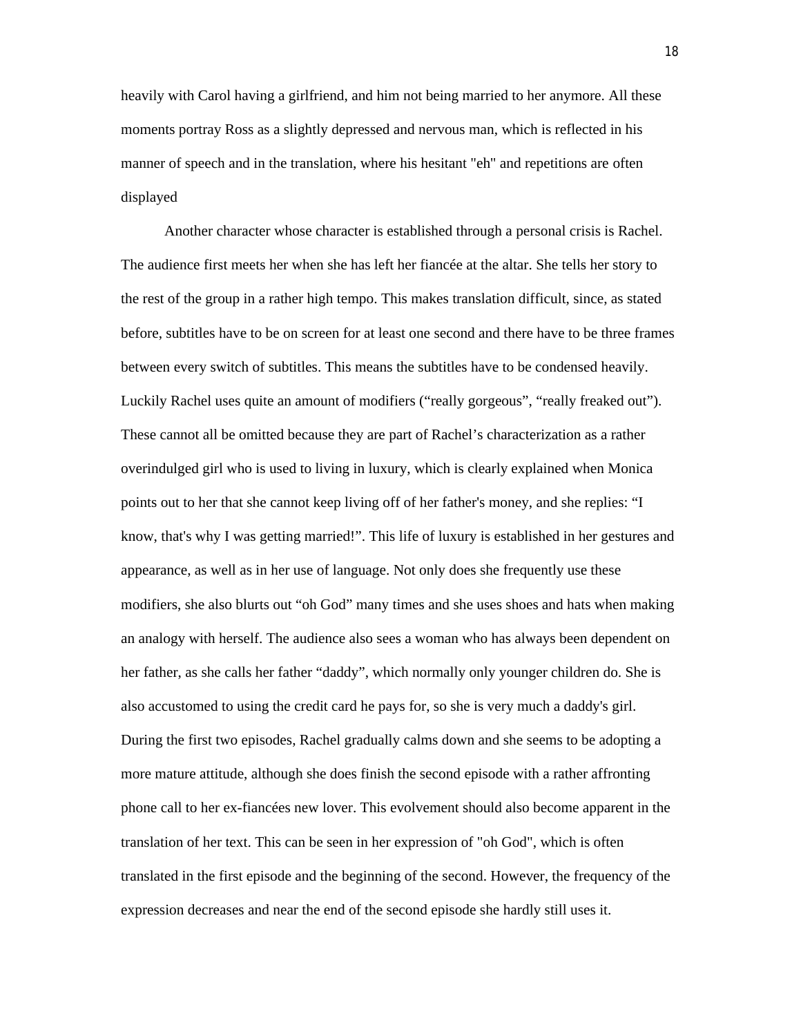heavily with Carol having a girlfriend, and him not being married to her anymore. All these moments portray Ross as a slightly depressed and nervous man, which is reflected in his manner of speech and in the translation, where his hesitant "eh" and repetitions are often displayed

Another character whose character is established through a personal crisis is Rachel. The audience first meets her when she has left her fiancée at the altar. She tells her story to the rest of the group in a rather high tempo. This makes translation difficult, since, as stated before, subtitles have to be on screen for at least one second and there have to be three frames between every switch of subtitles. This means the subtitles have to be condensed heavily. Luckily Rachel uses quite an amount of modifiers ("really gorgeous", "really freaked out"). These cannot all be omitted because they are part of Rachel's characterization as a rather overindulged girl who is used to living in luxury, which is clearly explained when Monica points out to her that she cannot keep living off of her father's money, and she replies: "I know, that's why I was getting married!". This life of luxury is established in her gestures and appearance, as well as in her use of language. Not only does she frequently use these modifiers, she also blurts out "oh God" many times and she uses shoes and hats when making an analogy with herself. The audience also sees a woman who has always been dependent on her father, as she calls her father "daddy", which normally only younger children do. She is also accustomed to using the credit card he pays for, so she is very much a daddy's girl. During the first two episodes, Rachel gradually calms down and she seems to be adopting a more mature attitude, although she does finish the second episode with a rather affronting phone call to her ex-fiancées new lover. This evolvement should also become apparent in the translation of her text. This can be seen in her expression of "oh God", which is often translated in the first episode and the beginning of the second. However, the frequency of the expression decreases and near the end of the second episode she hardly still uses it.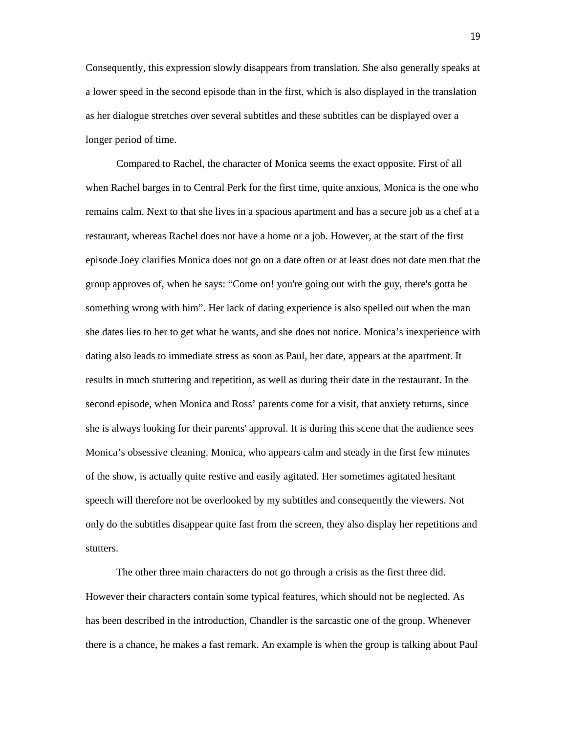Consequently, this expression slowly disappears from translation. She also generally speaks at a lower speed in the second episode than in the first, which is also displayed in the translation as her dialogue stretches over several subtitles and these subtitles can be displayed over a longer period of time.

Compared to Rachel, the character of Monica seems the exact opposite. First of all when Rachel barges in to Central Perk for the first time, quite anxious, Monica is the one who remains calm. Next to that she lives in a spacious apartment and has a secure job as a chef at a restaurant, whereas Rachel does not have a home or a job. However, at the start of the first episode Joey clarifies Monica does not go on a date often or at least does not date men that the group approves of, when he says: “Come on! you're going out with the guy, there's gotta be something wrong with him”. Her lack of dating experience is also spelled out when the man she dates lies to her to get what he wants, and she does not notice. Monica’s inexperience with dating also leads to immediate stress as soon as Paul, her date, appears at the apartment. It results in much stuttering and repetition, as well as during their date in the restaurant. In the second episode, when Monica and Ross’ parents come for a visit, that anxiety returns, since she is always looking for their parents' approval. It is during this scene that the audience sees Monica’s obsessive cleaning. Monica, who appears calm and steady in the first few minutes of the show, is actually quite restive and easily agitated. Her sometimes agitated hesitant speech will therefore not be overlooked by my subtitles and consequently the viewers. Not only do the subtitles disappear quite fast from the screen, they also display her repetitions and stutters.

The other three main characters do not go through a crisis as the first three did. However their characters contain some typical features, which should not be neglected. As has been described in the introduction, Chandler is the sarcastic one of the group. Whenever there is a chance, he makes a fast remark. An example is when the group is talking about Paul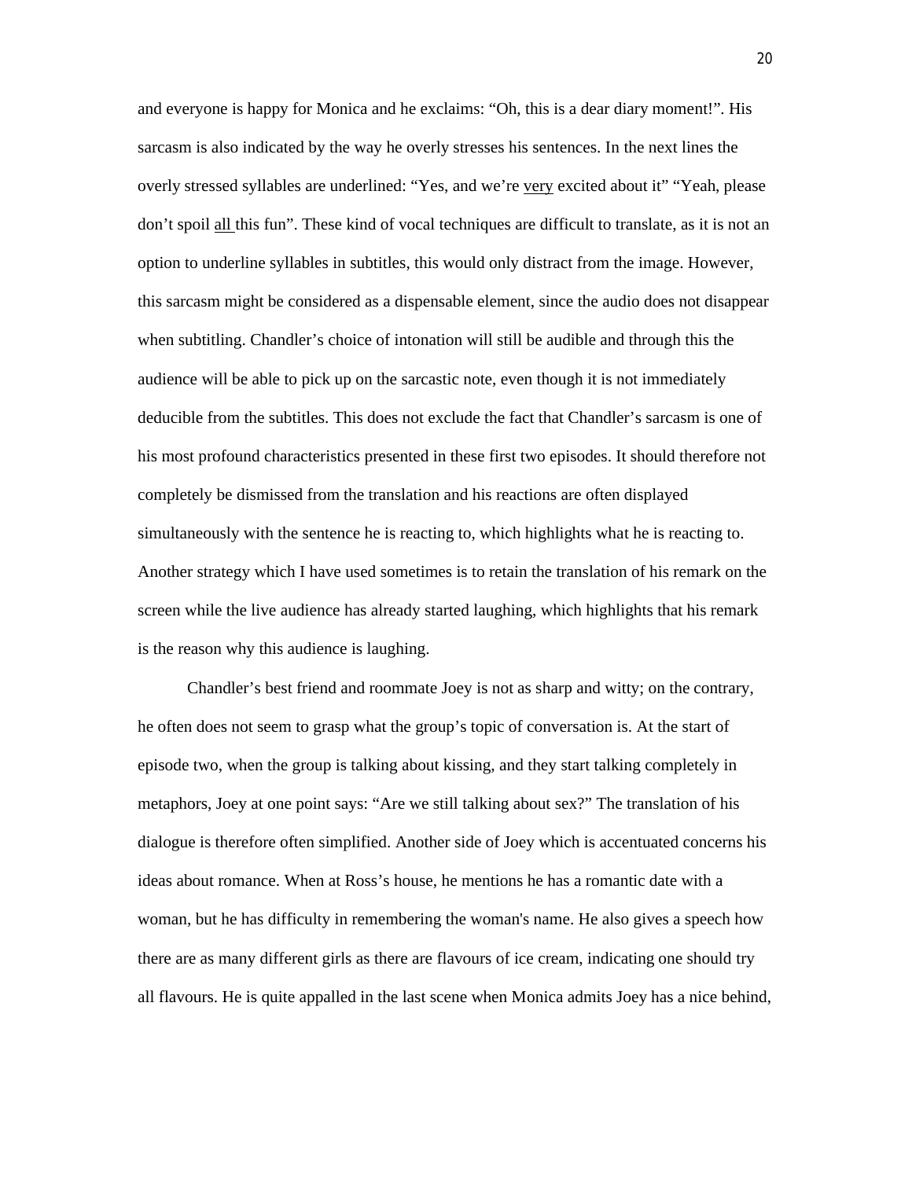and everyone is happy for Monica and he exclaims: “Oh, this is a dear diary moment!”. His sarcasm is also indicated by the way he overly stresses his sentences. In the next lines the overly stressed syllables are underlined: “Yes, and we’re <u>very</u> excited about it” “Yeah, please don’t spoil <u>all</u> this fun”. These kind of vocal techniques are difficult to translate, as it is not an option to underline syllables in subtitles, this would only distract from the image. However, this sarcasm might be considered as a dispensable element, since the audio does not disappear when subtitling. Chandler’s choice of intonation will still be audible and through this the audience will be able to pick up on the sarcastic note, even though it is not immediately deducible from the subtitles. This does not exclude the fact that Chandler’s sarcasm is one of his most profound characteristics presented in these first two episodes. It should therefore not completely be dismissed from the translation and his reactions are often displayed simultaneously with the sentence he is reacting to, which highlights what he is reacting to. Another strategy which I have used sometimes is to retain the translation of his remark on the screen while the live audience has already started laughing, which highlights that his remark is the reason why this audience is laughing.

Chandler’s best friend and roommate Joey is not as sharp and witty; on the contrary, he often does not seem to grasp what the group’s topic of conversation is. At the start of episode two, when the group is talking about kissing, and they start talking completely in metaphors, Joey at one point says: “Are we still talking about sex?” The translation of his dialogue is therefore often simplified. Another side of Joey which is accentuated concerns his ideas about romance. When at Ross’s house, he mentions he has a romantic date with a woman, but he has difficulty in remembering the woman's name. He also gives a speech how there are as many different girls as there are flavours of ice cream, indicating one should try all flavours. He is quite appalled in the last scene when Monica admits Joey has a nice behind,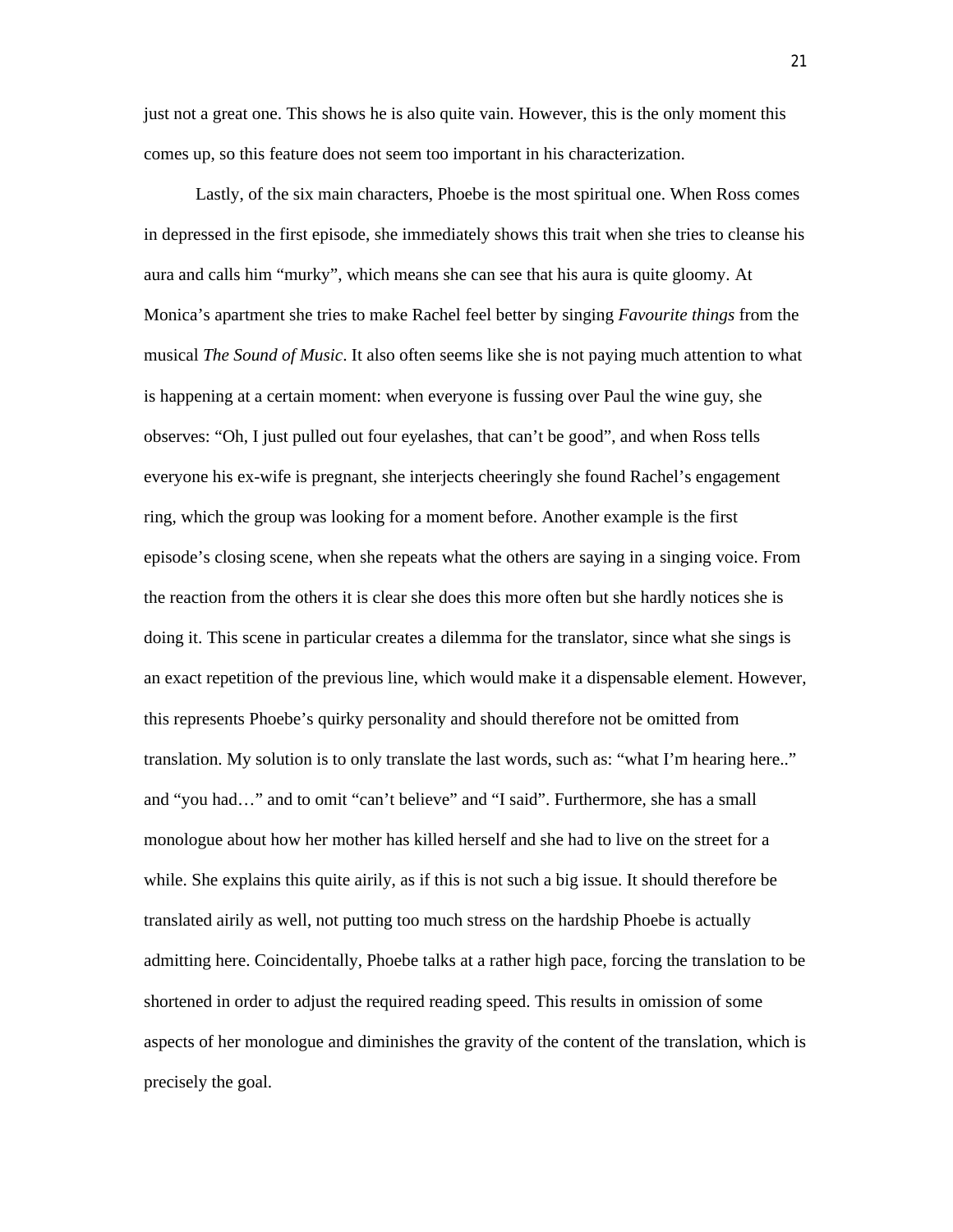just not a great one. This shows he is also quite vain. However, this is the only moment this comes up, so this feature does not seem too important in his characterization.

Lastly, of the six main characters, Phoebe is the most spiritual one. When Ross comes in depressed in the first episode, she immediately shows this trait when she tries to cleanse his aura and calls him “murky”, which means she can see that his aura is quite gloomy. At Monica’s apartment she tries to make Rachel feel better by singing *Favourite things* from the musical *The Sound of Music*. It also often seems like she is not paying much attention to what is happening at a certain moment: when everyone is fussing over Paul the wine guy, she observes: “Oh, I just pulled out four eyelashes, that can’t be good”, and when Ross tells everyone his ex-wife is pregnant, she interjects cheeringly she found Rachel’s engagement ring, which the group was looking for a moment before. Another example is the first episode’s closing scene, when she repeats what the others are saying in a singing voice. From the reaction from the others it is clear she does this more often but she hardly notices she is doing it. This scene in particular creates a dilemma for the translator, since what she sings is an exact repetition of the previous line, which would make it a dispensable element. However, this represents Phoebe’s quirky personality and should therefore not be omitted from translation. My solution is to only translate the last words, such as: “what I’m hearing here..” and “you had…” and to omit “can’t believe” and “I said”. Furthermore, she has a small monologue about how her mother has killed herself and she had to live on the street for a while. She explains this quite airily, as if this is not such a big issue. It should therefore be translated airily as well, not putting too much stress on the hardship Phoebe is actually admitting here. Coincidentally, Phoebe talks at a rather high pace, forcing the translation to be shortened in order to adjust the required reading speed. This results in omission of some aspects of her monologue and diminishes the gravity of the content of the translation, which is precisely the goal.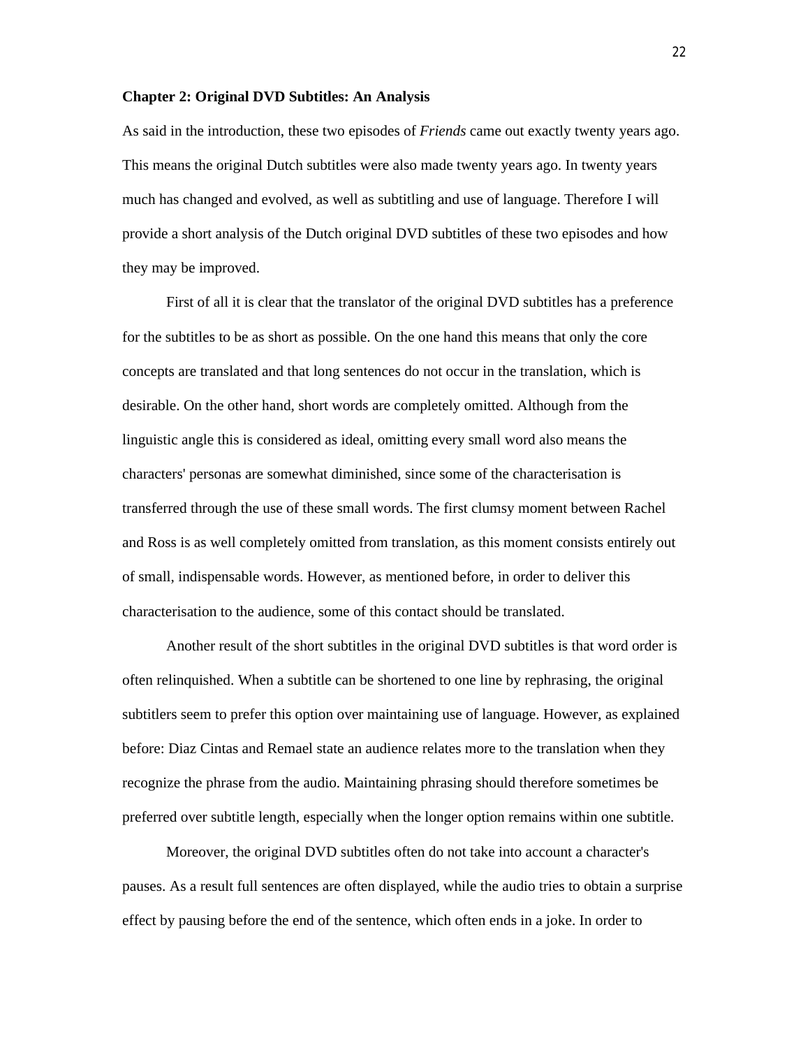## Chapter 2: Original DVD Subtitles: An Analysis

As said in the introduction, these two episodes of *Friends* came out exactly twenty years ago. This means the original Dutch subtitles were also made twenty years ago. In twenty years much has changed and evolved, as well as subtitling and use of language. Therefore I will provide a short analysis of the Dutch original DVD subtitles of these two episodes and how they may be improved.

First of all it is clear that the translator of the original DVD subtitles has a preference for the subtitles to be as short as possible. On the one hand this means that only the core concepts are translated and that long sentences do not occur in the translation, which is desirable. On the other hand, short words are completely omitted. Although from the linguistic angle this is considered as ideal, omitting every small word also means the characters' personas are somewhat diminished, since some of the characterisation is transferred through the use of these small words. The first clumsy moment between Rachel and Ross is as well completely omitted from translation, as this moment consists entirely out of small, indispensable words. However, as mentioned before, in order to deliver this characterisation to the audience, some of this contact should be translated.

Another result of the short subtitles in the original DVD subtitles is that word order is often relinquished. When a subtitle can be shortened to one line by rephrasing, the original subtitlers seem to prefer this option over maintaining use of language. However, as explained before: Diaz Cintas and Remael state an audience relates more to the translation when they recognize the phrase from the audio. Maintaining phrasing should therefore sometimes be preferred over subtitle length, especially when the longer option remains within one subtitle.

Moreover, the original DVD subtitles often do not take into account a character's pauses. As a result full sentences are often displayed, while the audio tries to obtain a surprise effect by pausing before the end of the sentence, which often ends in a joke. In order to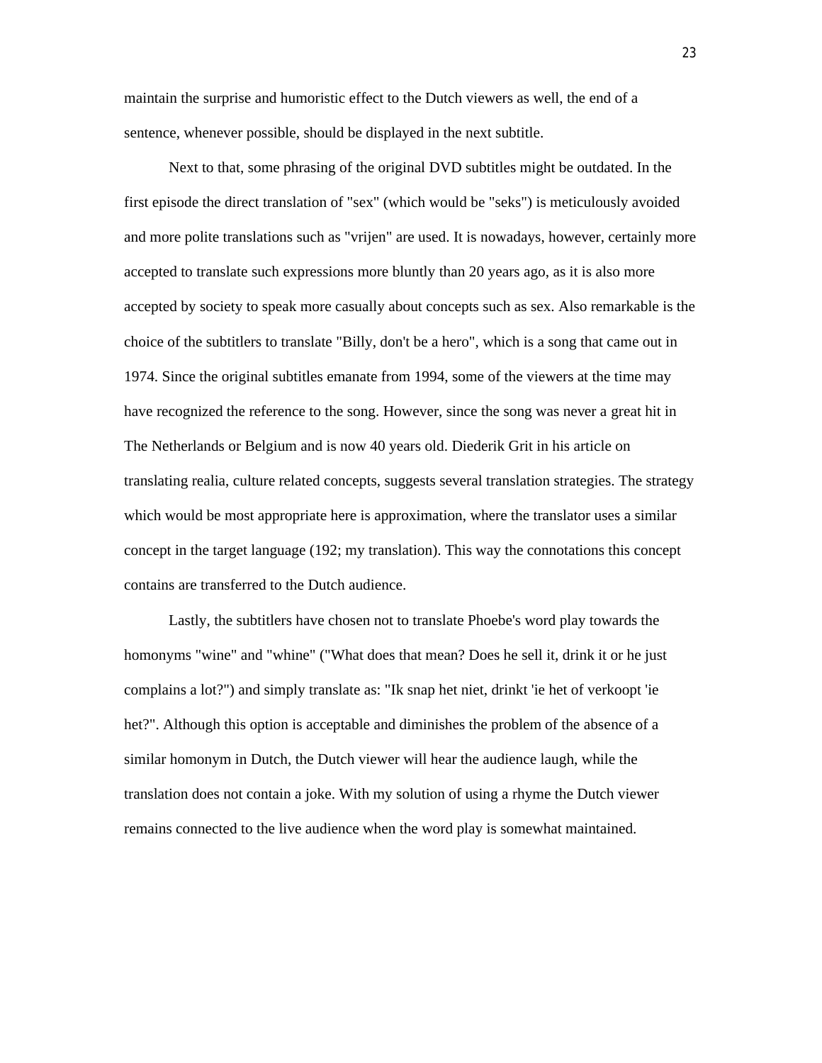maintain the surprise and humoristic effect to the Dutch viewers as well, the end of a sentence, whenever possible, should be displayed in the next subtitle.

Next to that, some phrasing of the original DVD subtitles might be outdated. In the first episode the direct translation of "sex" (which would be "seks") is meticulously avoided and more polite translations such as "vrijen" are used. It is nowadays, however, certainly more accepted to translate such expressions more bluntly than 20 years ago, as it is also more accepted by society to speak more casually about concepts such as sex. Also remarkable is the choice of the subtitlers to translate "Billy, don't be a hero", which is a song that came out in 1974. Since the original subtitles emanate from 1994, some of the viewers at the time may have recognized the reference to the song. However, since the song was never a great hit in The Netherlands or Belgium and is now 40 years old. Diederik Grit in his article on translating realia, culture related concepts, suggests several translation strategies. The strategy which would be most appropriate here is approximation, where the translator uses a similar concept in the target language (192; my translation). This way the connotations this concept contains are transferred to the Dutch audience.

Lastly, the subtitlers have chosen not to translate Phoebe's word play towards the homonyms "wine" and "whine" ("What does that mean? Does he sell it, drink it or he just complains a lot?") and simply translate as: "Ik snap het niet, drinkt 'ie het of verkoopt 'ie het?". Although this option is acceptable and diminishes the problem of the absence of a similar homonym in Dutch, the Dutch viewer will hear the audience laugh, while the translation does not contain a joke. With my solution of using a rhyme the Dutch viewer remains connected to the live audience when the word play is somewhat maintained.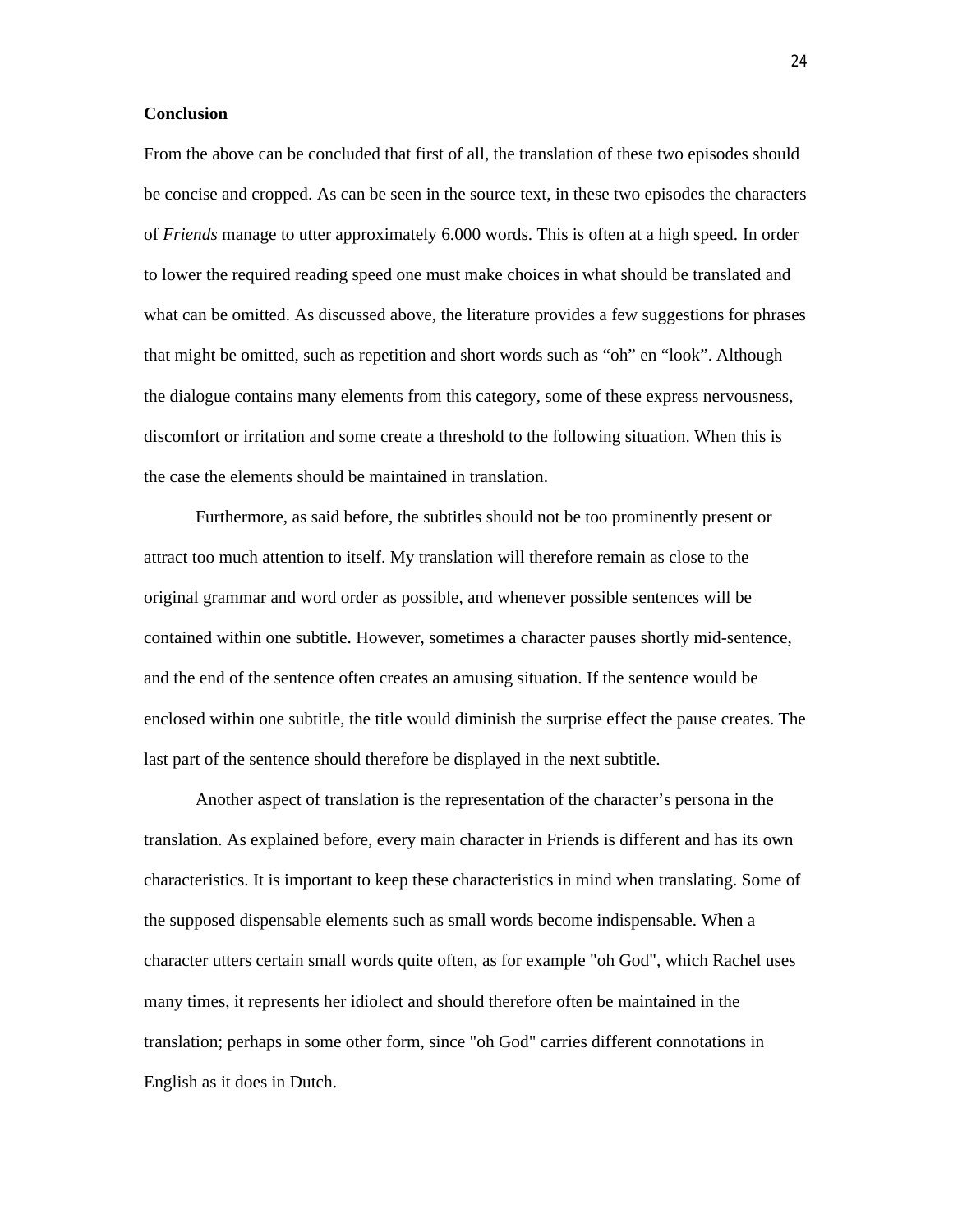**Conclusion**

From the above can be concluded that first of all, the translation of these two episodes should be concise and cropped. As can be seen in the source text, in these two episodes the characters of *Friends* manage to utter approximately 6.000 words. This is often at a high speed. In order to lower the required reading speed one must make choices in what should be translated and what can be omitted. As discussed above, the literature provides a few suggestions for phrases that might be omitted, such as repetition and short words such as “oh” en “look”. Although the dialogue contains many elements from this category, some of these express nervousness, discomfort or irritation and some create a threshold to the following situation. When this is the case the elements should be maintained in translation.

Furthermore, as said before, the subtitles should not be too prominently present or attract too much attention to itself. My translation will therefore remain as close to the original grammar and word order as possible, and whenever possible sentences will be contained within one subtitle. However, sometimes a character pauses shortly mid-sentence, and the end of the sentence often creates an amusing situation. If the sentence would be enclosed within one subtitle, the title would diminish the surprise effect the pause creates. The last part of the sentence should therefore be displayed in the next subtitle.

Another aspect of translation is the representation of the character’s persona in the translation. As explained before, every main character in Friends is different and has its own characteristics. It is important to keep these characteristics in mind when translating. Some of the supposed dispensable elements such as small words become indispensable. When a character utters certain small words quite often, as for example "oh God", which Rachel uses many times, it represents her idiolect and should therefore often be maintained in the translation; perhaps in some other form, since "oh God" carries different connotations in English as it does in Dutch.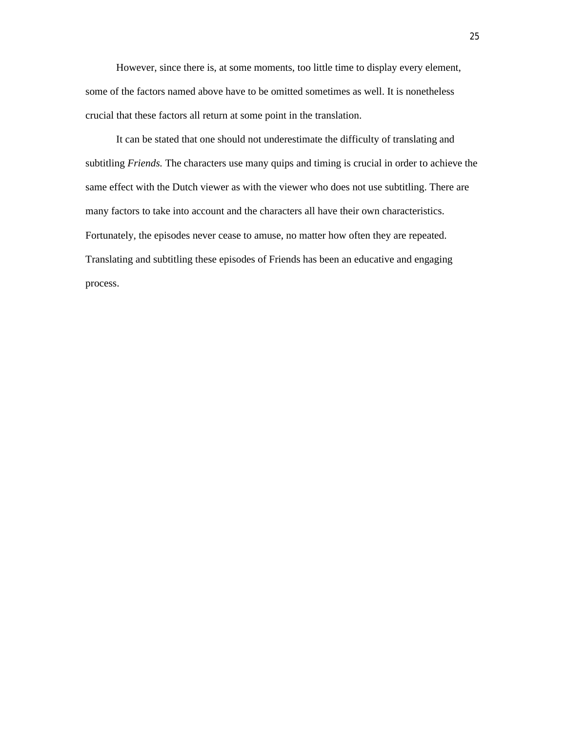However, since there is, at some moments, too little time to display every element, some of the factors named above have to be omitted sometimes as well. It is nonetheless crucial that these factors all return at some point in the translation.

It can be stated that one should not underestimate the difficulty of translating and subtitling *Friends.* The characters use many quips and timing is crucial in order to achieve the same effect with the Dutch viewer as with the viewer who does not use subtitling. There are many factors to take into account and the characters all have their own characteristics. Fortunately, the episodes never cease to amuse, no matter how often they are repeated. Translating and subtitling these episodes of Friends has been an educative and engaging process.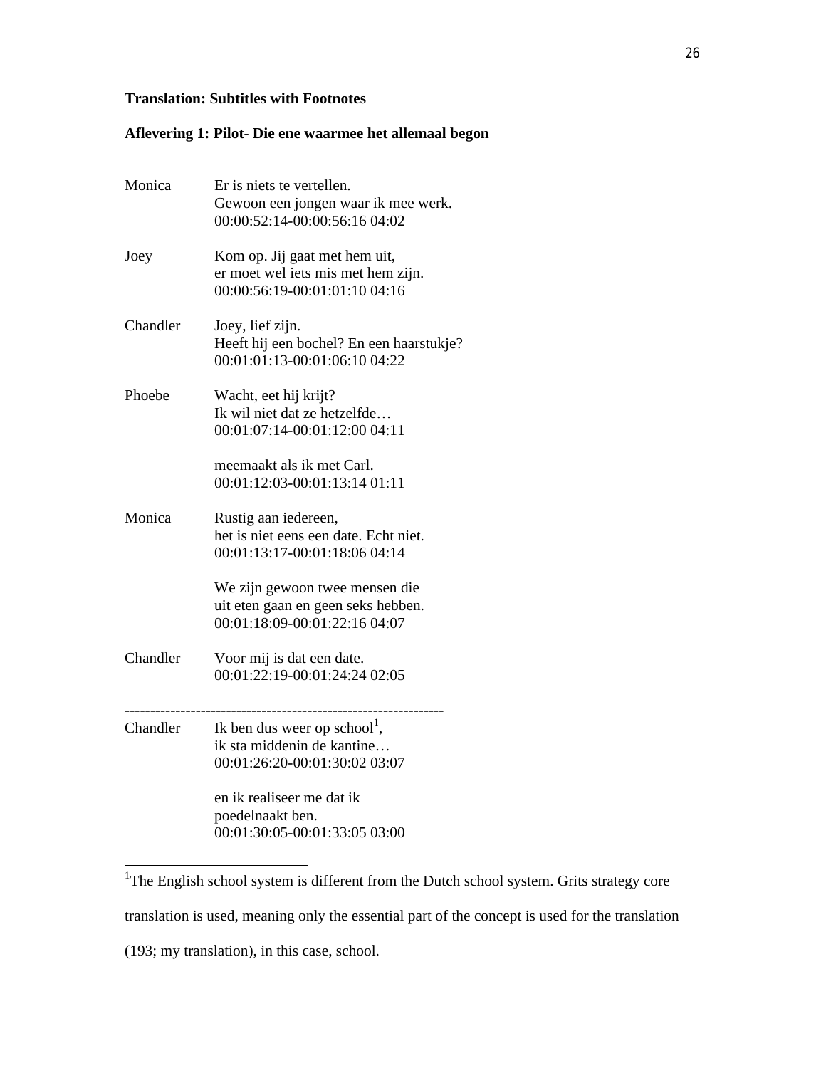**Translation: Subtitles with Footnotes**

**Aflevering 1: Pilot- Die ene waarmee het allemaal begon**

Monica Er is niets te vertellen.
Gewoon een jongen waar ik mee werk.
00:00:52:14-00:00:56:16 04:02

Joey Kom op. Jij gaat met hem uit,
er moet wel iets mis met hem zijn.
00:00:56:19-00:01:01:10 04:16

Chandler Joey, lief zijn.
Heeft hij een bochel? En een haarstukje?
00:01:01:13-00:01:06:10 04:22

Phoebe Wacht, eet hij krijt?
Ik wil niet dat ze hetzelfde…
00:01:07:14-00:01:12:00 04:11

meemaakt als ik met Carl.
00:01:12:03-00:01:13:14 01:11

Monica Rustig aan iedereen,
het is niet eens een date. Echt niet.
00:01:13:17-00:01:18:06 04:14

We zijn gewoon twee mensen die
uit eten gaan en geen seks hebben.
00:01:18:09-00:01:22:16 04:07

Chandler Voor mij is dat een date.
00:01:22:19-00:01:24:24 02:05

---

Chandler Ik ben dus weer op school[1],
ik sta middenin de kantine…
00:01:26:20-00:01:30:02 03:07

en ik realiseer me dat ik
poedelnaakt ben.
00:01:30:05-00:01:33:05 03:00

---

[1]The English school system is different from the Dutch school system. Grits strategy core translation is used, meaning only the essential part of the concept is used for the translation (193; my translation), in this case, school.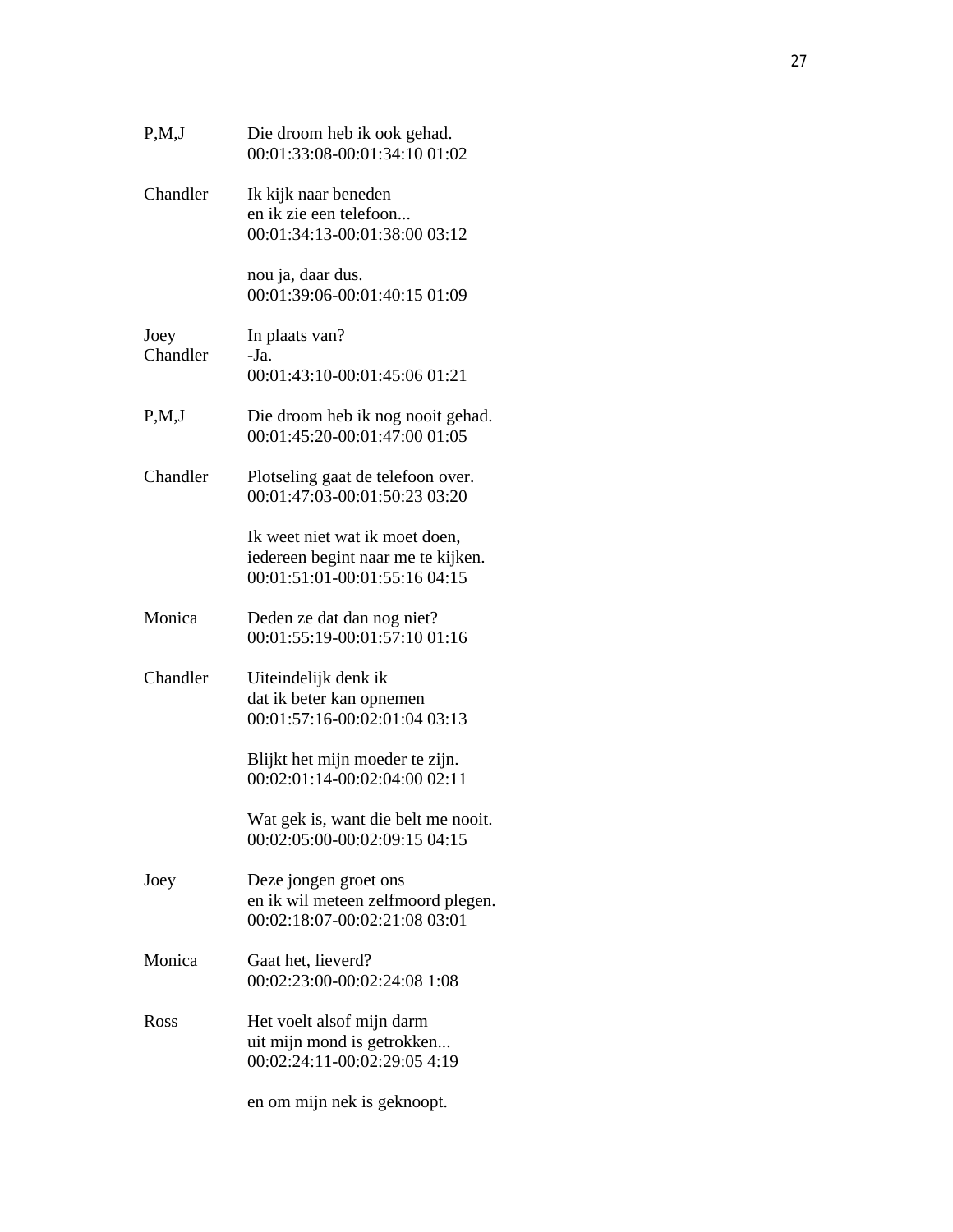| | |
|---|---|
| P,M,J | Die droom heb ik ook gehad.<br>00:01:33:08-00:01:34:10 01:02 |
| Chandler | Ik kijk naar beneden<br>en ik zie een telefoon...<br>00:01:34:13-00:01:38:00 03:12 |
| | nou ja, daar dus.<br>00:01:39:06-00:01:40:15 01:09 |
| Joey<br>Chandler | In plaats van?<br>-Ja.<br>00:01:43:10-00:01:45:06 01:21 |
| P,M,J | Die droom heb ik nog nooit gehad.<br>00:01:45:20-00:01:47:00 01:05 |
| Chandler | Plotseling gaat de telefoon over.<br>00:01:47:03-00:01:50:23 03:20 |
| | Ik weet niet wat ik moet doen,<br>iedereen begint naar me te kijken.<br>00:01:51:01-00:01:55:16 04:15 |
| Monica | Deden ze dat dan nog niet?<br>00:01:55:19-00:01:57:10 01:16 |
| Chandler | Uiteindelijk denk ik<br>dat ik beter kan opnemen<br>00:01:57:16-00:02:01:04 03:13 |
| | Blijkt het mijn moeder te zijn.<br>00:02:01:14-00:02:04:00 02:11 |
| | Wat gek is, want die belt me nooit.<br>00:02:05:00-00:02:09:15 04:15 |
| Joey | Deze jongen groet ons<br>en ik wil meteen zelfmoord plegen.<br>00:02:18:07-00:02:21:08 03:01 |
| Monica | Gaat het, lieverd?<br>00:02:23:00-00:02:24:08 1:08 |
| Ross | Het voelt alsof mijn darm<br>uit mijn mond is getrokken...<br>00:02:24:11-00:02:29:05 4:19 |
| | en om mijn nek is geknoopt. |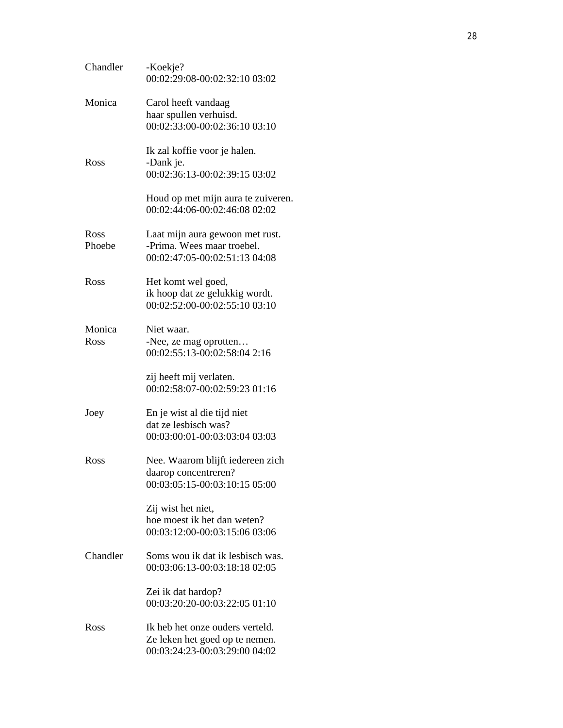Chandler -Koekje?
00:02:29:08-00:02:32:10 03:02

Monica Carol heeft vandaag
haar spullen verhuisd.
00:02:33:00-00:02:36:10 03:10

Ik zal koffie voor je halen.
Ross -Dank je.
00:02:36:13-00:02:39:15 03:02

Houd op met mijn aura te zuiveren.
00:02:44:06-00:02:46:08 02:02

Ross Laat mijn aura gewoon met rust.
Phoebe -Prima. Wees maar troebel.
00:02:47:05-00:02:51:13 04:08

Ross Het komt wel goed,
ik hoop dat ze gelukkig wordt.
00:02:52:00-00:02:55:10 03:10

Monica Niet waar.
Ross -Nee, ze mag oprotten…
00:02:55:13-00:02:58:04 2:16

zij heeft mij verlaten.
00:02:58:07-00:02:59:23 01:16

Joey En je wist al die tijd niet
dat ze lesbisch was?
00:03:00:01-00:03:03:04 03:03

Ross Nee. Waarom blijft iedereen zich
daarop concentreren?
00:03:05:15-00:03:10:15 05:00

Zij wist het niet,
hoe moest ik het dan weten?
00:03:12:00-00:03:15:06 03:06

Chandler Soms wou ik dat ik lesbisch was.
00:03:06:13-00:03:18:18 02:05

Zei ik dat hardop?
00:03:20:20-00:03:22:05 01:10

Ross Ik heb het onze ouders verteld.
Ze leken het goed op te nemen.
00:03:24:23-00:03:29:00 04:02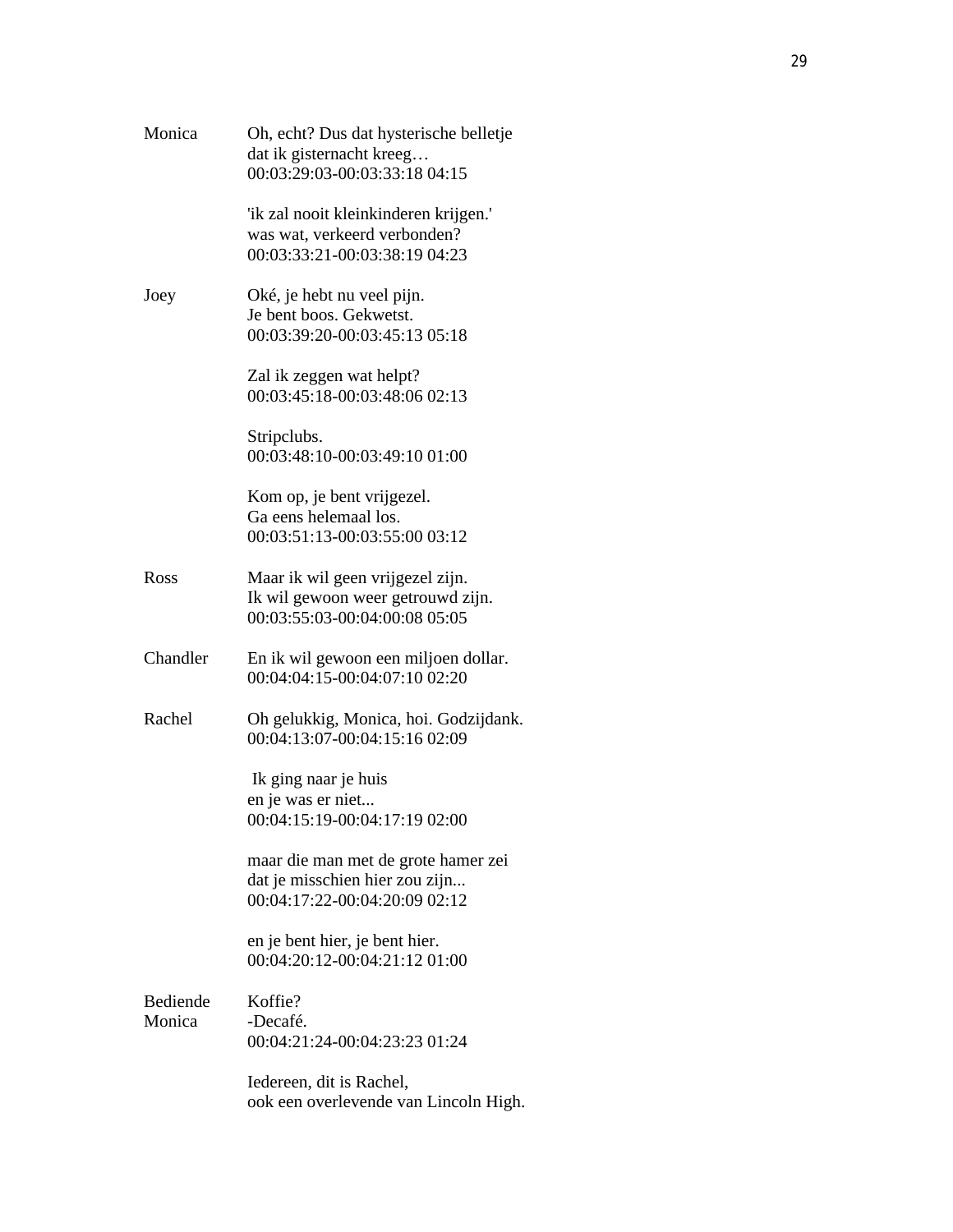| | |
|---|---|
| Monica | Oh, echt? Dus dat hysterische belletje<br>dat ik gisternacht kreeg…<br>00:03:29:03-00:03:33:18 04:15 |
| | 'ik zal nooit kleinkinderen krijgen.'<br>was wat, verkeerd verbonden?<br>00:03:33:21-00:03:38:19 04:23 |
| Joey | Oké, je hebt nu veel pijn.<br>Je bent boos. Gekwetst.<br>00:03:39:20-00:03:45:13 05:18 |
| | Zal ik zeggen wat helpt?<br>00:03:45:18-00:03:48:06 02:13 |
| | Stripclubs.<br>00:03:48:10-00:03:49:10 01:00 |
| | Kom op, je bent vrijgezel.<br>Ga eens helemaal los.<br>00:03:51:13-00:03:55:00 03:12 |
| Ross | Maar ik wil geen vrijgezel zijn.<br>Ik wil gewoon weer getrouwd zijn.<br>00:03:55:03-00:04:00:08 05:05 |
| Chandler | En ik wil gewoon een miljoen dollar.<br>00:04:04:15-00:04:07:10 02:20 |
| Rachel | Oh gelukkig, Monica, hoi. Godzijdank.<br>00:04:13:07-00:04:15:16 02:09 |
| | Ik ging naar je huis<br>en je was er niet...<br>00:04:15:19-00:04:17:19 02:00 |
| | maar die man met de grote hamer zei<br>dat je misschien hier zou zijn...<br>00:04:17:22-00:04:20:09 02:12 |
| | en je bent hier, je bent hier.<br>00:04:20:12-00:04:21:12 01:00 |
| Bediende<br>Monica | Koffie?<br>-Decafé.<br>00:04:21:24-00:04:23:23 01:24 |
| | Iedereen, dit is Rachel,<br>ook een overlevende van Lincoln High. |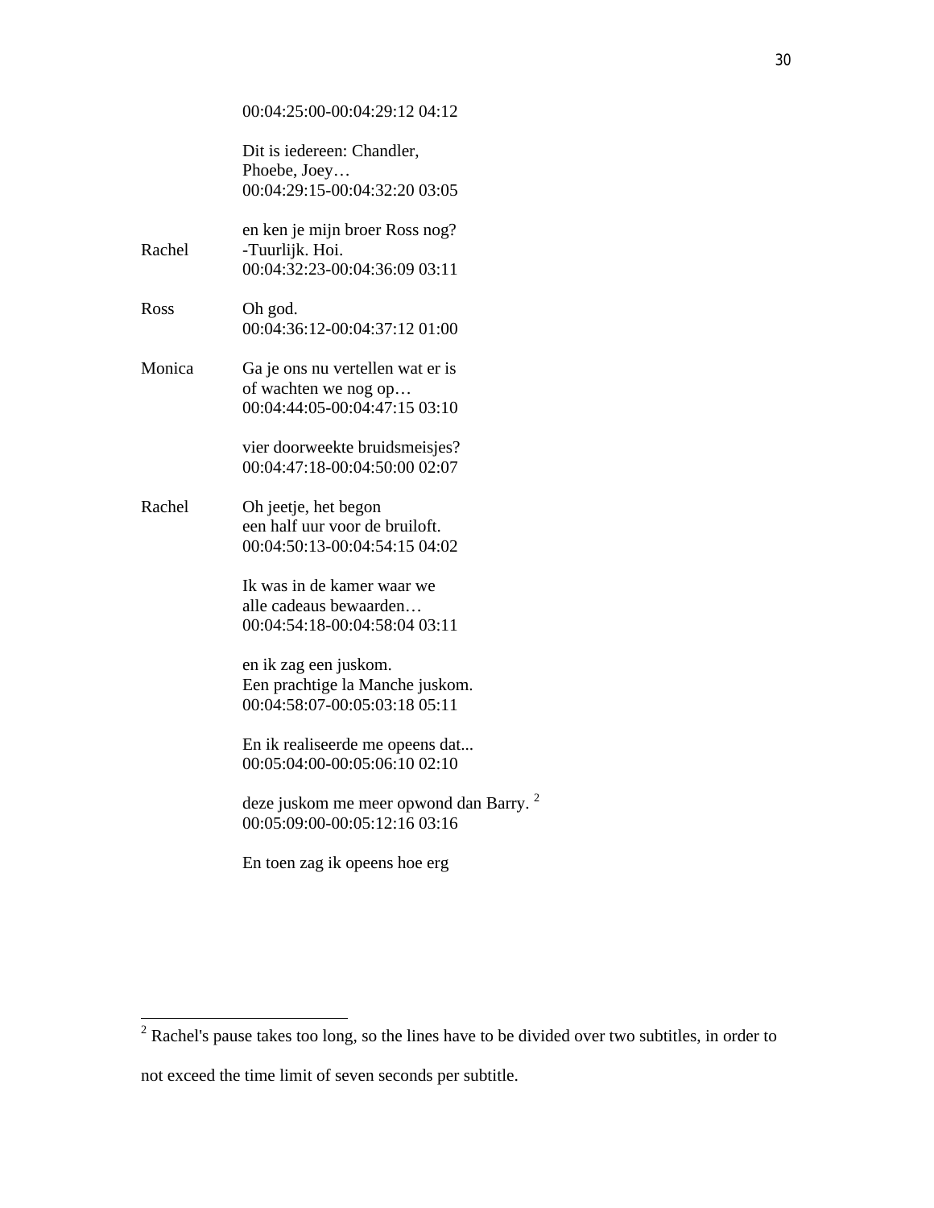00:04:25:00-00:04:29:12 04:12

Dit is iedereen: Chandler,  
Phoebe, Joey…  
00:04:29:15-00:04:32:20 03:05

en ken je mijn broer Ross nog?  
Rachel -Tuurlijk. Hoi.  
00:04:32:23-00:04:36:09 03:11

Ross Oh god.  
00:04:36:12-00:04:37:12 01:00

Monica Ga je ons nu vertellen wat er is  
of wachten we nog op…  
00:04:44:05-00:04:47:15 03:10

vier doorweekte bruidsmeisjes?  
00:04:47:18-00:04:50:00 02:07

Rachel Oh jeetje, het begon  
een half uur voor de bruiloft.  
00:04:50:13-00:04:54:15 04:02

Ik was in de kamer waar we  
alle cadeaus bewaarden…  
00:04:54:18-00:04:58:04 03:11

en ik zag een juskom.  
Een prachtige la Manche juskom.  
00:04:58:07-00:05:03:18 05:11

En ik realiseerde me opeens dat...  
00:05:04:00-00:05:06:10 02:10

deze juskom me meer opwond dan Barry. [2]  
00:05:09:00-00:05:12:16 03:16

En toen zag ik opeens hoe erg

---

[2] Rachel's pause takes too long, so the lines have to be divided over two subtitles, in order to not exceed the time limit of seven seconds per subtitle.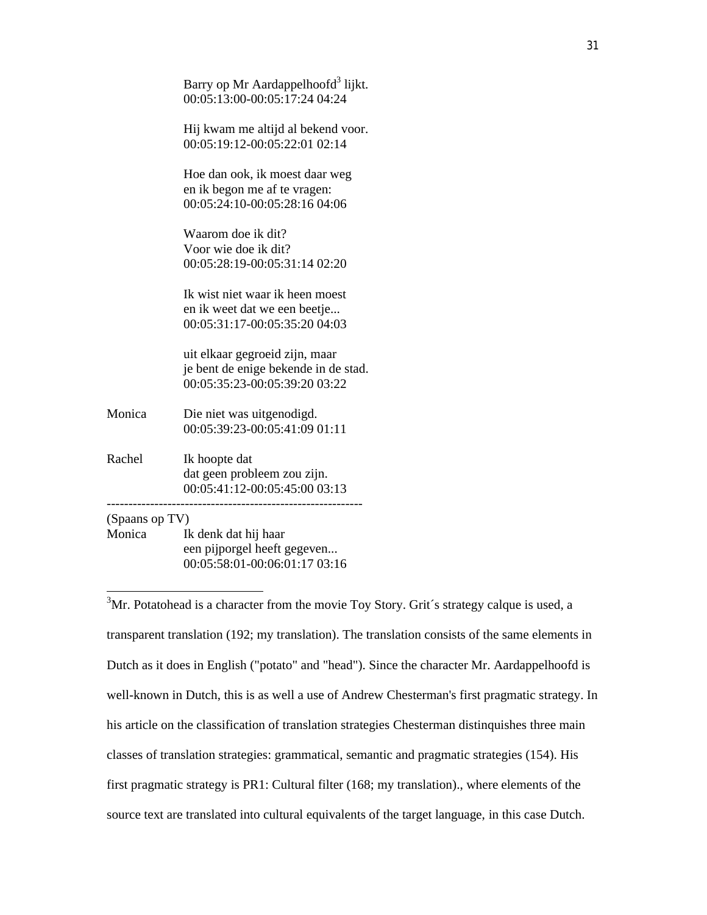Barry op Mr Aardappelhoofd[3] lijkt.
00:05:13:00-00:05:17:24 04:24

Hij kwam me altijd al bekend voor.
00:05:19:12-00:05:22:01 02:14

Hoe dan ook, ik moest daar weg
en ik begon me af te vragen:
00:05:24:10-00:05:28:16 04:06

Waarom doe ik dit?
Voor wie doe ik dit?
00:05:28:19-00:05:31:14 02:20

Ik wist niet waar ik heen moest
en ik weet dat we een beetje...
00:05:31:17-00:05:35:20 04:03

uit elkaar gegroeid zijn, maar
je bent de enige bekende in de stad.
00:05:35:23-00:05:39:20 03:22

Monica — Die niet was uitgenodigd.
00:05:39:23-00:05:41:09 01:11

Rachel — Ik hoopte dat
dat geen probleem zou zijn.
00:05:41:12-00:05:45:00 03:13

-----------------------------------------------------------

(Spaans op TV)

Monica — Ik denk dat hij haar
een pijporgel heeft gegeven...
00:05:58:01-00:06:01:17 03:16

---

[3]Mr. Potatohead is a character from the movie Toy Story. Grit´s strategy calque is used, a transparent translation (192; my translation). The translation consists of the same elements in Dutch as it does in English ("potato" and "head"). Since the character Mr. Aardappelhoofd is well-known in Dutch, this is as well a use of Andrew Chesterman's first pragmatic strategy. In his article on the classification of translation strategies Chesterman distinquishes three main classes of translation strategies: grammatical, semantic and pragmatic strategies (154). His first pragmatic strategy is PR1: Cultural filter (168; my translation)., where elements of the source text are translated into cultural equivalents of the target language, in this case Dutch.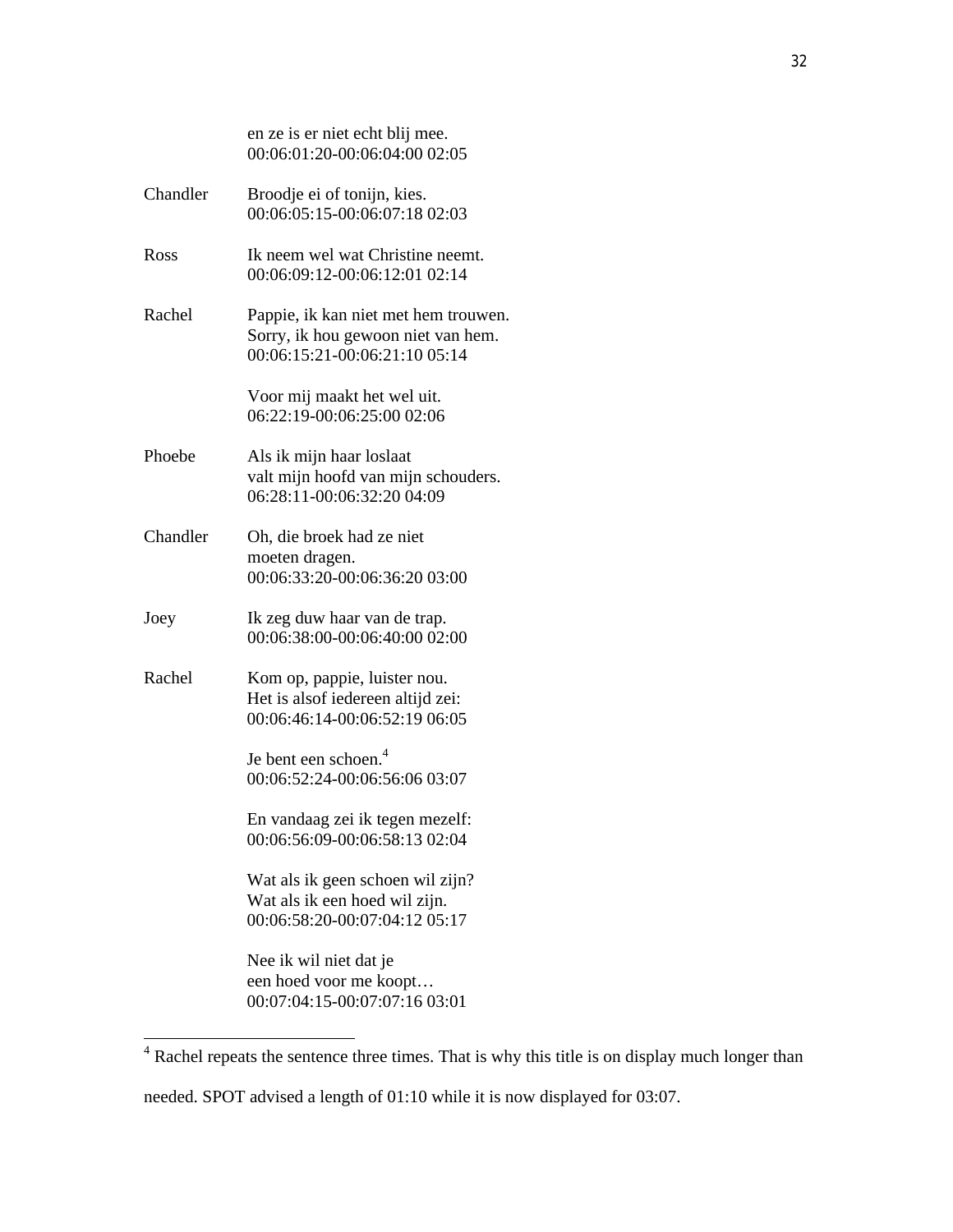|  | en ze is er niet echt blij mee.<br>00:06:01:20-00:06:04:00 02:05 |
|---|---|
| Chandler | Broodje ei of tonijn, kies.<br>00:06:05:15-00:06:07:18 02:03 |
| Ross | Ik neem wel wat Christine neemt.<br>00:06:09:12-00:06:12:01 02:14 |
| Rachel | Pappie, ik kan niet met hem trouwen.<br>Sorry, ik hou gewoon niet van hem.<br>00:06:15:21-00:06:21:10 05:14 |
|  | Voor mij maakt het wel uit.<br>06:22:19-00:06:25:00 02:06 |
| Phoebe | Als ik mijn haar loslaat<br>valt mijn hoofd van mijn schouders.<br>06:28:11-00:06:32:20 04:09 |
| Chandler | Oh, die broek had ze niet<br>moeten dragen.<br>00:06:33:20-00:06:36:20 03:00 |
| Joey | Ik zeg duw haar van de trap.<br>00:06:38:00-00:06:40:00 02:00 |
| Rachel | Kom op, pappie, luister nou.<br>Het is alsof iedereen altijd zei:<br>00:06:46:14-00:06:52:19 06:05 |
|  | Je bent een schoen.[4]<br>00:06:52:24-00:06:56:06 03:07 |
|  | En vandaag zei ik tegen mezelf:<br>00:06:56:09-00:06:58:13 02:04 |
|  | Wat als ik geen schoen wil zijn?<br>Wat als ik een hoed wil zijn.<br>00:06:58:20-00:07:04:12 05:17 |
|  | Nee ik wil niet dat je<br>een hoed voor me koopt…<br>00:07:04:15-00:07:07:16 03:01 |

[4] Rachel repeats the sentence three times. That is why this title is on display much longer than needed. SPOT advised a length of 01:10 while it is now displayed for 03:07.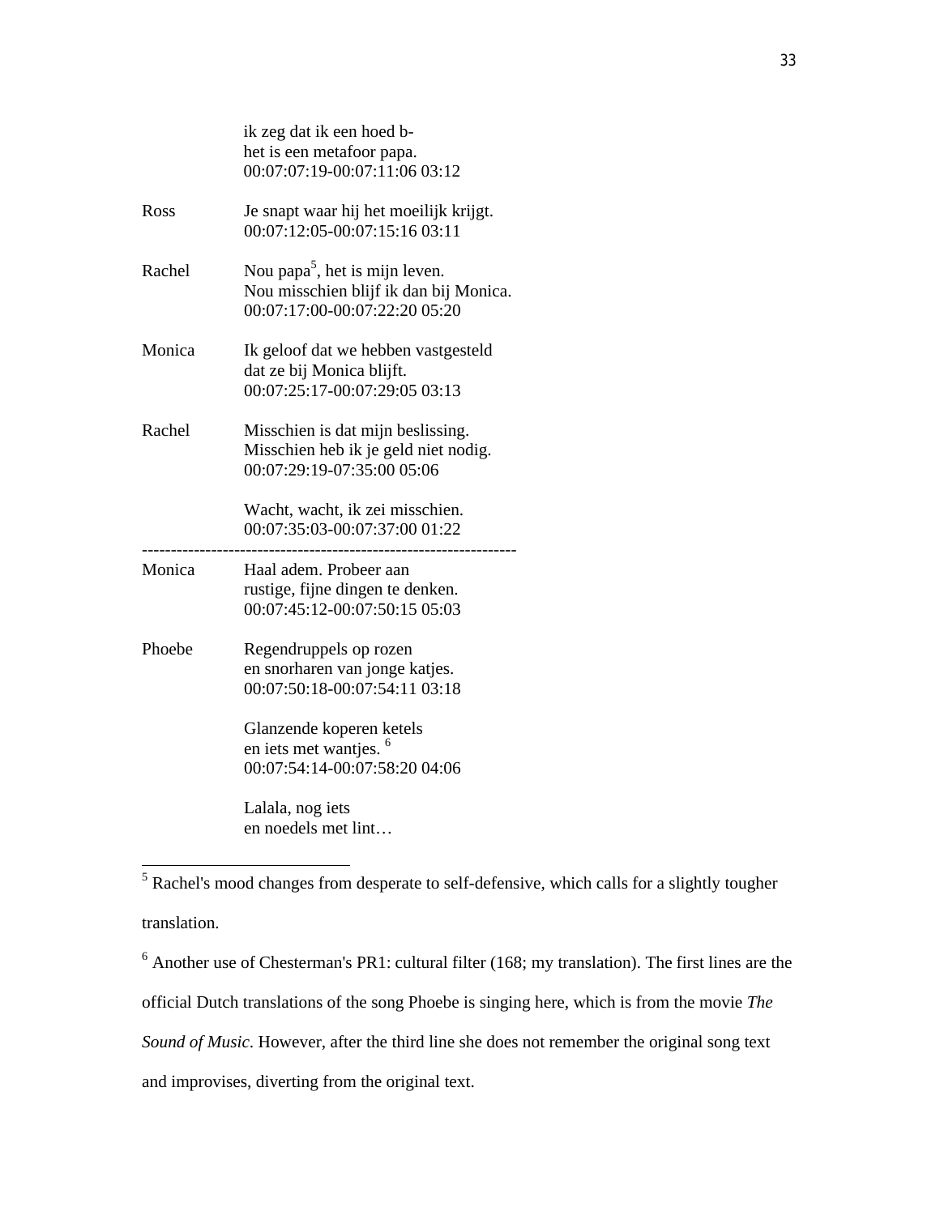| | |
|---|---|
| | ik zeg dat ik een hoed b-<br>het is een metafoor papa.<br>00:07:07:19-00:07:11:06 03:12 |
| Ross | Je snapt waar hij het moeilijk krijgt.<br>00:07:12:05-00:07:15:16 03:11 |
| Rachel | Nou papa[5], het is mijn leven.<br>Nou misschien blijf ik dan bij Monica.<br>00:07:17:00-00:07:22:20 05:20 |
| Monica | Ik geloof dat we hebben vastgesteld<br>dat ze bij Monica blijft.<br>00:07:25:17-00:07:29:05 03:13 |
| Rachel | Misschien is dat mijn beslissing.<br>Misschien heb ik je geld niet nodig.<br>00:07:29:19-07:35:00 05:06 |
| | Wacht, wacht, ik zei misschien.<br>00:07:35:03-00:07:37:00 01:22 |

-----------------------------------------------------------------

| | |
|---|---|
| Monica | Haal adem. Probeer aan<br>rustige, fijne dingen te denken.<br>00:07:45:12-00:07:50:15 05:03 |
| Phoebe | Regendruppels op rozen<br>en snorharen van jonge katjes.<br>00:07:50:18-00:07:54:11 03:18 |
| | Glanzende koperen ketels<br>en iets met wantjes. [6]<br>00:07:54:14-00:07:58:20 04:06 |
| | Lalala, nog iets<br>en noedels met lint… |

---

[5] Rachel's mood changes from desperate to self-defensive, which calls for a slightly tougher translation.

[6] Another use of Chesterman's PR1: cultural filter (168; my translation). The first lines are the official Dutch translations of the song Phoebe is singing here, which is from the movie *The Sound of Music*. However, after the third line she does not remember the original song text and improvises, diverting from the original text.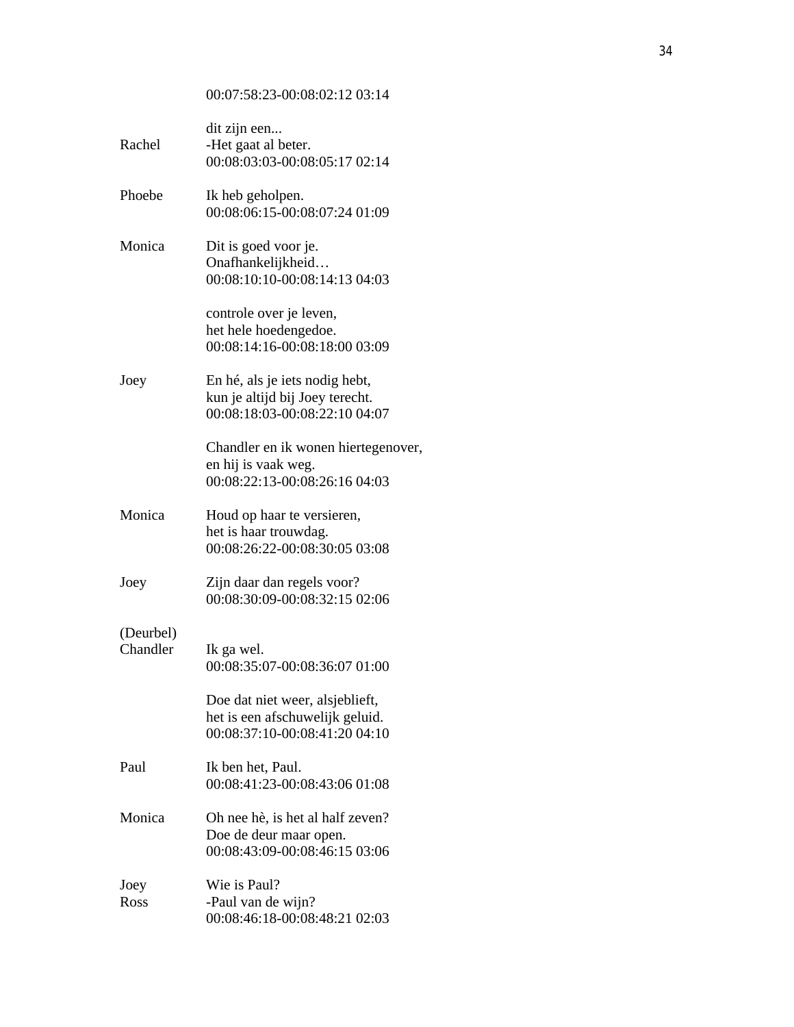00:07:58:23-00:08:02:12 03:14

dit zijn een...
Rachel -Het gaat al beter.
00:08:03:03-00:08:05:17 02:14

Phoebe Ik heb geholpen.
00:08:06:15-00:08:07:24 01:09

Monica Dit is goed voor je.
Onafhankelijkheid…
00:08:10:10-00:08:14:13 04:03

controle over je leven,
het hele hoedengedoe.
00:08:14:16-00:08:18:00 03:09

Joey En hé, als je iets nodig hebt,
kun je altijd bij Joey terecht.
00:08:18:03-00:08:22:10 04:07

Chandler en ik wonen hiertegenover,
en hij is vaak weg.
00:08:22:13-00:08:26:16 04:03

Monica Houd op haar te versieren,
het is haar trouwdag.
00:08:26:22-00:08:30:05 03:08

Joey Zijn daar dan regels voor?
00:08:30:09-00:08:32:15 02:06

(Deurbel)
Chandler Ik ga wel.
00:08:35:07-00:08:36:07 01:00

Doe dat niet weer, alsjeblieft,
het is een afschuwelijk geluid.
00:08:37:10-00:08:41:20 04:10

Paul Ik ben het, Paul.
00:08:41:23-00:08:43:06 01:08

Monica Oh nee hè, is het al half zeven?
Doe de deur maar open.
00:08:43:09-00:08:46:15 03:06

Joey Wie is Paul?
Ross -Paul van de wijn?
00:08:46:18-00:08:48:21 02:03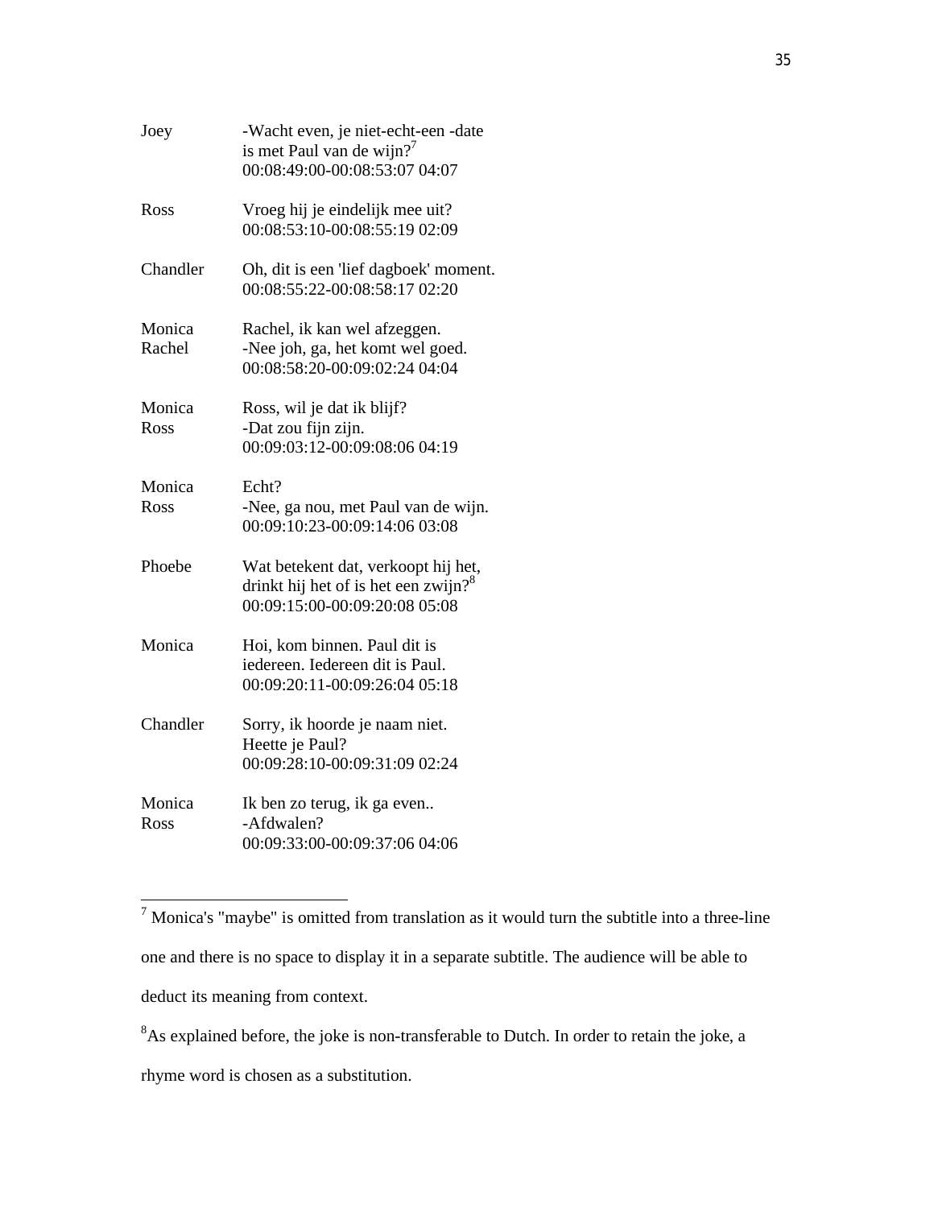| | |
|---|---|
| Joey | -Wacht even, je niet-echt-een -date<br>is met Paul van de wijn?[7]<br>00:08:49:00-00:08:53:07 04:07 |
| Ross | Vroeg hij je eindelijk mee uit?<br>00:08:53:10-00:08:55:19 02:09 |
| Chandler | Oh, dit is een 'lief dagboek' moment.<br>00:08:55:22-00:08:58:17 02:20 |
| Monica<br>Rachel | Rachel, ik kan wel afzeggen.<br>-Nee joh, ga, het komt wel goed.<br>00:08:58:20-00:09:02:24 04:04 |
| Monica<br>Ross | Ross, wil je dat ik blijf?<br>-Dat zou fijn zijn.<br>00:09:03:12-00:09:08:06 04:19 |
| Monica<br>Ross | Echt?<br>-Nee, ga nou, met Paul van de wijn.<br>00:09:10:23-00:09:14:06 03:08 |
| Phoebe | Wat betekent dat, verkoopt hij het,<br>drinkt hij het of is het een zwijn?[8]<br>00:09:15:00-00:09:20:08 05:08 |
| Monica | Hoi, kom binnen. Paul dit is<br>iedereen. Iedereen dit is Paul.<br>00:09:20:11-00:09:26:04 05:18 |
| Chandler | Sorry, ik hoorde je naam niet.<br>Heette je Paul?<br>00:09:28:10-00:09:31:09 02:24 |
| Monica<br>Ross | Ik ben zo terug, ik ga even..<br>-Afdwalen?<br>00:09:33:00-00:09:37:06 04:06 |

---

[7] Monica's "maybe" is omitted from translation as it would turn the subtitle into a three-line one and there is no space to display it in a separate subtitle. The audience will be able to deduct its meaning from context.

[8] As explained before, the joke is non-transferable to Dutch. In order to retain the joke, a rhyme word is chosen as a substitution.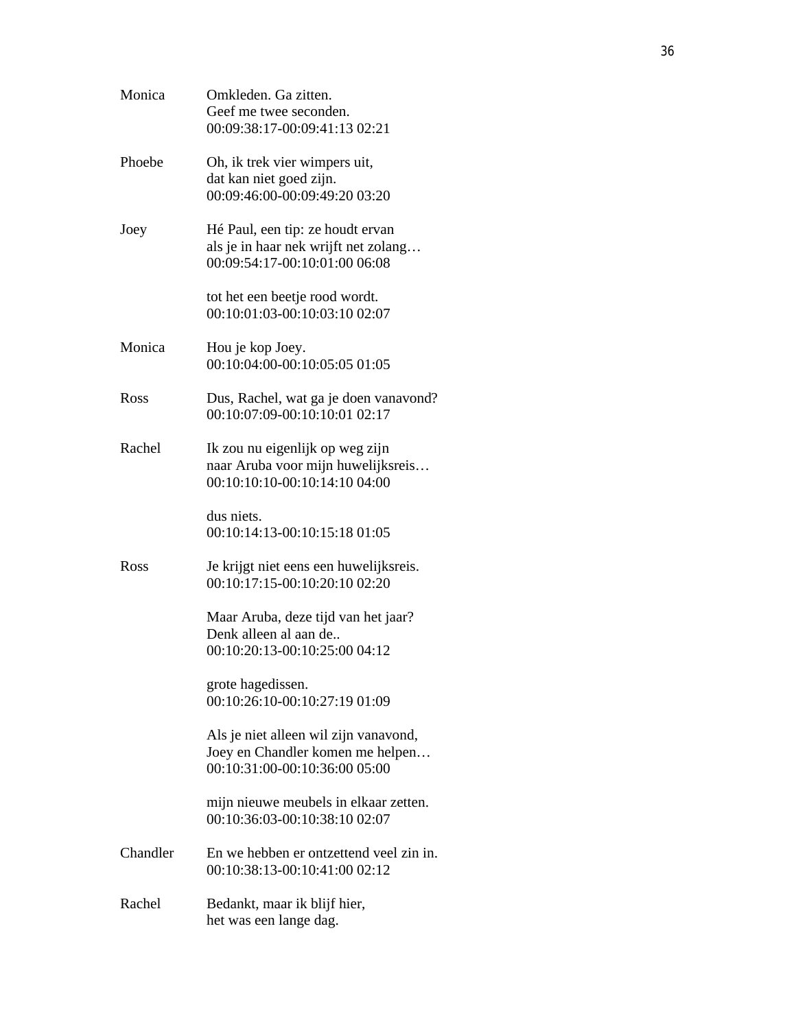Monica Omkleden. Ga zitten.
Geef me twee seconden.
00:09:38:17-00:09:41:13 02:21

Phoebe Oh, ik trek vier wimpers uit,
dat kan niet goed zijn.
00:09:46:00-00:09:49:20 03:20

Joey Hé Paul, een tip: ze houdt ervan
als je in haar nek wrijft net zolang…
00:09:54:17-00:10:01:00 06:08

tot het een beetje rood wordt.
00:10:01:03-00:10:03:10 02:07

Monica Hou je kop Joey.
00:10:04:00-00:10:05:05 01:05

Ross Dus, Rachel, wat ga je doen vanavond?
00:10:07:09-00:10:10:01 02:17

Rachel Ik zou nu eigenlijk op weg zijn
naar Aruba voor mijn huwelijksreis…
00:10:10:10-00:10:14:10 04:00

dus niets.
00:10:14:13-00:10:15:18 01:05

Ross Je krijgt niet eens een huwelijksreis.
00:10:17:15-00:10:20:10 02:20

Maar Aruba, deze tijd van het jaar?
Denk alleen al aan de..
00:10:20:13-00:10:25:00 04:12

grote hagedissen.
00:10:26:10-00:10:27:19 01:09

Als je niet alleen wil zijn vanavond,
Joey en Chandler komen me helpen…
00:10:31:00-00:10:36:00 05:00

mijn nieuwe meubels in elkaar zetten.
00:10:36:03-00:10:38:10 02:07

Chandler En we hebben er ontzettend veel zin in.
00:10:38:13-00:10:41:00 02:12

Rachel Bedankt, maar ik blijf hier,
het was een lange dag.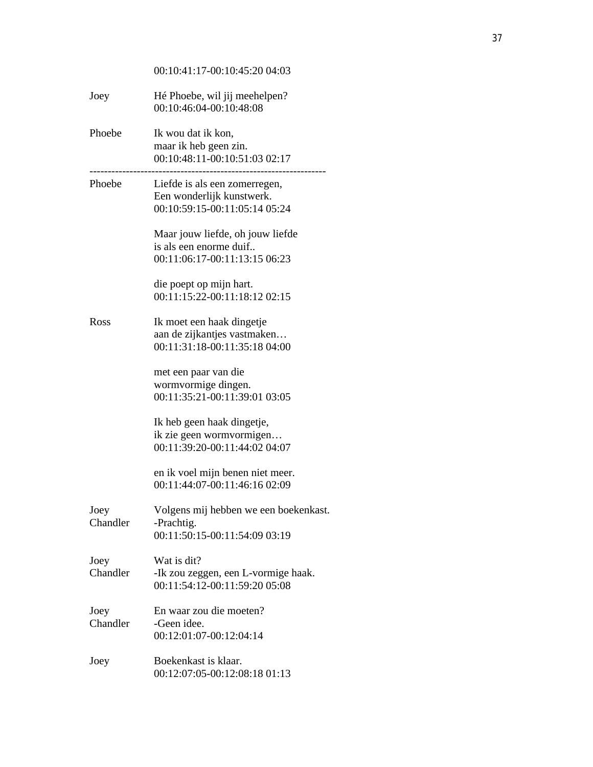00:10:41:17-00:10:45:20 04:03

| | |
|---|---|
| Joey | Hé Phoebe, wil jij meehelpen?<br>00:10:46:04-00:10:48:08 |
| Phoebe | Ik wou dat ik kon,<br>maar ik heb geen zin.<br>00:10:48:11-00:10:51:03 02:17 |

---

| | |
|---|---|
| Phoebe | Liefde is als een zomerregen,<br>Een wonderlijk kunstwerk.<br>00:10:59:15-00:11:05:14 05:24 |
| | Maar jouw liefde, oh jouw liefde<br>is als een enorme duif..<br>00:11:06:17-00:11:13:15 06:23 |
| | die poept op mijn hart.<br>00:11:15:22-00:11:18:12 02:15 |
| Ross | Ik moet een haak dingetje<br>aan de zijkantjes vastmaken…<br>00:11:31:18-00:11:35:18 04:00 |
| | met een paar van die<br>wormvormige dingen.<br>00:11:35:21-00:11:39:01 03:05 |
| | Ik heb geen haak dingetje,<br>ik zie geen wormvormigen…<br>00:11:39:20-00:11:44:02 04:07 |
| | en ik voel mijn benen niet meer.<br>00:11:44:07-00:11:46:16 02:09 |
| Joey<br>Chandler | Volgens mij hebben we een boekenkast.<br>-Prachtig.<br>00:11:50:15-00:11:54:09 03:19 |
| Joey<br>Chandler | Wat is dit?<br>-Ik zou zeggen, een L-vormige haak.<br>00:11:54:12-00:11:59:20 05:08 |
| Joey<br>Chandler | En waar zou die moeten?<br>-Geen idee.<br>00:12:01:07-00:12:04:14 |
| Joey | Boekenkast is klaar.<br>00:12:07:05-00:12:08:18 01:13 |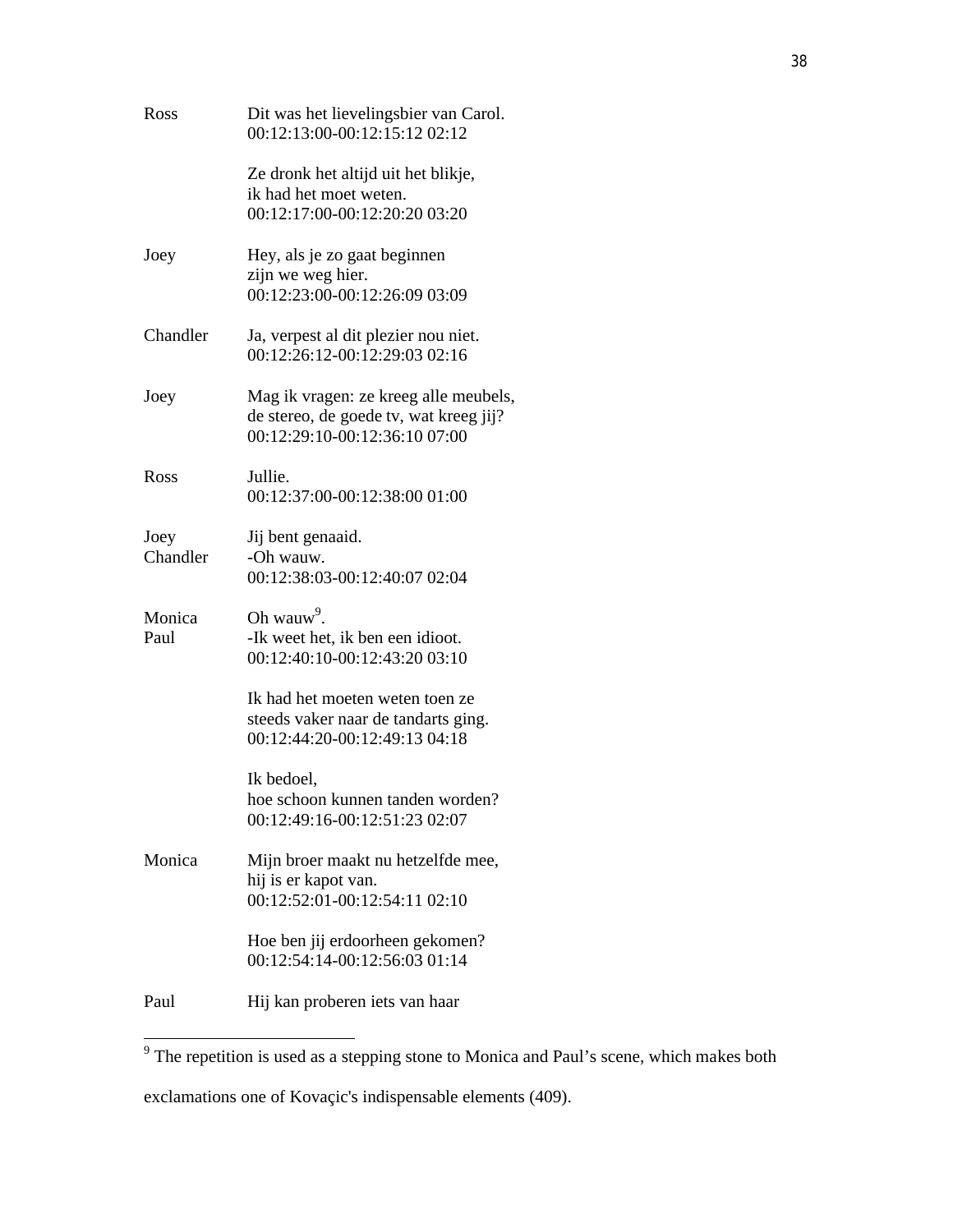Ross Dit was het lievelingsbier van Carol.
00:12:13:00-00:12:15:12 02:12

Ze dronk het altijd uit het blikje,
ik had het moet weten.
00:12:17:00-00:12:20:20 03:20

Joey Hey, als je zo gaat beginnen
zijn we weg hier.
00:12:23:00-00:12:26:09 03:09

Chandler Ja, verpest al dit plezier nou niet.
00:12:26:12-00:12:29:03 02:16

Joey Mag ik vragen: ze kreeg alle meubels,
de stereo, de goede tv, wat kreeg jij?
00:12:29:10-00:12:36:10 07:00

Ross Jullie.
00:12:37:00-00:12:38:00 01:00

Joey Jij bent genaaid.
Chandler -Oh wauw.
00:12:38:03-00:12:40:07 02:04

Monica Oh wauw[9].
Paul -Ik weet het, ik ben een idioot.
00:12:40:10-00:12:43:20 03:10

Ik had het moeten weten toen ze
steeds vaker naar de tandarts ging.
00:12:44:20-00:12:49:13 04:18

Ik bedoel,
hoe schoon kunnen tanden worden?
00:12:49:16-00:12:51:23 02:07

Monica Mijn broer maakt nu hetzelfde mee,
hij is er kapot van.
00:12:52:01-00:12:54:11 02:10

Hoe ben jij erdoorheen gekomen?
00:12:54:14-00:12:56:03 01:14

Paul Hij kan proberen iets van haar

---

[9] The repetition is used as a stepping stone to Monica and Paul's scene, which makes both exclamations one of Kovaçic's indispensable elements (409).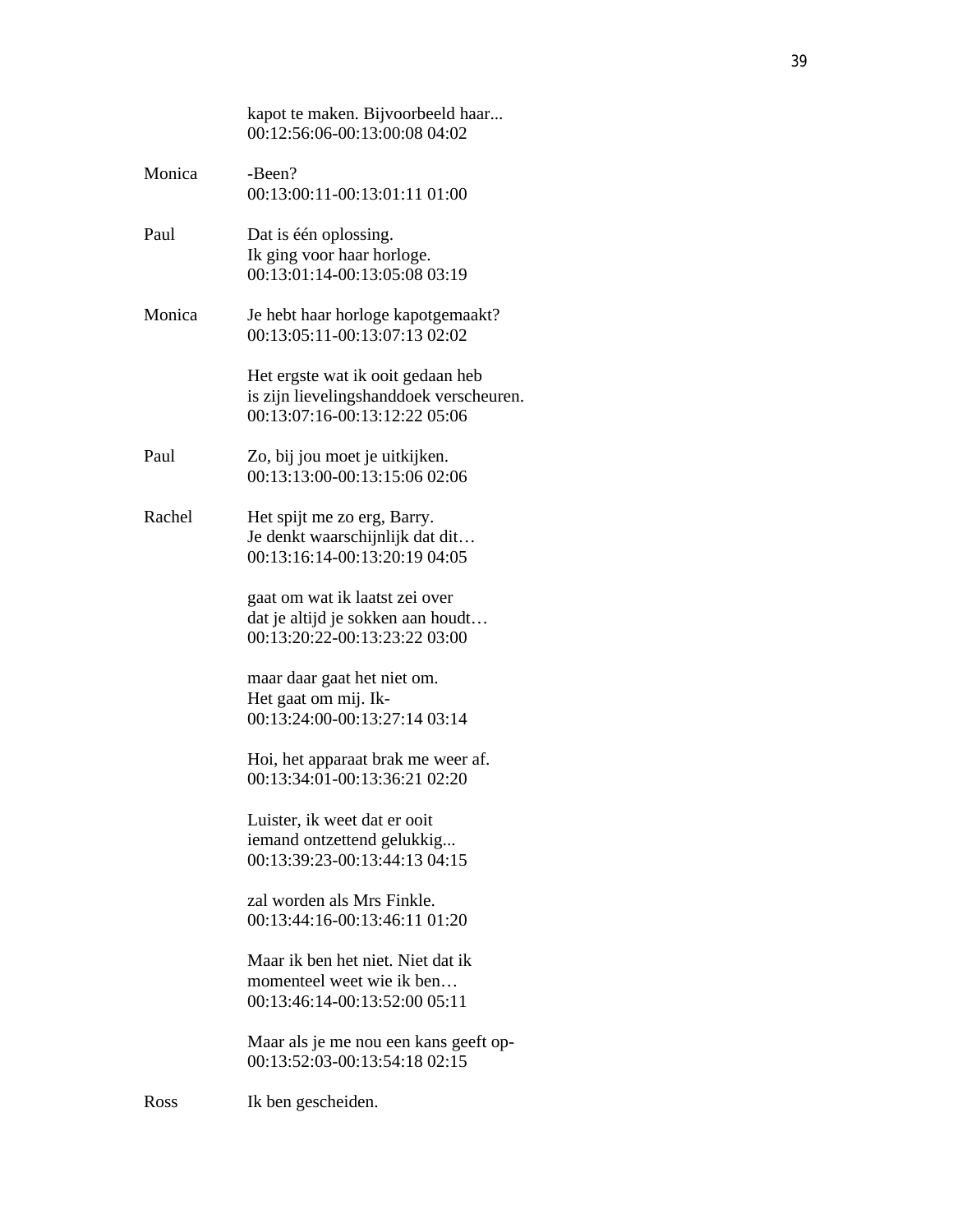kapot te maken. Bijvoorbeeld haar...
00:12:56:06-00:13:00:08 04:02

Monica	-Been?
00:13:00:11-00:13:01:11 01:00

Paul	Dat is één oplossing.
Ik ging voor haar horloge.
00:13:01:14-00:13:05:08 03:19

Monica	Je hebt haar horloge kapotgemaakt?
00:13:05:11-00:13:07:13 02:02

Het ergste wat ik ooit gedaan heb
is zijn lievelingshanddoek verscheuren.
00:13:07:16-00:13:12:22 05:06

Paul	Zo, bij jou moet je uitkijken.
00:13:13:00-00:13:15:06 02:06

Rachel	Het spijt me zo erg, Barry.
Je denkt waarschijnlijk dat dit…
00:13:16:14-00:13:20:19 04:05

gaat om wat ik laatst zei over
dat je altijd je sokken aan houdt…
00:13:20:22-00:13:23:22 03:00

maar daar gaat het niet om.
Het gaat om mij. Ik-
00:13:24:00-00:13:27:14 03:14

Hoi, het apparaat brak me weer af.
00:13:34:01-00:13:36:21 02:20

Luister, ik weet dat er ooit
iemand ontzettend gelukkig...
00:13:39:23-00:13:44:13 04:15

zal worden als Mrs Finkle.
00:13:44:16-00:13:46:11 01:20

Maar ik ben het niet. Niet dat ik
momenteel weet wie ik ben…
00:13:46:14-00:13:52:00 05:11

Maar als je me nou een kans geeft op-
00:13:52:03-00:13:54:18 02:15

Ross	Ik ben gescheiden.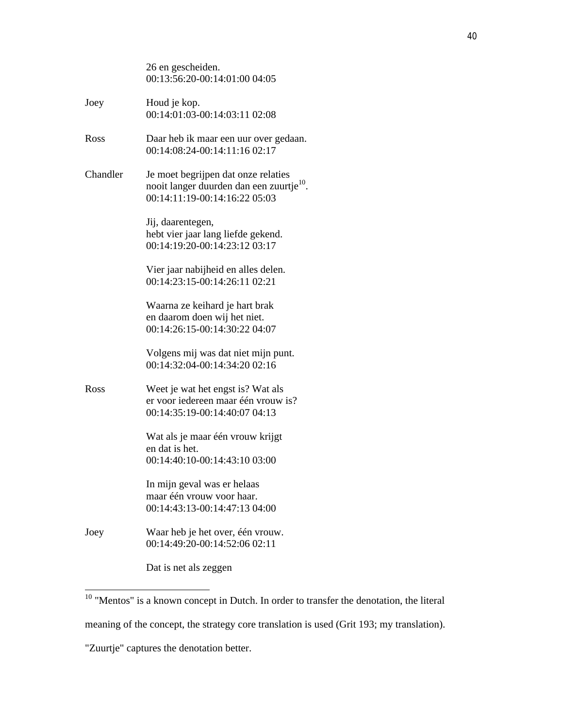26 en gescheiden.
00:13:56:20-00:14:01:00 04:05

Joey Houd je kop.
00:14:01:03-00:14:03:11 02:08

Ross Daar heb ik maar een uur over gedaan.
00:14:08:24-00:14:11:16 02:17

Chandler Je moet begrijpen dat onze relaties
nooit langer duurden dan een zuurtje[10].
00:14:11:19-00:14:16:22 05:03

Jij, daarentegen,
hebt vier jaar lang liefde gekend.
00:14:19:20-00:14:23:12 03:17

Vier jaar nabijheid en alles delen.
00:14:23:15-00:14:26:11 02:21

Waarna ze keihard je hart brak
en daarom doen wij het niet.
00:14:26:15-00:14:30:22 04:07

Volgens mij was dat niet mijn punt.
00:14:32:04-00:14:34:20 02:16

Ross Weet je wat het engst is? Wat als
er voor iedereen maar één vrouw is?
00:14:35:19-00:14:40:07 04:13

Wat als je maar één vrouw krijgt
en dat is het.
00:14:40:10-00:14:43:10 03:00

In mijn geval was er helaas
maar één vrouw voor haar.
00:14:43:13-00:14:47:13 04:00

Joey Waar heb je het over, één vrouw.
00:14:49:20-00:14:52:06 02:11

Dat is net als zeggen

---

[10] "Mentos" is a known concept in Dutch. In order to transfer the denotation, the literal meaning of the concept, the strategy core translation is used (Grit 193; my translation). "Zuurtje" captures the denotation better.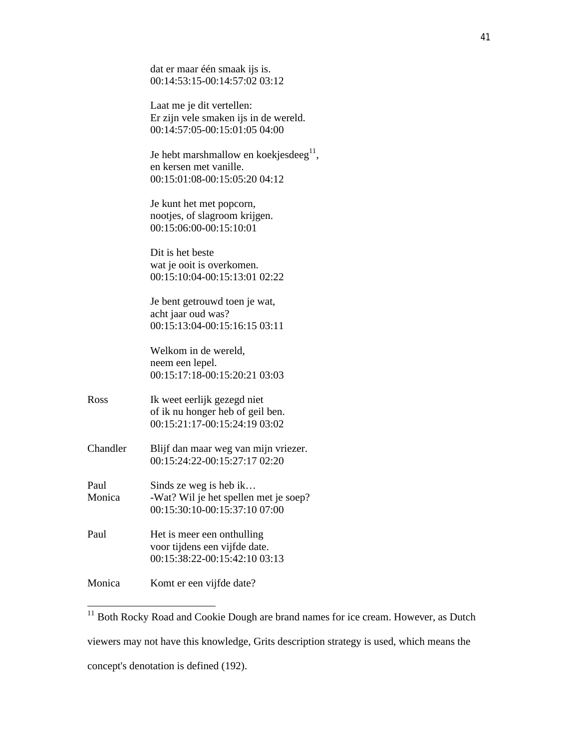dat er maar één smaak ijs is.
00:14:53:15-00:14:57:02 03:12

Laat me je dit vertellen:
Er zijn vele smaken ijs in de wereld.
00:14:57:05-00:15:01:05 04:00

Je hebt marshmallow en koekjesdeeg[11],
en kersen met vanille.
00:15:01:08-00:15:05:20 04:12

Je kunt het met popcorn,
nootjes, of slagroom krijgen.
00:15:06:00-00:15:10:01

Dit is het beste
wat je ooit is overkomen.
00:15:10:04-00:15:13:01 02:22

Je bent getrouwd toen je wat,
acht jaar oud was?
00:15:13:04-00:15:16:15 03:11

Welkom in de wereld,
neem een lepel.
00:15:17:18-00:15:20:21 03:03

| | |
|---|---|
| Ross | Ik weet eerlijk gezegd niet<br>of ik nu honger heb of geil ben.<br>00:15:21:17-00:15:24:19 03:02 |
| Chandler | Blijf dan maar weg van mijn vriezer.<br>00:15:24:22-00:15:27:17 02:20 |
| Paul<br>Monica | Sinds ze weg is heb ik…<br>-Wat? Wil je het spellen met je soep?<br>00:15:30:10-00:15:37:10 07:00 |
| Paul | Het is meer een onthulling<br>voor tijdens een vijfde date.<br>00:15:38:22-00:15:42:10 03:13 |
| Monica | Komt er een vijfde date? |

---

[11] Both Rocky Road and Cookie Dough are brand names for ice cream. However, as Dutch viewers may not have this knowledge, Grits description strategy is used, which means the concept's denotation is defined (192).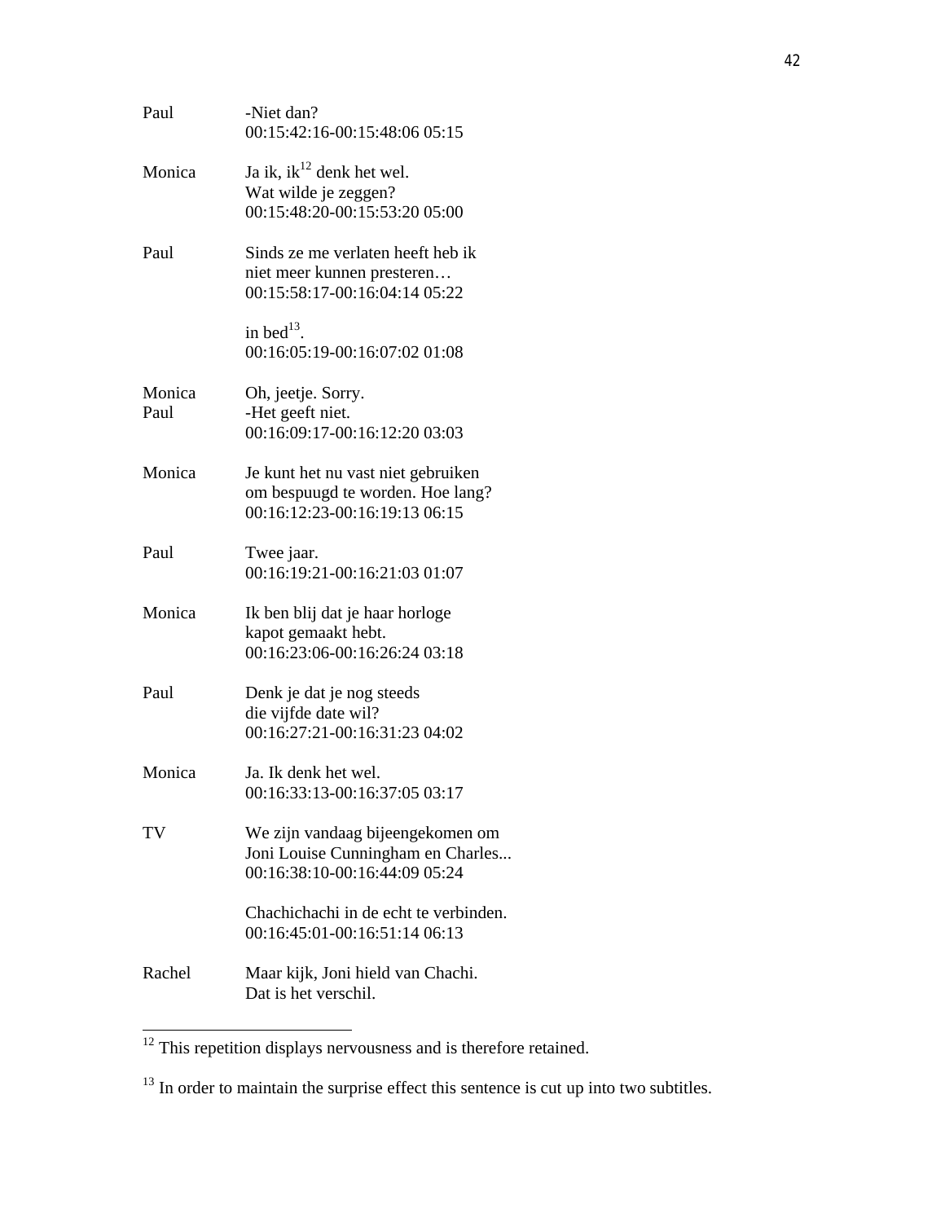Paul -Niet dan?
00:15:42:16-00:15:48:06 05:15

Monica Ja ik, ik[12] denk het wel.
Wat wilde je zeggen?
00:15:48:20-00:15:53:20 05:00

Paul Sinds ze me verlaten heeft heb ik
niet meer kunnen presteren…
00:15:58:17-00:16:04:14 05:22

in bed[13].
00:16:05:19-00:16:07:02 01:08

Monica Oh, jeetje. Sorry.
Paul -Het geeft niet.
00:16:09:17-00:16:12:20 03:03

Monica Je kunt het nu vast niet gebruiken
om bespuugd te worden. Hoe lang?
00:16:12:23-00:16:19:13 06:15

Paul Twee jaar.
00:16:19:21-00:16:21:03 01:07

Monica Ik ben blij dat je haar horloge
kapot gemaakt hebt.
00:16:23:06-00:16:26:24 03:18

Paul Denk je dat je nog steeds
die vijfde date wil?
00:16:27:21-00:16:31:23 04:02

Monica Ja. Ik denk het wel.
00:16:33:13-00:16:37:05 03:17

TV We zijn vandaag bijeengekomen om
Joni Louise Cunningham en Charles...
00:16:38:10-00:16:44:09 05:24

Chachichachi in de echt te verbinden.
00:16:45:01-00:16:51:14 06:13

Rachel Maar kijk, Joni hield van Chachi.
Dat is het verschil.

---

[12] This repetition displays nervousness and is therefore retained.

[13] In order to maintain the surprise effect this sentence is cut up into two subtitles.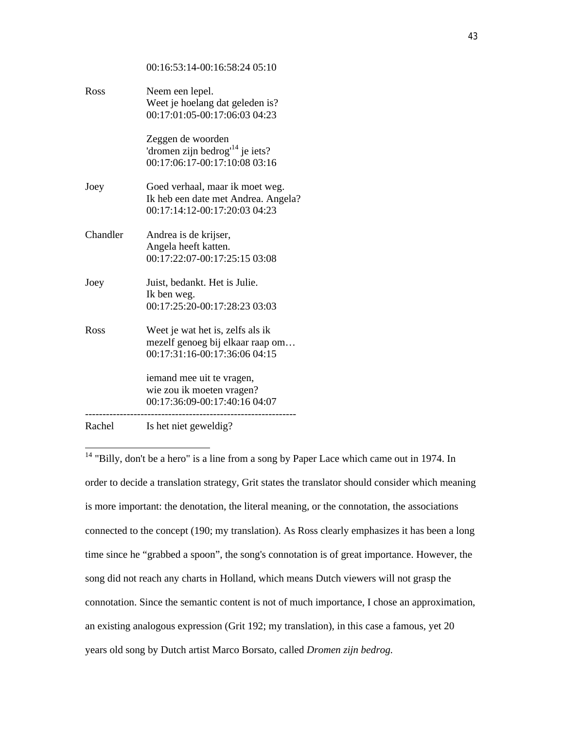00:16:53:14-00:16:58:24 05:10

Ross Neem een lepel.
Weet je hoelang dat geleden is?
00:17:01:05-00:17:06:03 04:23

Zeggen de woorden
'dromen zijn bedrog'[14] je iets?
00:17:06:17-00:17:10:08 03:16

Joey Goed verhaal, maar ik moet weg.
Ik heb een date met Andrea. Angela?
00:17:14:12-00:17:20:03 04:23

Chandler Andrea is de krijser,
Angela heeft katten.
00:17:22:07-00:17:25:15 03:08

Joey Juist, bedankt. Het is Julie.
Ik ben weg.
00:17:25:20-00:17:28:23 03:03

Ross Weet je wat het is, zelfs als ik
mezelf genoeg bij elkaar raap om…
00:17:31:16-00:17:36:06 04:15

iemand mee uit te vragen,
wie zou ik moeten vragen?
00:17:36:09-00:17:40:16 04:07

------------------------------------------------------------

Rachel Is het niet geweldig?

---

[14] "Billy, don't be a hero" is a line from a song by Paper Lace which came out in 1974. In order to decide a translation strategy, Grit states the translator should consider which meaning is more important: the denotation, the literal meaning, or the connotation, the associations connected to the concept (190; my translation). As Ross clearly emphasizes it has been a long time since he "grabbed a spoon", the song's connotation is of great importance. However, the song did not reach any charts in Holland, which means Dutch viewers will not grasp the connotation. Since the semantic content is not of much importance, I chose an approximation, an existing analogous expression (Grit 192; my translation), in this case a famous, yet 20 years old song by Dutch artist Marco Borsato, called *Dromen zijn bedrog.*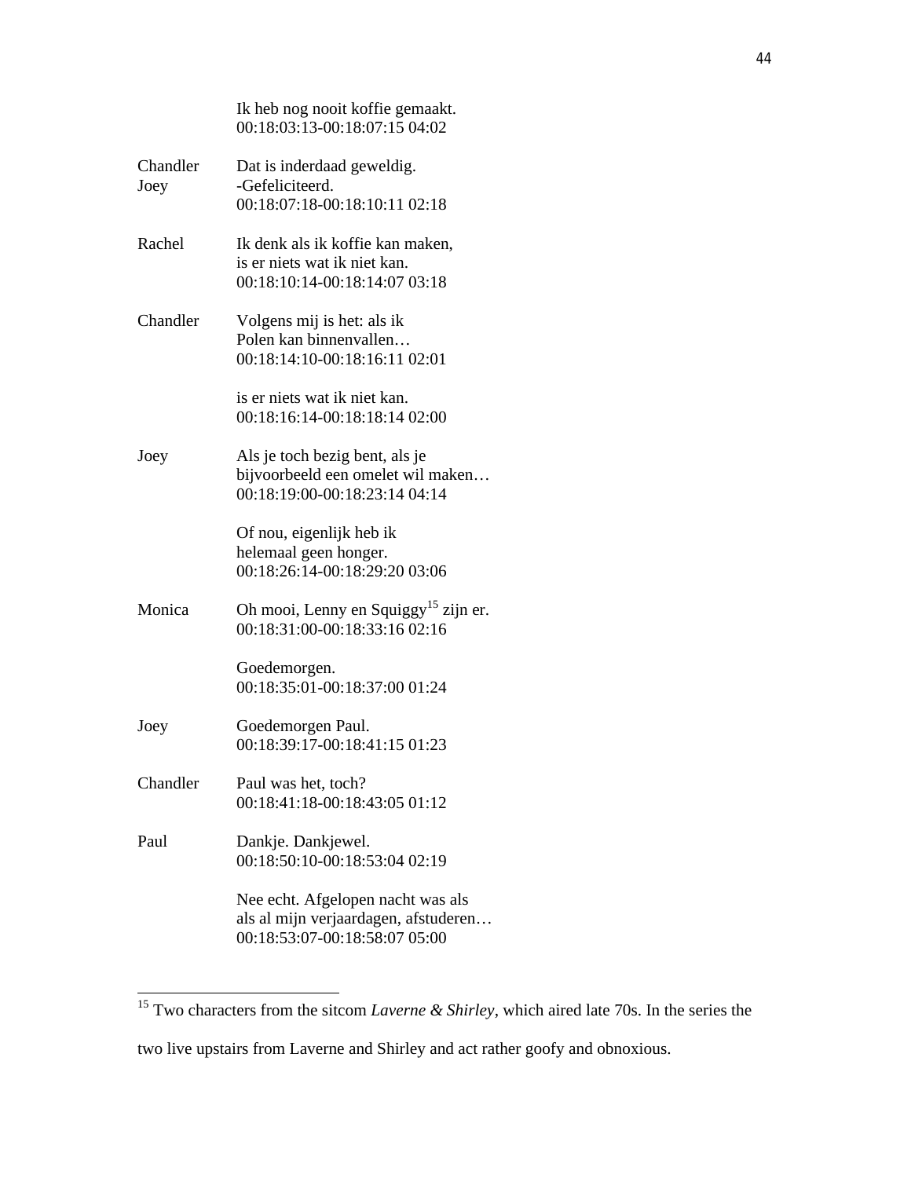|  |  |
|---|---|
|  | Ik heb nog nooit koffie gemaakt.<br>00:18:03:13-00:18:07:15 04:02 |
| Chandler<br>Joey | Dat is inderdaad geweldig.<br>-Gefeliciteerd.<br>00:18:07:18-00:18:10:11 02:18 |
| Rachel | Ik denk als ik koffie kan maken,<br>is er niets wat ik niet kan.<br>00:18:10:14-00:18:14:07 03:18 |
| Chandler | Volgens mij is het: als ik<br>Polen kan binnenvallen…<br>00:18:14:10-00:18:16:11 02:01 |
|  | is er niets wat ik niet kan.<br>00:18:16:14-00:18:18:14 02:00 |
| Joey | Als je toch bezig bent, als je<br>bijvoorbeeld een omelet wil maken…<br>00:18:19:00-00:18:23:14 04:14 |
|  | Of nou, eigenlijk heb ik<br>helemaal geen honger.<br>00:18:26:14-00:18:29:20 03:06 |
| Monica | Oh mooi, Lenny en Squiggy[15] zijn er.<br>00:18:31:00-00:18:33:16 02:16 |
|  | Goedemorgen.<br>00:18:35:01-00:18:37:00 01:24 |
| Joey | Goedemorgen Paul.<br>00:18:39:17-00:18:41:15 01:23 |
| Chandler | Paul was het, toch?<br>00:18:41:18-00:18:43:05 01:12 |
| Paul | Dankje. Dankjewel.<br>00:18:50:10-00:18:53:04 02:19 |
|  | Nee echt. Afgelopen nacht was als<br>als al mijn verjaardagen, afstuderen…<br>00:18:53:07-00:18:58:07 05:00 |

[15] Two characters from the sitcom *Laverne & Shirley*, which aired late 70s. In the series the two live upstairs from Laverne and Shirley and act rather goofy and obnoxious.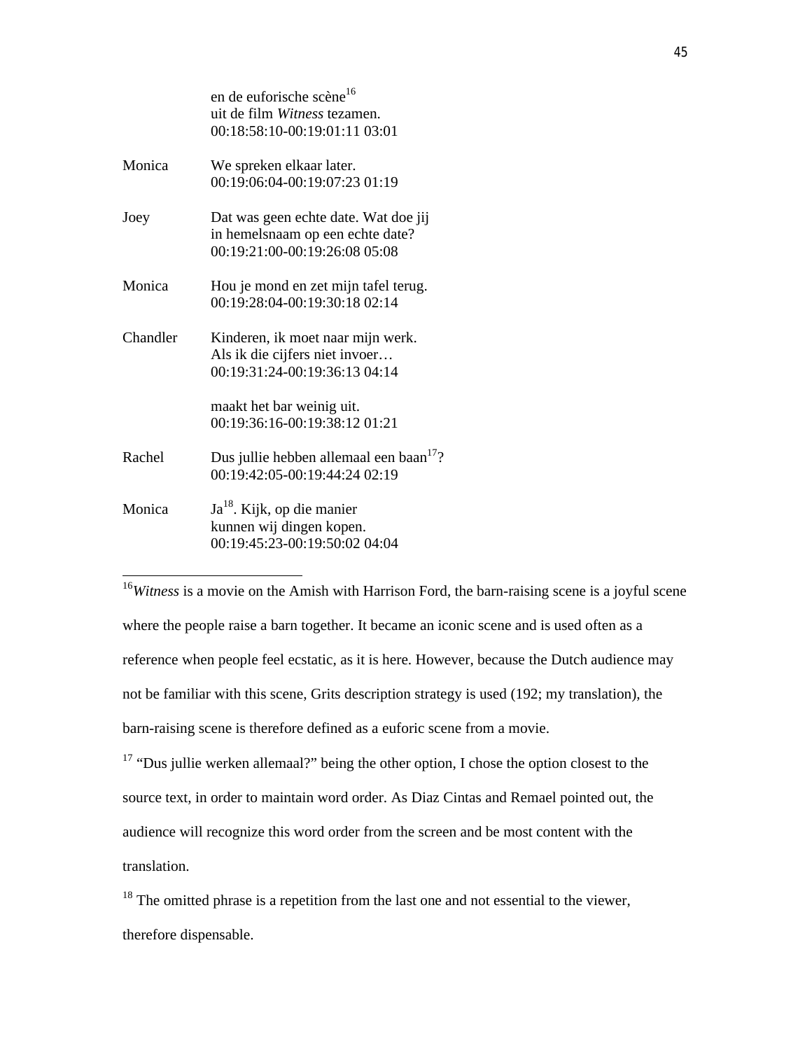|  |  |
|---|---|
|  | en de euforische scène[16]<br>uit de film *Witness* tezamen.<br>00:18:58:10-00:19:01:11 03:01 |
| Monica | We spreken elkaar later.<br>00:19:06:04-00:19:07:23 01:19 |
| Joey | Dat was geen echte date. Wat doe jij<br>in hemelsnaam op een echte date?<br>00:19:21:00-00:19:26:08 05:08 |
| Monica | Hou je mond en zet mijn tafel terug.<br>00:19:28:04-00:19:30:18 02:14 |
| Chandler | Kinderen, ik moet naar mijn werk.<br>Als ik die cijfers niet invoer…<br>00:19:31:24-00:19:36:13 04:14 |
|  | maakt het bar weinig uit.<br>00:19:36:16-00:19:38:12 01:21 |
| Rachel | Dus jullie hebben allemaal een baan[17]?<br>00:19:42:05-00:19:44:24 02:19 |
| Monica | Ja[18]. Kijk, op die manier<br>kunnen wij dingen kopen.<br>00:19:45:23-00:19:50:02 04:04 |

---

[16]*Witness* is a movie on the Amish with Harrison Ford, the barn-raising scene is a joyful scene where the people raise a barn together. It became an iconic scene and is used often as a reference when people feel ecstatic, as it is here. However, because the Dutch audience may not be familiar with this scene, Grits description strategy is used (192; my translation), the barn-raising scene is therefore defined as a euforic scene from a movie.

[17] “Dus jullie werken allemaal?” being the other option, I chose the option closest to the source text, in order to maintain word order. As Diaz Cintas and Remael pointed out, the audience will recognize this word order from the screen and be most content with the translation.

[18] The omitted phrase is a repetition from the last one and not essential to the viewer, therefore dispensable.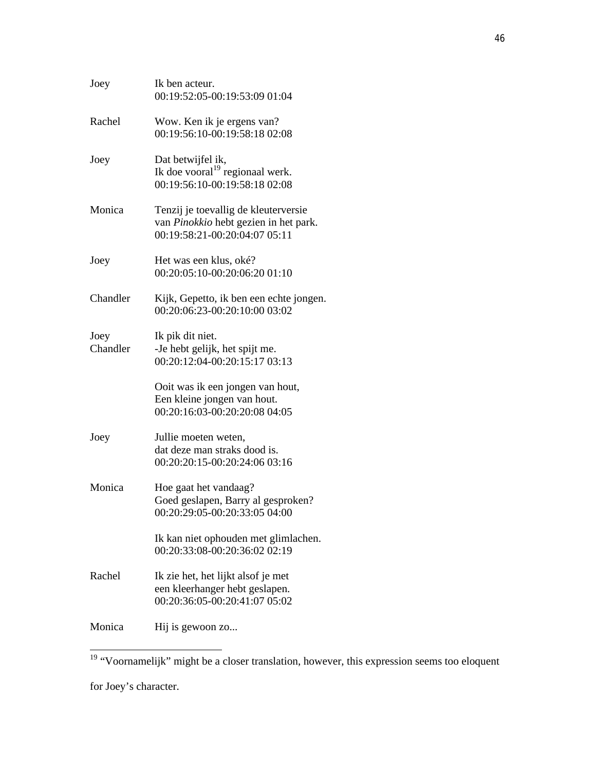Joey Ik ben acteur.
00:19:52:05-00:19:53:09 01:04

Rachel Wow. Ken ik je ergens van?
00:19:56:10-00:19:58:18 02:08

Joey Dat betwijfel ik,
Ik doe vooral[19] regionaal werk.
00:19:56:10-00:19:58:18 02:08

Monica Tenzij je toevallig de kleuterversie
van *Pinokkio* hebt gezien in het park.
00:19:58:21-00:20:04:07 05:11

Joey Het was een klus, oké?
00:20:05:10-00:20:06:20 01:10

Chandler Kijk, Gepetto, ik ben een echte jongen.
00:20:06:23-00:20:10:00 03:02

Joey Ik pik dit niet.
Chandler -Je hebt gelijk, het spijt me.
00:20:12:04-00:20:15:17 03:13

Ooit was ik een jongen van hout,
Een kleine jongen van hout.
00:20:16:03-00:20:20:08 04:05

Joey Jullie moeten weten,
dat deze man straks dood is.
00:20:20:15-00:20:24:06 03:16

Monica Hoe gaat het vandaag?
Goed geslapen, Barry al gesproken?
00:20:29:05-00:20:33:05 04:00

Ik kan niet ophouden met glimlachen.
00:20:33:08-00:20:36:02 02:19

Rachel Ik zie het, het lijkt alsof je met
een kleerhanger hebt geslapen.
00:20:36:05-00:20:41:07 05:02

Monica Hij is gewoon zo...

---

[19] "Voornamelijk" might be a closer translation, however, this expression seems too eloquent for Joey's character.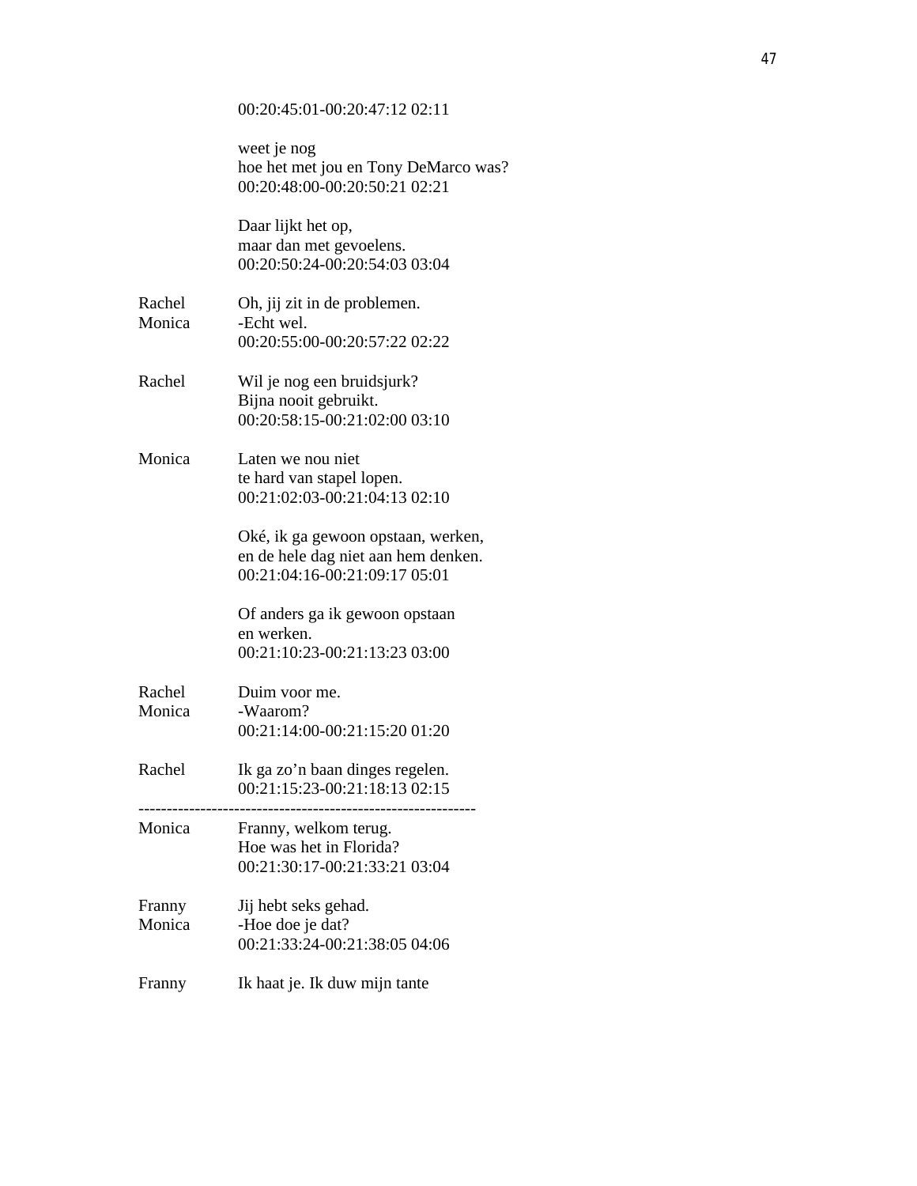00:20:45:01-00:20:47:12 02:11

weet je nog
hoe het met jou en Tony DeMarco was?
00:20:48:00-00:20:50:21 02:21

Daar lijkt het op,
maar dan met gevoelens.
00:20:50:24-00:20:54:03 03:04

Rachel	Oh, jij zit in de problemen.
Monica	-Echt wel.
00:20:55:00-00:20:57:22 02:22

Rachel	Wil je nog een bruidsjurk?
Bijna nooit gebruikt.
00:20:58:15-00:21:02:00 03:10

Monica	Laten we nou niet
te hard van stapel lopen.
00:21:02:03-00:21:04:13 02:10

Oké, ik ga gewoon opstaan, werken,
en de hele dag niet aan hem denken.
00:21:04:16-00:21:09:17 05:01

Of anders ga ik gewoon opstaan
en werken.
00:21:10:23-00:21:13:23 03:00

Rachel	Duim voor me.
Monica	-Waarom?
00:21:14:00-00:21:15:20 01:20

Rachel	Ik ga zo'n baan dinges regelen.
00:21:15:23-00:21:18:13 02:15

------------------------------------------------------------

Monica	Franny, welkom terug.
Hoe was het in Florida?
00:21:30:17-00:21:33:21 03:04

Franny	Jij hebt seks gehad.
Monica	-Hoe doe je dat?
00:21:33:24-00:21:38:05 04:06

Franny	Ik haat je. Ik duw mijn tante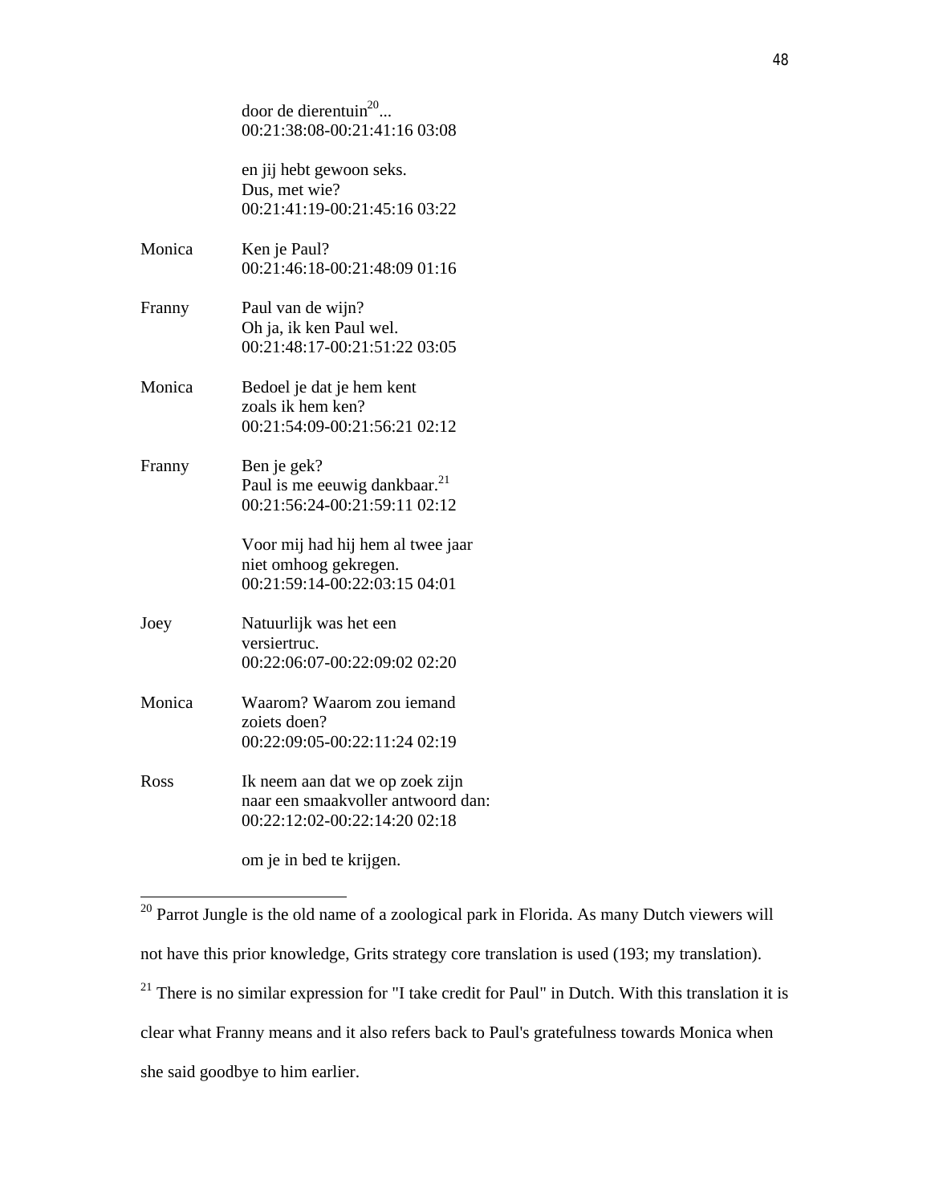| | |
|---|---|
| | door de dierentuin[20]...<br>00:21:38:08-00:21:41:16 03:08 |
| | en jij hebt gewoon seks.<br>Dus, met wie?<br>00:21:41:19-00:21:45:16 03:22 |
| Monica | Ken je Paul?<br>00:21:46:18-00:21:48:09 01:16 |
| Franny | Paul van de wijn?<br>Oh ja, ik ken Paul wel.<br>00:21:48:17-00:21:51:22 03:05 |
| Monica | Bedoel je dat je hem kent<br>zoals ik hem ken?<br>00:21:54:09-00:21:56:21 02:12 |
| Franny | Ben je gek?<br>Paul is me eeuwig dankbaar.[21]<br>00:21:56:24-00:21:59:11 02:12 |
| | Voor mij had hij hem al twee jaar<br>niet omhoog gekregen.<br>00:21:59:14-00:22:03:15 04:01 |
| Joey | Natuurlijk was het een<br>versiertruc.<br>00:22:06:07-00:22:09:02 02:20 |
| Monica | Waarom? Waarom zou iemand<br>zoiets doen?<br>00:22:09:05-00:22:11:24 02:19 |
| Ross | Ik neem aan dat we op zoek zijn<br>naar een smaakvoller antwoord dan:<br>00:22:12:02-00:22:14:20 02:18 |
| | om je in bed te krijgen. |

---

[20] Parrot Jungle is the old name of a zoological park in Florida. As many Dutch viewers will not have this prior knowledge, Grits strategy core translation is used (193; my translation).

[21] There is no similar expression for "I take credit for Paul" in Dutch. With this translation it is clear what Franny means and it also refers back to Paul's gratefulness towards Monica when she said goodbye to him earlier.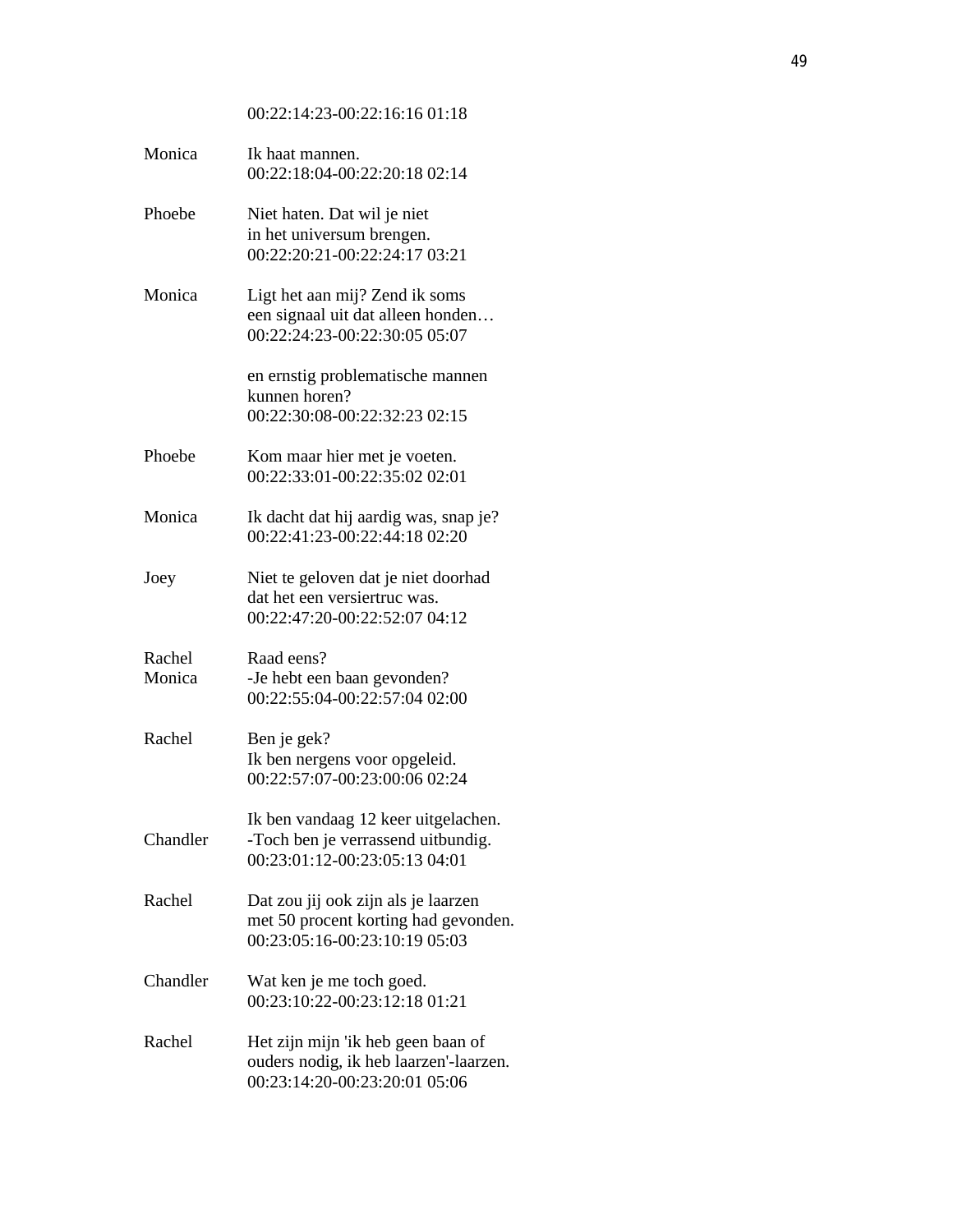00:22:14:23-00:22:16:16 01:18

Monica Ik haat mannen.
00:22:18:04-00:22:20:18 02:14

Phoebe Niet haten. Dat wil je niet
in het universum brengen.
00:22:20:21-00:22:24:17 03:21

Monica Ligt het aan mij? Zend ik soms
een signaal uit dat alleen honden…
00:22:24:23-00:22:30:05 05:07

en ernstig problematische mannen
kunnen horen?
00:22:30:08-00:22:32:23 02:15

Phoebe Kom maar hier met je voeten.
00:22:33:01-00:22:35:02 02:01

Monica Ik dacht dat hij aardig was, snap je?
00:22:41:23-00:22:44:18 02:20

Joey Niet te geloven dat je niet doorhad
dat het een versiertruc was.
00:22:47:20-00:22:52:07 04:12

Rachel Raad eens?
Monica -Je hebt een baan gevonden?
00:22:55:04-00:22:57:04 02:00

Rachel Ben je gek?
Ik ben nergens voor opgeleid.
00:22:57:07-00:23:00:06 02:24

Ik ben vandaag 12 keer uitgelachen.
Chandler -Toch ben je verrassend uitbundig.
00:23:01:12-00:23:05:13 04:01

Rachel Dat zou jij ook zijn als je laarzen
met 50 procent korting had gevonden.
00:23:05:16-00:23:10:19 05:03

Chandler Wat ken je me toch goed.
00:23:10:22-00:23:12:18 01:21

Rachel Het zijn mijn 'ik heb geen baan of
ouders nodig, ik heb laarzen'-laarzen.
00:23:14:20-00:23:20:01 05:06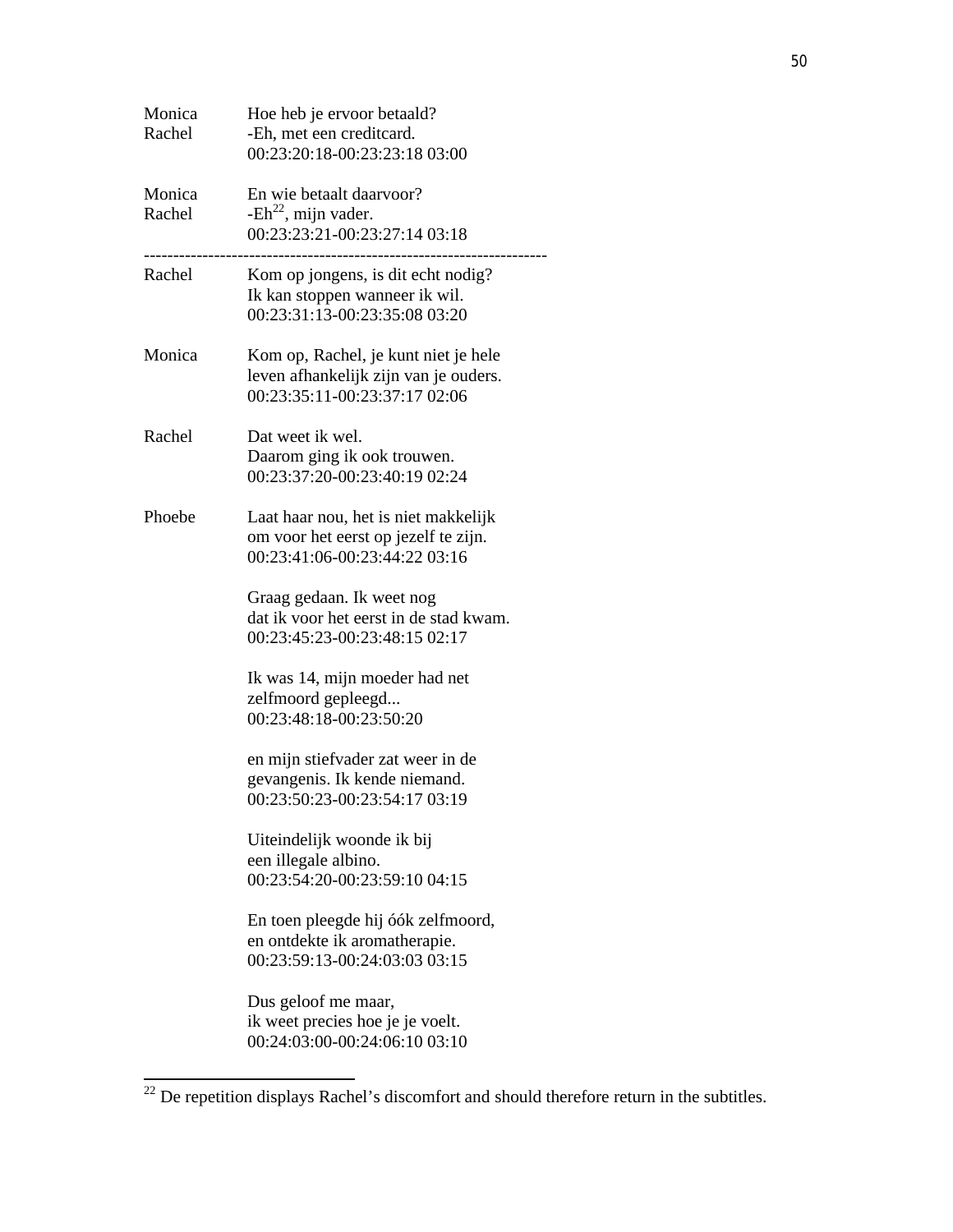Monica Hoe heb je ervoor betaald?
Rachel -Eh, met een creditcard.
00:23:20:18-00:23:23:18 03:00

Monica En wie betaalt daarvoor?
Rachel -Eh[22], mijn vader.
00:23:23:21-00:23:27:14 03:18

---

Rachel Kom op jongens, is dit echt nodig?
Ik kan stoppen wanneer ik wil.
00:23:31:13-00:23:35:08 03:20

Monica Kom op, Rachel, je kunt niet je hele
leven afhankelijk zijn van je ouders.
00:23:35:11-00:23:37:17 02:06

Rachel Dat weet ik wel.
Daarom ging ik ook trouwen.
00:23:37:20-00:23:40:19 02:24

Phoebe Laat haar nou, het is niet makkelijk
om voor het eerst op jezelf te zijn.
00:23:41:06-00:23:44:22 03:16

Graag gedaan. Ik weet nog
dat ik voor het eerst in de stad kwam.
00:23:45:23-00:23:48:15 02:17

Ik was 14, mijn moeder had net
zelfmoord gepleegd...
00:23:48:18-00:23:50:20

en mijn stiefvader zat weer in de
gevangenis. Ik kende niemand.
00:23:50:23-00:23:54:17 03:19

Uiteindelijk woonde ik bij
een illegale albino.
00:23:54:20-00:23:59:10 04:15

En toen pleegde hij óók zelfmoord,
en ontdekte ik aromatherapie.
00:23:59:13-00:24:03:03 03:15

Dus geloof me maar,
ik weet precies hoe je je voelt.
00:24:03:00-00:24:06:10 03:10

[22] De repetition displays Rachel's discomfort and should therefore return in the subtitles.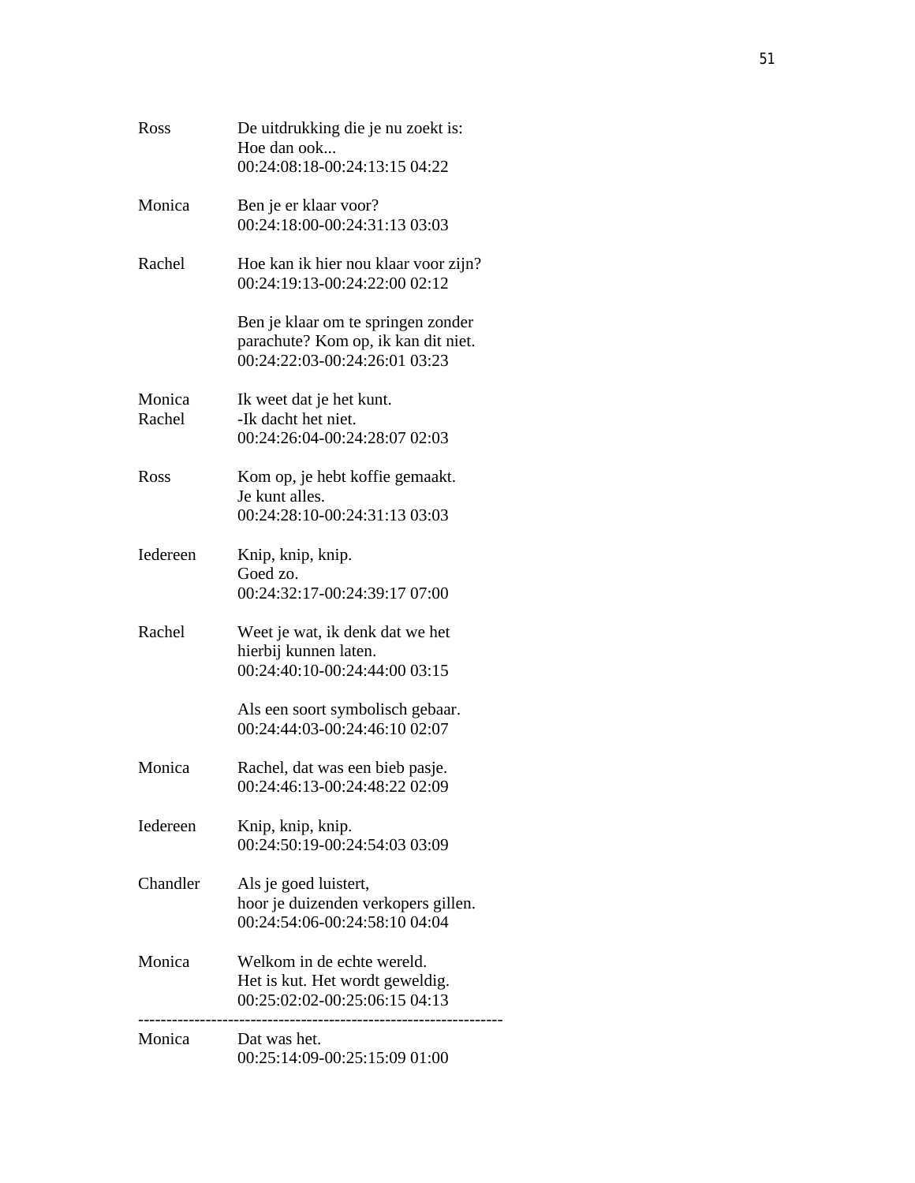| | |
|---|---|
| Ross | De uitdrukking die je nu zoekt is:<br>Hoe dan ook...<br>00:24:08:18-00:24:13:15 04:22 |
| Monica | Ben je er klaar voor?<br>00:24:18:00-00:24:31:13 03:03 |
| Rachel | Hoe kan ik hier nou klaar voor zijn?<br>00:24:19:13-00:24:22:00 02:12 |
| | Ben je klaar om te springen zonder<br>parachute? Kom op, ik kan dit niet.<br>00:24:22:03-00:24:26:01 03:23 |
| Monica<br>Rachel | Ik weet dat je het kunt.<br>-Ik dacht het niet.<br>00:24:26:04-00:24:28:07 02:03 |
| Ross | Kom op, je hebt koffie gemaakt.<br>Je kunt alles.<br>00:24:28:10-00:24:31:13 03:03 |
| Iedereen | Knip, knip, knip.<br>Goed zo.<br>00:24:32:17-00:24:39:17 07:00 |
| Rachel | Weet je wat, ik denk dat we het<br>hierbij kunnen laten.<br>00:24:40:10-00:24:44:00 03:15 |
| | Als een soort symbolisch gebaar.<br>00:24:44:03-00:24:46:10 02:07 |
| Monica | Rachel, dat was een bieb pasje.<br>00:24:46:13-00:24:48:22 02:09 |
| Iedereen | Knip, knip, knip.<br>00:24:50:19-00:24:54:03 03:09 |
| Chandler | Als je goed luistert,<br>hoor je duizenden verkopers gillen.<br>00:24:54:06-00:24:58:10 04:04 |
| Monica | Welkom in de echte wereld.<br>Het is kut. Het wordt geweldig.<br>00:25:02:02-00:25:06:15 04:13 |

-----------------------------------------------------------------

| | |
|---|---|
| Monica | Dat was het.<br>00:25:14:09-00:25:15:09 01:00 |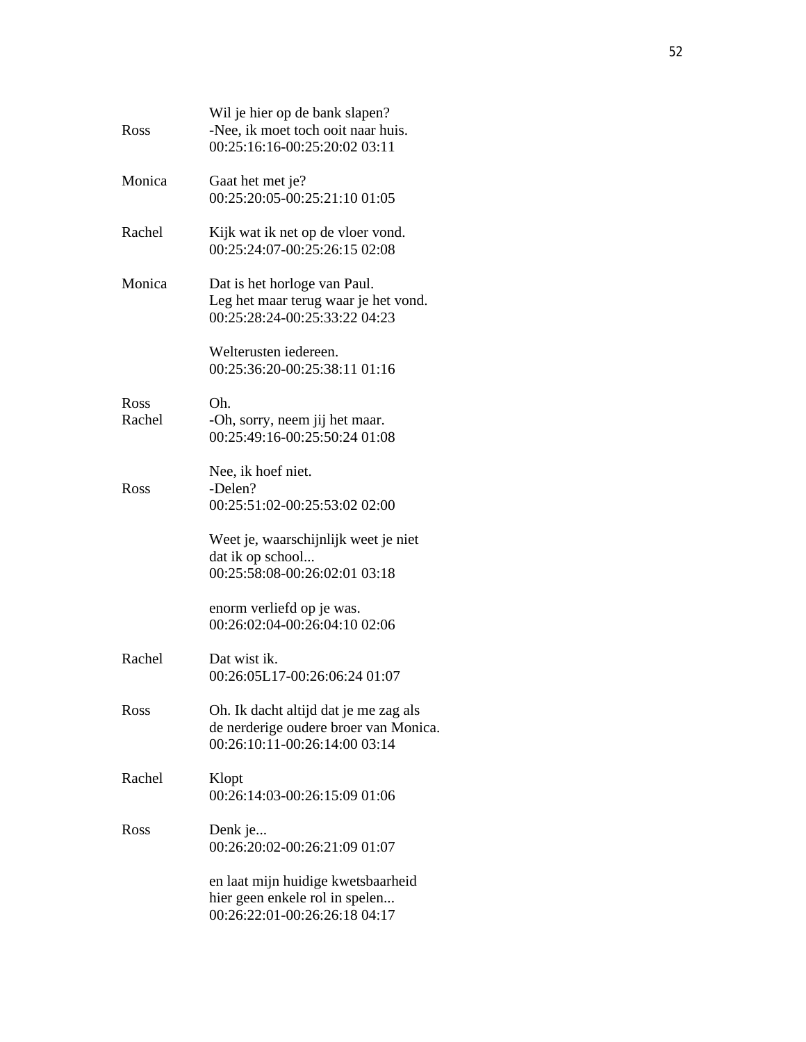| | |
|---|---|
| Ross | Wil je hier op de bank slapen?<br>-Nee, ik moet toch ooit naar huis.<br>00:25:16:16-00:25:20:02 03:11 |
| Monica | Gaat het met je?<br>00:25:20:05-00:25:21:10 01:05 |
| Rachel | Kijk wat ik net op de vloer vond.<br>00:25:24:07-00:25:26:15 02:08 |
| Monica | Dat is het horloge van Paul.<br>Leg het maar terug waar je het vond.<br>00:25:28:24-00:25:33:22 04:23 |
| | Welterusten iedereen.<br>00:25:36:20-00:25:38:11 01:16 |
| Ross<br>Rachel | Oh.<br>-Oh, sorry, neem jij het maar.<br>00:25:49:16-00:25:50:24 01:08 |
| <br>Ross | Nee, ik hoef niet.<br>-Delen?<br>00:25:51:02-00:25:53:02 02:00 |
| | Weet je, waarschijnlijk weet je niet<br>dat ik op school...<br>00:25:58:08-00:26:02:01 03:18 |
| | enorm verliefd op je was.<br>00:26:02:04-00:26:04:10 02:06 |
| Rachel | Dat wist ik.<br>00:26:05L17-00:26:06:24 01:07 |
| Ross | Oh. Ik dacht altijd dat je me zag als<br>de nerderige oudere broer van Monica.<br>00:26:10:11-00:26:14:00 03:14 |
| Rachel | Klopt<br>00:26:14:03-00:26:15:09 01:06 |
| Ross | Denk je...<br>00:26:20:02-00:26:21:09 01:07 |
| | en laat mijn huidige kwetsbaarheid<br>hier geen enkele rol in spelen...<br>00:26:22:01-00:26:26:18 04:17 |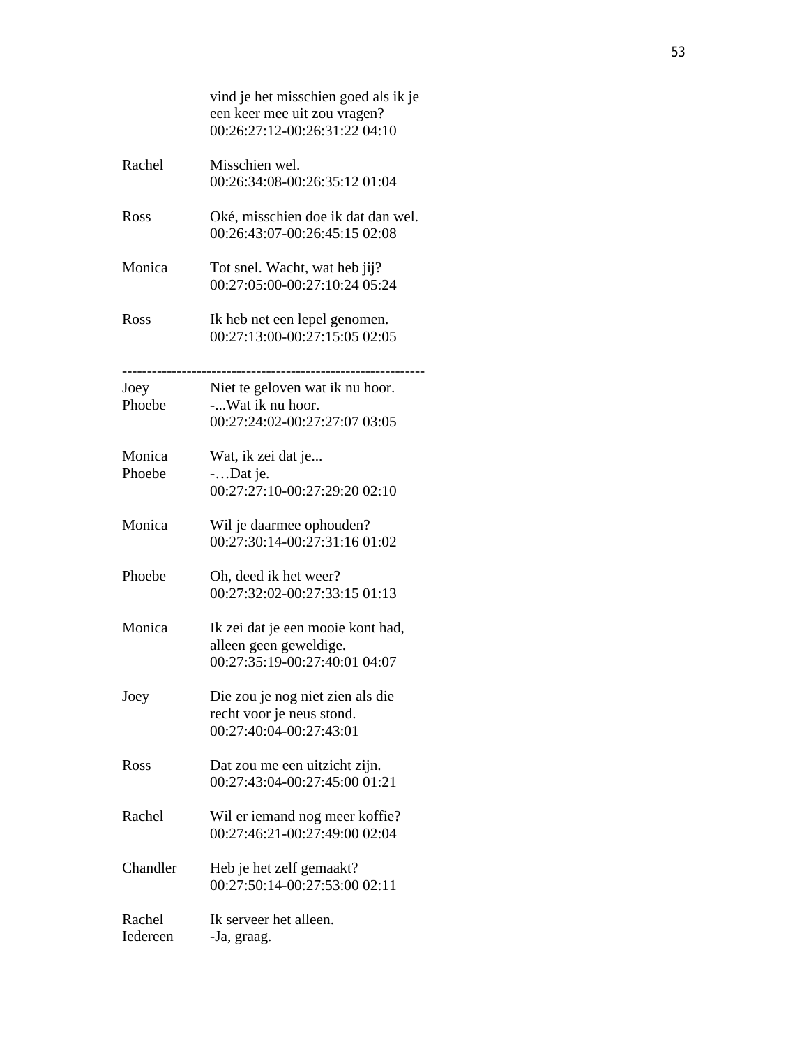vind je het misschien goed als ik je een keer mee uit zou vragen?
00:26:27:12-00:26:31:22 04:10

Rachel — Misschien wel.
00:26:34:08-00:26:35:12 01:04

Ross — Oké, misschien doe ik dat dan wel.
00:26:43:07-00:26:45:15 02:08

Monica — Tot snel. Wacht, wat heb jij?
00:27:05:00-00:27:10:24 05:24

Ross — Ik heb net een lepel genomen.
00:27:13:00-00:27:15:05 02:05

-------------------------------------------------------------

Joey — Niet te geloven wat ik nu hoor.
Phoebe — -...Wat ik nu hoor.
00:27:24:02-00:27:27:07 03:05

Monica — Wat, ik zei dat je...
Phoebe — -…Dat je.
00:27:27:10-00:27:29:20 02:10

Monica — Wil je daarmee ophouden?
00:27:30:14-00:27:31:16 01:02

Phoebe — Oh, deed ik het weer?
00:27:32:02-00:27:33:15 01:13

Monica — Ik zei dat je een mooie kont had, alleen geen geweldige.
00:27:35:19-00:27:40:01 04:07

Joey — Die zou je nog niet zien als die recht voor je neus stond.
00:27:40:04-00:27:43:01

Ross — Dat zou me een uitzicht zijn.
00:27:43:04-00:27:45:00 01:21

Rachel — Wil er iemand nog meer koffie?
00:27:46:21-00:27:49:00 02:04

Chandler — Heb je het zelf gemaakt?
00:27:50:14-00:27:53:00 02:11

Rachel — Ik serveer het alleen.
Iedereen — -Ja, graag.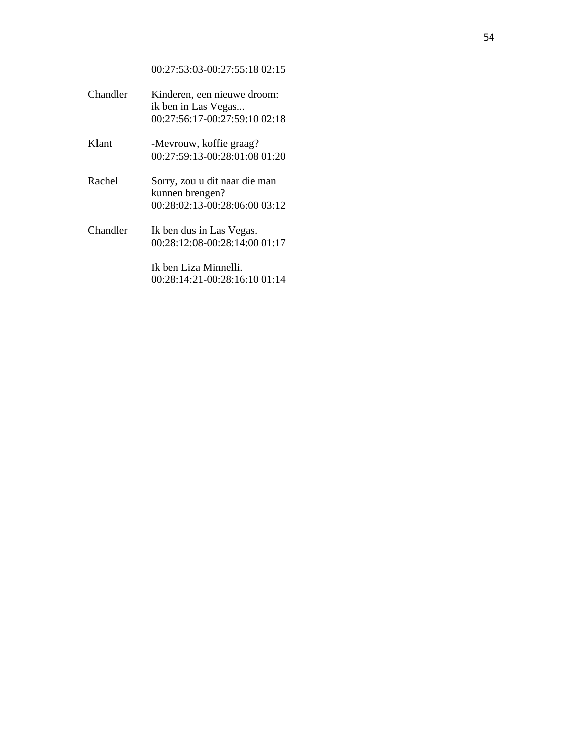00:27:53:03-00:27:55:18 02:15

Chandler Kinderen, een nieuwe droom:
ik ben in Las Vegas...
00:27:56:17-00:27:59:10 02:18

Klant -Mevrouw, koffie graag?
00:27:59:13-00:28:01:08 01:20

Rachel Sorry, zou u dit naar die man
kunnen brengen?
00:28:02:13-00:28:06:00 03:12

Chandler Ik ben dus in Las Vegas.
00:28:12:08-00:28:14:00 01:17

Ik ben Liza Minnelli.
00:28:14:21-00:28:16:10 01:14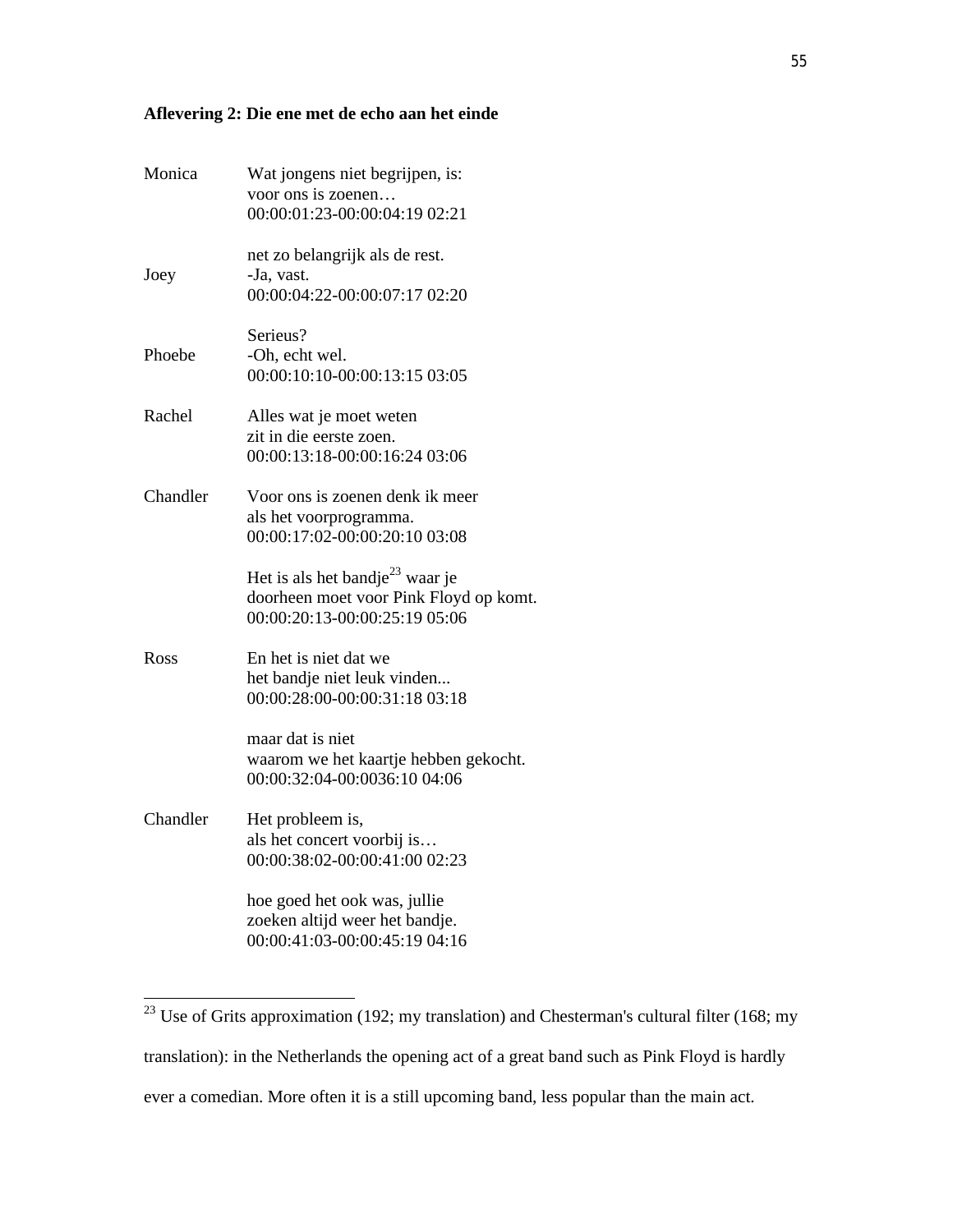**Aflevering 2: Die ene met de echo aan het einde**

| | |
|---|---|
| Monica | Wat jongens niet begrijpen, is:<br>voor ons is zoenen…<br>00:00:01:23-00:00:04:19 02:21 |
| Joey | net zo belangrijk als de rest.<br>-Ja, vast.<br>00:00:04:22-00:00:07:17 02:20 |
| Phoebe | Serieus?<br>-Oh, echt wel.<br>00:00:10:10-00:00:13:15 03:05 |
| Rachel | Alles wat je moet weten<br>zit in die eerste zoen.<br>00:00:13:18-00:00:16:24 03:06 |
| Chandler | Voor ons is zoenen denk ik meer<br>als het voorprogramma.<br>00:00:17:02-00:00:20:10 03:08 |
| | Het is als het bandje[23] waar je<br>doorheen moet voor Pink Floyd op komt.<br>00:00:20:13-00:00:25:19 05:06 |
| Ross | En het is niet dat we<br>het bandje niet leuk vinden...<br>00:00:28:00-00:00:31:18 03:18 |
| | maar dat is niet<br>waarom we het kaartje hebben gekocht.<br>00:00:32:04-00:00:0036:10 04:06 |
| Chandler | Het probleem is,<br>als het concert voorbij is…<br>00:00:38:02-00:00:41:00 02:23 |
| | hoe goed het ook was, jullie<br>zoeken altijd weer het bandje.<br>00:00:41:03-00:00:45:19 04:16 |

[23] Use of Grits approximation (192; my translation) and Chesterman's cultural filter (168; my translation): in the Netherlands the opening act of a great band such as Pink Floyd is hardly ever a comedian. More often it is a still upcoming band, less popular than the main act.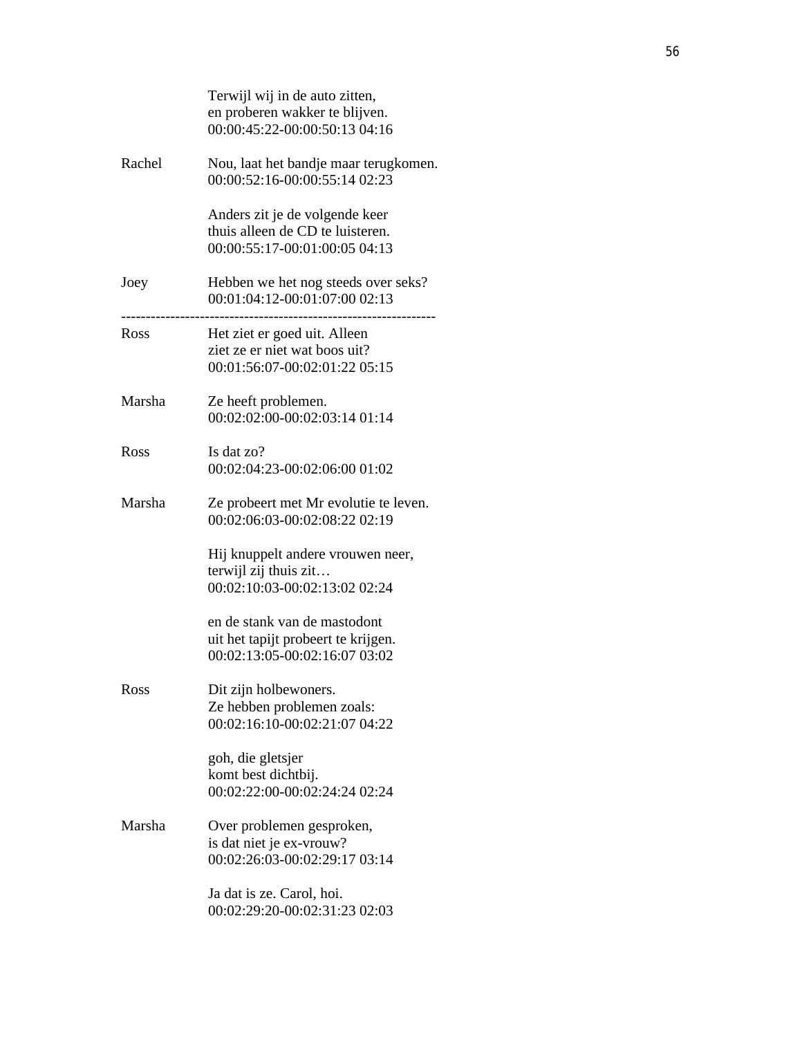Terwijl wij in de auto zitten,
en proberen wakker te blijven.
00:00:45:22-00:00:50:13 04:16

Rachel Nou, laat het bandje maar terugkomen.
00:00:52:16-00:00:55:14 02:23

Anders zit je de volgende keer
thuis alleen de CD te luisteren.
00:00:55:17-00:01:00:05 04:13

Joey Hebben we het nog steeds over seks?
00:01:04:12-00:01:07:00 02:13

---------------------------------------------------------------

Ross Het ziet er goed uit. Alleen
ziet ze er niet wat boos uit?
00:01:56:07-00:02:01:22 05:15

Marsha Ze heeft problemen.
00:02:02:00-00:02:03:14 01:14

Ross Is dat zo?
00:02:04:23-00:02:06:00 01:02

Marsha Ze probeert met Mr evolutie te leven.
00:02:06:03-00:02:08:22 02:19

Hij knuppelt andere vrouwen neer,
terwijl zij thuis zit…
00:02:10:03-00:02:13:02 02:24

en de stank van de mastodont
uit het tapijt probeert te krijgen.
00:02:13:05-00:02:16:07 03:02

Ross Dit zijn holbewoners.
Ze hebben problemen zoals:
00:02:16:10-00:02:21:07 04:22

goh, die gletsjer
komt best dichtbij.
00:02:22:00-00:02:24:24 02:24

Marsha Over problemen gesproken,
is dat niet je ex-vrouw?
00:02:26:03-00:02:29:17 03:14

Ja dat is ze. Carol, hoi.
00:02:29:20-00:02:31:23 02:03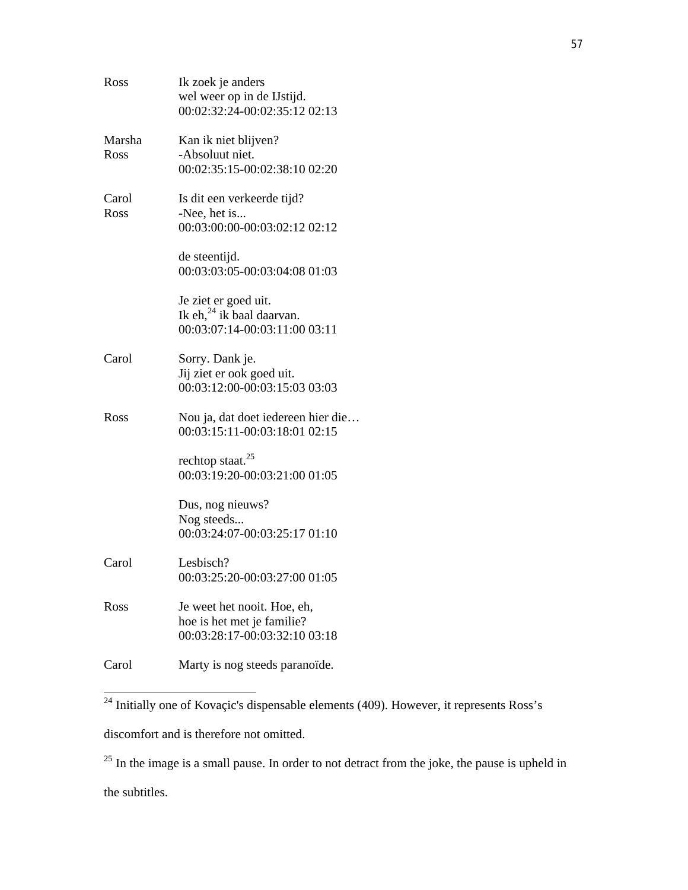| | |
|---|---|
| Ross | Ik zoek je anders<br>wel weer op in de IJstijd.<br>00:02:32:24-00:02:35:12 02:13 |
| Marsha<br>Ross | Kan ik niet blijven?<br>-Absoluut niet.<br>00:02:35:15-00:02:38:10 02:20 |
| Carol<br>Ross | Is dit een verkeerde tijd?<br>-Nee, het is...<br>00:03:00:00-00:03:02:12 02:12 |
| | de steentijd.<br>00:03:03:05-00:03:04:08 01:03 |
| | Je ziet er goed uit.<br>Ik eh,[24] ik baal daarvan.<br>00:03:07:14-00:03:11:00 03:11 |
| Carol | Sorry. Dank je.<br>Jij ziet er ook goed uit.<br>00:03:12:00-00:03:15:03 03:03 |
| Ross | Nou ja, dat doet iedereen hier die…<br>00:03:15:11-00:03:18:01 02:15 |
| | rechtop staat.[25]<br>00:03:19:20-00:03:21:00 01:05 |
| | Dus, nog nieuws?<br>Nog steeds...<br>00:03:24:07-00:03:25:17 01:10 |
| Carol | Lesbisch?<br>00:03:25:20-00:03:27:00 01:05 |
| Ross | Je weet het nooit. Hoe, eh,<br>hoe is het met je familie?<br>00:03:28:17-00:03:32:10 03:18 |
| Carol | Marty is nog steeds paranoïde. |

---

[24] Initially one of Kovaçic's dispensable elements (409). However, it represents Ross's discomfort and is therefore not omitted.

[25] In the image is a small pause. In order to not detract from the joke, the pause is upheld in the subtitles.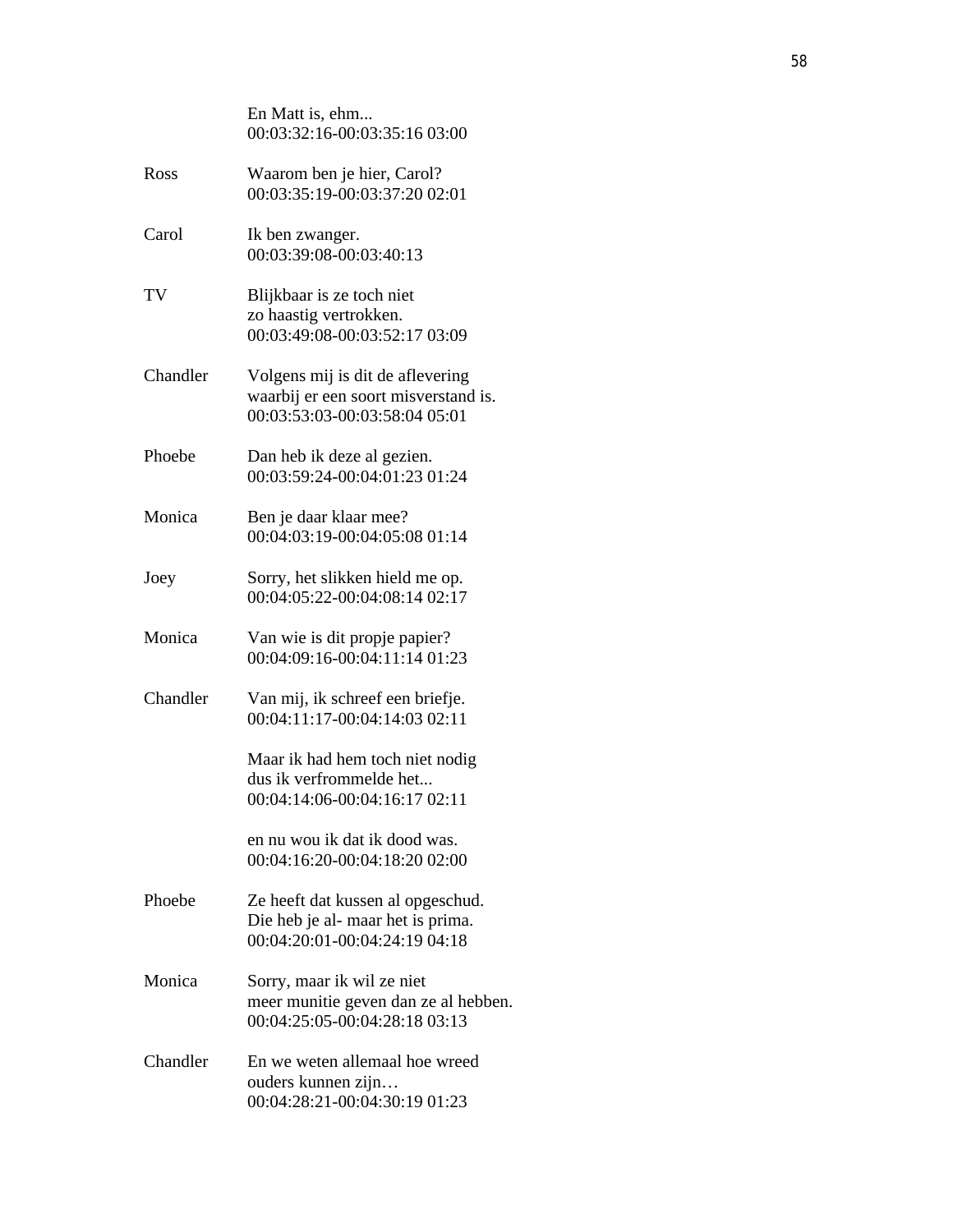| | |
|---|---|
| | En Matt is, ehm...<br>00:03:32:16-00:03:35:16 03:00 |
| Ross | Waarom ben je hier, Carol?<br>00:03:35:19-00:03:37:20 02:01 |
| Carol | Ik ben zwanger.<br>00:03:39:08-00:03:40:13 |
| TV | Blijkbaar is ze toch niet<br>zo haastig vertrokken.<br>00:03:49:08-00:03:52:17 03:09 |
| Chandler | Volgens mij is dit de aflevering<br>waarbij er een soort misverstand is.<br>00:03:53:03-00:03:58:04 05:01 |
| Phoebe | Dan heb ik deze al gezien.<br>00:03:59:24-00:04:01:23 01:24 |
| Monica | Ben je daar klaar mee?<br>00:04:03:19-00:04:05:08 01:14 |
| Joey | Sorry, het slikken hield me op.<br>00:04:05:22-00:04:08:14 02:17 |
| Monica | Van wie is dit propje papier?<br>00:04:09:16-00:04:11:14 01:23 |
| Chandler | Van mij, ik schreef een briefje.<br>00:04:11:17-00:04:14:03 02:11 |
| | Maar ik had hem toch niet nodig<br>dus ik verfrommelde het...<br>00:04:14:06-00:04:16:17 02:11 |
| | en nu wou ik dat ik dood was.<br>00:04:16:20-00:04:18:20 02:00 |
| Phoebe | Ze heeft dat kussen al opgeschud.<br>Die heb je al- maar het is prima.<br>00:04:20:01-00:04:24:19 04:18 |
| Monica | Sorry, maar ik wil ze niet<br>meer munitie geven dan ze al hebben.<br>00:04:25:05-00:04:28:18 03:13 |
| Chandler | En we weten allemaal hoe wreed<br>ouders kunnen zijn…<br>00:04:28:21-00:04:30:19 01:23 |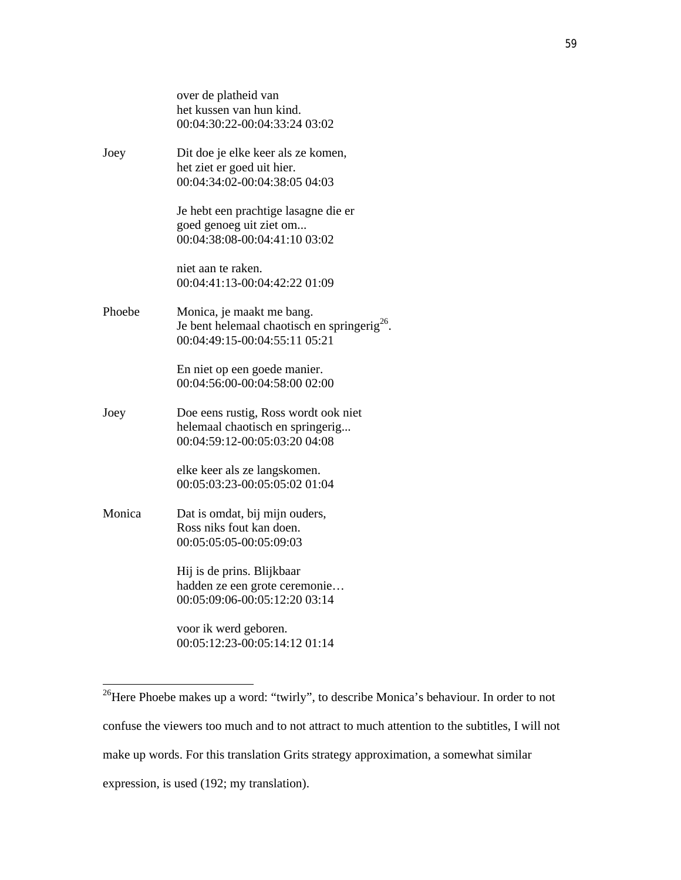over de platheid van
het kussen van hun kind.
00:04:30:22-00:04:33:24 03:02

Joey

Dit doe je elke keer als ze komen,
het ziet er goed uit hier.
00:04:34:02-00:04:38:05 04:03

Je hebt een prachtige lasagne die er
goed genoeg uit ziet om...
00:04:38:08-00:04:41:10 03:02

niet aan te raken.
00:04:41:13-00:04:42:22 01:09

Phoebe

Monica, je maakt me bang.
Je bent helemaal chaotisch en springerig[26].
00:04:49:15-00:04:55:11 05:21

En niet op een goede manier.
00:04:56:00-00:04:58:00 02:00

Joey

Doe eens rustig, Ross wordt ook niet
helemaal chaotisch en springerig...
00:04:59:12-00:05:03:20 04:08

elke keer als ze langskomen.
00:05:03:23-00:05:05:02 01:04

Monica

Dat is omdat, bij mijn ouders,
Ross niks fout kan doen.
00:05:05:05-00:05:09:03

Hij is de prins. Blijkbaar
hadden ze een grote ceremonie…
00:05:09:06-00:05:12:20 03:14

voor ik werd geboren.
00:05:12:23-00:05:14:12 01:14

---

[26] Here Phoebe makes up a word: "twirly", to describe Monica's behaviour. In order to not confuse the viewers too much and to not attract to much attention to the subtitles, I will not make up words. For this translation Grits strategy approximation, a somewhat similar expression, is used (192; my translation).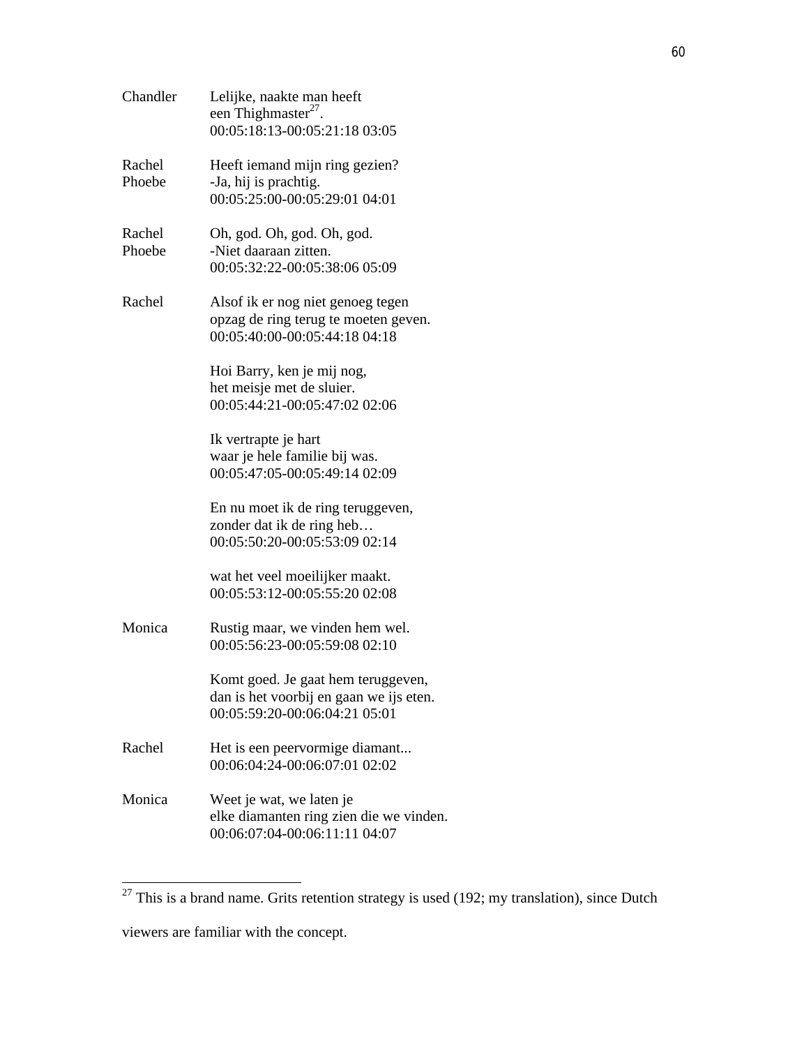Chandler	Lelijke, naakte man heeft
	een Thighmaster[27].
	00:05:18:13-00:05:21:18 03:05

Rachel	Heeft iemand mijn ring gezien?
Phoebe	-Ja, hij is prachtig.
	00:05:25:00-00:05:29:01 04:01

Rachel	Oh, god. Oh, god. Oh, god.
Phoebe	-Niet daaraan zitten.
	00:05:32:22-00:05:38:06 05:09

Rachel	Alsof ik er nog niet genoeg tegen
	opzag de ring terug te moeten geven.
	00:05:40:00-00:05:44:18 04:18

	Hoi Barry, ken je mij nog,
	het meisje met de sluier.
	00:05:44:21-00:05:47:02 02:06

	Ik vertrapte je hart
	waar je hele familie bij was.
	00:05:47:05-00:05:49:14 02:09

	En nu moet ik de ring teruggeven,
	zonder dat ik de ring heb…
	00:05:50:20-00:05:53:09 02:14

	wat het veel moeilijker maakt.
	00:05:53:12-00:05:55:20 02:08

Monica	Rustig maar, we vinden hem wel.
	00:05:56:23-00:05:59:08 02:10

	Komt goed. Je gaat hem teruggeven,
	dan is het voorbij en gaan we ijs eten.
	00:05:59:20-00:06:04:21 05:01

Rachel	Het is een peervormige diamant...
	00:06:04:24-00:06:07:01 02:02

Monica	Weet je wat, we laten je
	elke diamanten ring zien die we vinden.
	00:06:07:04-00:06:11:11 04:07

---

[27] This is a brand name. Grits retention strategy is used (192; my translation), since Dutch viewers are familiar with the concept.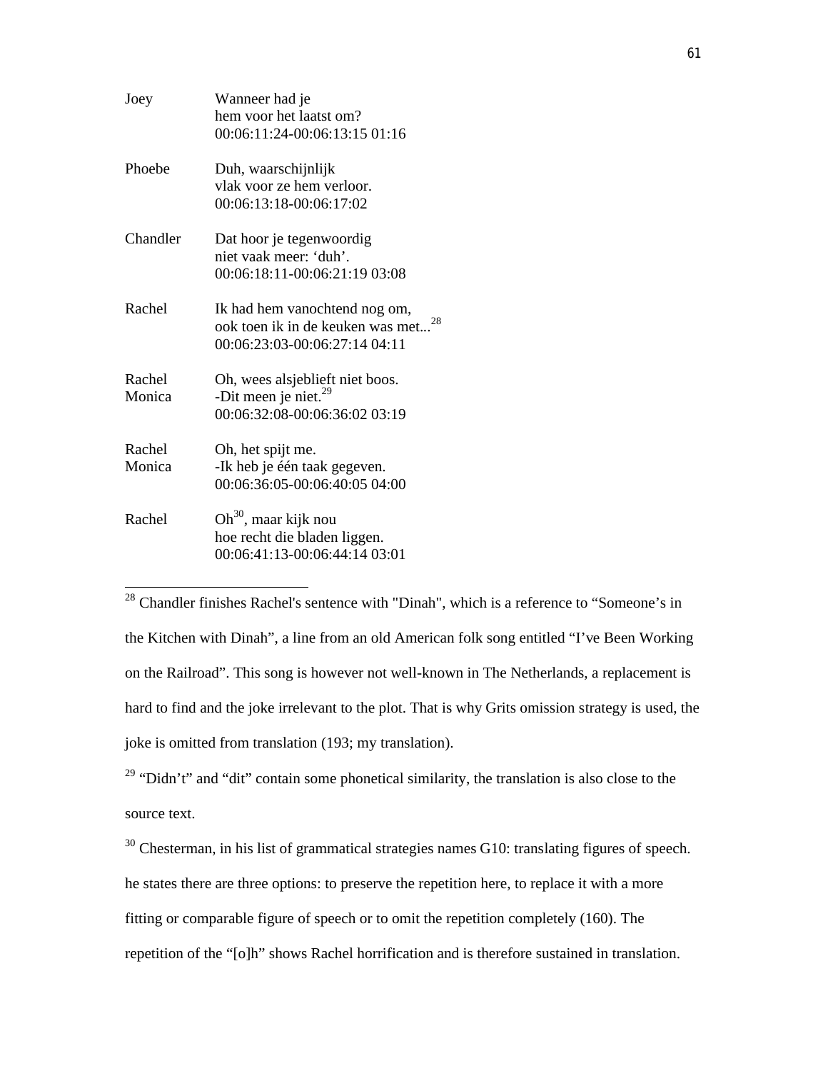| | |
|---|---|
| Joey | Wanneer had je<br>hem voor het laatst om?<br>00:06:11:24-00:06:13:15 01:16 |
| Phoebe | Duh, waarschijnlijk<br>vlak voor ze hem verloor.<br>00:06:13:18-00:06:17:02 |
| Chandler | Dat hoor je tegenwoordig<br>niet vaak meer: ‘duh’.<br>00:06:18:11-00:06:21:19 03:08 |
| Rachel | Ik had hem vanochtend nog om,<br>ook toen ik in de keuken was met...[28]<br>00:06:23:03-00:06:27:14 04:11 |
| Rachel<br>Monica | Oh, wees alsjeblieft niet boos.<br>-Dit meen je niet.[29]<br>00:06:32:08-00:06:36:02 03:19 |
| Rachel<br>Monica | Oh, het spijt me.<br>-Ik heb je één taak gegeven.<br>00:06:36:05-00:06:40:05 04:00 |
| Rachel | Oh[30], maar kijk nou<br>hoe recht die bladen liggen.<br>00:06:41:13-00:06:44:14 03:01 |

---

[28] Chandler finishes Rachel's sentence with "Dinah", which is a reference to “Someone’s in the Kitchen with Dinah”, a line from an old American folk song entitled “I’ve Been Working on the Railroad”. This song is however not well-known in The Netherlands, a replacement is hard to find and the joke irrelevant to the plot. That is why Grits omission strategy is used, the joke is omitted from translation (193; my translation).

[29] “Didn’t” and “dit” contain some phonetical similarity, the translation is also close to the source text.

[30] Chesterman, in his list of grammatical strategies names G10: translating figures of speech. he states there are three options: to preserve the repetition here, to replace it with a more fitting or comparable figure of speech or to omit the repetition completely (160). The repetition of the “[o]h” shows Rachel horrification and is therefore sustained in translation.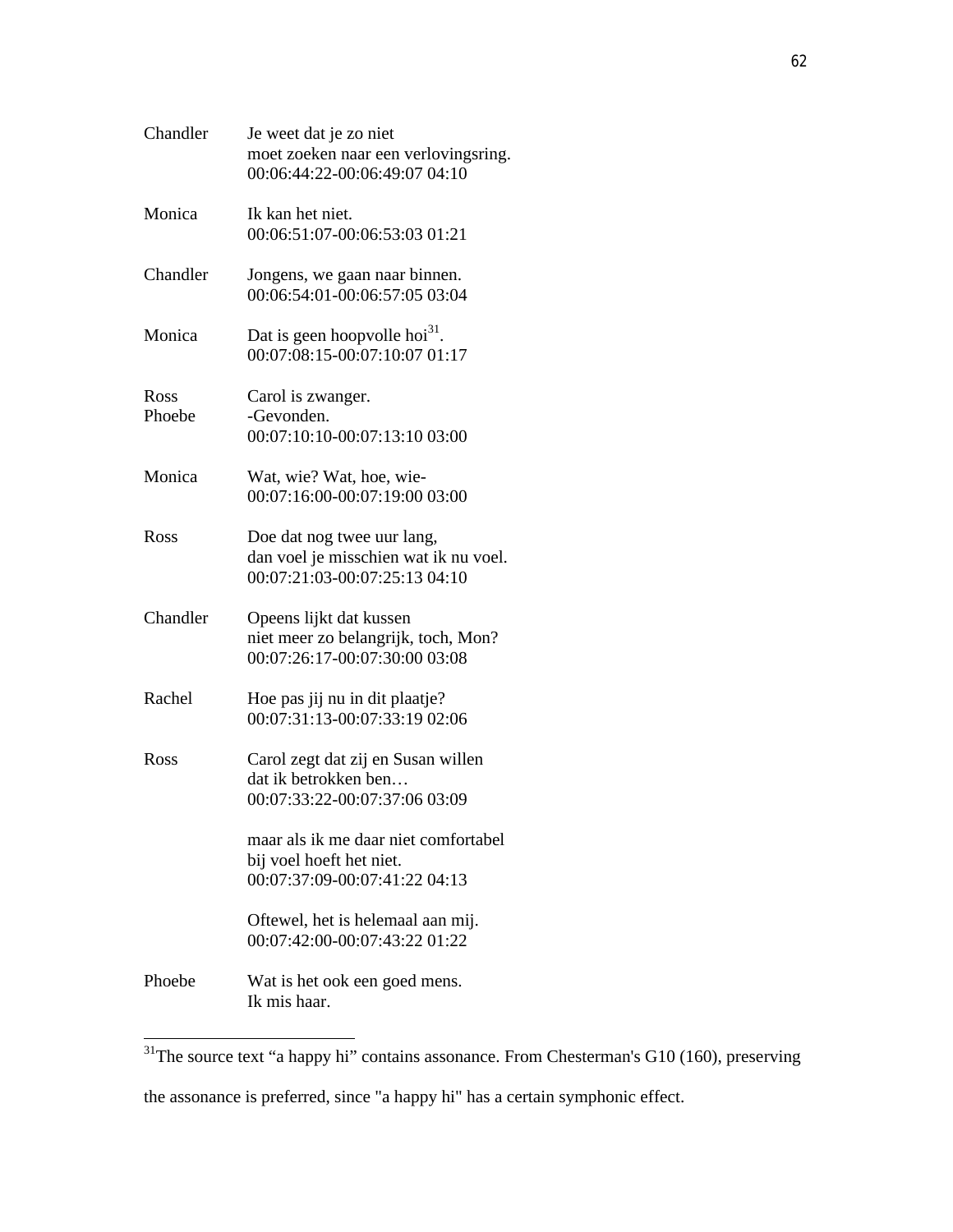Chandler Je weet dat je zo niet
moet zoeken naar een verlovingsring.
00:06:44:22-00:06:49:07 04:10

Monica Ik kan het niet.
00:06:51:07-00:06:53:03 01:21

Chandler Jongens, we gaan naar binnen.
00:06:54:01-00:06:57:05 03:04

Monica Dat is geen hoopvolle hoi[31].
00:07:08:15-00:07:10:07 01:17

Ross Carol is zwanger.
Phoebe -Gevonden.
00:07:10:10-00:07:13:10 03:00

Monica Wat, wie? Wat, hoe, wie-
00:07:16:00-00:07:19:00 03:00

Ross Doe dat nog twee uur lang,
dan voel je misschien wat ik nu voel.
00:07:21:03-00:07:25:13 04:10

Chandler Opeens lijkt dat kussen
niet meer zo belangrijk, toch, Mon?
00:07:26:17-00:07:30:00 03:08

Rachel Hoe pas jij nu in dit plaatje?
00:07:31:13-00:07:33:19 02:06

Ross Carol zegt dat zij en Susan willen
dat ik betrokken ben…
00:07:33:22-00:07:37:06 03:09

maar als ik me daar niet comfortabel
bij voel hoeft het niet.
00:07:37:09-00:07:41:22 04:13

Oftewel, het is helemaal aan mij.
00:07:42:00-00:07:43:22 01:22

Phoebe Wat is het ook een goed mens.
Ik mis haar.

---

[31]The source text “a happy hi” contains assonance. From Chesterman's G10 (160), preserving the assonance is preferred, since "a happy hi" has a certain symphonic effect.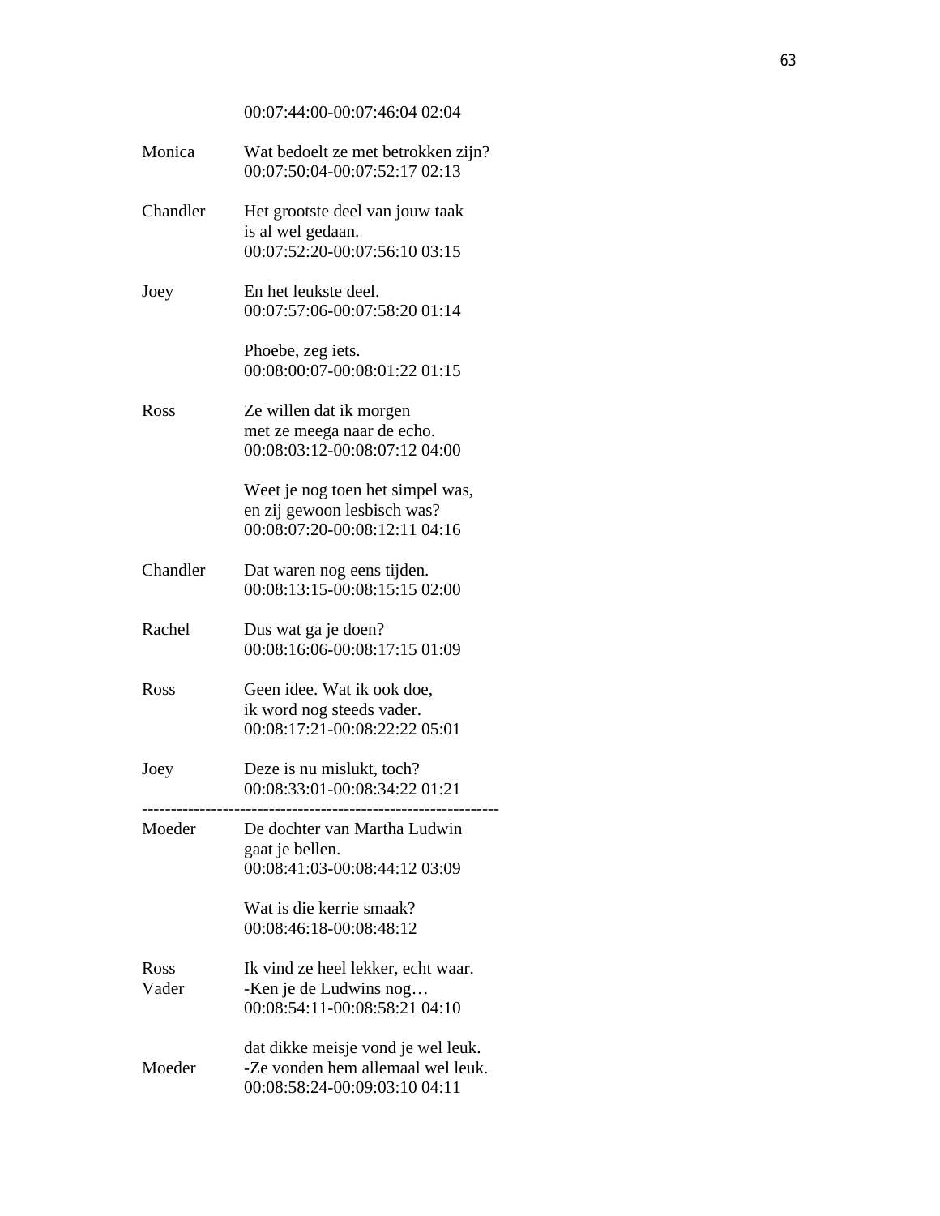00:07:44:00-00:07:46:04 02:04

| | |
|---|---|
| Monica | Wat bedoelt ze met betrokken zijn?<br>00:07:50:04-00:07:52:17 02:13 |
| Chandler | Het grootste deel van jouw taak<br>is al wel gedaan.<br>00:07:52:20-00:07:56:10 03:15 |
| Joey | En het leukste deel.<br>00:07:57:06-00:07:58:20 01:14 |
| | Phoebe, zeg iets.<br>00:08:00:07-00:08:01:22 01:15 |
| Ross | Ze willen dat ik morgen<br>met ze meega naar de echo.<br>00:08:03:12-00:08:07:12 04:00 |
| | Weet je nog toen het simpel was,<br>en zij gewoon lesbisch was?<br>00:08:07:20-00:08:12:11 04:16 |
| Chandler | Dat waren nog eens tijden.<br>00:08:13:15-00:08:15:15 02:00 |
| Rachel | Dus wat ga je doen?<br>00:08:16:06-00:08:17:15 01:09 |
| Ross | Geen idee. Wat ik ook doe,<br>ik word nog steeds vader.<br>00:08:17:21-00:08:22:22 05:01 |
| Joey | Deze is nu mislukt, toch?<br>00:08:33:01-00:08:34:22 01:21 |

---

| | |
|---|---|
| Moeder | De dochter van Martha Ludwin<br>gaat je bellen.<br>00:08:41:03-00:08:44:12 03:09 |
| | Wat is die kerrie smaak?<br>00:08:46:18-00:08:48:12 |
| Ross<br>Vader | Ik vind ze heel lekker, echt waar.<br>-Ken je de Ludwins nog…<br>00:08:54:11-00:08:58:21 04:10 |
| <br>Moeder | dat dikke meisje vond je wel leuk.<br>-Ze vonden hem allemaal wel leuk.<br>00:08:58:24-00:09:03:10 04:11 |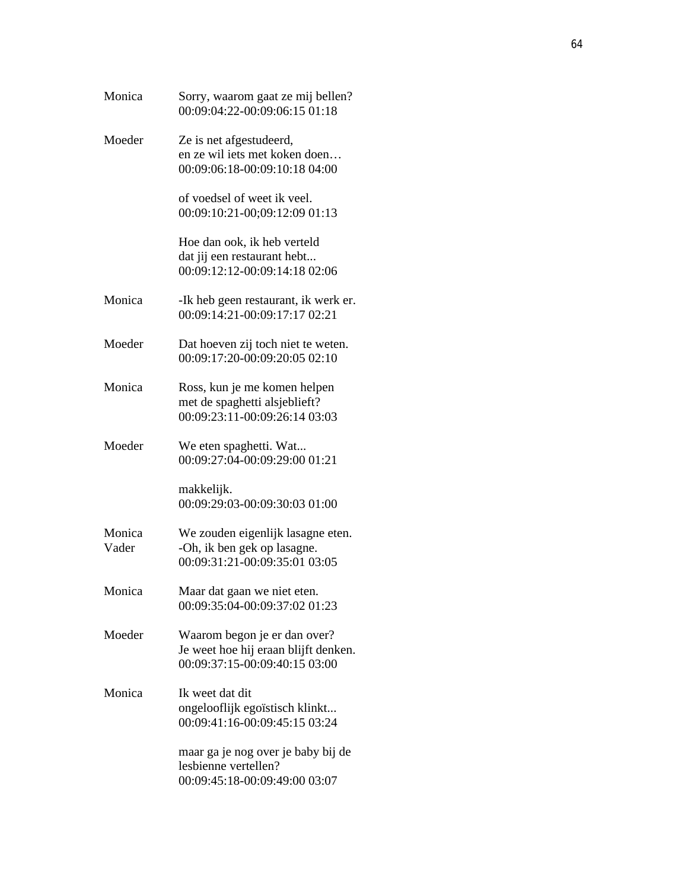Monica Sorry, waarom gaat ze mij bellen?
00:09:04:22-00:09:06:15 01:18

Moeder Ze is net afgestudeerd,
en ze wil iets met koken doen…
00:09:06:18-00:09:10:18 04:00

of voedsel of weet ik veel.
00:09:10:21-00;09:12:09 01:13

Hoe dan ook, ik heb verteld
dat jij een restaurant hebt...
00:09:12:12-00:09:14:18 02:06

Monica -Ik heb geen restaurant, ik werk er.
00:09:14:21-00:09:17:17 02:21

Moeder Dat hoeven zij toch niet te weten.
00:09:17:20-00:09:20:05 02:10

Monica Ross, kun je me komen helpen
met de spaghetti alsjeblieft?
00:09:23:11-00:09:26:14 03:03

Moeder We eten spaghetti. Wat...
00:09:27:04-00:09:29:00 01:21

makkelijk.
00:09:29:03-00:09:30:03 01:00

Monica We zouden eigenlijk lasagne eten.
Vader -Oh, ik ben gek op lasagne.
00:09:31:21-00:09:35:01 03:05

Monica Maar dat gaan we niet eten.
00:09:35:04-00:09:37:02 01:23

Moeder Waarom begon je er dan over?
Je weet hoe hij eraan blijft denken.
00:09:37:15-00:09:40:15 03:00

Monica Ik weet dat dit
ongelooflijk egoïstisch klinkt...
00:09:41:16-00:09:45:15 03:24

maar ga je nog over je baby bij de
lesbienne vertellen?
00:09:45:18-00:09:49:00 03:07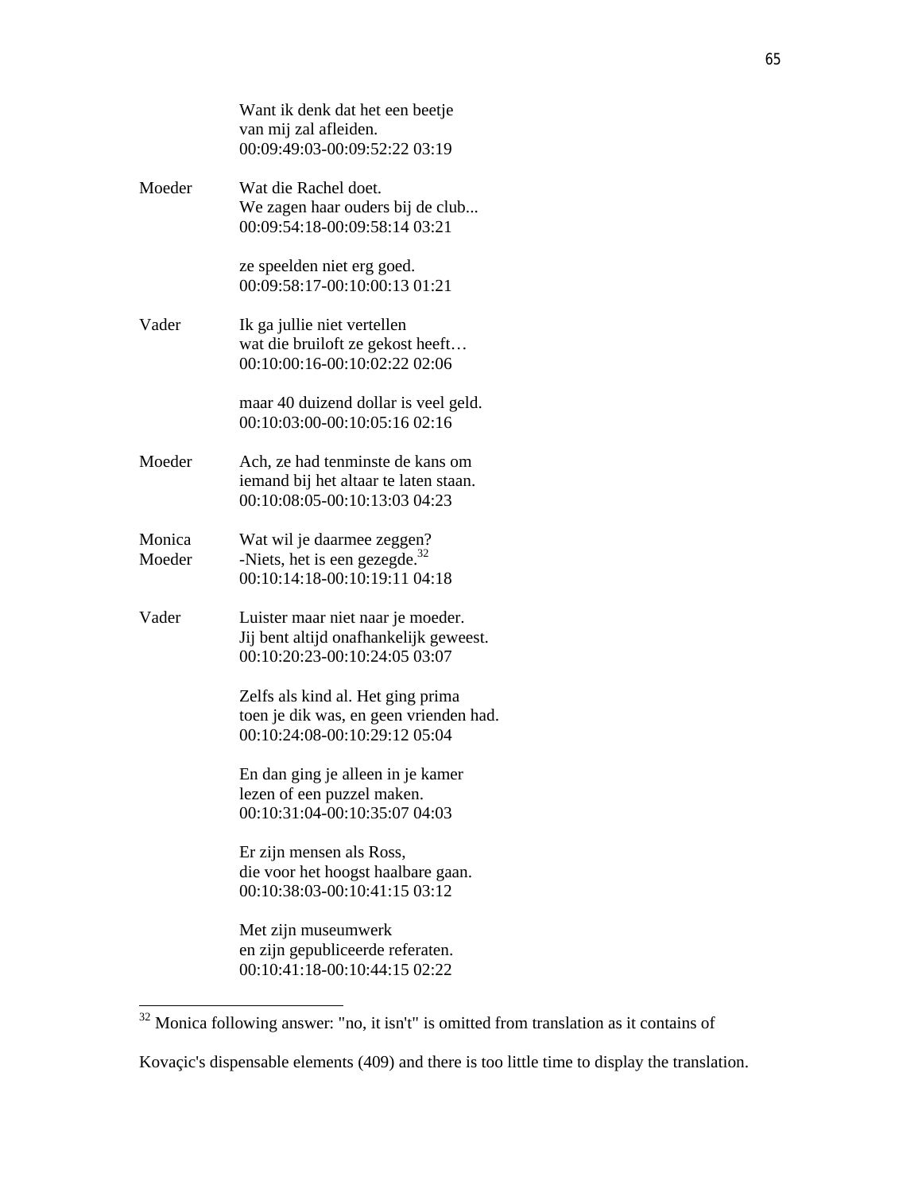Want ik denk dat het een beetje
van mij zal afleiden.
00:09:49:03-00:09:52:22 03:19

Moeder Wat die Rachel doet.
We zagen haar ouders bij de club...
00:09:54:18-00:09:58:14 03:21

ze speelden niet erg goed.
00:09:58:17-00:10:00:13 01:21

Vader Ik ga jullie niet vertellen
wat die bruiloft ze gekost heeft…
00:10:00:16-00:10:02:22 02:06

maar 40 duizend dollar is veel geld.
00:10:03:00-00:10:05:16 02:16

Moeder Ach, ze had tenminste de kans om
iemand bij het altaar te laten staan.
00:10:08:05-00:10:13:03 04:23

Monica Wat wil je daarmee zeggen?
Moeder -Niets, het is een gezegde.[32]
00:10:14:18-00:10:19:11 04:18

Vader Luister maar niet naar je moeder.
Jij bent altijd onafhankelijk geweest.
00:10:20:23-00:10:24:05 03:07

Zelfs als kind al. Het ging prima
toen je dik was, en geen vrienden had.
00:10:24:08-00:10:29:12 05:04

En dan ging je alleen in je kamer
lezen of een puzzel maken.
00:10:31:04-00:10:35:07 04:03

Er zijn mensen als Ross,
die voor het hoogst haalbare gaan.
00:10:38:03-00:10:41:15 03:12

Met zijn museumwerk
en zijn gepubliceerde referaten.
00:10:41:18-00:10:44:15 02:22

---

[32] Monica following answer: "no, it isn't" is omitted from translation as it contains of Kovaçic's dispensable elements (409) and there is too little time to display the translation.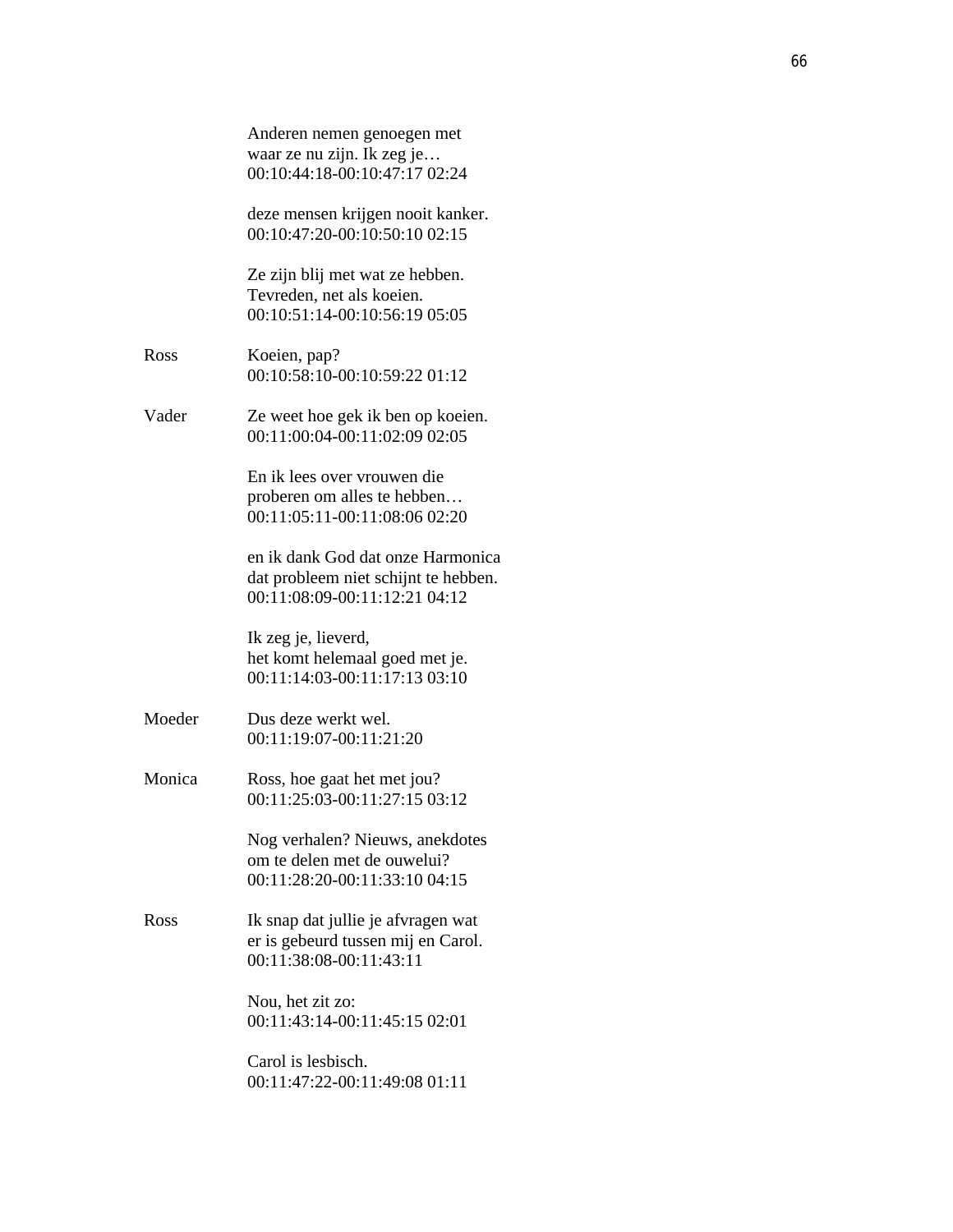Anderen nemen genoegen met
waar ze nu zijn. Ik zeg je…
00:10:44:18-00:10:47:17 02:24

deze mensen krijgen nooit kanker.
00:10:47:20-00:10:50:10 02:15

Ze zijn blij met wat ze hebben.
Tevreden, net als koeien.
00:10:51:14-00:10:56:19 05:05

Ross Koeien, pap?
00:10:58:10-00:10:59:22 01:12

Vader Ze weet hoe gek ik ben op koeien.
00:11:00:04-00:11:02:09 02:05

En ik lees over vrouwen die
proberen om alles te hebben…
00:11:05:11-00:11:08:06 02:20

en ik dank God dat onze Harmonica
dat probleem niet schijnt te hebben.
00:11:08:09-00:11:12:21 04:12

Ik zeg je, lieverd,
het komt helemaal goed met je.
00:11:14:03-00:11:17:13 03:10

Moeder Dus deze werkt wel.
00:11:19:07-00:11:21:20

Monica Ross, hoe gaat het met jou?
00:11:25:03-00:11:27:15 03:12

Nog verhalen? Nieuws, anekdotes
om te delen met de ouwelui?
00:11:28:20-00:11:33:10 04:15

Ross Ik snap dat jullie je afvragen wat
er is gebeurd tussen mij en Carol.
00:11:38:08-00:11:43:11

Nou, het zit zo:
00:11:43:14-00:11:45:15 02:01

Carol is lesbisch.
00:11:47:22-00:11:49:08 01:11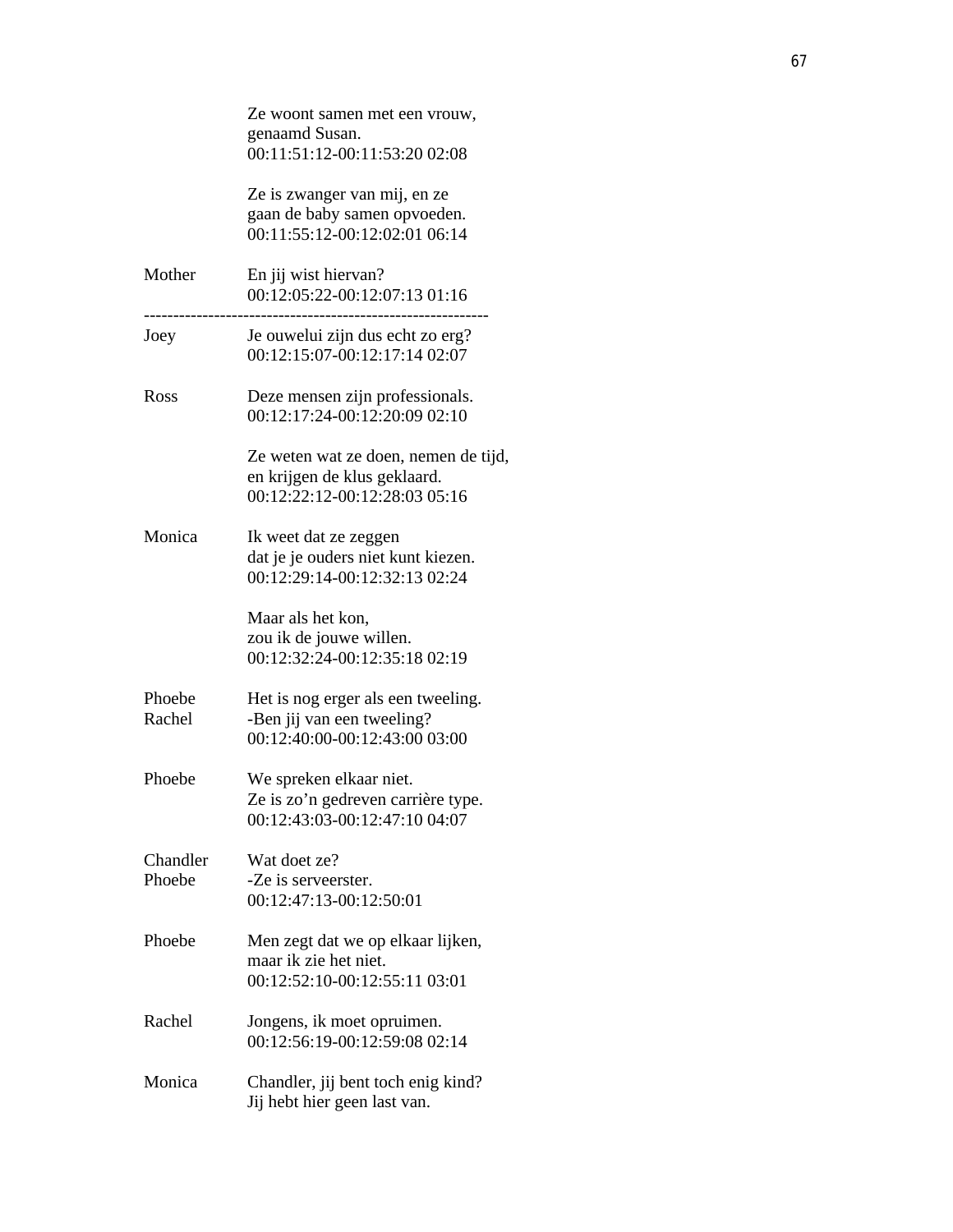Ze woont samen met een vrouw,
genaamd Susan.
00:11:51:12-00:11:53:20 02:08

Ze is zwanger van mij, en ze
gaan de baby samen opvoeden.
00:11:55:12-00:12:02:01 06:14

Mother En jij wist hiervan?
00:12:05:22-00:12:07:13 01:16

---

Joey Je ouwelui zijn dus echt zo erg?
00:12:15:07-00:12:17:14 02:07

Ross Deze mensen zijn professionals.
00:12:17:24-00:12:20:09 02:10

Ze weten wat ze doen, nemen de tijd,
en krijgen de klus geklaard.
00:12:22:12-00:12:28:03 05:16

Monica Ik weet dat ze zeggen
dat je je ouders niet kunt kiezen.
00:12:29:14-00:12:32:13 02:24

Maar als het kon,
zou ik de jouwe willen.
00:12:32:24-00:12:35:18 02:19

Phoebe Het is nog erger als een tweeling.
Rachel -Ben jij van een tweeling?
00:12:40:00-00:12:43:00 03:00

Phoebe We spreken elkaar niet.
Ze is zo'n gedreven carrière type.
00:12:43:03-00:12:47:10 04:07

Chandler Wat doet ze?
Phoebe -Ze is serveerster.
00:12:47:13-00:12:50:01

Phoebe Men zegt dat we op elkaar lijken,
maar ik zie het niet.
00:12:52:10-00:12:55:11 03:01

Rachel Jongens, ik moet opruimen.
00:12:56:19-00:12:59:08 02:14

Monica Chandler, jij bent toch enig kind?
Jij hebt hier geen last van.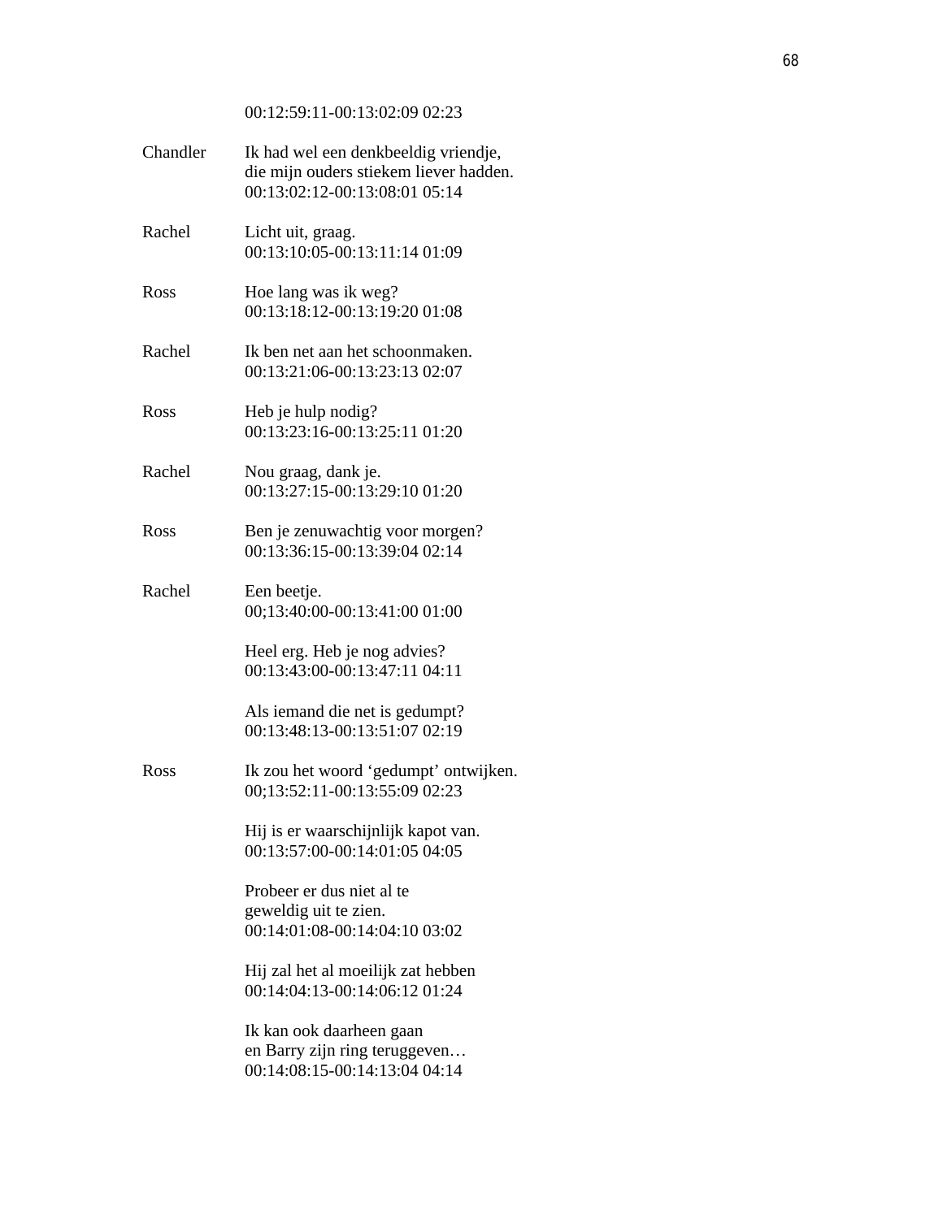00:12:59:11-00:13:02:09 02:23

| | |
|---|---|
| Chandler | Ik had wel een denkbeeldig vriendje,<br>die mijn ouders stiekem liever hadden.<br>00:13:02:12-00:13:08:01 05:14 |
| Rachel | Licht uit, graag.<br>00:13:10:05-00:13:11:14 01:09 |
| Ross | Hoe lang was ik weg?<br>00:13:18:12-00:13:19:20 01:08 |
| Rachel | Ik ben net aan het schoonmaken.<br>00:13:21:06-00:13:23:13 02:07 |
| Ross | Heb je hulp nodig?<br>00:13:23:16-00:13:25:11 01:20 |
| Rachel | Nou graag, dank je.<br>00:13:27:15-00:13:29:10 01:20 |
| Ross | Ben je zenuwachtig voor morgen?<br>00:13:36:15-00:13:39:04 02:14 |
| Rachel | Een beetje.<br>00;13:40:00-00:13:41:00 01:00 |
| | Heel erg. Heb je nog advies?<br>00:13:43:00-00:13:47:11 04:11 |
| | Als iemand die net is gedumpt?<br>00:13:48:13-00:13:51:07 02:19 |
| Ross | Ik zou het woord ‘gedumpt’ ontwijken.<br>00;13:52:11-00:13:55:09 02:23 |
| | Hij is er waarschijnlijk kapot van.<br>00:13:57:00-00:14:01:05 04:05 |
| | Probeer er dus niet al te<br>geweldig uit te zien.<br>00:14:01:08-00:14:04:10 03:02 |
| | Hij zal het al moeilijk zat hebben<br>00:14:04:13-00:14:06:12 01:24 |
| | Ik kan ook daarheen gaan<br>en Barry zijn ring teruggeven…<br>00:14:08:15-00:14:13:04 04:14 |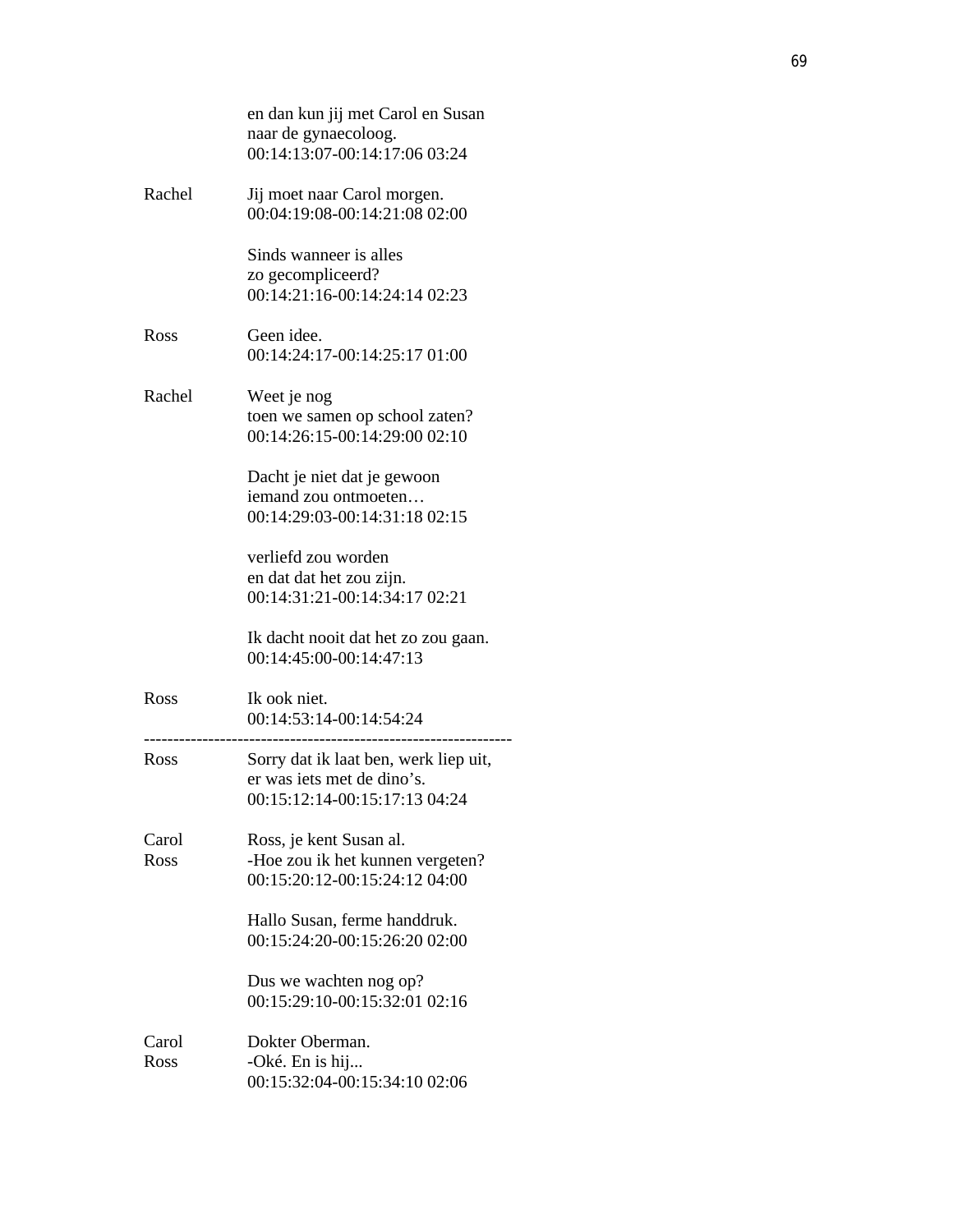en dan kun jij met Carol en Susan
naar de gynaecoloog.
00:14:13:07-00:14:17:06 03:24

Rachel Jij moet naar Carol morgen.
00:04:19:08-00:14:21:08 02:00

Sinds wanneer is alles
zo gecompliceerd?
00:14:21:16-00:14:24:14 02:23

Ross Geen idee.
00:14:24:17-00:14:25:17 01:00

Rachel Weet je nog
toen we samen op school zaten?
00:14:26:15-00:14:29:00 02:10

Dacht je niet dat je gewoon
iemand zou ontmoeten…
00:14:29:03-00:14:31:18 02:15

verliefd zou worden
en dat dat het zou zijn.
00:14:31:21-00:14:34:17 02:21

Ik dacht nooit dat het zo zou gaan.
00:14:45:00-00:14:47:13

Ross Ik ook niet.
00:14:53:14-00:14:54:24

---------------------------------------------------------------

Ross Sorry dat ik laat ben, werk liep uit,
er was iets met de dino's.
00:15:12:14-00:15:17:13 04:24

Carol Ross, je kent Susan al.
Ross -Hoe zou ik het kunnen vergeten?
00:15:20:12-00:15:24:12 04:00

Hallo Susan, ferme handdruk.
00:15:24:20-00:15:26:20 02:00

Dus we wachten nog op?
00:15:29:10-00:15:32:01 02:16

Carol Dokter Oberman.
Ross -Oké. En is hij...
00:15:32:04-00:15:34:10 02:06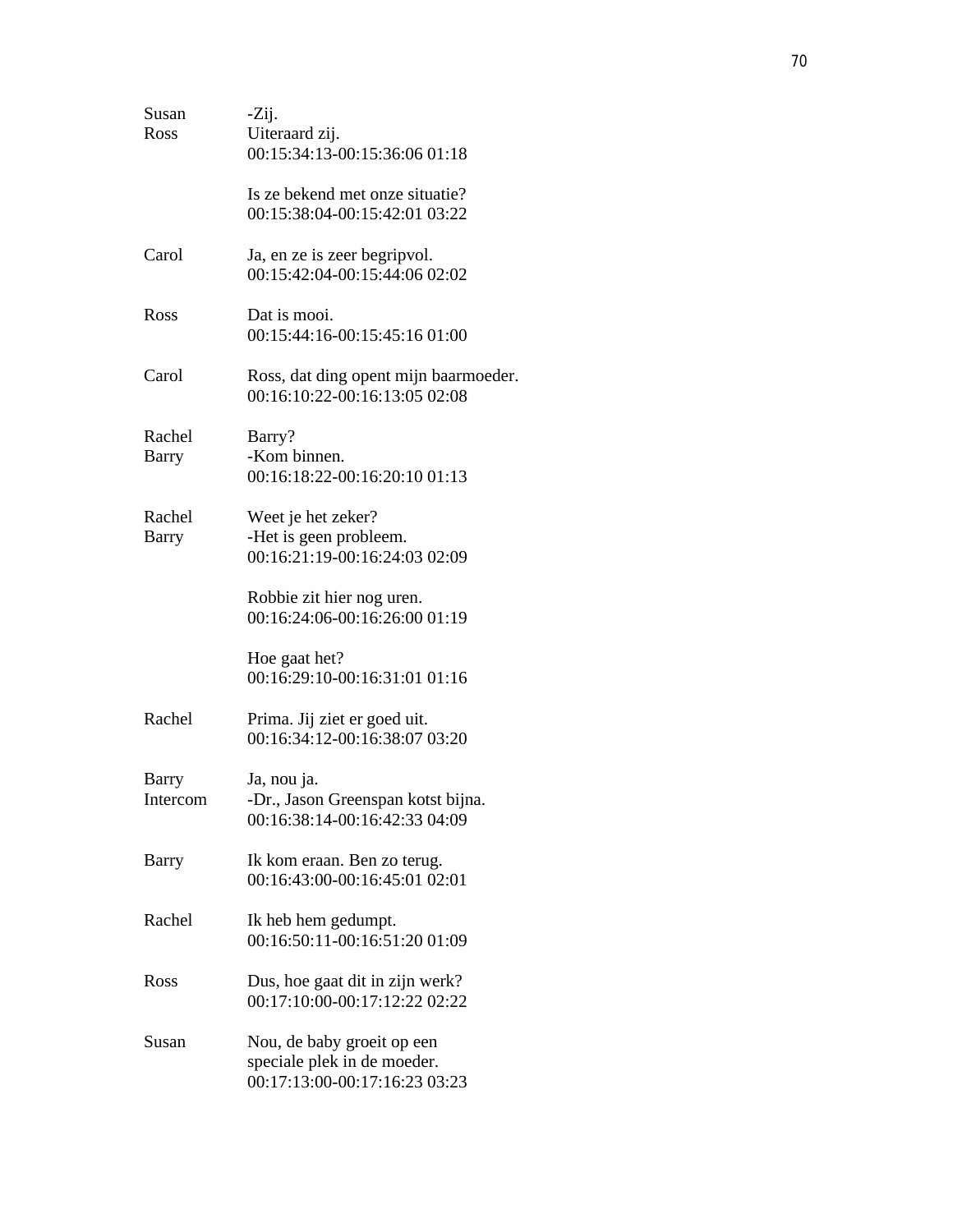Susan -Zij.
Ross Uiteraard zij.
00:15:34:13-00:15:36:06 01:18

Is ze bekend met onze situatie?
00:15:38:04-00:15:42:01 03:22

Carol Ja, en ze is zeer begripvol.
00:15:42:04-00:15:44:06 02:02

Ross Dat is mooi.
00:15:44:16-00:15:45:16 01:00

Carol Ross, dat ding opent mijn baarmoeder.
00:16:10:22-00:16:13:05 02:08

Rachel Barry?
Barry -Kom binnen.
00:16:18:22-00:16:20:10 01:13

Rachel Weet je het zeker?
Barry -Het is geen probleem.
00:16:21:19-00:16:24:03 02:09

Robbie zit hier nog uren.
00:16:24:06-00:16:26:00 01:19

Hoe gaat het?
00:16:29:10-00:16:31:01 01:16

Rachel Prima. Jij ziet er goed uit.
00:16:34:12-00:16:38:07 03:20

Barry Ja, nou ja.
Intercom -Dr., Jason Greenspan kotst bijna.
00:16:38:14-00:16:42:33 04:09

Barry Ik kom eraan. Ben zo terug.
00:16:43:00-00:16:45:01 02:01

Rachel Ik heb hem gedumpt.
00:16:50:11-00:16:51:20 01:09

Ross Dus, hoe gaat dit in zijn werk?
00:17:10:00-00:17:12:22 02:22

Susan Nou, de baby groeit op een
speciale plek in de moeder.
00:17:13:00-00:17:16:23 03:23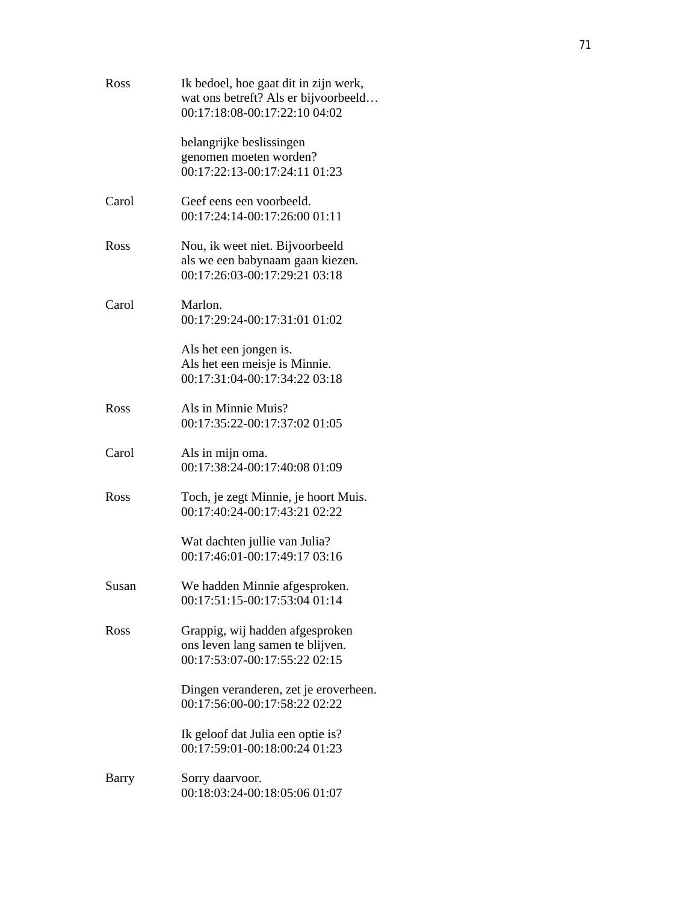Ross Ik bedoel, hoe gaat dit in zijn werk,
wat ons betreft? Als er bijvoorbeeld…
00:17:18:08-00:17:22:10 04:02

belangrijke beslissingen
genomen moeten worden?
00:17:22:13-00:17:24:11 01:23

Carol Geef eens een voorbeeld.
00:17:24:14-00:17:26:00 01:11

Ross Nou, ik weet niet. Bijvoorbeeld
als we een babynaam gaan kiezen.
00:17:26:03-00:17:29:21 03:18

Carol Marlon.
00:17:29:24-00:17:31:01 01:02

Als het een jongen is.
Als het een meisje is Minnie.
00:17:31:04-00:17:34:22 03:18

Ross Als in Minnie Muis?
00:17:35:22-00:17:37:02 01:05

Carol Als in mijn oma.
00:17:38:24-00:17:40:08 01:09

Ross Toch, je zegt Minnie, je hoort Muis.
00:17:40:24-00:17:43:21 02:22

Wat dachten jullie van Julia?
00:17:46:01-00:17:49:17 03:16

Susan We hadden Minnie afgesproken.
00:17:51:15-00:17:53:04 01:14

Ross Grappig, wij hadden afgesproken
ons leven lang samen te blijven.
00:17:53:07-00:17:55:22 02:15

Dingen veranderen, zet je eroverheen.
00:17:56:00-00:17:58:22 02:22

Ik geloof dat Julia een optie is?
00:17:59:01-00:18:00:24 01:23

Barry Sorry daarvoor.
00:18:03:24-00:18:05:06 01:07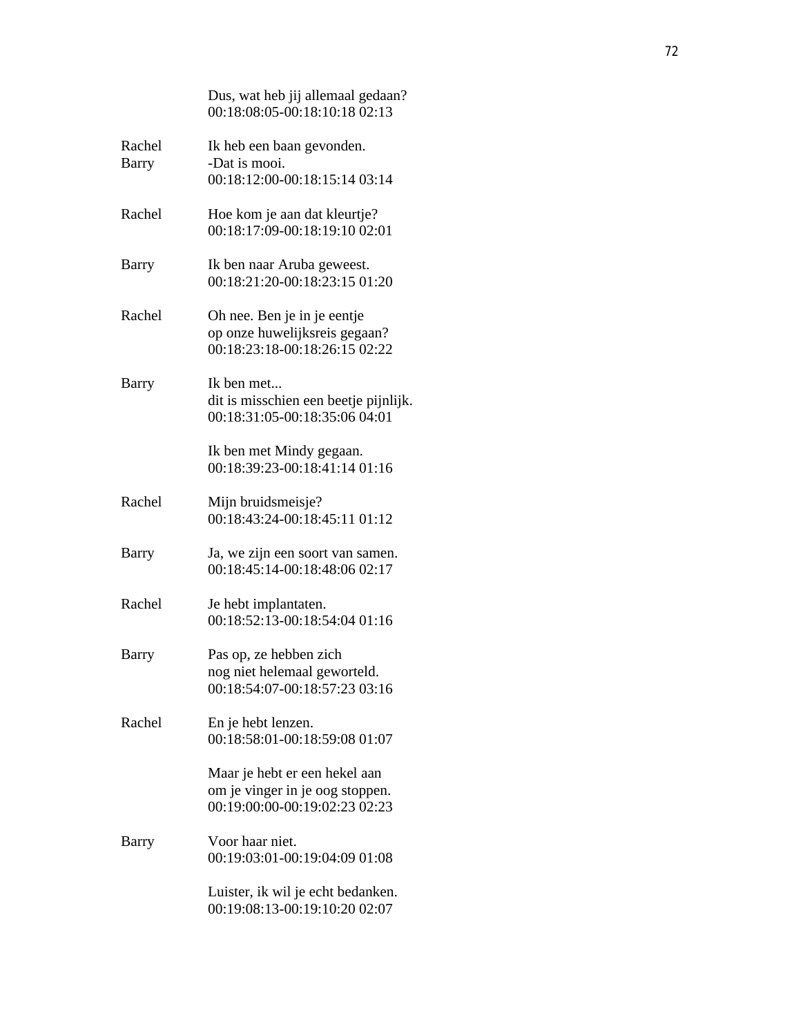|  |  |
|---|---|
|  | Dus, wat heb jij allemaal gedaan?<br>00:18:08:05-00:18:10:18 02:13 |
| Rachel<br>Barry | Ik heb een baan gevonden.<br>-Dat is mooi.<br>00:18:12:00-00:18:15:14 03:14 |
| Rachel | Hoe kom je aan dat kleurtje?<br>00:18:17:09-00:18:19:10 02:01 |
| Barry | Ik ben naar Aruba geweest.<br>00:18:21:20-00:18:23:15 01:20 |
| Rachel | Oh nee. Ben je in je eentje<br>op onze huwelijksreis gegaan?<br>00:18:23:18-00:18:26:15 02:22 |
| Barry | Ik ben met...<br>dit is misschien een beetje pijnlijk.<br>00:18:31:05-00:18:35:06 04:01 |
|  | Ik ben met Mindy gegaan.<br>00:18:39:23-00:18:41:14 01:16 |
| Rachel | Mijn bruidsmeisje?<br>00:18:43:24-00:18:45:11 01:12 |
| Barry | Ja, we zijn een soort van samen.<br>00:18:45:14-00:18:48:06 02:17 |
| Rachel | Je hebt implantaten.<br>00:18:52:13-00:18:54:04 01:16 |
| Barry | Pas op, ze hebben zich<br>nog niet helemaal geworteld.<br>00:18:54:07-00:18:57:23 03:16 |
| Rachel | En je hebt lenzen.<br>00:18:58:01-00:18:59:08 01:07 |
|  | Maar je hebt er een hekel aan<br>om je vinger in je oog stoppen.<br>00:19:00:00-00:19:02:23 02:23 |
| Barry | Voor haar niet.<br>00:19:03:01-00:19:04:09 01:08 |
|  | Luister, ik wil je echt bedanken.<br>00:19:08:13-00:19:10:20 02:07 |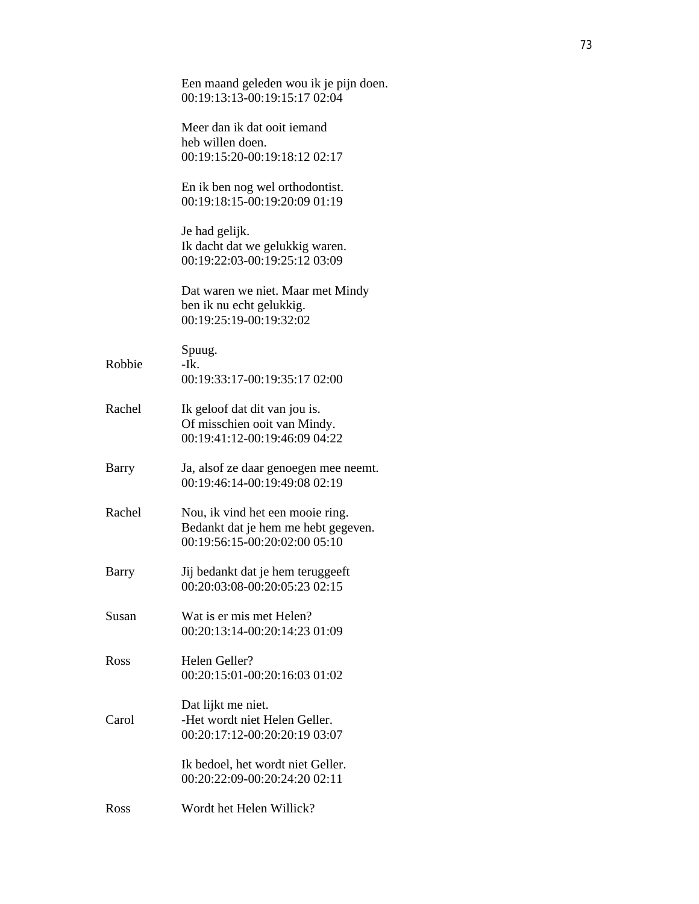Een maand geleden wou ik je pijn doen.
00:19:13:13-00:19:15:17 02:04

Meer dan ik dat ooit iemand
heb willen doen.
00:19:15:20-00:19:18:12 02:17

En ik ben nog wel orthodontist.
00:19:18:15-00:19:20:09 01:19

Je had gelijk.
Ik dacht dat we gelukkig waren.
00:19:22:03-00:19:25:12 03:09

Dat waren we niet. Maar met Mindy
ben ik nu echt gelukkig.
00:19:25:19-00:19:32:02

Spuug.
Robbie -Ik.
00:19:33:17-00:19:35:17 02:00

Rachel Ik geloof dat dit van jou is.
Of misschien ooit van Mindy.
00:19:41:12-00:19:46:09 04:22

Barry Ja, alsof ze daar genoegen mee neemt.
00:19:46:14-00:19:49:08 02:19

Rachel Nou, ik vind het een mooie ring.
Bedankt dat je hem me hebt gegeven.
00:19:56:15-00:20:02:00 05:10

Barry Jij bedankt dat je hem teruggeeft
00:20:03:08-00:20:05:23 02:15

Susan Wat is er mis met Helen?
00:20:13:14-00:20:14:23 01:09

Ross Helen Geller?
00:20:15:01-00:20:16:03 01:02

Dat lijkt me niet.
Carol -Het wordt niet Helen Geller.
00:20:17:12-00:20:20:19 03:07

Ik bedoel, het wordt niet Geller.
00:20:22:09-00:20:24:20 02:11

Ross Wordt het Helen Willick?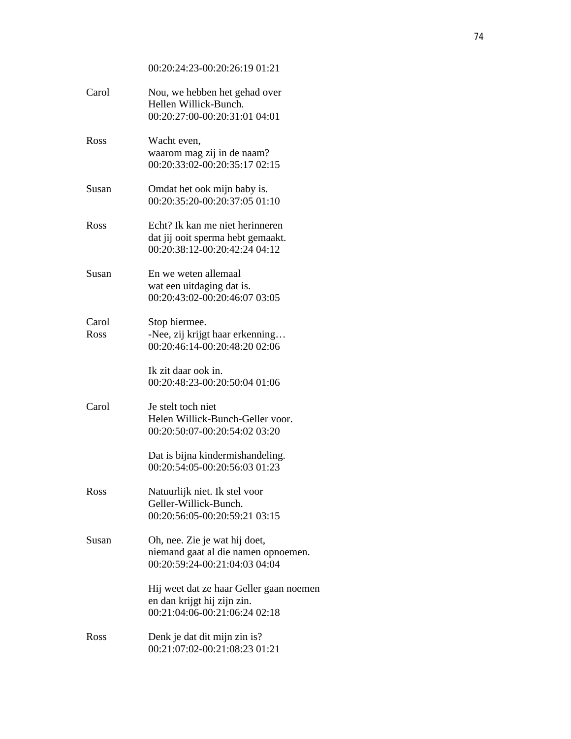00:20:24:23-00:20:26:19 01:21

Carol Nou, we hebben het gehad over
Hellen Willick-Bunch.
00:20:27:00-00:20:31:01 04:01

Ross Wacht even,
waarom mag zij in de naam?
00:20:33:02-00:20:35:17 02:15

Susan Omdat het ook mijn baby is.
00:20:35:20-00:20:37:05 01:10

Ross Echt? Ik kan me niet herinneren
dat jij ooit sperma hebt gemaakt.
00:20:38:12-00:20:42:24 04:12

Susan En we weten allemaal
wat een uitdaging dat is.
00:20:43:02-00:20:46:07 03:05

Carol Stop hiermee.
Ross -Nee, zij krijgt haar erkenning…
00:20:46:14-00:20:48:20 02:06

Ik zit daar ook in.
00:20:48:23-00:20:50:04 01:06

Carol Je stelt toch niet
Helen Willick-Bunch-Geller voor.
00:20:50:07-00:20:54:02 03:20

Dat is bijna kindermishandeling.
00:20:54:05-00:20:56:03 01:23

Ross Natuurlijk niet. Ik stel voor
Geller-Willick-Bunch.
00:20:56:05-00:20:59:21 03:15

Susan Oh, nee. Zie je wat hij doet,
niemand gaat al die namen opnoemen.
00:20:59:24-00:21:04:03 04:04

Hij weet dat ze haar Geller gaan noemen
en dan krijgt hij zijn zin.
00:21:04:06-00:21:06:24 02:18

Ross Denk je dat dit mijn zin is?
00:21:07:02-00:21:08:23 01:21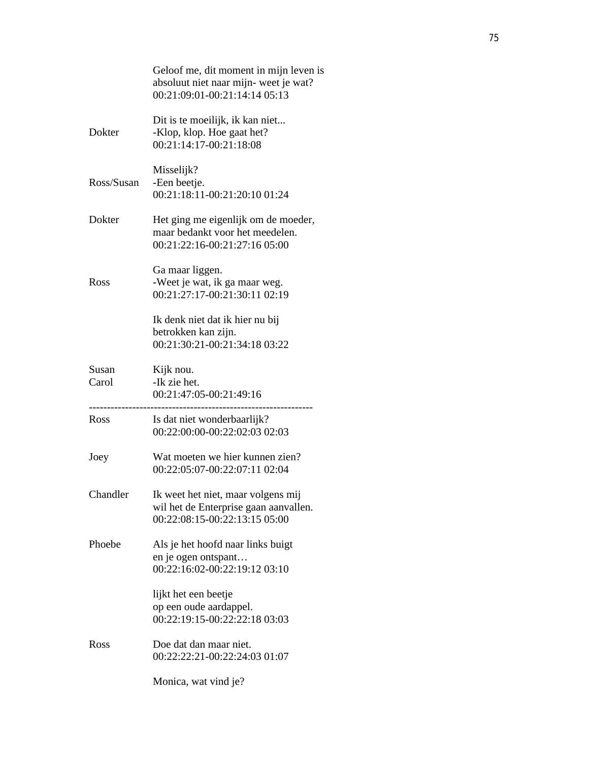| | |
|---|---|
| | Geloof me, dit moment in mijn leven is<br>absoluut niet naar mijn- weet je wat?<br>00:21:09:01-00:21:14:14 05:13 |
| Dokter | Dit is te moeilijk, ik kan niet...<br>-Klop, klop. Hoe gaat het?<br>00:21:14:17-00:21:18:08 |
| Ross/Susan | Misselijk?<br>-Een beetje.<br>00:21:18:11-00:21:20:10 01:24 |
| Dokter | Het ging me eigenlijk om de moeder,<br>maar bedankt voor het meedelen.<br>00:21:22:16-00:21:27:16 05:00 |
| Ross | Ga maar liggen.<br>-Weet je wat, ik ga maar weg.<br>00:21:27:17-00:21:30:11 02:19 |
| | Ik denk niet dat ik hier nu bij<br>betrokken kan zijn.<br>00:21:30:21-00:21:34:18 03:22 |
| Susan<br>Carol | Kijk nou.<br>-Ik zie het.<br>00:21:47:05-00:21:49:16 |

---

| | |
|---|---|
| Ross | Is dat niet wonderbaarlijk?<br>00:22:00:00-00:22:02:03 02:03 |
| Joey | Wat moeten we hier kunnen zien?<br>00:22:05:07-00:22:07:11 02:04 |
| Chandler | Ik weet het niet, maar volgens mij<br>wil het de Enterprise gaan aanvallen.<br>00:22:08:15-00:22:13:15 05:00 |
| Phoebe | Als je het hoofd naar links buigt<br>en je ogen ontspant…<br>00:22:16:02-00:22:19:12 03:10 |
| | lijkt het een beetje<br>op een oude aardappel.<br>00:22:19:15-00:22:22:18 03:03 |
| Ross | Doe dat dan maar niet.<br>00:22:22:21-00:22:24:03 01:07 |
| | Monica, wat vind je? |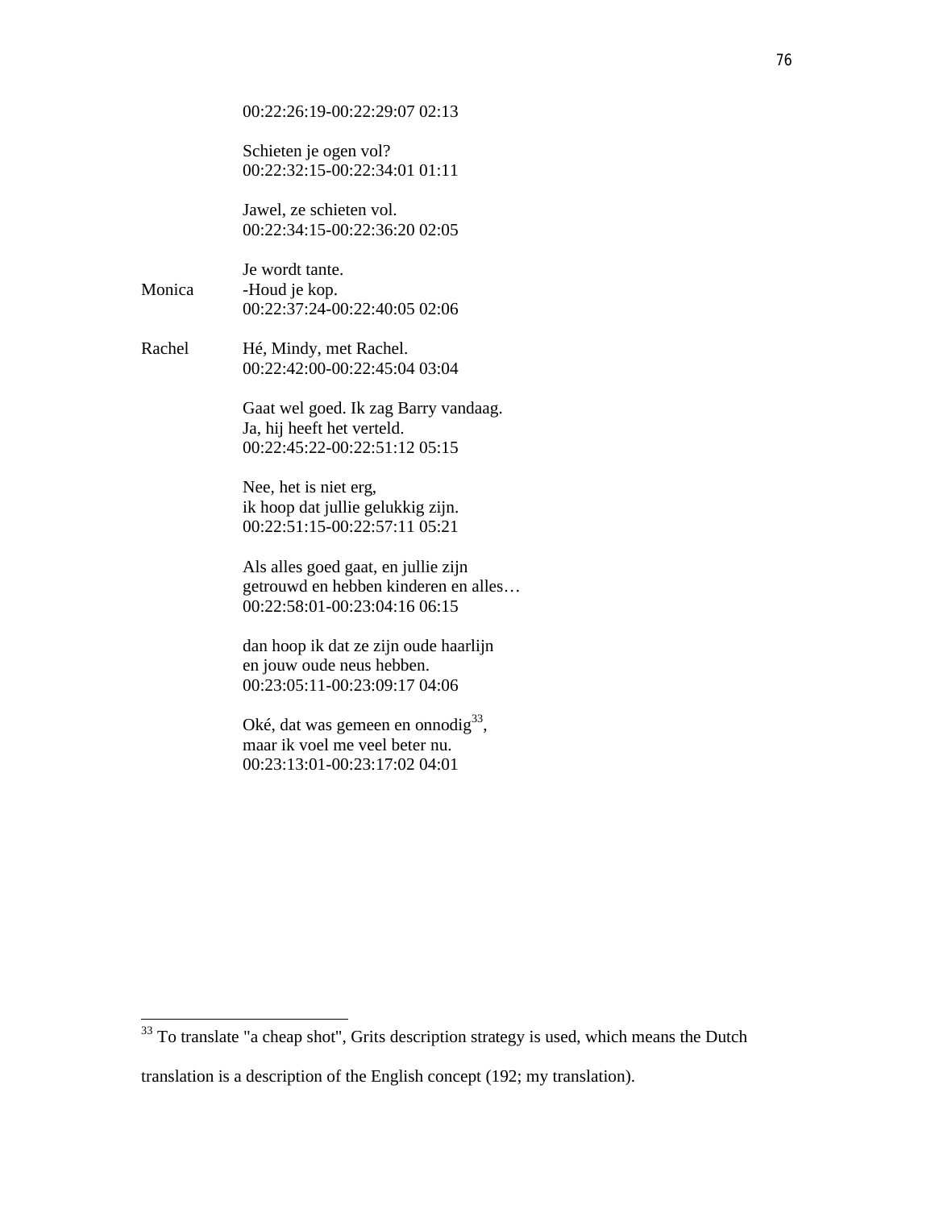00:22:26:19-00:22:29:07 02:13

Schieten je ogen vol?
00:22:32:15-00:22:34:01 01:11

Jawel, ze schieten vol.
00:22:34:15-00:22:36:20 02:05

Je wordt tante.
Monica -Houd je kop.
00:22:37:24-00:22:40:05 02:06

Rachel Hé, Mindy, met Rachel.
00:22:42:00-00:22:45:04 03:04

Gaat wel goed. Ik zag Barry vandaag.
Ja, hij heeft het verteld.
00:22:45:22-00:22:51:12 05:15

Nee, het is niet erg,
ik hoop dat jullie gelukkig zijn.
00:22:51:15-00:22:57:11 05:21

Als alles goed gaat, en jullie zijn
getrouwd en hebben kinderen en alles…
00:22:58:01-00:23:04:16 06:15

dan hoop ik dat ze zijn oude haarlijn
en jouw oude neus hebben.
00:23:05:11-00:23:09:17 04:06

Oké, dat was gemeen en onnodig[33],
maar ik voel me veel beter nu.
00:23:13:01-00:23:17:02 04:01

---

[33] To translate "a cheap shot", Grits description strategy is used, which means the Dutch translation is a description of the English concept (192; my translation).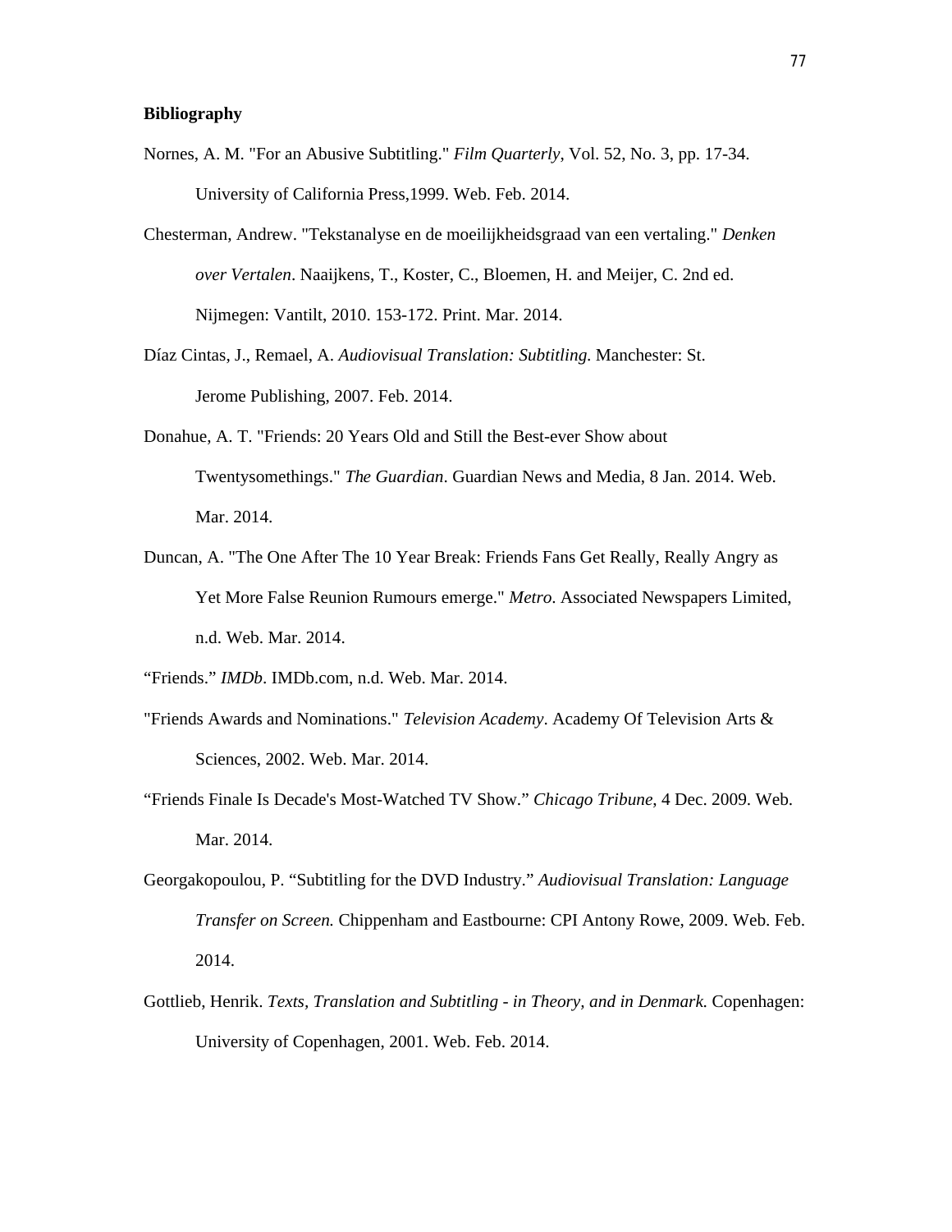**Bibliography**

Nornes, A. M. "For an Abusive Subtitling." *Film Quarterly*, Vol. 52, No. 3, pp. 17-34. University of California Press,1999. Web. Feb. 2014.

Chesterman, Andrew. "Tekstanalyse en de moeilijkheidsgraad van een vertaling." *Denken over Vertalen*. Naaijkens, T., Koster, C., Bloemen, H. and Meijer, C. 2nd ed. Nijmegen: Vantilt, 2010. 153-172. Print. Mar. 2014.

Díaz Cintas, J., Remael, A. *Audiovisual Translation: Subtitling.* Manchester: St. Jerome Publishing, 2007. Feb. 2014.

Donahue, A. T. "Friends: 20 Years Old and Still the Best-ever Show about Twentysomethings." *The Guardian*. Guardian News and Media, 8 Jan. 2014. Web. Mar. 2014.

Duncan, A. "The One After The 10 Year Break: Friends Fans Get Really, Really Angry as Yet More False Reunion Rumours emerge." *Metro*. Associated Newspapers Limited, n.d. Web. Mar. 2014.

"Friends." *IMDb*. IMDb.com, n.d. Web. Mar. 2014.

"Friends Awards and Nominations." *Television Academy*. Academy Of Television Arts & Sciences, 2002. Web. Mar. 2014.

"Friends Finale Is Decade's Most-Watched TV Show." *Chicago Tribune*, 4 Dec. 2009. Web. Mar. 2014.

Georgakopoulou, P. "Subtitling for the DVD Industry." *Audiovisual Translation: Language Transfer on Screen.* Chippenham and Eastbourne: CPI Antony Rowe, 2009. Web. Feb. 2014.

Gottlieb, Henrik. *Texts, Translation and Subtitling - in Theory, and in Denmark.* Copenhagen: University of Copenhagen, 2001. Web. Feb. 2014.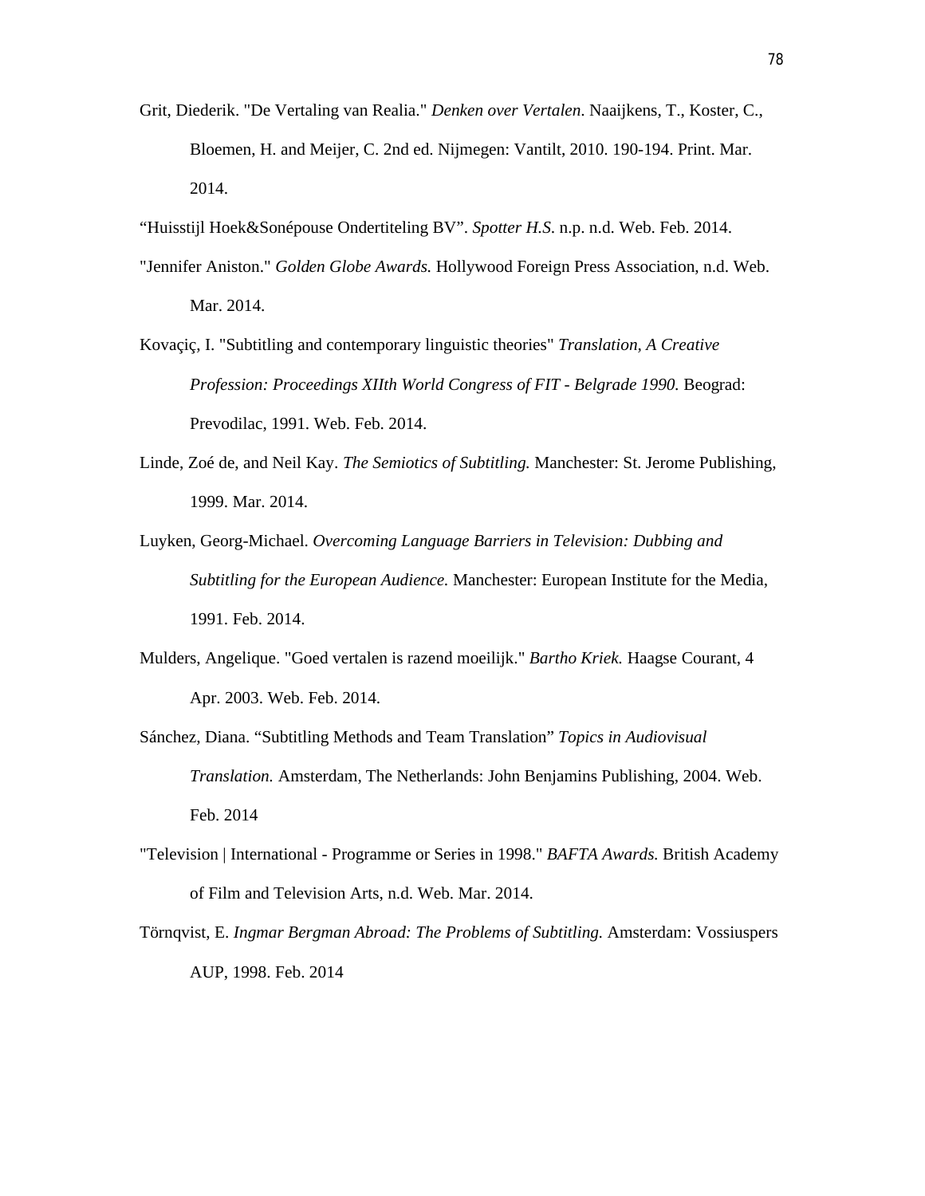Grit, Diederik. "De Vertaling van Realia." *Denken over Vertalen*. Naaijkens, T., Koster, C., Bloemen, H. and Meijer, C. 2nd ed. Nijmegen: Vantilt, 2010. 190-194. Print. Mar. 2014.

“Huisstijl Hoek&Sonépouse Ondertiteling BV”. *Spotter H.S.* n.p. n.d. Web. Feb. 2014.

"Jennifer Aniston." *Golden Globe Awards.* Hollywood Foreign Press Association, n.d. Web. Mar. 2014.

Kovaçiç, I. "Subtitling and contemporary linguistic theories" *Translation, A Creative Profession: Proceedings XIIth World Congress of FIT - Belgrade 1990.* Beograd: Prevodilac, 1991. Web. Feb. 2014.

Linde, Zoé de, and Neil Kay. *The Semiotics of Subtitling.* Manchester: St. Jerome Publishing, 1999. Mar. 2014.

Luyken, Georg-Michael. *Overcoming Language Barriers in Television: Dubbing and Subtitling for the European Audience.* Manchester: European Institute for the Media, 1991. Feb. 2014.

Mulders, Angelique. "Goed vertalen is razend moeilijk." *Bartho Kriek.* Haagse Courant, 4 Apr. 2003. Web. Feb. 2014.

Sánchez, Diana. “Subtitling Methods and Team Translation” *Topics in Audiovisual Translation.* Amsterdam, The Netherlands: John Benjamins Publishing, 2004. Web. Feb. 2014

"Television | International - Programme or Series in 1998." *BAFTA Awards.* British Academy of Film and Television Arts, n.d. Web. Mar. 2014.

Törnqvist, E. *Ingmar Bergman Abroad: The Problems of Subtitling.* Amsterdam: Vossiuspers AUP, 1998. Feb. 2014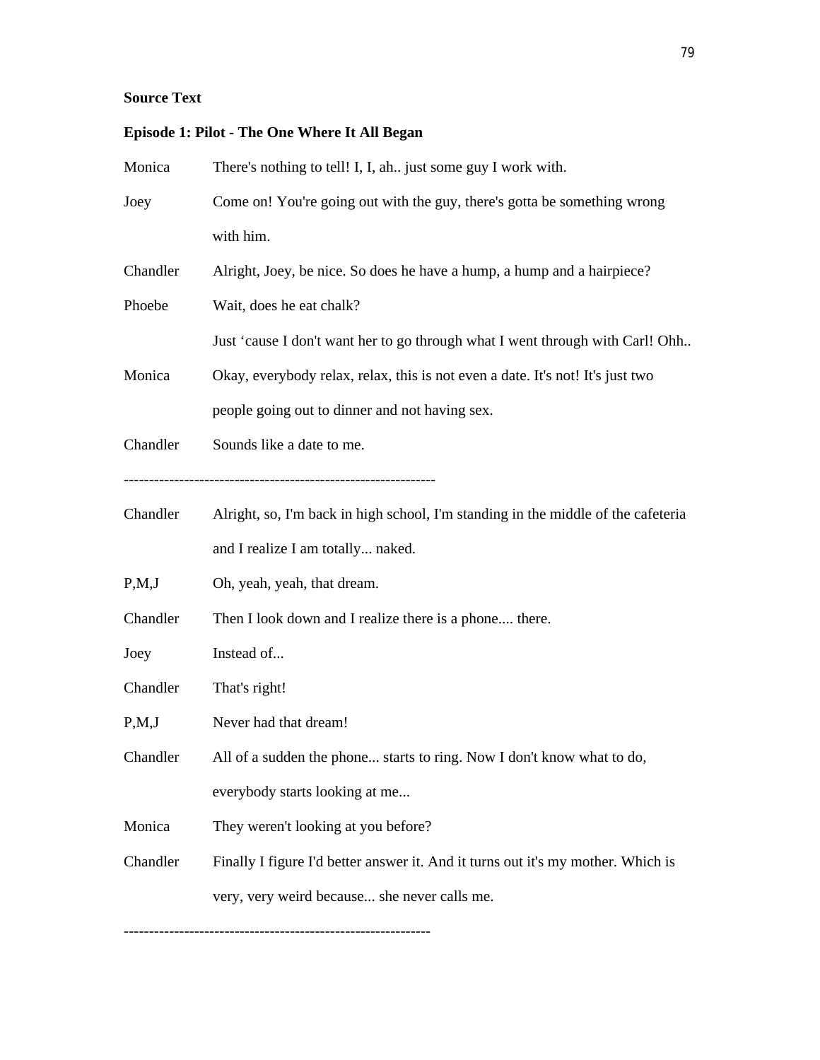**Source Text**

**Episode 1: Pilot - The One Where It All Began**

| | |
|---|---|
| Monica | There's nothing to tell! I, I, ah.. just some guy I work with. |
| Joey | Come on! You're going out with the guy, there's gotta be something wrong with him. |
| Chandler | Alright, Joey, be nice. So does he have a hump, a hump and a hairpiece? |
| Phoebe | Wait, does he eat chalk? |
| | Just ‘cause I don't want her to go through what I went through with Carl! Ohh.. |
| Monica | Okay, everybody relax, relax, this is not even a date. It's not! It's just two people going out to dinner and not having sex. |
| Chandler | Sounds like a date to me. |

-------------------------------------------------------------

| | |
|---|---|
| Chandler | Alright, so, I'm back in high school, I'm standing in the middle of the cafeteria and I realize I am totally... naked. |
| P,M,J | Oh, yeah, yeah, that dream. |
| Chandler | Then I look down and I realize there is a phone.... there. |
| Joey | Instead of... |
| Chandler | That's right! |
| P,M,J | Never had that dream! |
| Chandler | All of a sudden the phone... starts to ring. Now I don't know what to do, everybody starts looking at me... |
| Monica | They weren't looking at you before? |
| Chandler | Finally I figure I'd better answer it. And it turns out it's my mother. Which is very, very weird because... she never calls me. |

------------------------------------------------------------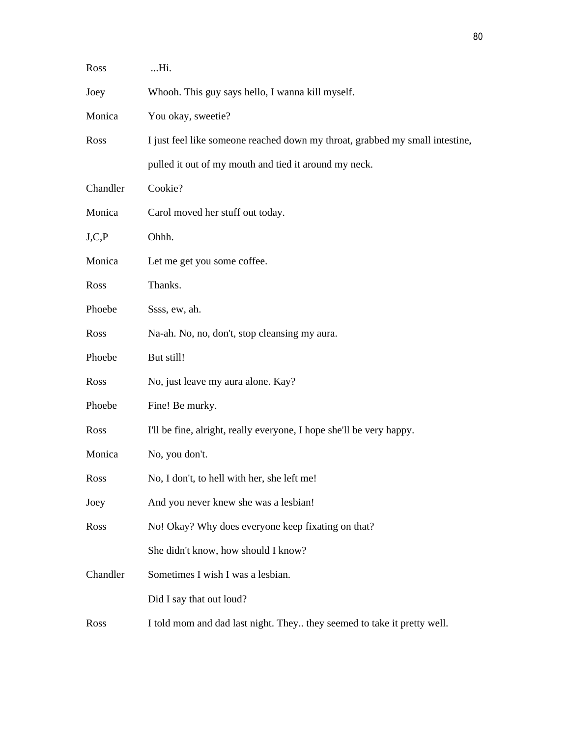| | |
|---|---|
| Ross | ...Hi. |
| Joey | Whooh. This guy says hello, I wanna kill myself. |
| Monica | You okay, sweetie? |
| Ross | I just feel like someone reached down my throat, grabbed my small intestine, pulled it out of my mouth and tied it around my neck. |
| Chandler | Cookie? |
| Monica | Carol moved her stuff out today. |
| J,C,P | Ohhh. |
| Monica | Let me get you some coffee. |
| Ross | Thanks. |
| Phoebe | Ssss, ew, ah. |
| Ross | Na-ah. No, no, don't, stop cleansing my aura. |
| Phoebe | But still! |
| Ross | No, just leave my aura alone. Kay? |
| Phoebe | Fine! Be murky. |
| Ross | I'll be fine, alright, really everyone, I hope she'll be very happy. |
| Monica | No, you don't. |
| Ross | No, I don't, to hell with her, she left me! |
| Joey | And you never knew she was a lesbian! |
| Ross | No! Okay? Why does everyone keep fixating on that? She didn't know, how should I know? |
| Chandler | Sometimes I wish I was a lesbian. Did I say that out loud? |
| Ross | I told mom and dad last night. They.. they seemed to take it pretty well. |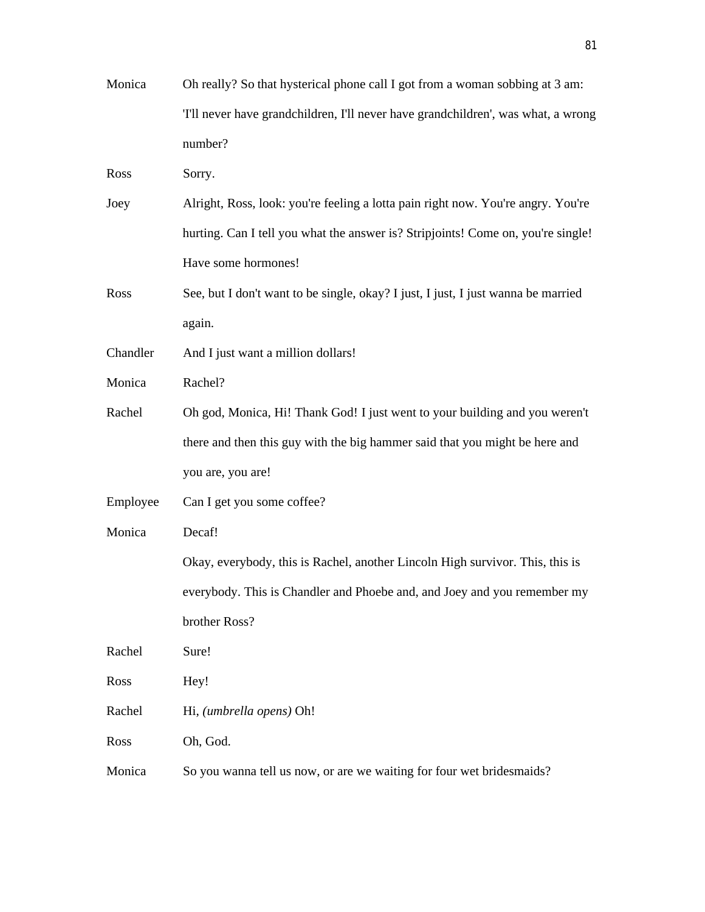| | |
|---|---|
| Monica | Oh really? So that hysterical phone call I got from a woman sobbing at 3 am: 'I'll never have grandchildren, I'll never have grandchildren', was what, a wrong number? |
| Ross | Sorry. |
| Joey | Alright, Ross, look: you're feeling a lotta pain right now. You're angry. You're hurting. Can I tell you what the answer is? Stripjoints! Come on, you're single! Have some hormones! |
| Ross | See, but I don't want to be single, okay? I just, I just, I just wanna be married again. |
| Chandler | And I just want a million dollars! |
| Monica | Rachel? |
| Rachel | Oh god, Monica, Hi! Thank God! I just went to your building and you weren't there and then this guy with the big hammer said that you might be here and you are, you are! |
| Employee | Can I get you some coffee? |
| Monica | Decaf! |
| | Okay, everybody, this is Rachel, another Lincoln High survivor. This, this is everybody. This is Chandler and Phoebe and, and Joey and you remember my brother Ross? |
| Rachel | Sure! |
| Ross | Hey! |
| Rachel | Hi, *(umbrella opens)* Oh! |
| Ross | Oh, God. |
| Monica | So you wanna tell us now, or are we waiting for four wet bridesmaids? |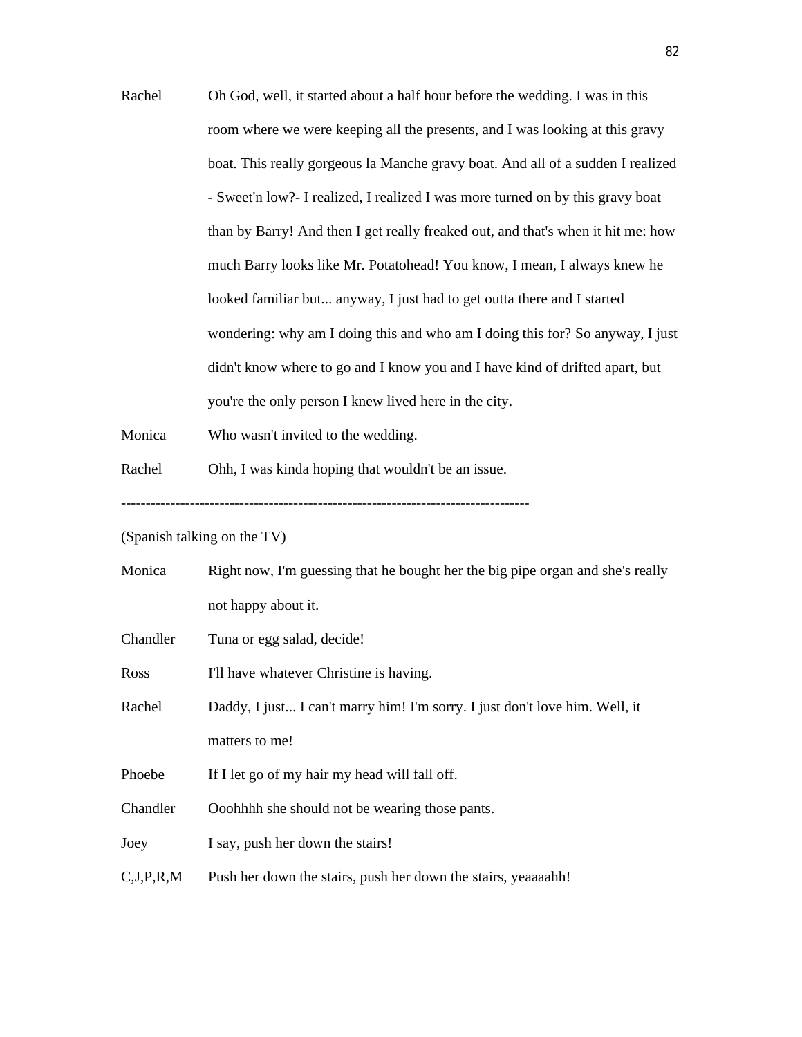Rachel	Oh God, well, it started about a half hour before the wedding. I was in this room where we were keeping all the presents, and I was looking at this gravy boat. This really gorgeous la Manche gravy boat. And all of a sudden I realized - Sweet'n low?- I realized, I realized I was more turned on by this gravy boat than by Barry! And then I get really freaked out, and that's when it hit me: how much Barry looks like Mr. Potatohead! You know, I mean, I always knew he looked familiar but... anyway, I just had to get outta there and I started wondering: why am I doing this and who am I doing this for? So anyway, I just didn't know where to go and I know you and I have kind of drifted apart, but you're the only person I knew lived here in the city.

Monica	Who wasn't invited to the wedding.

Rachel	Ohh, I was kinda hoping that wouldn't be an issue.

--------------------------------------------------------------------------------

(Spanish talking on the TV)

Monica	Right now, I'm guessing that he bought her the big pipe organ and she's really not happy about it.

Chandler	Tuna or egg salad, decide!

Ross	I'll have whatever Christine is having.

Rachel	Daddy, I just... I can't marry him! I'm sorry. I just don't love him. Well, it matters to me!

Phoebe	If I let go of my hair my head will fall off.

Chandler	Ooohhhh she should not be wearing those pants.

Joey	I say, push her down the stairs!

C,J,P,R,M	Push her down the stairs, push her down the stairs, yeaaaahh!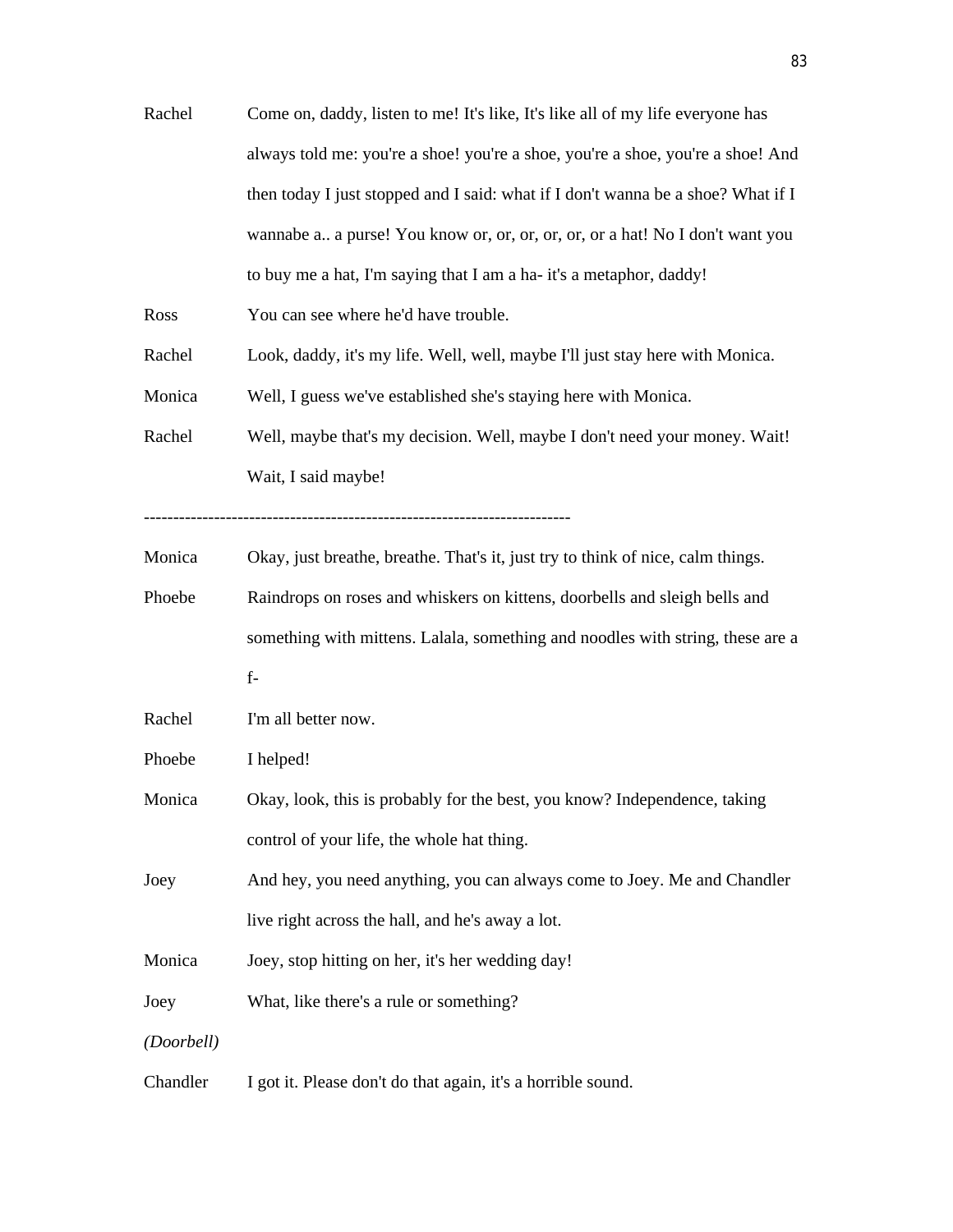Rachel Come on, daddy, listen to me! It's like, It's like all of my life everyone has always told me: you're a shoe! you're a shoe, you're a shoe, you're a shoe! And then today I just stopped and I said: what if I don't wanna be a shoe? What if I wannabe a.. a purse! You know or, or, or, or, or, or a hat! No I don't want you to buy me a hat, I'm saying that I am a ha- it's a metaphor, daddy!

Ross You can see where he'd have trouble.

Rachel Look, daddy, it's my life. Well, well, maybe I'll just stay here with Monica.

Monica Well, I guess we've established she's staying here with Monica.

Rachel Well, maybe that's my decision. Well, maybe I don't need your money. Wait! Wait, I said maybe!

------------------------------------------------------------------------

Monica Okay, just breathe, breathe. That's it, just try to think of nice, calm things.

Phoebe Raindrops on roses and whiskers on kittens, doorbells and sleigh bells and something with mittens. Lalala, something and noodles with string, these are a f-

Rachel I'm all better now.

Phoebe I helped!

Monica Okay, look, this is probably for the best, you know? Independence, taking control of your life, the whole hat thing.

Joey And hey, you need anything, you can always come to Joey. Me and Chandler live right across the hall, and he's away a lot.

Monica Joey, stop hitting on her, it's her wedding day!

Joey What, like there's a rule or something?

*(Doorbell)*

Chandler I got it. Please don't do that again, it's a horrible sound.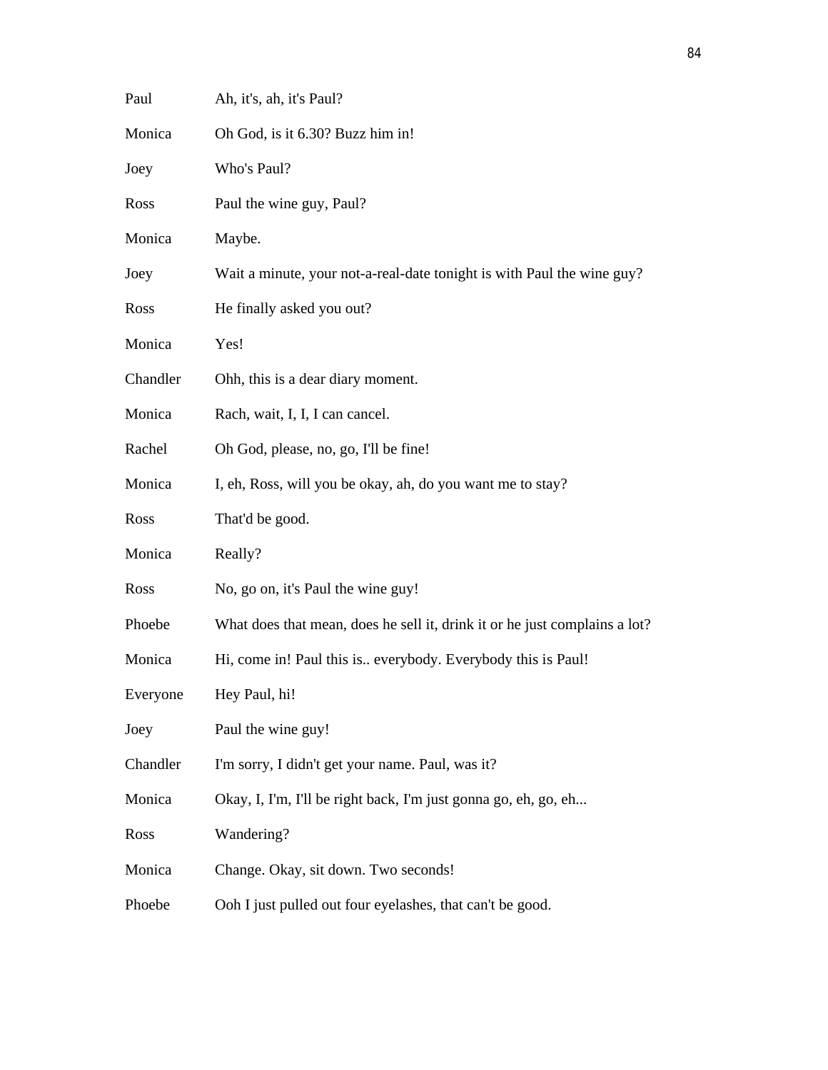Paul Ah, it's, ah, it's Paul?

Monica Oh God, is it 6.30? Buzz him in!

Joey Who's Paul?

Ross Paul the wine guy, Paul?

Monica Maybe.

Joey Wait a minute, your not-a-real-date tonight is with Paul the wine guy?

Ross He finally asked you out?

Monica Yes!

Chandler Ohh, this is a dear diary moment.

Monica Rach, wait, I, I, I can cancel.

Rachel Oh God, please, no, go, I'll be fine!

Monica I, eh, Ross, will you be okay, ah, do you want me to stay?

Ross That'd be good.

Monica Really?

Ross No, go on, it's Paul the wine guy!

Phoebe What does that mean, does he sell it, drink it or he just complains a lot?

Monica Hi, come in! Paul this is.. everybody. Everybody this is Paul!

Everyone Hey Paul, hi!

Joey Paul the wine guy!

Chandler I'm sorry, I didn't get your name. Paul, was it?

Monica Okay, I, I'm, I'll be right back, I'm just gonna go, eh, go, eh...

Ross Wandering?

Monica Change. Okay, sit down. Two seconds!

Phoebe Ooh I just pulled out four eyelashes, that can't be good.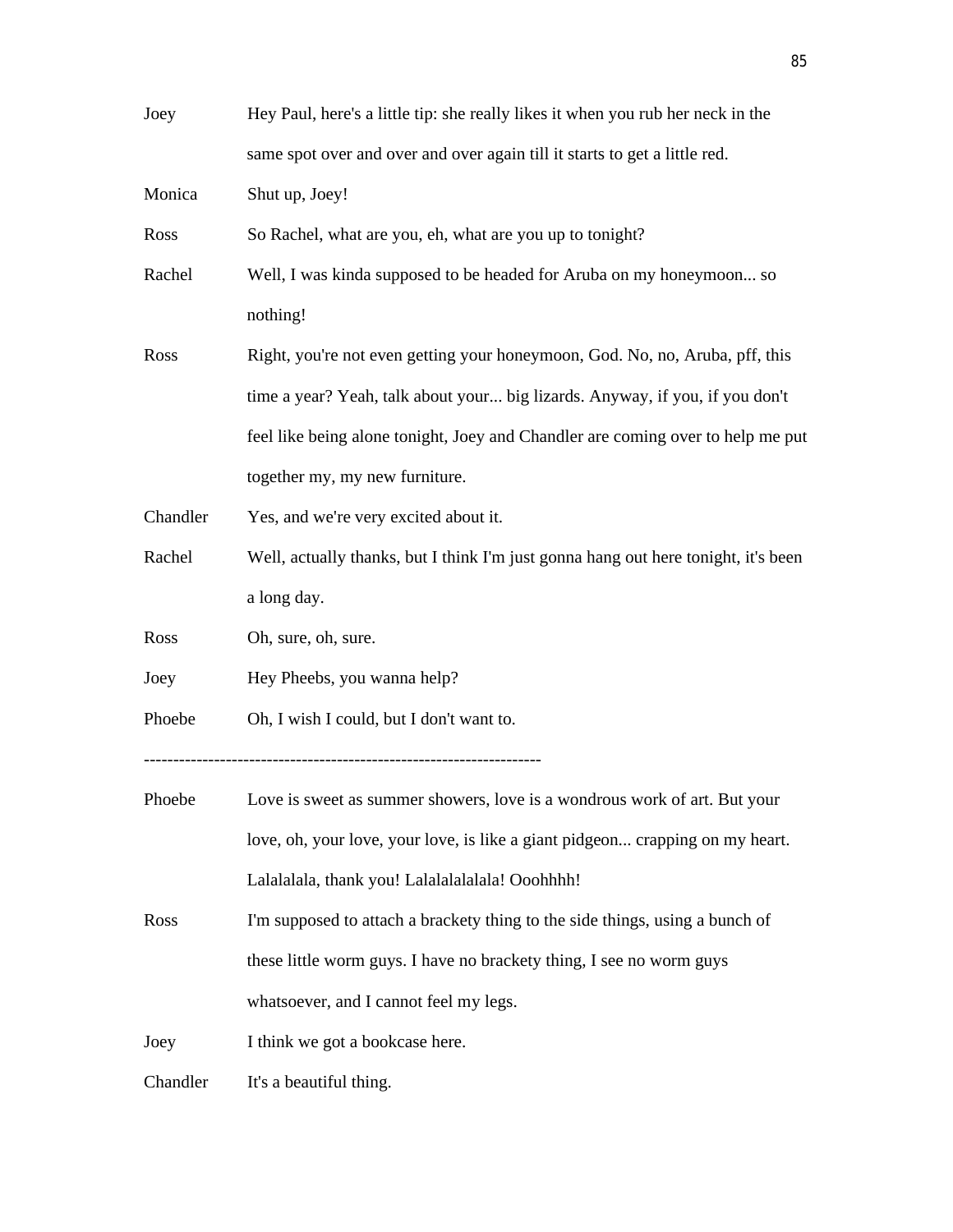Joey Hey Paul, here's a little tip: she really likes it when you rub her neck in the same spot over and over and over again till it starts to get a little red.

Monica Shut up, Joey!

Ross So Rachel, what are you, eh, what are you up to tonight?

Rachel Well, I was kinda supposed to be headed for Aruba on my honeymoon... so nothing!

Ross Right, you're not even getting your honeymoon, God. No, no, Aruba, pff, this time a year? Yeah, talk about your... big lizards. Anyway, if you, if you don't feel like being alone tonight, Joey and Chandler are coming over to help me put together my, my new furniture.

Chandler Yes, and we're very excited about it.

Rachel Well, actually thanks, but I think I'm just gonna hang out here tonight, it's been a long day.

Ross Oh, sure, oh, sure.

Joey Hey Pheebs, you wanna help?

Phoebe Oh, I wish I could, but I don't want to.

-------------------------------------------------------------------

Phoebe Love is sweet as summer showers, love is a wondrous work of art. But your love, oh, your love, your love, is like a giant pidgeon... crapping on my heart. Lalalalala, thank you! Lalalalalalala! Ooohhhh!

Ross I'm supposed to attach a brackety thing to the side things, using a bunch of these little worm guys. I have no brackety thing, I see no worm guys whatsoever, and I cannot feel my legs.

Joey I think we got a bookcase here.

Chandler It's a beautiful thing.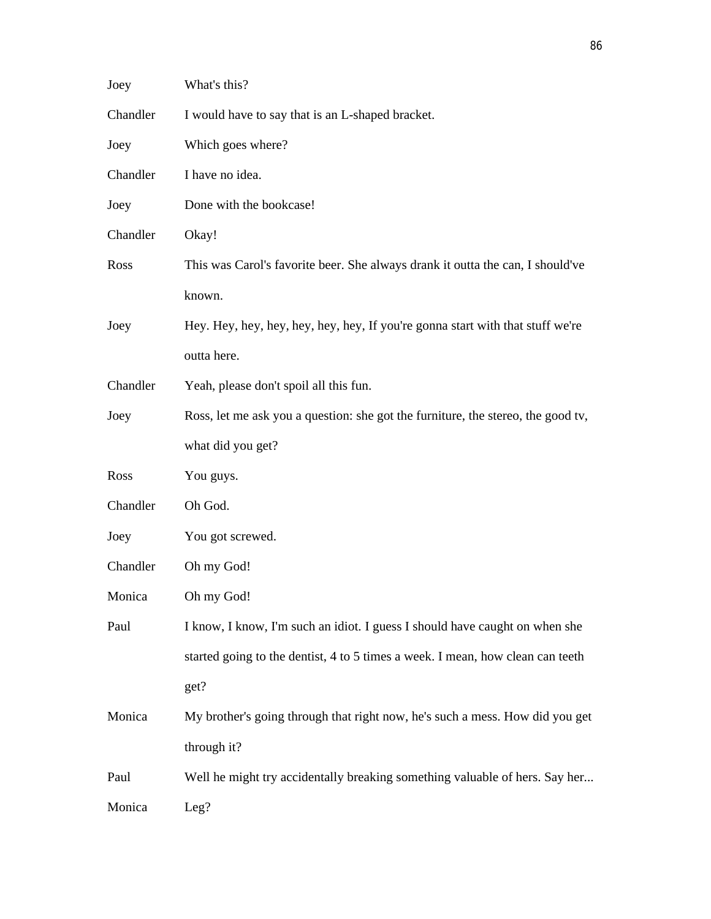| | |
|---|---|
| Joey | What's this? |
| Chandler | I would have to say that is an L-shaped bracket. |
| Joey | Which goes where? |
| Chandler | I have no idea. |
| Joey | Done with the bookcase! |
| Chandler | Okay! |
| Ross | This was Carol's favorite beer. She always drank it outta the can, I should've known. |
| Joey | Hey. Hey, hey, hey, hey, hey, hey, If you're gonna start with that stuff we're outta here. |
| Chandler | Yeah, please don't spoil all this fun. |
| Joey | Ross, let me ask you a question: she got the furniture, the stereo, the good tv, what did you get? |
| Ross | You guys. |
| Chandler | Oh God. |
| Joey | You got screwed. |
| Chandler | Oh my God! |
| Monica | Oh my God! |
| Paul | I know, I know, I'm such an idiot. I guess I should have caught on when she started going to the dentist, 4 to 5 times a week. I mean, how clean can teeth get? |
| Monica | My brother's going through that right now, he's such a mess. How did you get through it? |
| Paul | Well he might try accidentally breaking something valuable of hers. Say her... |
| Monica | Leg? |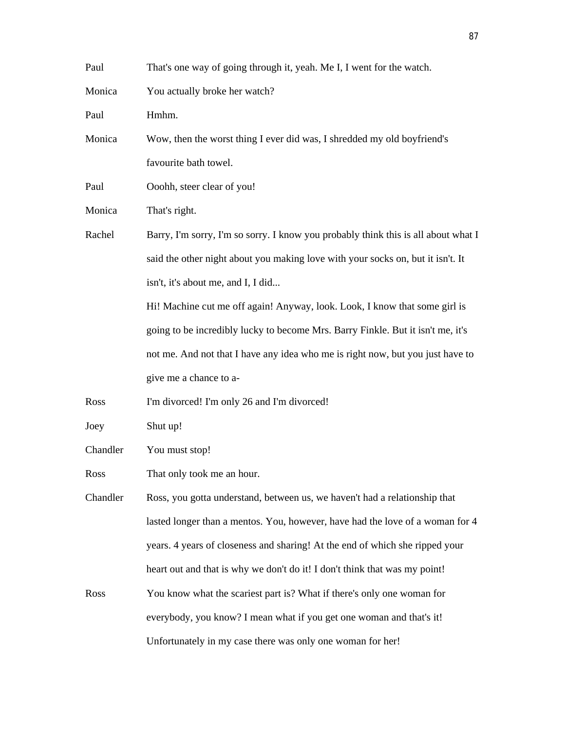| | |
|---|---|
| Paul | That's one way of going through it, yeah. Me I, I went for the watch. |
| Monica | You actually broke her watch? |
| Paul | Hmhm. |
| Monica | Wow, then the worst thing I ever did was, I shredded my old boyfriend's favourite bath towel. |
| Paul | Ooohh, steer clear of you! |
| Monica | That's right. |
| Rachel | Barry, I'm sorry, I'm so sorry. I know you probably think this is all about what I said the other night about you making love with your socks on, but it isn't. It isn't, it's about me, and I, I did... Hi! Machine cut me off again! Anyway, look. Look, I know that some girl is going to be incredibly lucky to become Mrs. Barry Finkle. But it isn't me, it's not me. And not that I have any idea who me is right now, but you just have to give me a chance to a- |
| Ross | I'm divorced! I'm only 26 and I'm divorced! |
| Joey | Shut up! |
| Chandler | You must stop! |
| Ross | That only took me an hour. |
| Chandler | Ross, you gotta understand, between us, we haven't had a relationship that lasted longer than a mentos. You, however, have had the love of a woman for 4 years. 4 years of closeness and sharing! At the end of which she ripped your heart out and that is why we don't do it! I don't think that was my point! |
| Ross | You know what the scariest part is? What if there's only one woman for everybody, you know? I mean what if you get one woman and that's it! Unfortunately in my case there was only one woman for her! |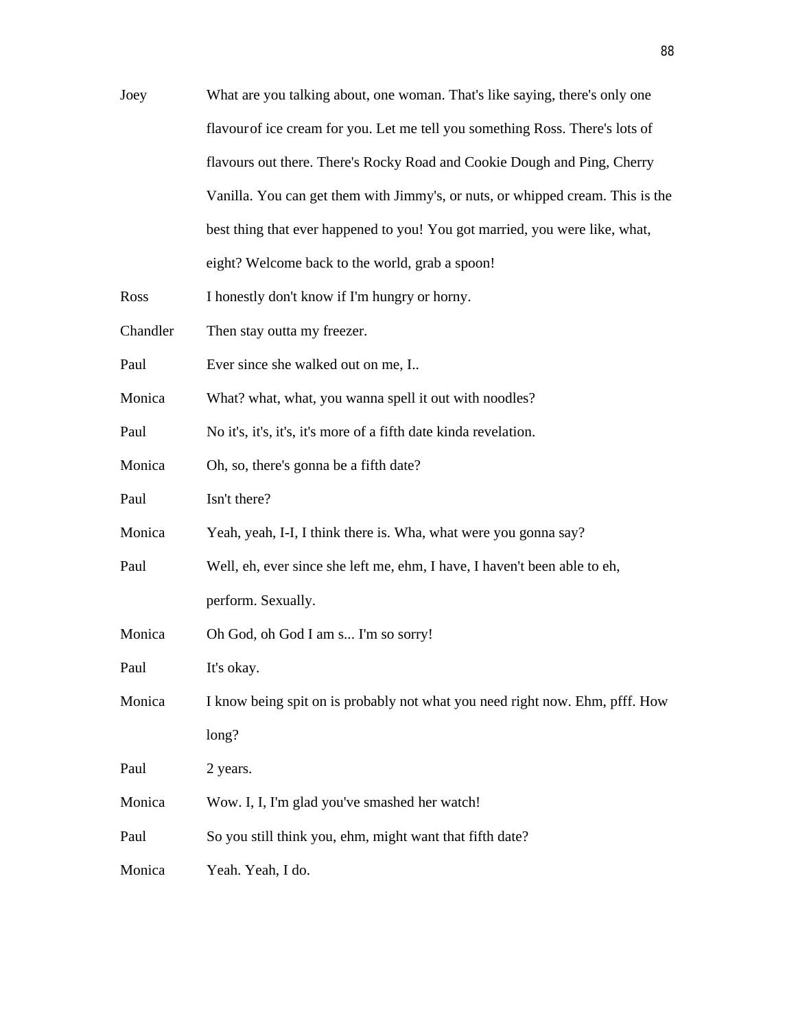Joey What are you talking about, one woman. That's like saying, there's only one flavour of ice cream for you. Let me tell you something Ross. There's lots of flavours out there. There's Rocky Road and Cookie Dough and Ping, Cherry Vanilla. You can get them with Jimmy's, or nuts, or whipped cream. This is the best thing that ever happened to you! You got married, you were like, what, eight? Welcome back to the world, grab a spoon!

Ross I honestly don't know if I'm hungry or horny.

Chandler Then stay outta my freezer.

Paul Ever since she walked out on me, I..

Monica What? what, what, you wanna spell it out with noodles?

Paul No it's, it's, it's, it's more of a fifth date kinda revelation.

Monica Oh, so, there's gonna be a fifth date?

Paul Isn't there?

Monica Yeah, yeah, I-I, I think there is. Wha, what were you gonna say?

Paul Well, eh, ever since she left me, ehm, I have, I haven't been able to eh, perform. Sexually.

Monica Oh God, oh God I am s... I'm so sorry!

Paul It's okay.

Monica I know being spit on is probably not what you need right now. Ehm, pfff. How long?

Paul 2 years.

Monica Wow. I, I, I'm glad you've smashed her watch!

Paul So you still think you, ehm, might want that fifth date?

Monica Yeah. Yeah, I do.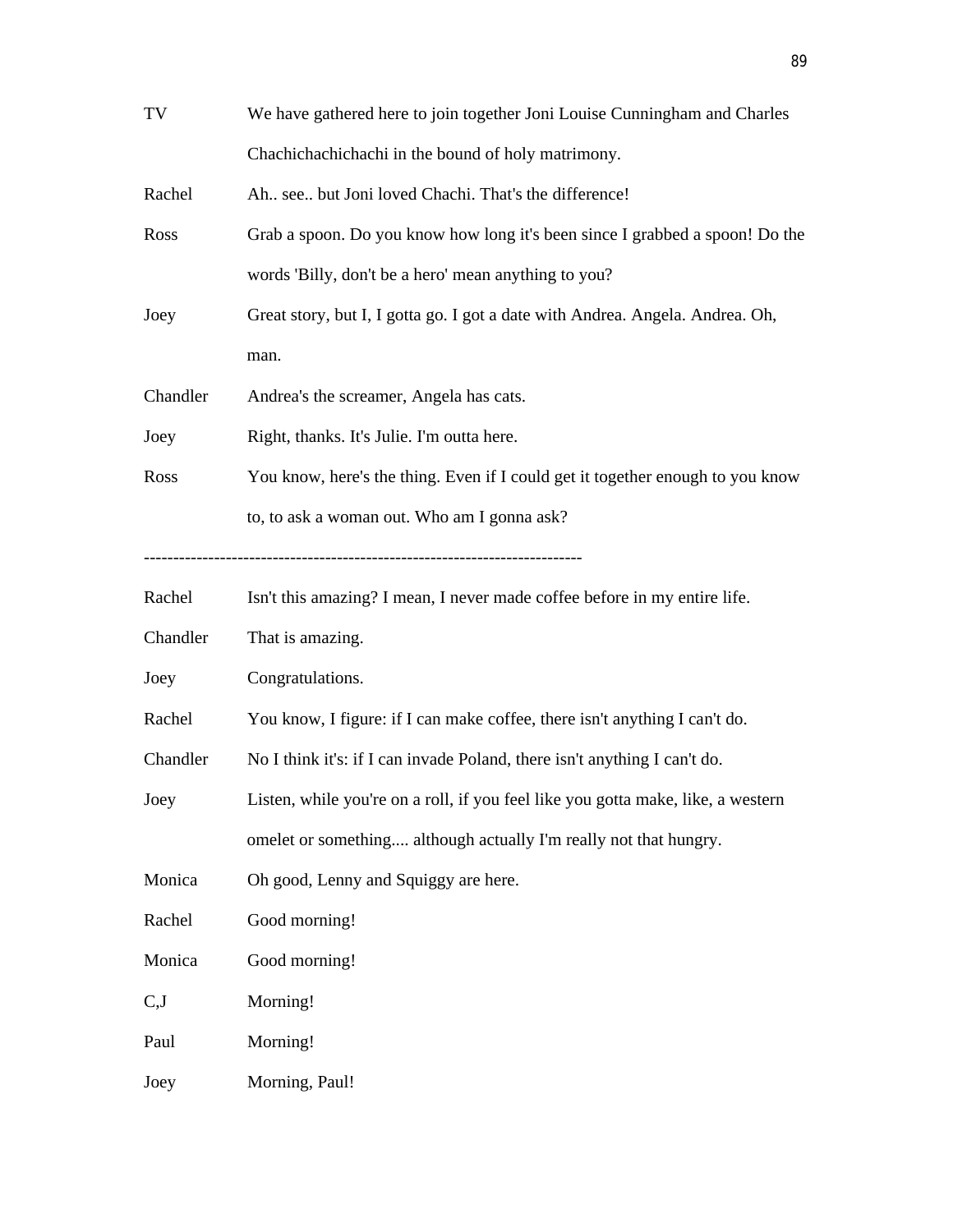TV We have gathered here to join together Joni Louise Cunningham and Charles Chachichachichachi in the bound of holy matrimony.

Rachel Ah.. see.. but Joni loved Chachi. That's the difference!

Ross Grab a spoon. Do you know how long it's been since I grabbed a spoon! Do the words 'Billy, don't be a hero' mean anything to you?

Joey Great story, but I, I gotta go. I got a date with Andrea. Angela. Andrea. Oh, man.

Chandler Andrea's the screamer, Angela has cats.

Joey Right, thanks. It's Julie. I'm outta here.

Ross You know, here's the thing. Even if I could get it together enough to you know to, to ask a woman out. Who am I gonna ask?

------------------------------------------------------------------------

Rachel Isn't this amazing? I mean, I never made coffee before in my entire life.

Chandler That is amazing.

Joey Congratulations.

Rachel You know, I figure: if I can make coffee, there isn't anything I can't do.

Chandler No I think it's: if I can invade Poland, there isn't anything I can't do.

Joey Listen, while you're on a roll, if you feel like you gotta make, like, a western omelet or something.... although actually I'm really not that hungry.

Monica Oh good, Lenny and Squiggy are here.

Rachel Good morning!

Monica Good morning!

C,J Morning!

Paul Morning!

Joey Morning, Paul!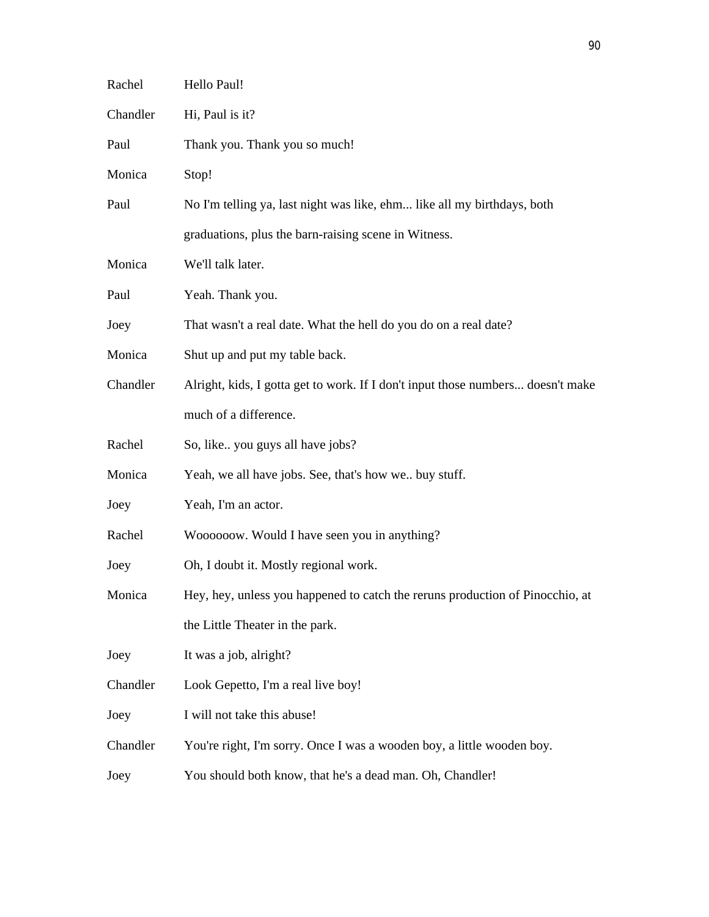| | |
|---|---|
| Rachel | Hello Paul! |
| Chandler | Hi, Paul is it? |
| Paul | Thank you. Thank you so much! |
| Monica | Stop! |
| Paul | No I'm telling ya, last night was like, ehm... like all my birthdays, both graduations, plus the barn-raising scene in Witness. |
| Monica | We'll talk later. |
| Paul | Yeah. Thank you. |
| Joey | That wasn't a real date. What the hell do you do on a real date? |
| Monica | Shut up and put my table back. |
| Chandler | Alright, kids, I gotta get to work. If I don't input those numbers... doesn't make much of a difference. |
| Rachel | So, like.. you guys all have jobs? |
| Monica | Yeah, we all have jobs. See, that's how we.. buy stuff. |
| Joey | Yeah, I'm an actor. |
| Rachel | Woooooow. Would I have seen you in anything? |
| Joey | Oh, I doubt it. Mostly regional work. |
| Monica | Hey, hey, unless you happened to catch the reruns production of Pinocchio, at the Little Theater in the park. |
| Joey | It was a job, alright? |
| Chandler | Look Gepetto, I'm a real live boy! |
| Joey | I will not take this abuse! |
| Chandler | You're right, I'm sorry. Once I was a wooden boy, a little wooden boy. |
| Joey | You should both know, that he's a dead man. Oh, Chandler! |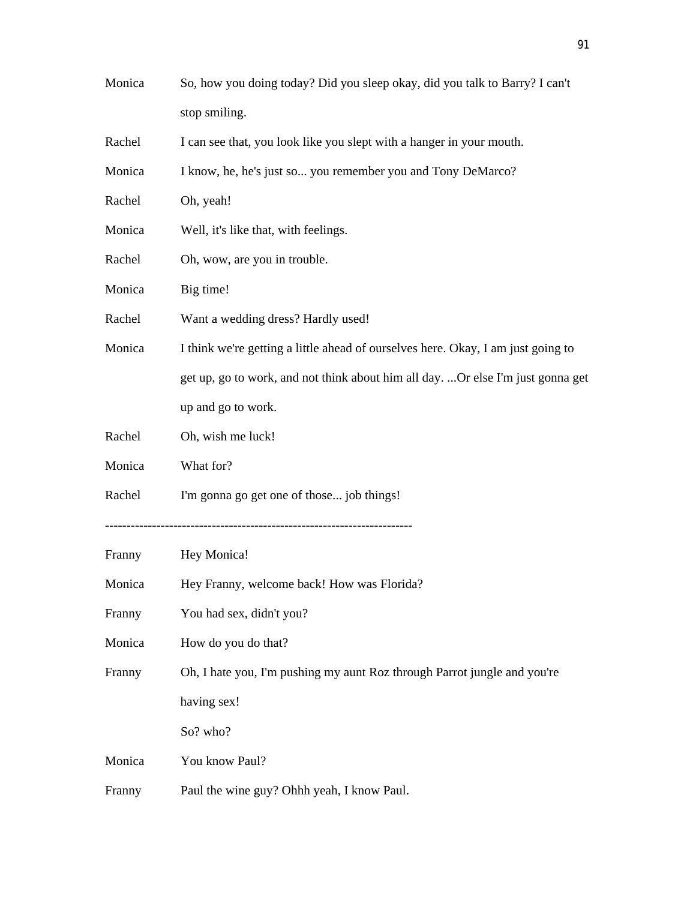Monica So, how you doing today? Did you sleep okay, did you talk to Barry? I can't stop smiling.

Rachel I can see that, you look like you slept with a hanger in your mouth.

Monica I know, he, he's just so... you remember you and Tony DeMarco?

Rachel Oh, yeah!

Monica Well, it's like that, with feelings.

Rachel Oh, wow, are you in trouble.

Monica Big time!

Rachel Want a wedding dress? Hardly used!

Monica I think we're getting a little ahead of ourselves here. Okay, I am just going to get up, go to work, and not think about him all day. ...Or else I'm just gonna get up and go to work.

Rachel Oh, wish me luck!

Monica What for?

Rachel I'm gonna go get one of those... job things!

----------------------------------------------------------------------

Franny Hey Monica!

Monica Hey Franny, welcome back! How was Florida?

Franny You had sex, didn't you?

Monica How do you do that?

Franny Oh, I hate you, I'm pushing my aunt Roz through Parrot jungle and you're having sex!

So? who?

Monica You know Paul?

Franny Paul the wine guy? Ohhh yeah, I know Paul.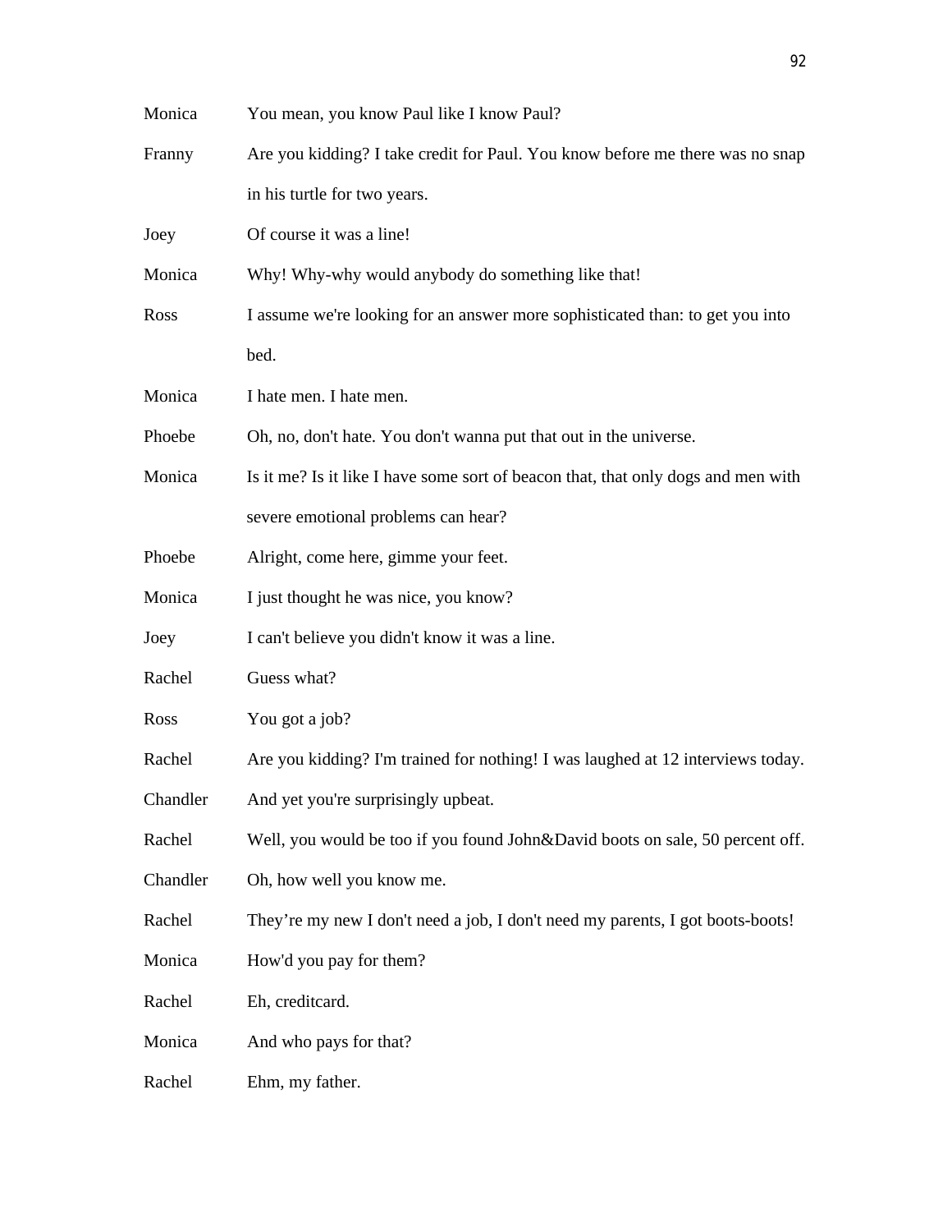| | |
|---|---|
| Monica | You mean, you know Paul like I know Paul? |
| Franny | Are you kidding? I take credit for Paul. You know before me there was no snap in his turtle for two years. |
| Joey | Of course it was a line! |
| Monica | Why! Why-why would anybody do something like that! |
| Ross | I assume we're looking for an answer more sophisticated than: to get you into bed. |
| Monica | I hate men. I hate men. |
| Phoebe | Oh, no, don't hate. You don't wanna put that out in the universe. |
| Monica | Is it me? Is it like I have some sort of beacon that, that only dogs and men with severe emotional problems can hear? |
| Phoebe | Alright, come here, gimme your feet. |
| Monica | I just thought he was nice, you know? |
| Joey | I can't believe you didn't know it was a line. |
| Rachel | Guess what? |
| Ross | You got a job? |
| Rachel | Are you kidding? I'm trained for nothing! I was laughed at 12 interviews today. |
| Chandler | And yet you're surprisingly upbeat. |
| Rachel | Well, you would be too if you found John&David boots on sale, 50 percent off. |
| Chandler | Oh, how well you know me. |
| Rachel | They’re my new I don't need a job, I don't need my parents, I got boots-boots! |
| Monica | How'd you pay for them? |
| Rachel | Eh, creditcard. |
| Monica | And who pays for that? |
| Rachel | Ehm, my father. |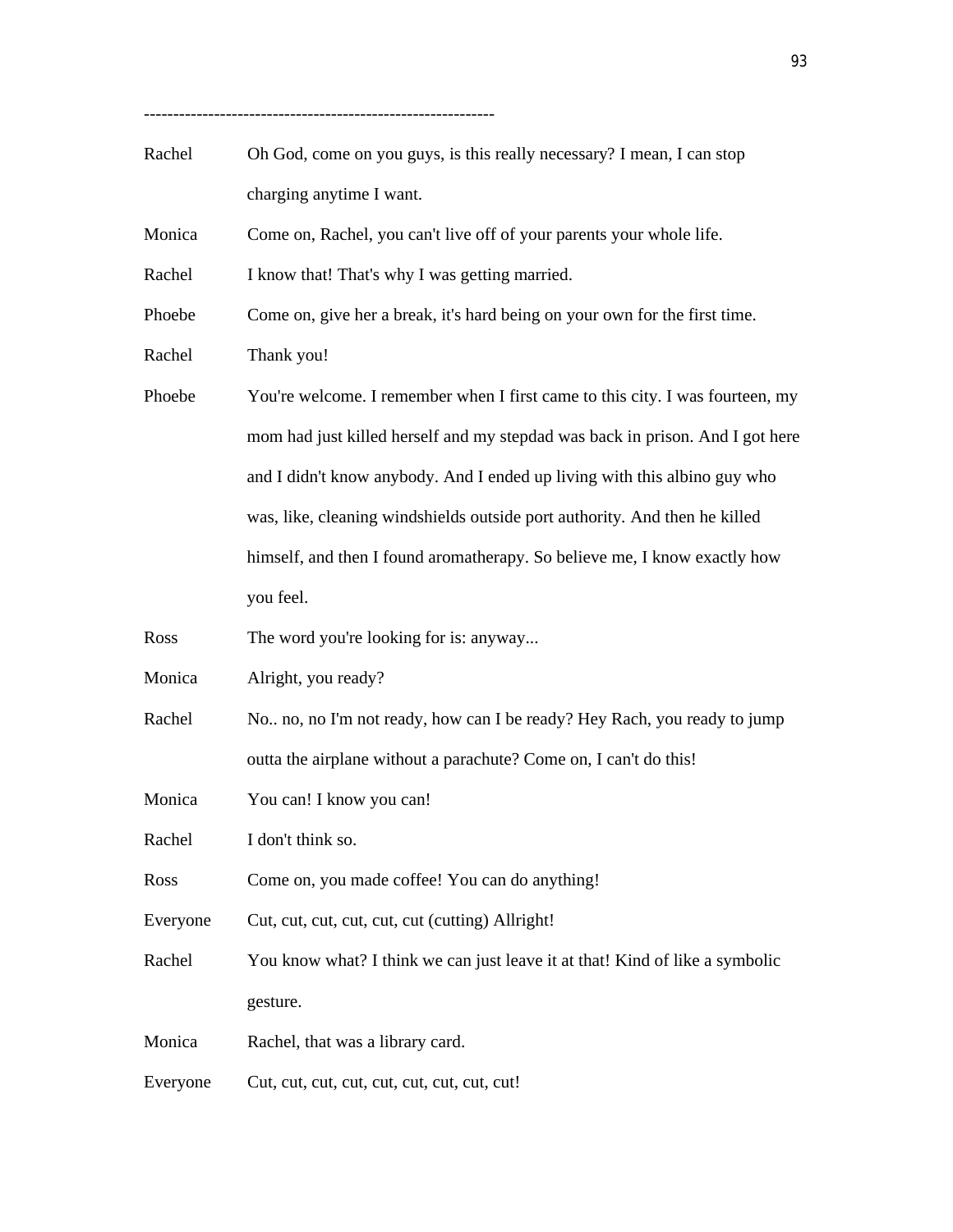-----------------------------------------------------------

| | |
|---|---|
| Rachel | Oh God, come on you guys, is this really necessary? I mean, I can stop charging anytime I want. |
| Monica | Come on, Rachel, you can't live off of your parents your whole life. |
| Rachel | I know that! That's why I was getting married. |
| Phoebe | Come on, give her a break, it's hard being on your own for the first time. |
| Rachel | Thank you! |
| Phoebe | You're welcome. I remember when I first came to this city. I was fourteen, my mom had just killed herself and my stepdad was back in prison. And I got here and I didn't know anybody. And I ended up living with this albino guy who was, like, cleaning windshields outside port authority. And then he killed himself, and then I found aromatherapy. So believe me, I know exactly how you feel. |
| Ross | The word you're looking for is: anyway... |
| Monica | Alright, you ready? |
| Rachel | No.. no, no I'm not ready, how can I be ready? Hey Rach, you ready to jump outta the airplane without a parachute? Come on, I can't do this! |
| Monica | You can! I know you can! |
| Rachel | I don't think so. |
| Ross | Come on, you made coffee! You can do anything! |
| Everyone | Cut, cut, cut, cut, cut, cut (cutting) Allright! |
| Rachel | You know what? I think we can just leave it at that! Kind of like a symbolic gesture. |
| Monica | Rachel, that was a library card. |
| Everyone | Cut, cut, cut, cut, cut, cut, cut, cut, cut! |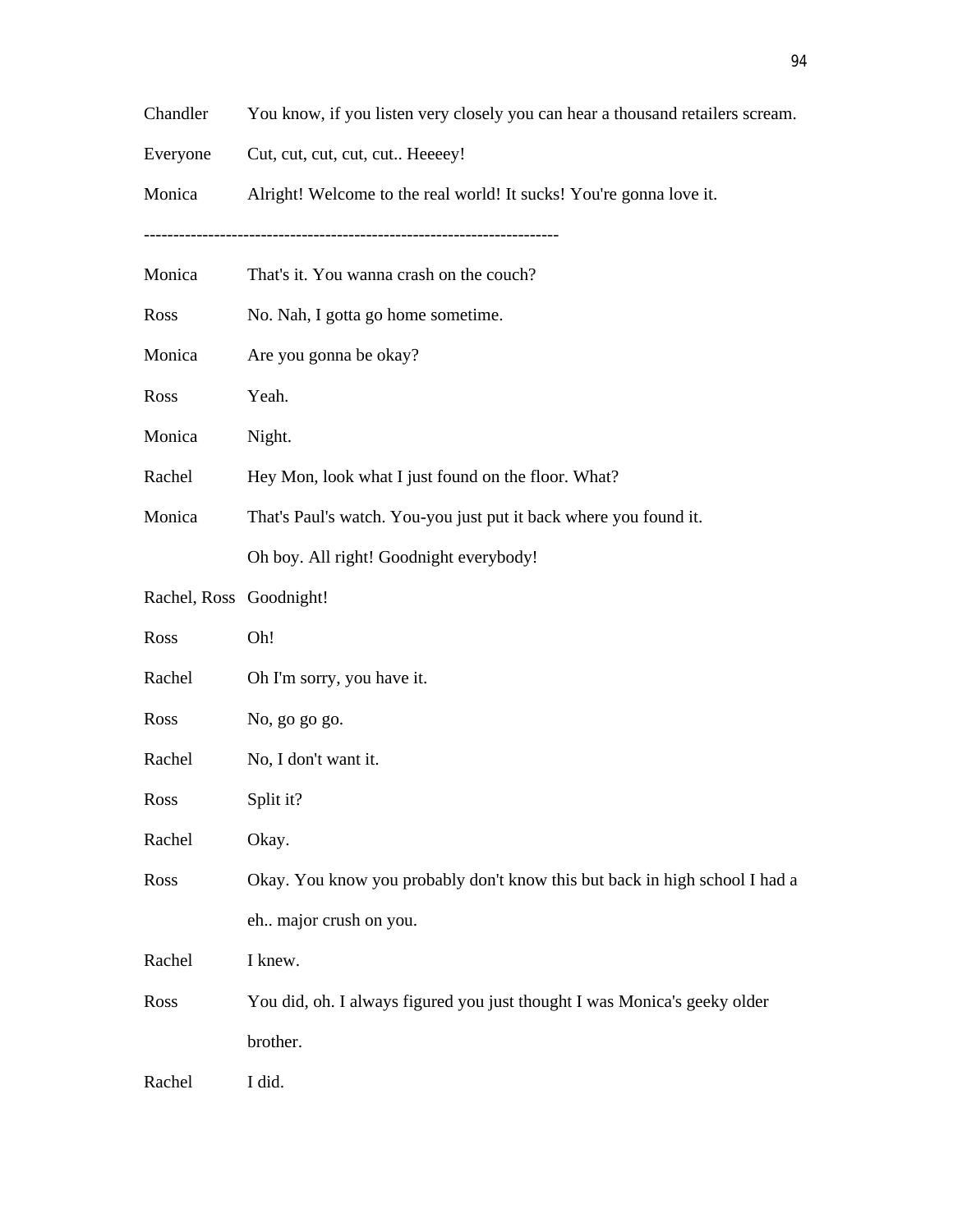| | |
|---|---|
| Chandler | You know, if you listen very closely you can hear a thousand retailers scream. |
| Everyone | Cut, cut, cut, cut, cut.. Heeeey! |
| Monica | Alright! Welcome to the real world! It sucks! You're gonna love it. |

---------------------------------------------------------------------

| | |
|---|---|
| Monica | That's it. You wanna crash on the couch? |
| Ross | No. Nah, I gotta go home sometime. |
| Monica | Are you gonna be okay? |
| Ross | Yeah. |
| Monica | Night. |
| Rachel | Hey Mon, look what I just found on the floor. What? |
| Monica | That's Paul's watch. You-you just put it back where you found it. Oh boy. All right! Goodnight everybody! |
| Rachel, Ross | Goodnight! |
| Ross | Oh! |
| Rachel | Oh I'm sorry, you have it. |
| Ross | No, go go go. |
| Rachel | No, I don't want it. |
| Ross | Split it? |
| Rachel | Okay. |
| Ross | Okay. You know you probably don't know this but back in high school I had a eh.. major crush on you. |
| Rachel | I knew. |
| Ross | You did, oh. I always figured you just thought I was Monica's geeky older brother. |
| Rachel | I did. |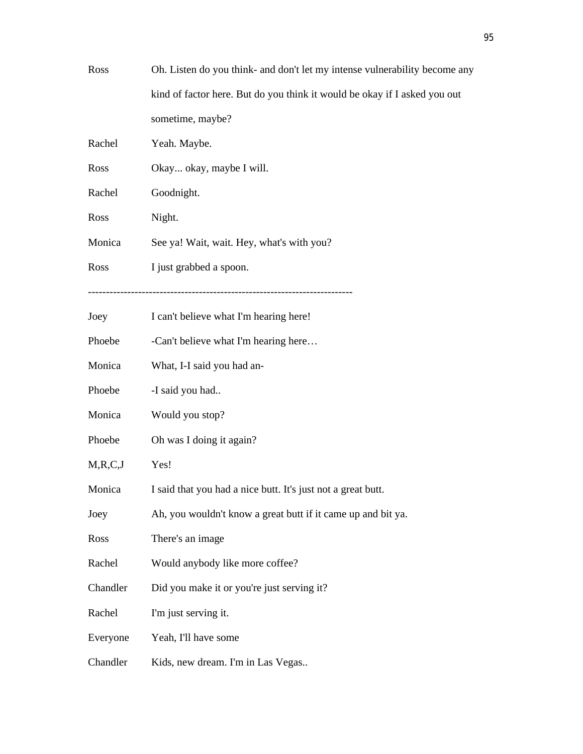| | |
|---|---|
| Ross | Oh. Listen do you think- and don't let my intense vulnerability become any kind of factor here. But do you think it would be okay if I asked you out sometime, maybe? |
| Rachel | Yeah. Maybe. |
| Ross | Okay... okay, maybe I will. |
| Rachel | Goodnight. |
| Ross | Night. |
| Monica | See ya! Wait, wait. Hey, what's with you? |
| Ross | I just grabbed a spoon. |

------------------------------------------------------------------------

| | |
|---|---|
| Joey | I can't believe what I'm hearing here! |
| Phoebe | -Can't believe what I'm hearing here… |
| Monica | What, I-I said you had an- |
| Phoebe | -I said you had.. |
| Monica | Would you stop? |
| Phoebe | Oh was I doing it again? |
| M,R,C,J | Yes! |
| Monica | I said that you had a nice butt. It's just not a great butt. |
| Joey | Ah, you wouldn't know a great butt if it came up and bit ya. |
| Ross | There's an image |
| Rachel | Would anybody like more coffee? |
| Chandler | Did you make it or you're just serving it? |
| Rachel | I'm just serving it. |
| Everyone | Yeah, I'll have some |
| Chandler | Kids, new dream. I'm in Las Vegas.. |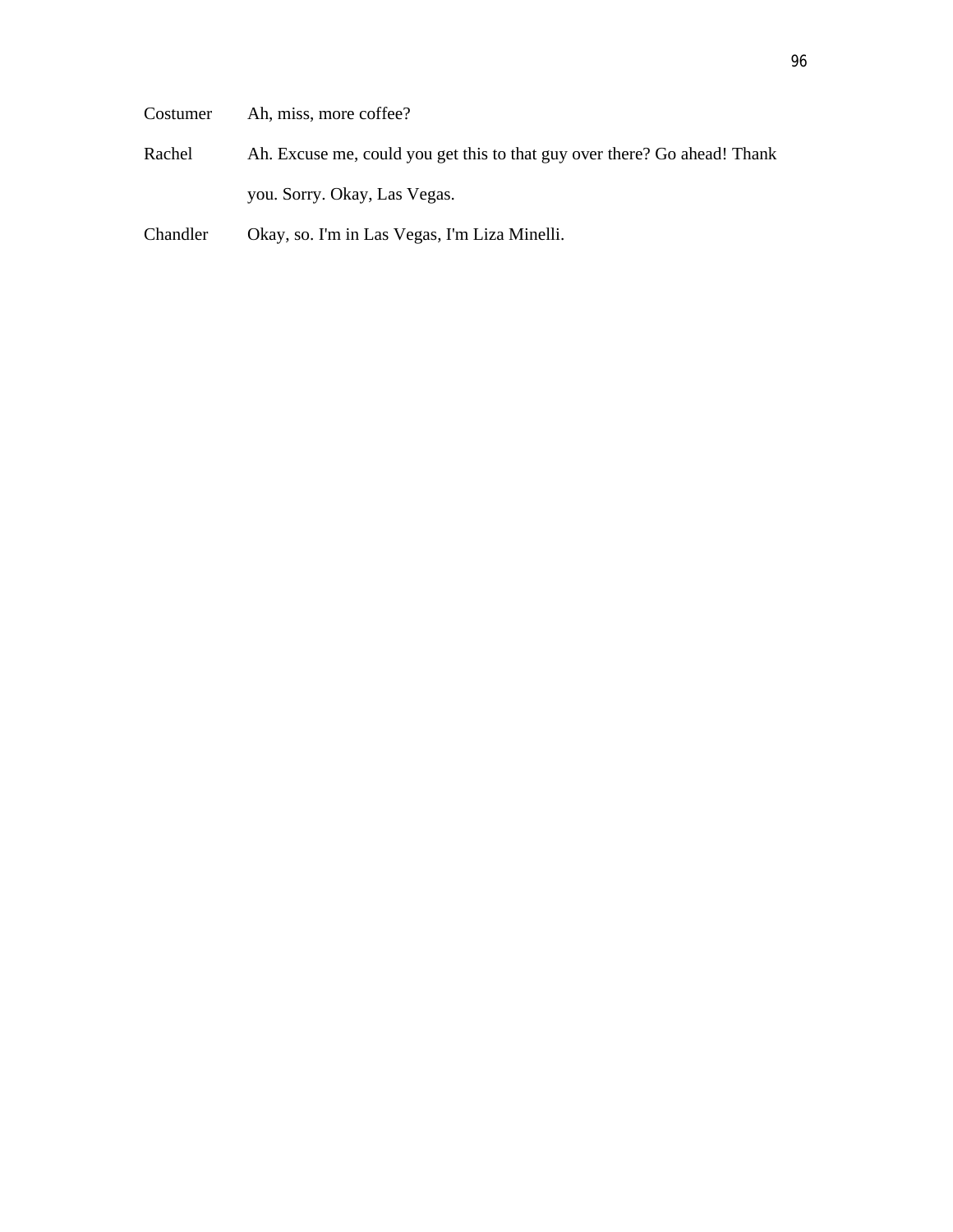| | |
|---|---|
| Costumer | Ah, miss, more coffee? |
| Rachel | Ah. Excuse me, could you get this to that guy over there? Go ahead! Thank you. Sorry. Okay, Las Vegas. |
| Chandler | Okay, so. I'm in Las Vegas, I'm Liza Minelli. |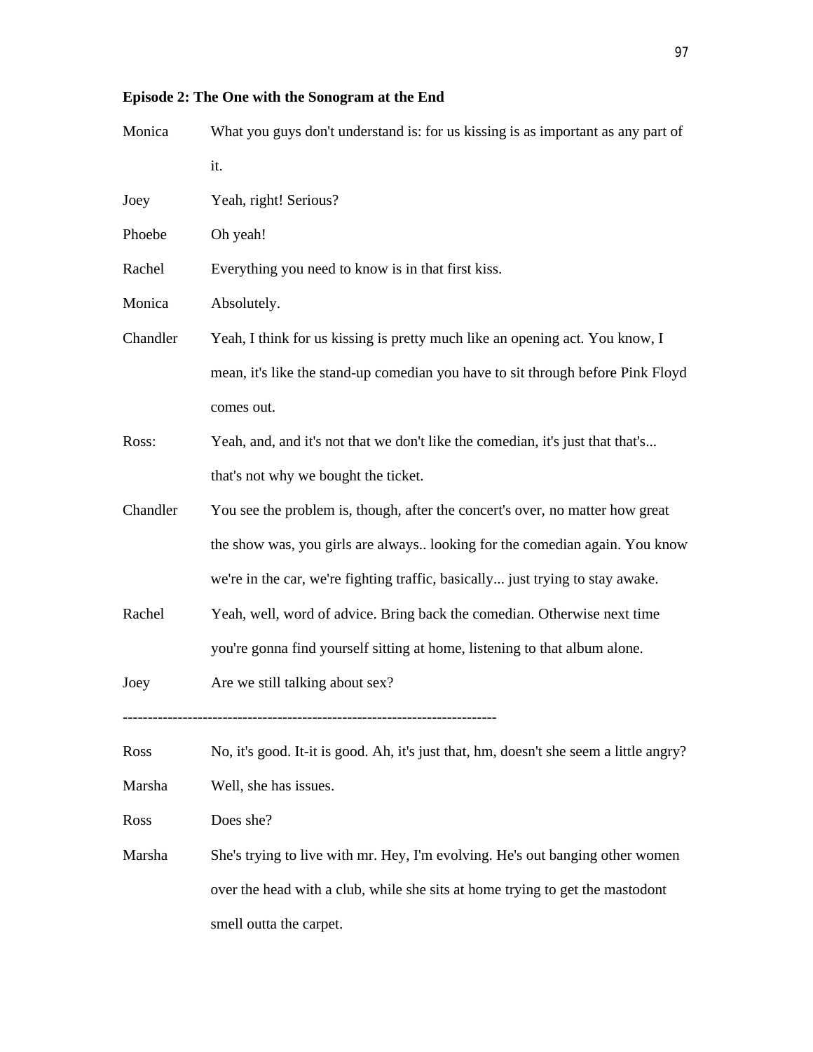**Episode 2: The One with the Sonogram at the End**

| | |
|---|---|
| Monica | What you guys don't understand is: for us kissing is as important as any part of it. |
| Joey | Yeah, right! Serious? |
| Phoebe | Oh yeah! |
| Rachel | Everything you need to know is in that first kiss. |
| Monica | Absolutely. |
| Chandler | Yeah, I think for us kissing is pretty much like an opening act. You know, I mean, it's like the stand-up comedian you have to sit through before Pink Floyd comes out. |
| Ross: | Yeah, and, and it's not that we don't like the comedian, it's just that that's... that's not why we bought the ticket. |
| Chandler | You see the problem is, though, after the concert's over, no matter how great the show was, you girls are always.. looking for the comedian again. You know we're in the car, we're fighting traffic, basically... just trying to stay awake. |
| Rachel | Yeah, well, word of advice. Bring back the comedian. Otherwise next time you're gonna find yourself sitting at home, listening to that album alone. |
| Joey | Are we still talking about sex? |

------------------------------------------------------------------------

| | |
|---|---|
| Ross | No, it's good. It-it is good. Ah, it's just that, hm, doesn't she seem a little angry? |
| Marsha | Well, she has issues. |
| Ross | Does she? |
| Marsha | She's trying to live with mr. Hey, I'm evolving. He's out banging other women over the head with a club, while she sits at home trying to get the mastodont smell outta the carpet. |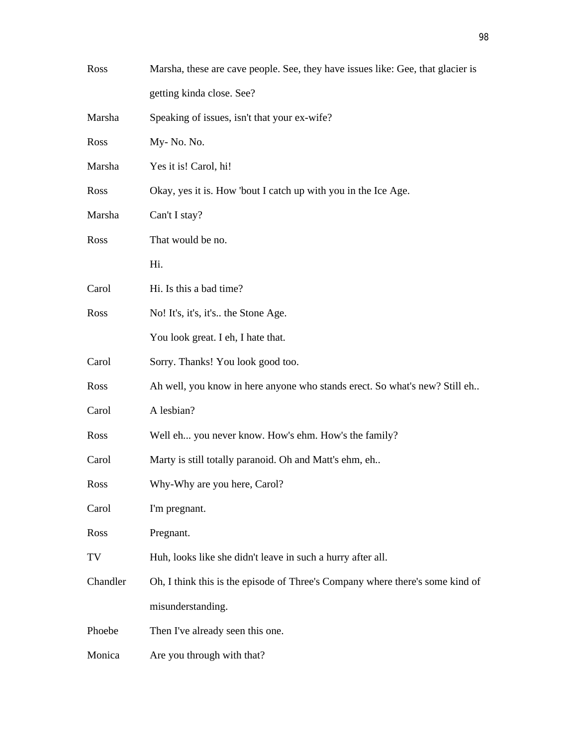| | |
|---|---|
| Ross | Marsha, these are cave people. See, they have issues like: Gee, that glacier is getting kinda close. See? |
| Marsha | Speaking of issues, isn't that your ex-wife? |
| Ross | My- No. No. |
| Marsha | Yes it is! Carol, hi! |
| Ross | Okay, yes it is. How 'bout I catch up with you in the Ice Age. |
| Marsha | Can't I stay? |
| Ross | That would be no. |
| | Hi. |
| Carol | Hi. Is this a bad time? |
| Ross | No! It's, it's, it's.. the Stone Age. |
| | You look great. I eh, I hate that. |
| Carol | Sorry. Thanks! You look good too. |
| Ross | Ah well, you know in here anyone who stands erect. So what's new? Still eh.. |
| Carol | A lesbian? |
| Ross | Well eh... you never know. How's ehm. How's the family? |
| Carol | Marty is still totally paranoid. Oh and Matt's ehm, eh.. |
| Ross | Why-Why are you here, Carol? |
| Carol | I'm pregnant. |
| Ross | Pregnant. |
| TV | Huh, looks like she didn't leave in such a hurry after all. |
| Chandler | Oh, I think this is the episode of Three's Company where there's some kind of misunderstanding. |
| Phoebe | Then I've already seen this one. |
| Monica | Are you through with that? |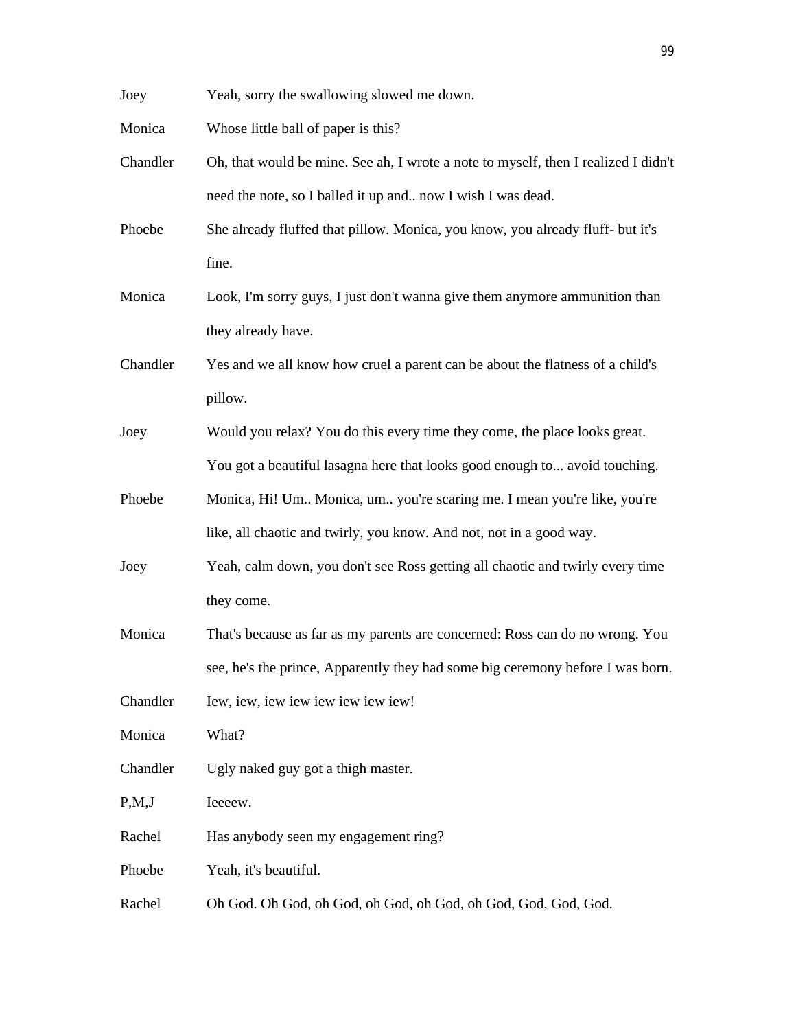Joey	Yeah, sorry the swallowing slowed me down.

Monica	Whose little ball of paper is this?

Chandler	Oh, that would be mine. See ah, I wrote a note to myself, then I realized I didn't need the note, so I balled it up and.. now I wish I was dead.

Phoebe	She already fluffed that pillow. Monica, you know, you already fluff- but it's fine.

Monica	Look, I'm sorry guys, I just don't wanna give them anymore ammunition than they already have.

Chandler	Yes and we all know how cruel a parent can be about the flatness of a child's pillow.

Joey	Would you relax? You do this every time they come, the place looks great. You got a beautiful lasagna here that looks good enough to... avoid touching.

Phoebe	Monica, Hi! Um.. Monica, um.. you're scaring me. I mean you're like, you're like, all chaotic and twirly, you know. And not, not in a good way.

Joey	Yeah, calm down, you don't see Ross getting all chaotic and twirly every time they come.

Monica	That's because as far as my parents are concerned: Ross can do no wrong. You see, he's the prince, Apparently they had some big ceremony before I was born.

Chandler	Iew, iew, iew iew iew iew iew iew!

Monica	What?

Chandler	Ugly naked guy got a thigh master.

P,M,J	Ieeeew.

Rachel	Has anybody seen my engagement ring?

Phoebe	Yeah, it's beautiful.

Rachel	Oh God. Oh God, oh God, oh God, oh God, oh God, God, God, God.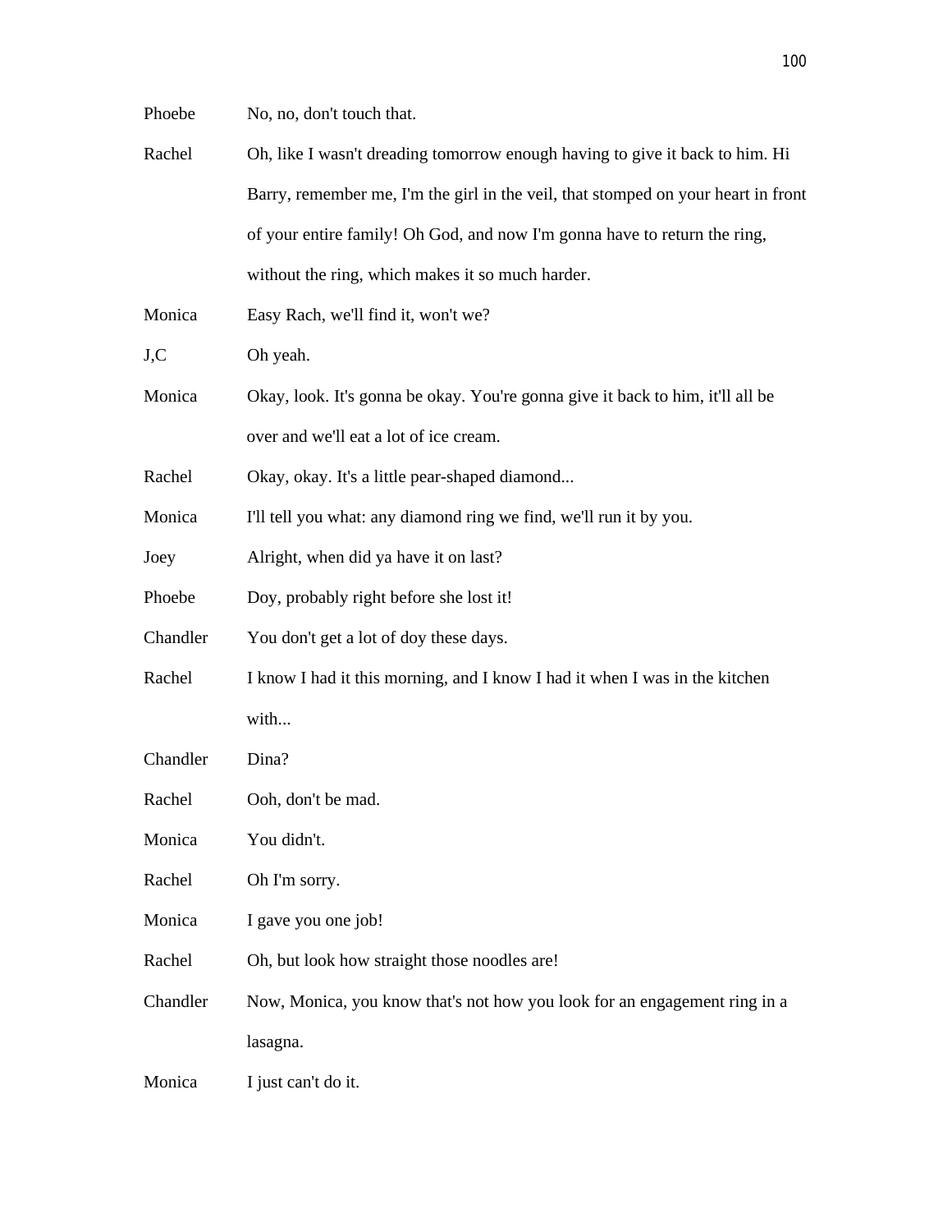Phoebe No, no, don't touch that.

Rachel Oh, like I wasn't dreading tomorrow enough having to give it back to him. Hi Barry, remember me, I'm the girl in the veil, that stomped on your heart in front of your entire family! Oh God, and now I'm gonna have to return the ring, without the ring, which makes it so much harder.

Monica Easy Rach, we'll find it, won't we?

J,C Oh yeah.

Monica Okay, look. It's gonna be okay. You're gonna give it back to him, it'll all be over and we'll eat a lot of ice cream.

Rachel Okay, okay. It's a little pear-shaped diamond...

Monica I'll tell you what: any diamond ring we find, we'll run it by you.

Joey Alright, when did ya have it on last?

Phoebe Doy, probably right before she lost it!

Chandler You don't get a lot of doy these days.

Rachel I know I had it this morning, and I know I had it when I was in the kitchen with...

Chandler Dina?

Rachel Ooh, don't be mad.

Monica You didn't.

Rachel Oh I'm sorry.

Monica I gave you one job!

Rachel Oh, but look how straight those noodles are!

Chandler Now, Monica, you know that's not how you look for an engagement ring in a lasagna.

Monica I just can't do it.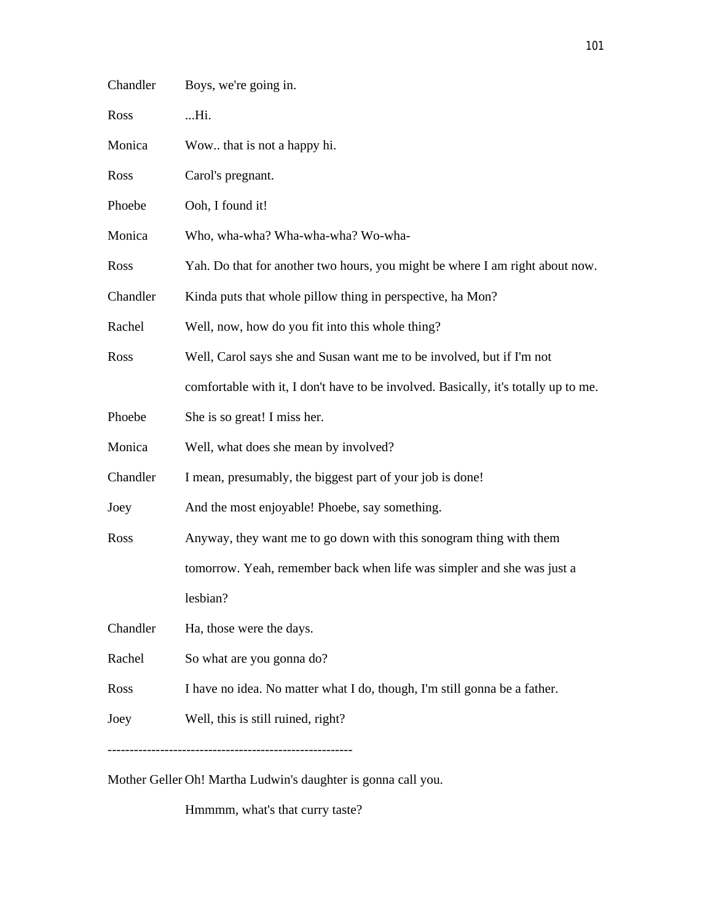Chandler Boys, we're going in.

Ross ...Hi.

Monica Wow.. that is not a happy hi.

Ross Carol's pregnant.

Phoebe Ooh, I found it!

Monica Who, wha-wha? Wha-wha-wha? Wo-wha-

Ross Yah. Do that for another two hours, you might be where I am right about now.

Chandler Kinda puts that whole pillow thing in perspective, ha Mon?

Rachel Well, now, how do you fit into this whole thing?

Ross Well, Carol says she and Susan want me to be involved, but if I'm not comfortable with it, I don't have to be involved. Basically, it's totally up to me.

Phoebe She is so great! I miss her.

Monica Well, what does she mean by involved?

Chandler I mean, presumably, the biggest part of your job is done!

Joey And the most enjoyable! Phoebe, say something.

Ross Anyway, they want me to go down with this sonogram thing with them tomorrow. Yeah, remember back when life was simpler and she was just a lesbian?

Chandler Ha, those were the days.

Rachel So what are you gonna do?

Ross I have no idea. No matter what I do, though, I'm still gonna be a father.

Joey Well, this is still ruined, right?

-------------------------------------------------------

Mother Geller Oh! Martha Ludwin's daughter is gonna call you.

Hmmmm, what's that curry taste?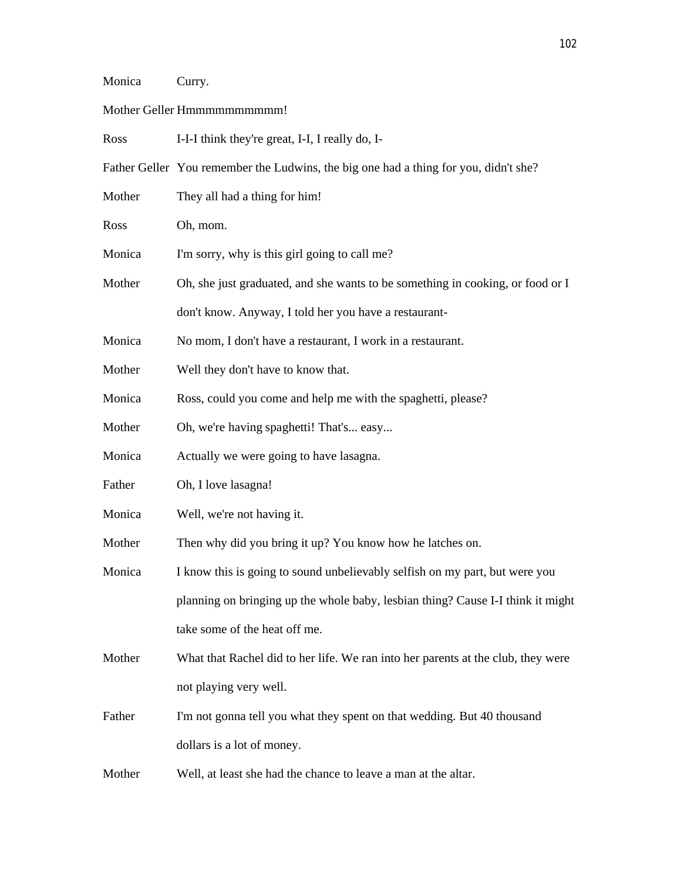Monica Curry.

Mother Geller Hmmmmmmmmmm!

Ross I-I-I think they're great, I-I, I really do, I-

Father Geller You remember the Ludwins, the big one had a thing for you, didn't she?

Mother They all had a thing for him!

Ross Oh, mom.

Monica I'm sorry, why is this girl going to call me?

Mother Oh, she just graduated, and she wants to be something in cooking, or food or I don't know. Anyway, I told her you have a restaurant-

Monica No mom, I don't have a restaurant, I work in a restaurant.

Mother Well they don't have to know that.

Monica Ross, could you come and help me with the spaghetti, please?

Mother Oh, we're having spaghetti! That's... easy...

Monica Actually we were going to have lasagna.

Father Oh, I love lasagna!

Monica Well, we're not having it.

Mother Then why did you bring it up? You know how he latches on.

Monica I know this is going to sound unbelievably selfish on my part, but were you planning on bringing up the whole baby, lesbian thing? Cause I-I think it might take some of the heat off me.

Mother What that Rachel did to her life. We ran into her parents at the club, they were not playing very well.

Father I'm not gonna tell you what they spent on that wedding. But 40 thousand dollars is a lot of money.

Mother Well, at least she had the chance to leave a man at the altar.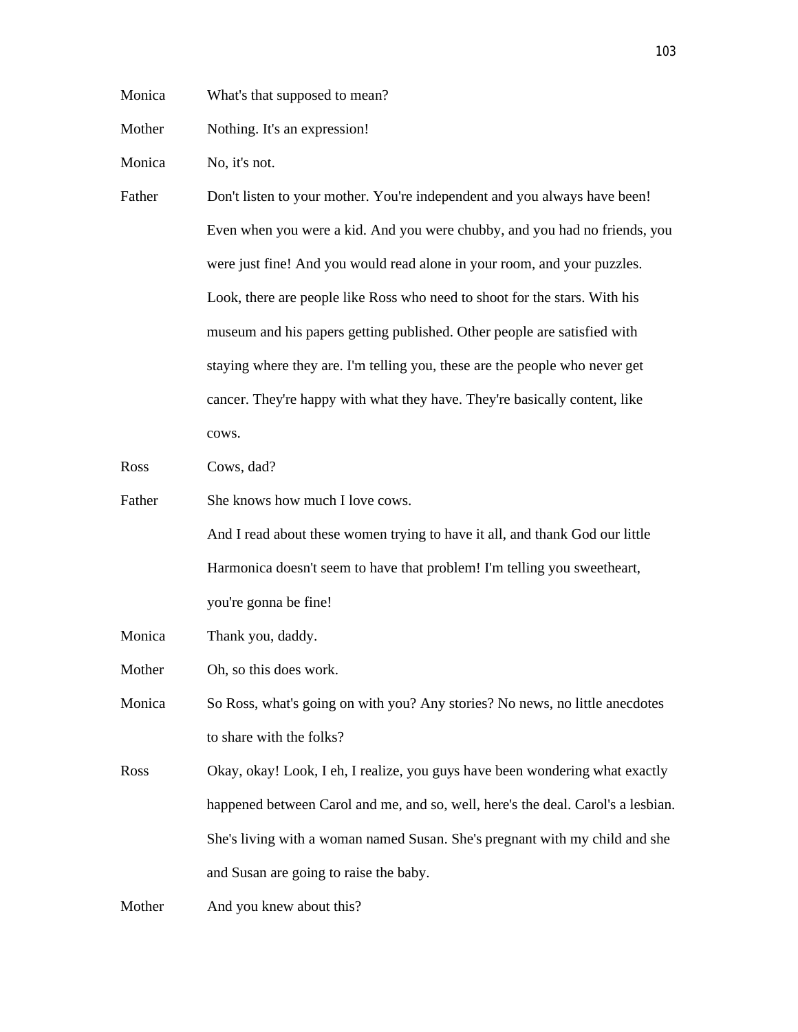Monica What's that supposed to mean?

Mother Nothing. It's an expression!

Monica No, it's not.

Father Don't listen to your mother. You're independent and you always have been! Even when you were a kid. And you were chubby, and you had no friends, you were just fine! And you would read alone in your room, and your puzzles. Look, there are people like Ross who need to shoot for the stars. With his museum and his papers getting published. Other people are satisfied with staying where they are. I'm telling you, these are the people who never get cancer. They're happy with what they have. They're basically content, like cows.

Ross Cows, dad?

Father She knows how much I love cows.
And I read about these women trying to have it all, and thank God our little Harmonica doesn't seem to have that problem! I'm telling you sweetheart, you're gonna be fine!

Monica Thank you, daddy.

Mother Oh, so this does work.

Monica So Ross, what's going on with you? Any stories? No news, no little anecdotes to share with the folks?

Ross Okay, okay! Look, I eh, I realize, you guys have been wondering what exactly happened between Carol and me, and so, well, here's the deal. Carol's a lesbian. She's living with a woman named Susan. She's pregnant with my child and she and Susan are going to raise the baby.

Mother And you knew about this?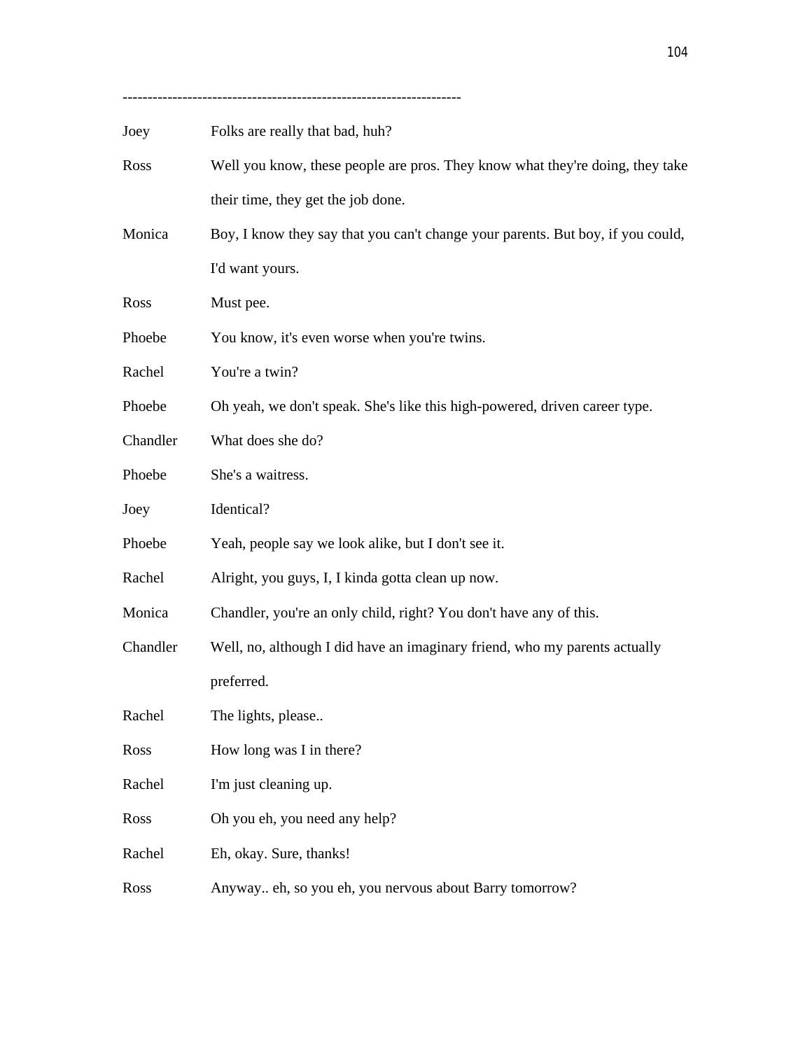-------------------------------------------------------------------

| | |
|---|---|
| Joey | Folks are really that bad, huh? |
| Ross | Well you know, these people are pros. They know what they're doing, they take their time, they get the job done. |
| Monica | Boy, I know they say that you can't change your parents. But boy, if you could, I'd want yours. |
| Ross | Must pee. |
| Phoebe | You know, it's even worse when you're twins. |
| Rachel | You're a twin? |
| Phoebe | Oh yeah, we don't speak. She's like this high-powered, driven career type. |
| Chandler | What does she do? |
| Phoebe | She's a waitress. |
| Joey | Identical? |
| Phoebe | Yeah, people say we look alike, but I don't see it. |
| Rachel | Alright, you guys, I, I kinda gotta clean up now. |
| Monica | Chandler, you're an only child, right? You don't have any of this. |
| Chandler | Well, no, although I did have an imaginary friend, who my parents actually preferred. |
| Rachel | The lights, please.. |
| Ross | How long was I in there? |
| Rachel | I'm just cleaning up. |
| Ross | Oh you eh, you need any help? |
| Rachel | Eh, okay. Sure, thanks! |
| Ross | Anyway.. eh, so you eh, you nervous about Barry tomorrow? |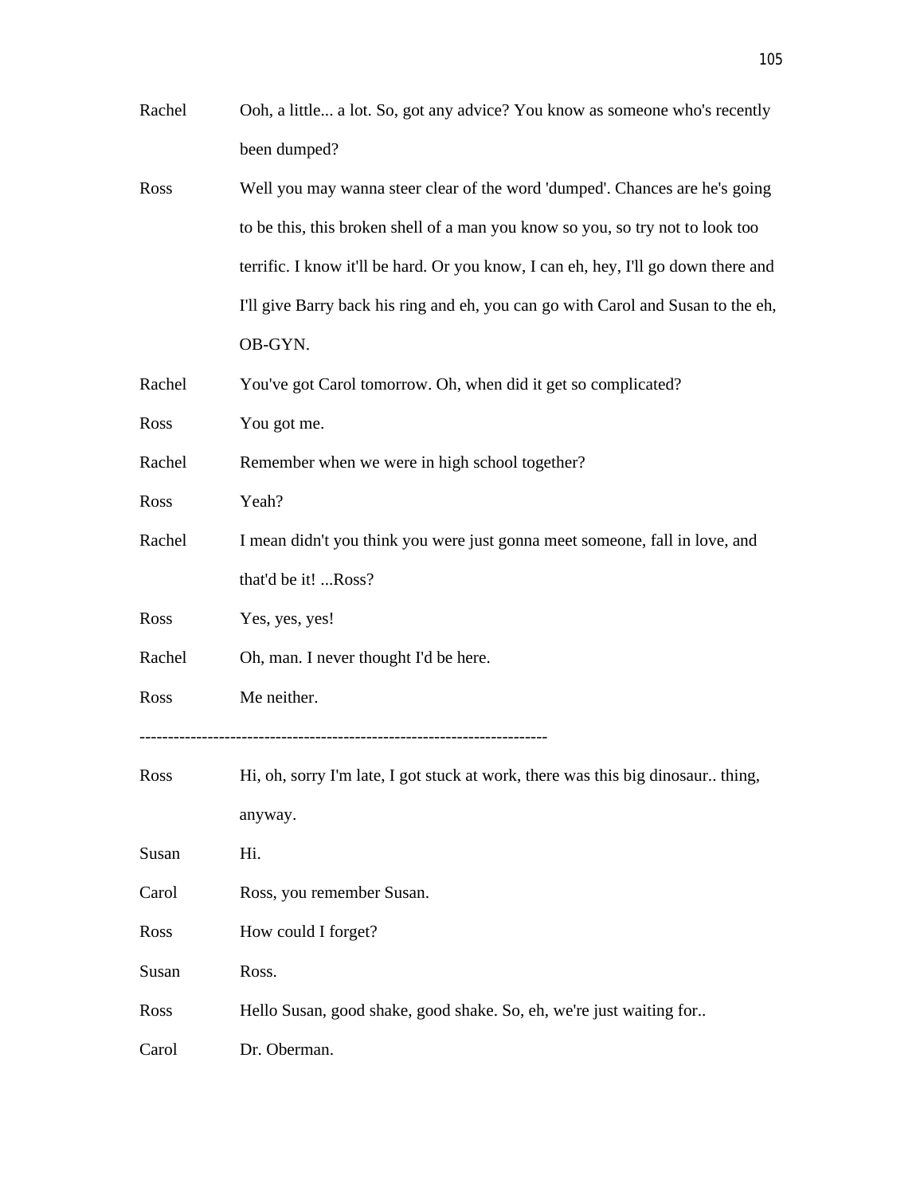Rachel Ooh, a little... a lot. So, got any advice? You know as someone who's recently been dumped?

Ross Well you may wanna steer clear of the word 'dumped'. Chances are he's going to be this, this broken shell of a man you know so you, so try not to look too terrific. I know it'll be hard. Or you know, I can eh, hey, I'll go down there and I'll give Barry back his ring and eh, you can go with Carol and Susan to the eh, OB-GYN.

Rachel You've got Carol tomorrow. Oh, when did it get so complicated?

Ross You got me.

Rachel Remember when we were in high school together?

Ross Yeah?

Rachel I mean didn't you think you were just gonna meet someone, fall in love, and that'd be it! ...Ross?

Ross Yes, yes, yes!

Rachel Oh, man. I never thought I'd be here.

Ross Me neither.

----------------------------------------------------------------------

Ross Hi, oh, sorry I'm late, I got stuck at work, there was this big dinosaur.. thing, anyway.

Susan Hi.

Carol Ross, you remember Susan.

Ross How could I forget?

Susan Ross.

Ross Hello Susan, good shake, good shake. So, eh, we're just waiting for..

Carol Dr. Oberman.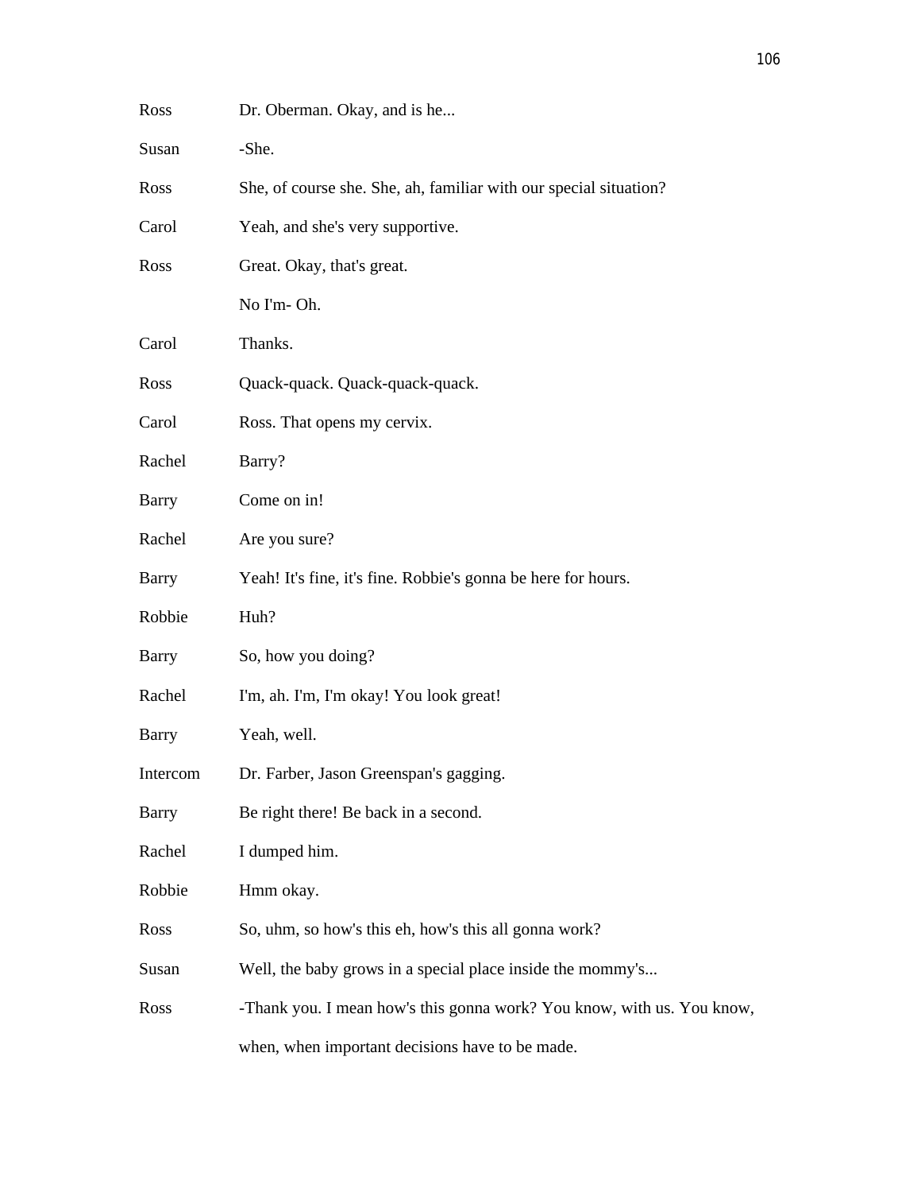| | |
|---|---|
| Ross | Dr. Oberman. Okay, and is he... |
| Susan | -She. |
| Ross | She, of course she. She, ah, familiar with our special situation? |
| Carol | Yeah, and she's very supportive. |
| Ross | Great. Okay, that's great. |
| | No I'm- Oh. |
| Carol | Thanks. |
| Ross | Quack-quack. Quack-quack-quack. |
| Carol | Ross. That opens my cervix. |
| Rachel | Barry? |
| Barry | Come on in! |
| Rachel | Are you sure? |
| Barry | Yeah! It's fine, it's fine. Robbie's gonna be here for hours. |
| Robbie | Huh? |
| Barry | So, how you doing? |
| Rachel | I'm, ah. I'm, I'm okay! You look great! |
| Barry | Yeah, well. |
| Intercom | Dr. Farber, Jason Greenspan's gagging. |
| Barry | Be right there! Be back in a second. |
| Rachel | I dumped him. |
| Robbie | Hmm okay. |
| Ross | So, uhm, so how's this eh, how's this all gonna work? |
| Susan | Well, the baby grows in a special place inside the mommy's... |
| Ross | -Thank you. I mean how's this gonna work? You know, with us. You know, when, when important decisions have to be made. |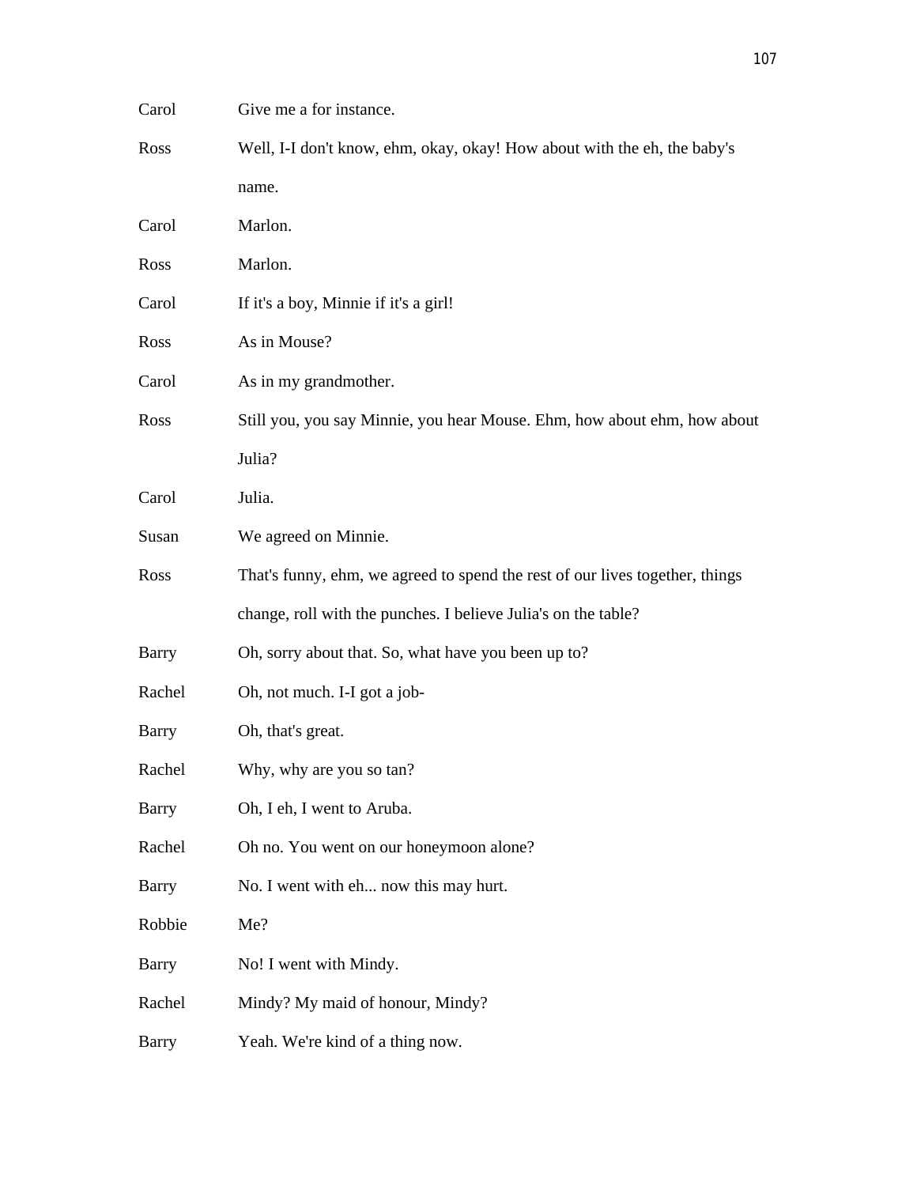Carol Give me a for instance.

Ross Well, I-I don't know, ehm, okay, okay! How about with the eh, the baby's name.

Carol Marlon.

Ross Marlon.

Carol If it's a boy, Minnie if it's a girl!

Ross As in Mouse?

Carol As in my grandmother.

Ross Still you, you say Minnie, you hear Mouse. Ehm, how about ehm, how about Julia?

Carol Julia.

Susan We agreed on Minnie.

Ross That's funny, ehm, we agreed to spend the rest of our lives together, things change, roll with the punches. I believe Julia's on the table?

Barry Oh, sorry about that. So, what have you been up to?

Rachel Oh, not much. I-I got a job-

Barry Oh, that's great.

Rachel Why, why are you so tan?

Barry Oh, I eh, I went to Aruba.

Rachel Oh no. You went on our honeymoon alone?

Barry No. I went with eh... now this may hurt.

Robbie Me?

Barry No! I went with Mindy.

Rachel Mindy? My maid of honour, Mindy?

Barry Yeah. We're kind of a thing now.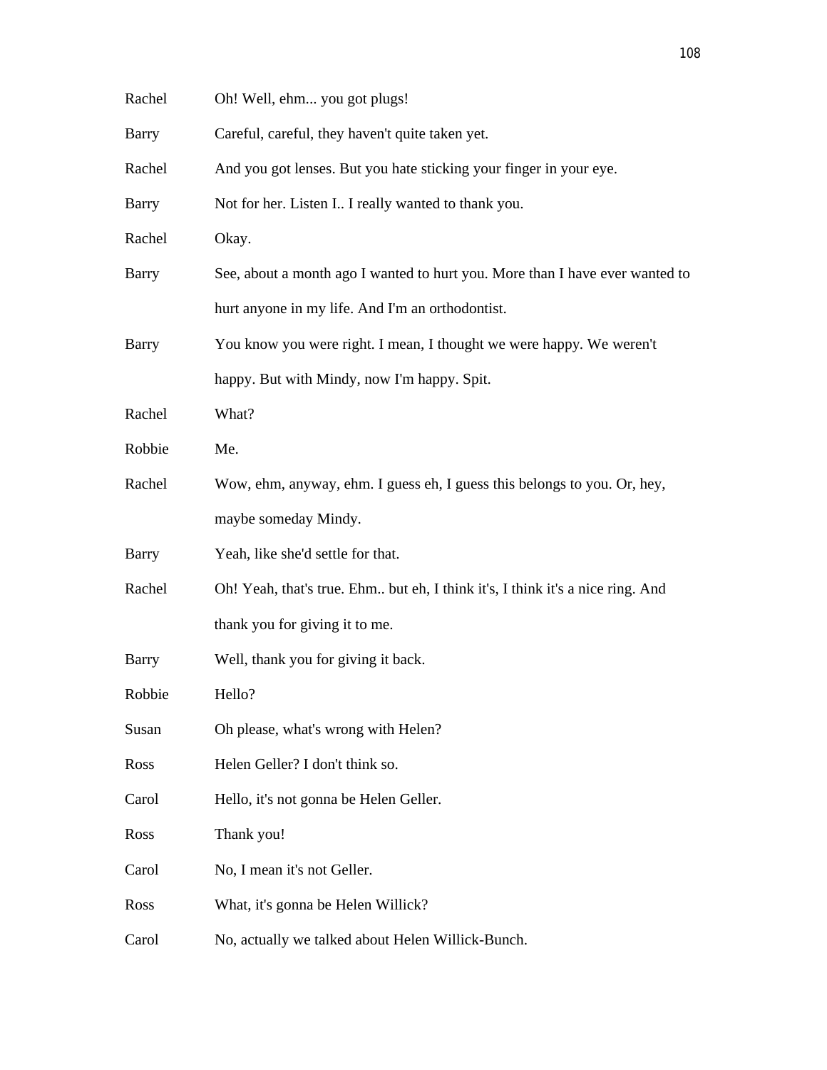Rachel Oh! Well, ehm... you got plugs!

Barry Careful, careful, they haven't quite taken yet.

Rachel And you got lenses. But you hate sticking your finger in your eye.

Barry Not for her. Listen I.. I really wanted to thank you.

Rachel Okay.

Barry See, about a month ago I wanted to hurt you. More than I have ever wanted to hurt anyone in my life. And I'm an orthodontist.

Barry You know you were right. I mean, I thought we were happy. We weren't happy. But with Mindy, now I'm happy. Spit.

Rachel What?

Robbie Me.

Rachel Wow, ehm, anyway, ehm. I guess eh, I guess this belongs to you. Or, hey, maybe someday Mindy.

Barry Yeah, like she'd settle for that.

Rachel Oh! Yeah, that's true. Ehm.. but eh, I think it's, I think it's a nice ring. And thank you for giving it to me.

Barry Well, thank you for giving it back.

Robbie Hello?

Susan Oh please, what's wrong with Helen?

Ross Helen Geller? I don't think so.

Carol Hello, it's not gonna be Helen Geller.

Ross Thank you!

Carol No, I mean it's not Geller.

Ross What, it's gonna be Helen Willick?

Carol No, actually we talked about Helen Willick-Bunch.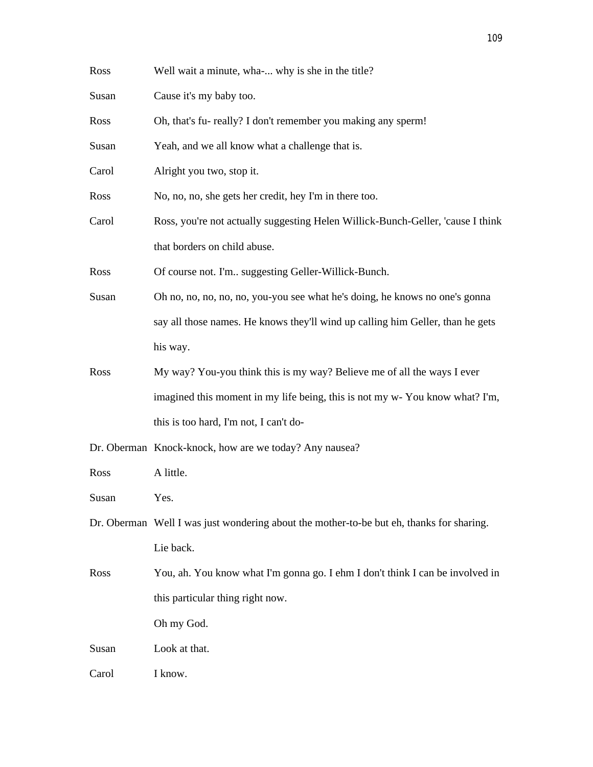Ross Well wait a minute, wha-... why is she in the title?

Susan Cause it's my baby too.

Ross Oh, that's fu- really? I don't remember you making any sperm!

Susan Yeah, and we all know what a challenge that is.

Carol Alright you two, stop it.

Ross No, no, no, she gets her credit, hey I'm in there too.

Carol Ross, you're not actually suggesting Helen Willick-Bunch-Geller, 'cause I think that borders on child abuse.

Ross Of course not. I'm.. suggesting Geller-Willick-Bunch.

Susan Oh no, no, no, no, no, you-you see what he's doing, he knows no one's gonna say all those names. He knows they'll wind up calling him Geller, than he gets his way.

Ross My way? You-you think this is my way? Believe me of all the ways I ever imagined this moment in my life being, this is not my w- You know what? I'm, this is too hard, I'm not, I can't do-

Dr. Oberman Knock-knock, how are we today? Any nausea?

Ross A little.

Susan Yes.

Dr. Oberman Well I was just wondering about the mother-to-be but eh, thanks for sharing. Lie back.

Ross You, ah. You know what I'm gonna go. I ehm I don't think I can be involved in this particular thing right now.

Oh my God.

Susan Look at that.

Carol I know.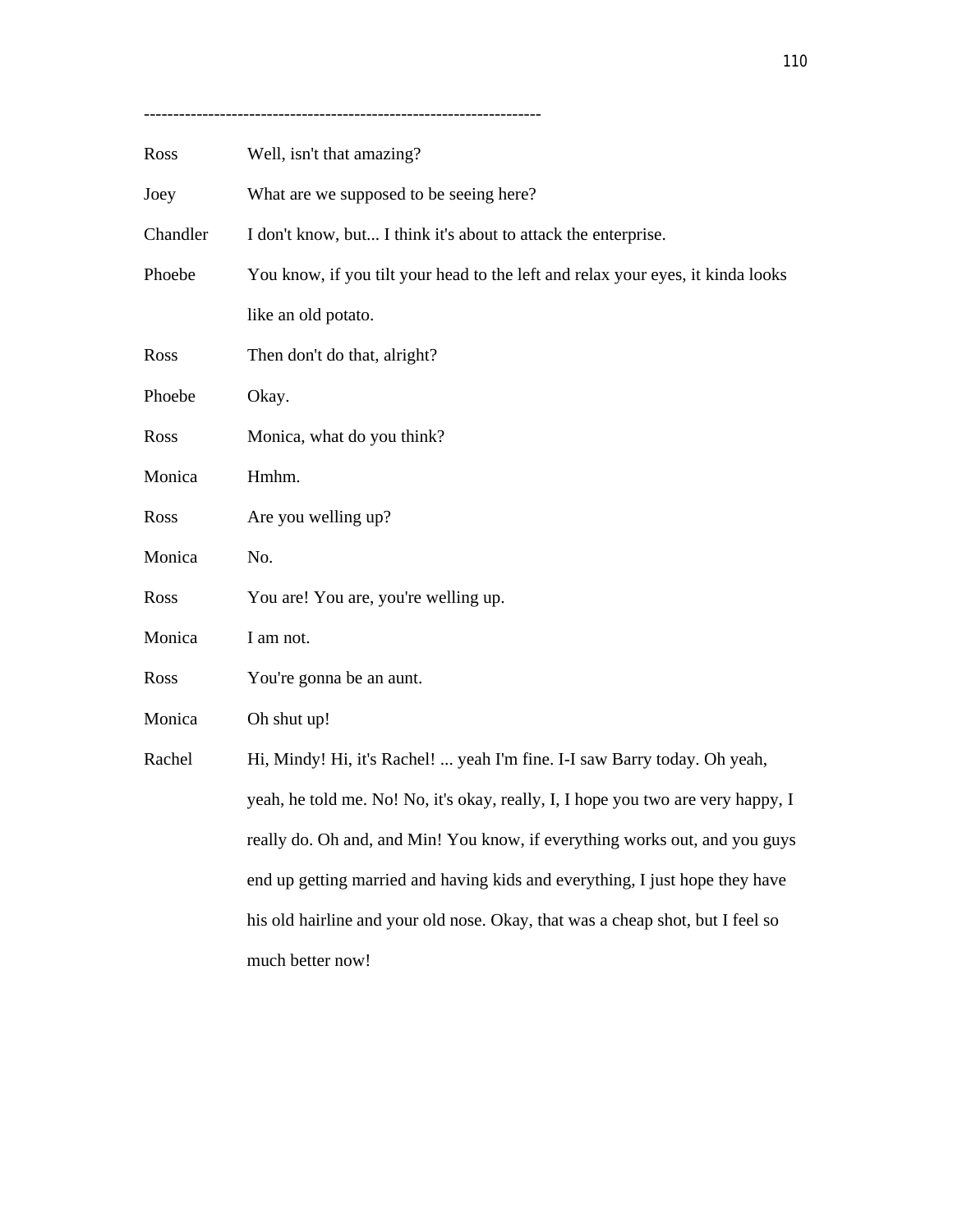--------------------------------------------------------------------

| | |
|---|---|
| Ross | Well, isn't that amazing? |
| Joey | What are we supposed to be seeing here? |
| Chandler | I don't know, but... I think it's about to attack the enterprise. |
| Phoebe | You know, if you tilt your head to the left and relax your eyes, it kinda looks like an old potato. |
| Ross | Then don't do that, alright? |
| Phoebe | Okay. |
| Ross | Monica, what do you think? |
| Monica | Hmhm. |
| Ross | Are you welling up? |
| Monica | No. |
| Ross | You are! You are, you're welling up. |
| Monica | I am not. |
| Ross | You're gonna be an aunt. |
| Monica | Oh shut up! |
| Rachel | Hi, Mindy! Hi, it's Rachel! ... yeah I'm fine. I-I saw Barry today. Oh yeah, yeah, he told me. No! No, it's okay, really, I, I hope you two are very happy, I really do. Oh and, and Min! You know, if everything works out, and you guys end up getting married and having kids and everything, I just hope they have his old hairline and your old nose. Okay, that was a cheap shot, but I feel so much better now! |